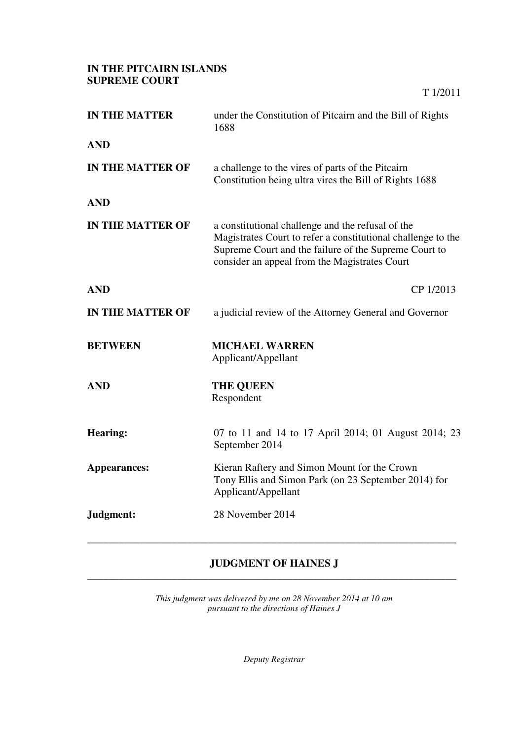**IN THE PITCAIRN ISLANDS SUPREME COURT**

T 1/2011

| | |
|---|---|
| **IN THE MATTER** | under the Constitution of Pitcairn and the Bill of Rights 1688 |
| **AND** | |
| **IN THE MATTER OF** | a challenge to the vires of parts of the Pitcairn Constitution being ultra vires the Bill of Rights 1688 |
| **AND** | |
| **IN THE MATTER OF** | a constitutional challenge and the refusal of the Magistrates Court to refer a constitutional challenge to the Supreme Court and the failure of the Supreme Court to consider an appeal from the Magistrates Court |
| **AND** | CP 1/2013 |
| **IN THE MATTER OF** | a judicial review of the Attorney General and Governor |
| **BETWEEN** | **MICHAEL WARREN**<br>Applicant/Appellant |
| **AND** | **THE QUEEN**<br>Respondent |
| **Hearing:** | 07 to 11 and 14 to 17 April 2014; 01 August 2014; 23 September 2014 |
| **Appearances:** | Kieran Raftery and Simon Mount for the Crown<br>Tony Ellis and Simon Park (on 23 September 2014) for Applicant/Appellant |
| **Judgment:** | 28 November 2014 |

---

## JUDGMENT OF HAINES J

---

*This judgment was delivered by me on 28 November 2014 at 10 am pursuant to the directions of Haines J*

*Deputy Registrar*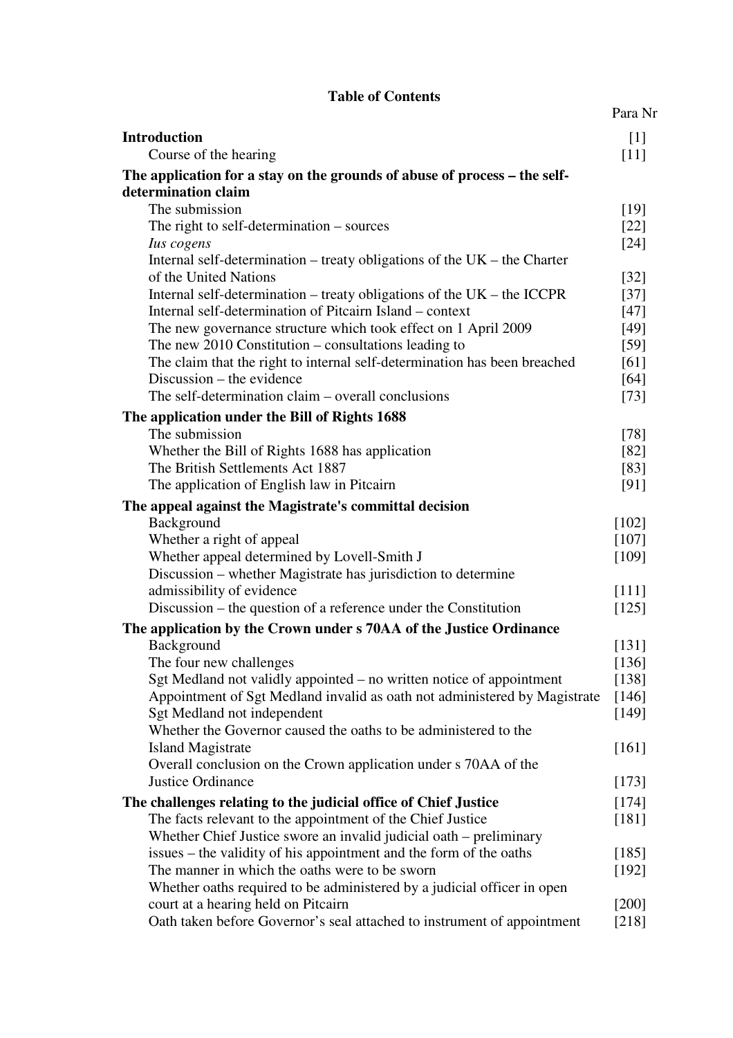# Table of Contents

| | Para Nr |
|---|---|
| **Introduction** | [1] |
| Course of the hearing | [11] |
| **The application for a stay on the grounds of abuse of process – the self-determination claim** | |
| The submission | [19] |
| The right to self-determination – sources | [22] |
| *Ius cogens* | [24] |
| Internal self-determination – treaty obligations of the UK – the Charter of the United Nations | [32] |
| Internal self-determination – treaty obligations of the UK – the ICCPR | [37] |
| Internal self-determination of Pitcairn Island – context | [47] |
| The new governance structure which took effect on 1 April 2009 | [49] |
| The new 2010 Constitution – consultations leading to | [59] |
| The claim that the right to internal self-determination has been breached | [61] |
| Discussion – the evidence | [64] |
| The self-determination claim – overall conclusions | [73] |
| **The application under the Bill of Rights 1688** | |
| The submission | [78] |
| Whether the Bill of Rights 1688 has application | [82] |
| The British Settlements Act 1887 | [83] |
| The application of English law in Pitcairn | [91] |
| **The appeal against the Magistrate's committal decision** | |
| Background | [102] |
| Whether a right of appeal | [107] |
| Whether appeal determined by Lovell-Smith J | [109] |
| Discussion – whether Magistrate has jurisdiction to determine admissibility of evidence | [111] |
| Discussion – the question of a reference under the Constitution | [125] |
| **The application by the Crown under s 70AA of the Justice Ordinance** | |
| Background | [131] |
| The four new challenges | [136] |
| Sgt Medland not validly appointed – no written notice of appointment | [138] |
| Appointment of Sgt Medland invalid as oath not administered by Magistrate | [146] |
| Sgt Medland not independent | [149] |
| Whether the Governor caused the oaths to be administered to the Island Magistrate | [161] |
| Overall conclusion on the Crown application under s 70AA of the Justice Ordinance | [173] |
| **The challenges relating to the judicial office of Chief Justice** | [174] |
| The facts relevant to the appointment of the Chief Justice | [181] |
| Whether Chief Justice swore an invalid judicial oath – preliminary issues – the validity of his appointment and the form of the oaths | [185] |
| The manner in which the oaths were to be sworn | [192] |
| Whether oaths required to be administered by a judicial officer in open court at a hearing held on Pitcairn | [200] |
| Oath taken before Governor's seal attached to instrument of appointment | [218] |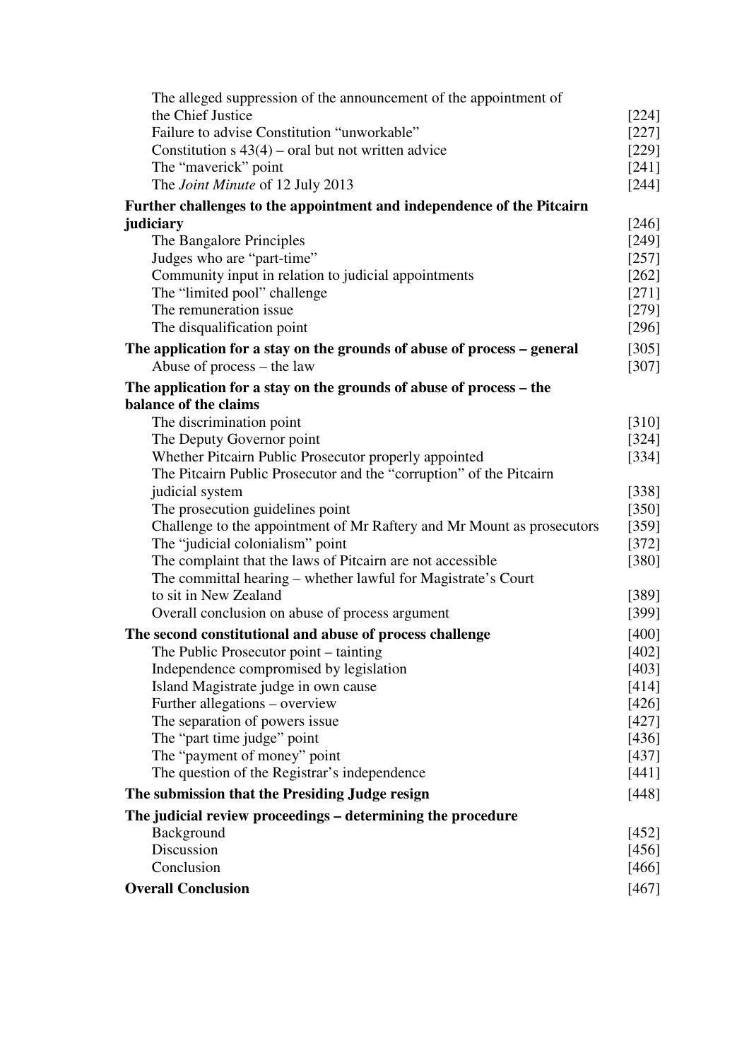| | |
|---|---|
| The alleged suppression of the announcement of the appointment of the Chief Justice | [224] |
| Failure to advise Constitution "unworkable" | [227] |
| Constitution s 43(4) – oral but not written advice | [229] |
| The "maverick" point | [241] |
| The *Joint Minute* of 12 July 2013 | [244] |
| **Further challenges to the appointment and independence of the Pitcairn judiciary** | [246] |
| The Bangalore Principles | [249] |
| Judges who are "part-time" | [257] |
| Community input in relation to judicial appointments | [262] |
| The "limited pool" challenge | [271] |
| The remuneration issue | [279] |
| The disqualification point | [296] |
| **The application for a stay on the grounds of abuse of process – general** | [305] |
| Abuse of process – the law | [307] |
| **The application for a stay on the grounds of abuse of process – the balance of the claims** | |
| The discrimination point | [310] |
| The Deputy Governor point | [324] |
| Whether Pitcairn Public Prosecutor properly appointed | [334] |
| The Pitcairn Public Prosecutor and the "corruption" of the Pitcairn judicial system | [338] |
| The prosecution guidelines point | [350] |
| Challenge to the appointment of Mr Raftery and Mr Mount as prosecutors | [359] |
| The "judicial colonialism" point | [372] |
| The complaint that the laws of Pitcairn are not accessible | [380] |
| The committal hearing – whether lawful for Magistrate's Court to sit in New Zealand | [389] |
| Overall conclusion on abuse of process argument | [399] |
| **The second constitutional and abuse of process challenge** | [400] |
| The Public Prosecutor point – tainting | [402] |
| Independence compromised by legislation | [403] |
| Island Magistrate judge in own cause | [414] |
| Further allegations – overview | [426] |
| The separation of powers issue | [427] |
| The "part time judge" point | [436] |
| The "payment of money" point | [437] |
| The question of the Registrar's independence | [441] |
| **The submission that the Presiding Judge resign** | [448] |
| **The judicial review proceedings – determining the procedure** | |
| Background | [452] |
| Discussion | [456] |
| Conclusion | [466] |
| **Overall Conclusion** | [467] |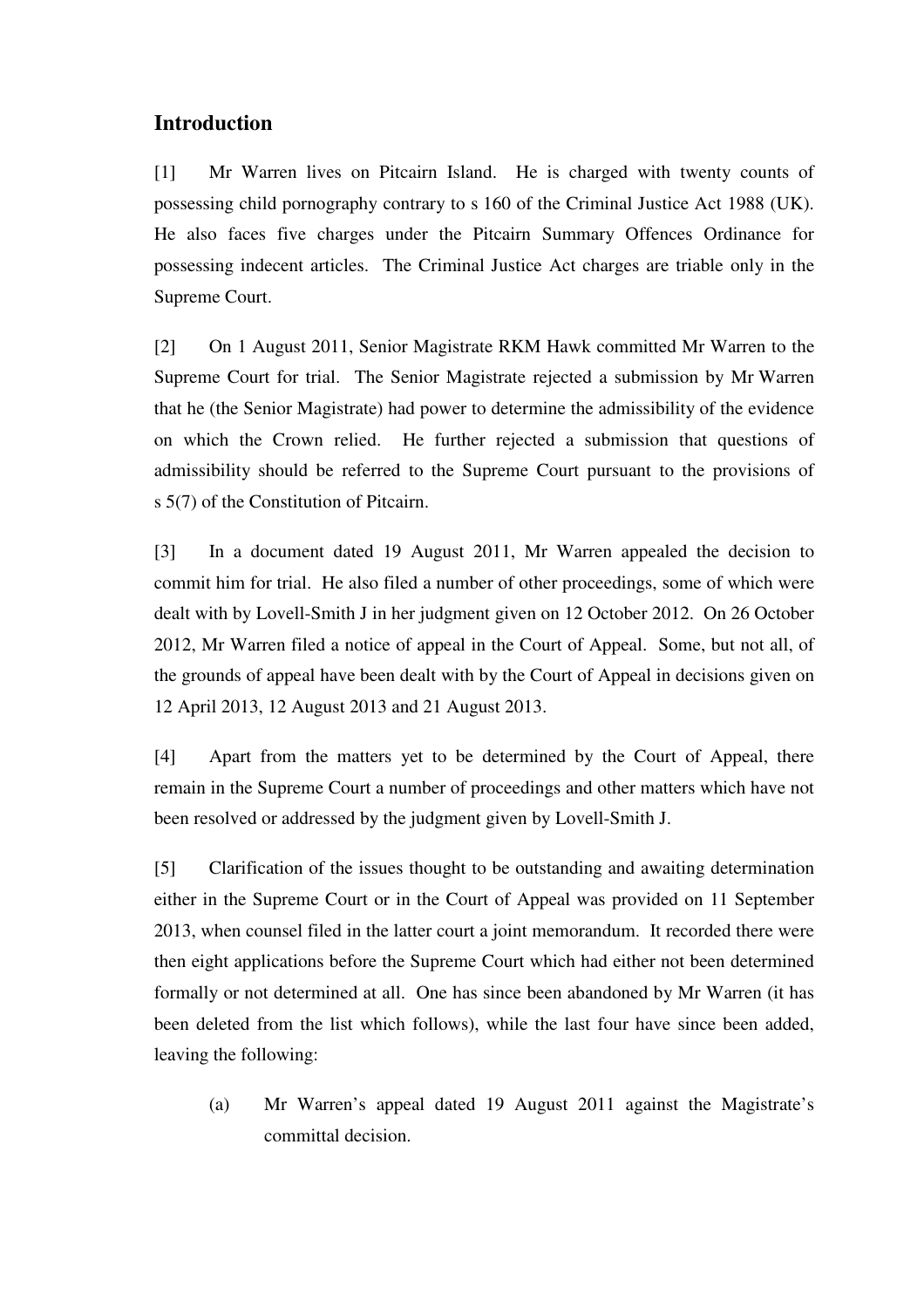## Introduction

[1] Mr Warren lives on Pitcairn Island. He is charged with twenty counts of possessing child pornography contrary to s 160 of the Criminal Justice Act 1988 (UK). He also faces five charges under the Pitcairn Summary Offences Ordinance for possessing indecent articles. The Criminal Justice Act charges are triable only in the Supreme Court.

[2] On 1 August 2011, Senior Magistrate RKM Hawk committed Mr Warren to the Supreme Court for trial. The Senior Magistrate rejected a submission by Mr Warren that he (the Senior Magistrate) had power to determine the admissibility of the evidence on which the Crown relied. He further rejected a submission that questions of admissibility should be referred to the Supreme Court pursuant to the provisions of s 5(7) of the Constitution of Pitcairn.

[3] In a document dated 19 August 2011, Mr Warren appealed the decision to commit him for trial. He also filed a number of other proceedings, some of which were dealt with by Lovell-Smith J in her judgment given on 12 October 2012. On 26 October 2012, Mr Warren filed a notice of appeal in the Court of Appeal. Some, but not all, of the grounds of appeal have been dealt with by the Court of Appeal in decisions given on 12 April 2013, 12 August 2013 and 21 August 2013.

[4] Apart from the matters yet to be determined by the Court of Appeal, there remain in the Supreme Court a number of proceedings and other matters which have not been resolved or addressed by the judgment given by Lovell-Smith J.

[5] Clarification of the issues thought to be outstanding and awaiting determination either in the Supreme Court or in the Court of Appeal was provided on 11 September 2013, when counsel filed in the latter court a joint memorandum. It recorded there were then eight applications before the Supreme Court which had either not been determined formally or not determined at all. One has since been abandoned by Mr Warren (it has been deleted from the list which follows), while the last four have since been added, leaving the following:

(a) Mr Warren's appeal dated 19 August 2011 against the Magistrate's committal decision.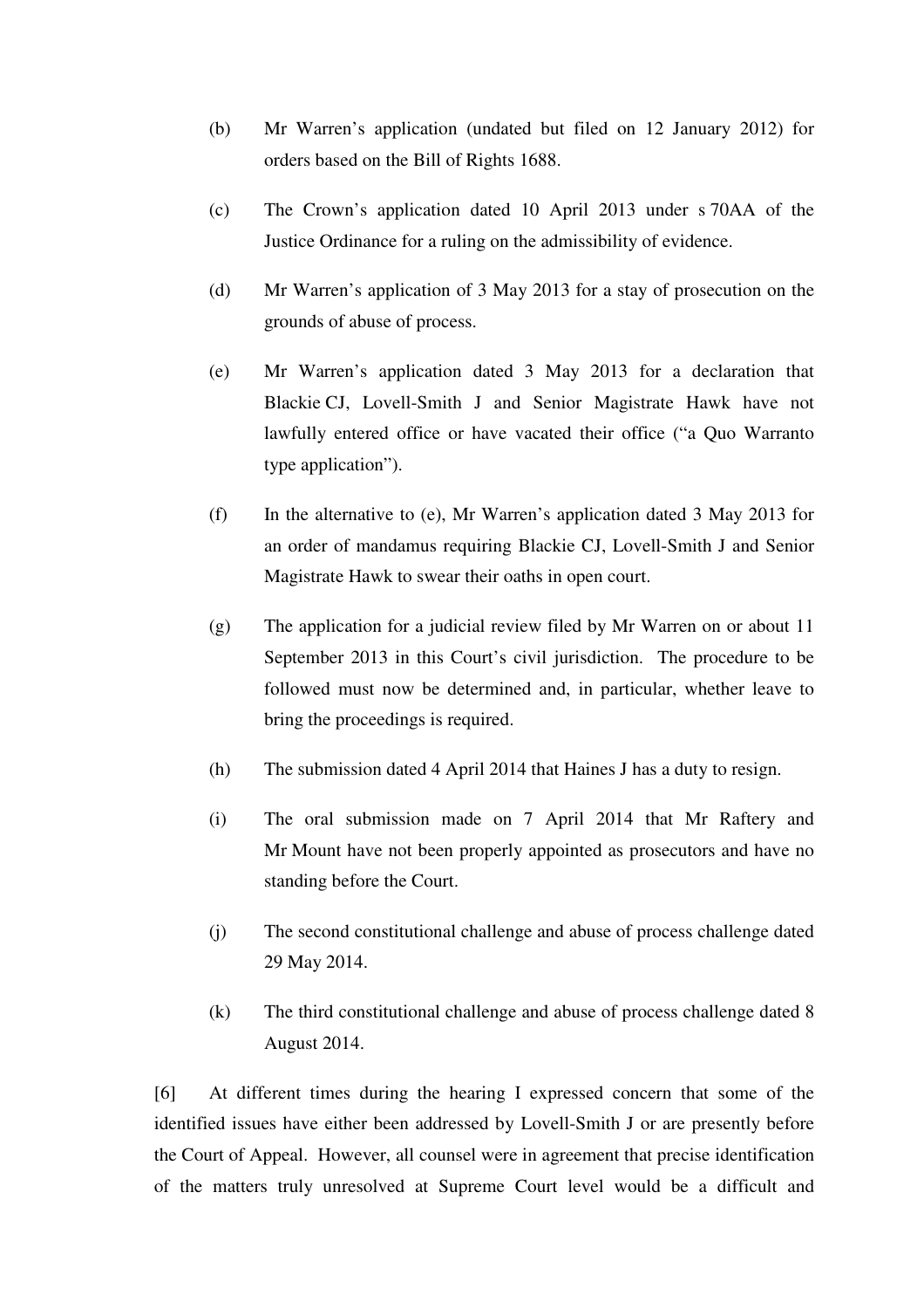(b) Mr Warren's application (undated but filed on 12 January 2012) for orders based on the Bill of Rights 1688.

(c) The Crown's application dated 10 April 2013 under s 70AA of the Justice Ordinance for a ruling on the admissibility of evidence.

(d) Mr Warren's application of 3 May 2013 for a stay of prosecution on the grounds of abuse of process.

(e) Mr Warren's application dated 3 May 2013 for a declaration that Blackie CJ, Lovell-Smith J and Senior Magistrate Hawk have not lawfully entered office or have vacated their office ("a Quo Warranto type application").

(f) In the alternative to (e), Mr Warren's application dated 3 May 2013 for an order of mandamus requiring Blackie CJ, Lovell-Smith J and Senior Magistrate Hawk to swear their oaths in open court.

(g) The application for a judicial review filed by Mr Warren on or about 11 September 2013 in this Court's civil jurisdiction. The procedure to be followed must now be determined and, in particular, whether leave to bring the proceedings is required.

(h) The submission dated 4 April 2014 that Haines J has a duty to resign.

(i) The oral submission made on 7 April 2014 that Mr Raftery and Mr Mount have not been properly appointed as prosecutors and have no standing before the Court.

(j) The second constitutional challenge and abuse of process challenge dated 29 May 2014.

(k) The third constitutional challenge and abuse of process challenge dated 8 August 2014.

[6] At different times during the hearing I expressed concern that some of the identified issues have either been addressed by Lovell-Smith J or are presently before the Court of Appeal. However, all counsel were in agreement that precise identification of the matters truly unresolved at Supreme Court level would be a difficult and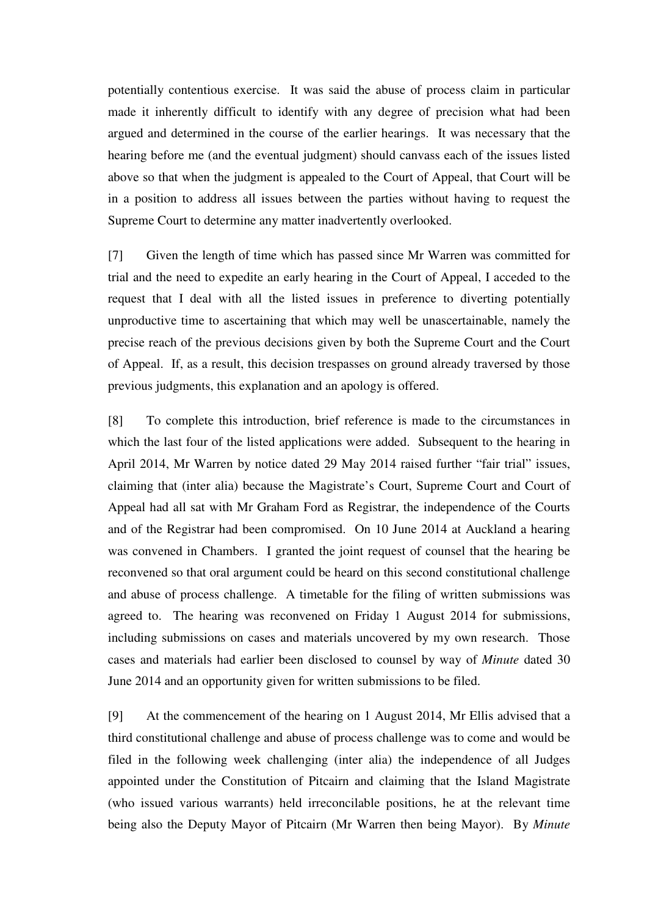potentially contentious exercise. It was said the abuse of process claim in particular made it inherently difficult to identify with any degree of precision what had been argued and determined in the course of the earlier hearings. It was necessary that the hearing before me (and the eventual judgment) should canvass each of the issues listed above so that when the judgment is appealed to the Court of Appeal, that Court will be in a position to address all issues between the parties without having to request the Supreme Court to determine any matter inadvertently overlooked.

[7] Given the length of time which has passed since Mr Warren was committed for trial and the need to expedite an early hearing in the Court of Appeal, I acceded to the request that I deal with all the listed issues in preference to diverting potentially unproductive time to ascertaining that which may well be unascertainable, namely the precise reach of the previous decisions given by both the Supreme Court and the Court of Appeal. If, as a result, this decision trespasses on ground already traversed by those previous judgments, this explanation and an apology is offered.

[8] To complete this introduction, brief reference is made to the circumstances in which the last four of the listed applications were added. Subsequent to the hearing in April 2014, Mr Warren by notice dated 29 May 2014 raised further "fair trial" issues, claiming that (inter alia) because the Magistrate's Court, Supreme Court and Court of Appeal had all sat with Mr Graham Ford as Registrar, the independence of the Courts and of the Registrar had been compromised. On 10 June 2014 at Auckland a hearing was convened in Chambers. I granted the joint request of counsel that the hearing be reconvened so that oral argument could be heard on this second constitutional challenge and abuse of process challenge. A timetable for the filing of written submissions was agreed to. The hearing was reconvened on Friday 1 August 2014 for submissions, including submissions on cases and materials uncovered by my own research. Those cases and materials had earlier been disclosed to counsel by way of *Minute* dated 30 June 2014 and an opportunity given for written submissions to be filed.

[9] At the commencement of the hearing on 1 August 2014, Mr Ellis advised that a third constitutional challenge and abuse of process challenge was to come and would be filed in the following week challenging (inter alia) the independence of all Judges appointed under the Constitution of Pitcairn and claiming that the Island Magistrate (who issued various warrants) held irreconcilable positions, he at the relevant time being also the Deputy Mayor of Pitcairn (Mr Warren then being Mayor). By *Minute*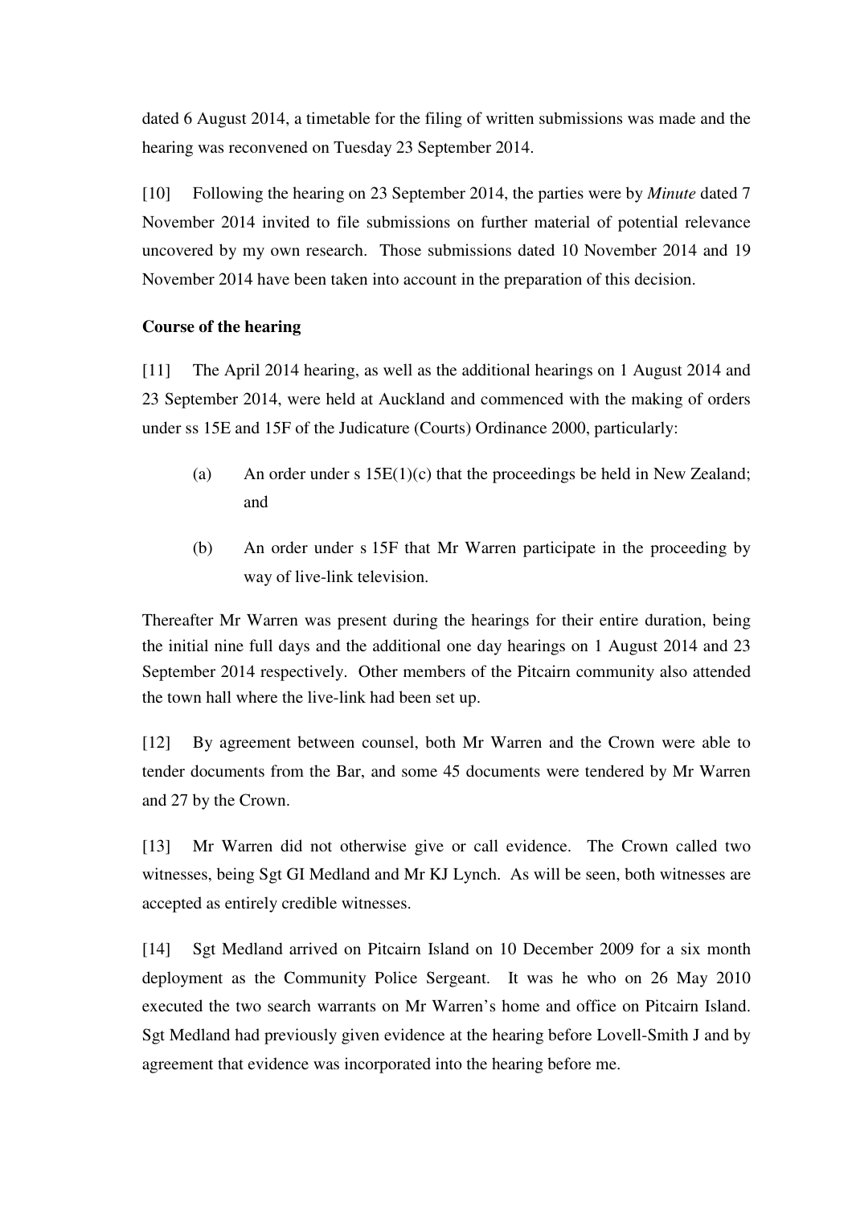dated 6 August 2014, a timetable for the filing of written submissions was made and the hearing was reconvened on Tuesday 23 September 2014.

[10] Following the hearing on 23 September 2014, the parties were by *Minute* dated 7 November 2014 invited to file submissions on further material of potential relevance uncovered by my own research. Those submissions dated 10 November 2014 and 19 November 2014 have been taken into account in the preparation of this decision.

**Course of the hearing**

[11] The April 2014 hearing, as well as the additional hearings on 1 August 2014 and 23 September 2014, were held at Auckland and commenced with the making of orders under ss 15E and 15F of the Judicature (Courts) Ordinance 2000, particularly:

(a) An order under s 15E(1)(c) that the proceedings be held in New Zealand; and

(b) An order under s 15F that Mr Warren participate in the proceeding by way of live-link television.

Thereafter Mr Warren was present during the hearings for their entire duration, being the initial nine full days and the additional one day hearings on 1 August 2014 and 23 September 2014 respectively. Other members of the Pitcairn community also attended the town hall where the live-link had been set up.

[12] By agreement between counsel, both Mr Warren and the Crown were able to tender documents from the Bar, and some 45 documents were tendered by Mr Warren and 27 by the Crown.

[13] Mr Warren did not otherwise give or call evidence. The Crown called two witnesses, being Sgt GI Medland and Mr KJ Lynch. As will be seen, both witnesses are accepted as entirely credible witnesses.

[14] Sgt Medland arrived on Pitcairn Island on 10 December 2009 for a six month deployment as the Community Police Sergeant. It was he who on 26 May 2010 executed the two search warrants on Mr Warren's home and office on Pitcairn Island. Sgt Medland had previously given evidence at the hearing before Lovell-Smith J and by agreement that evidence was incorporated into the hearing before me.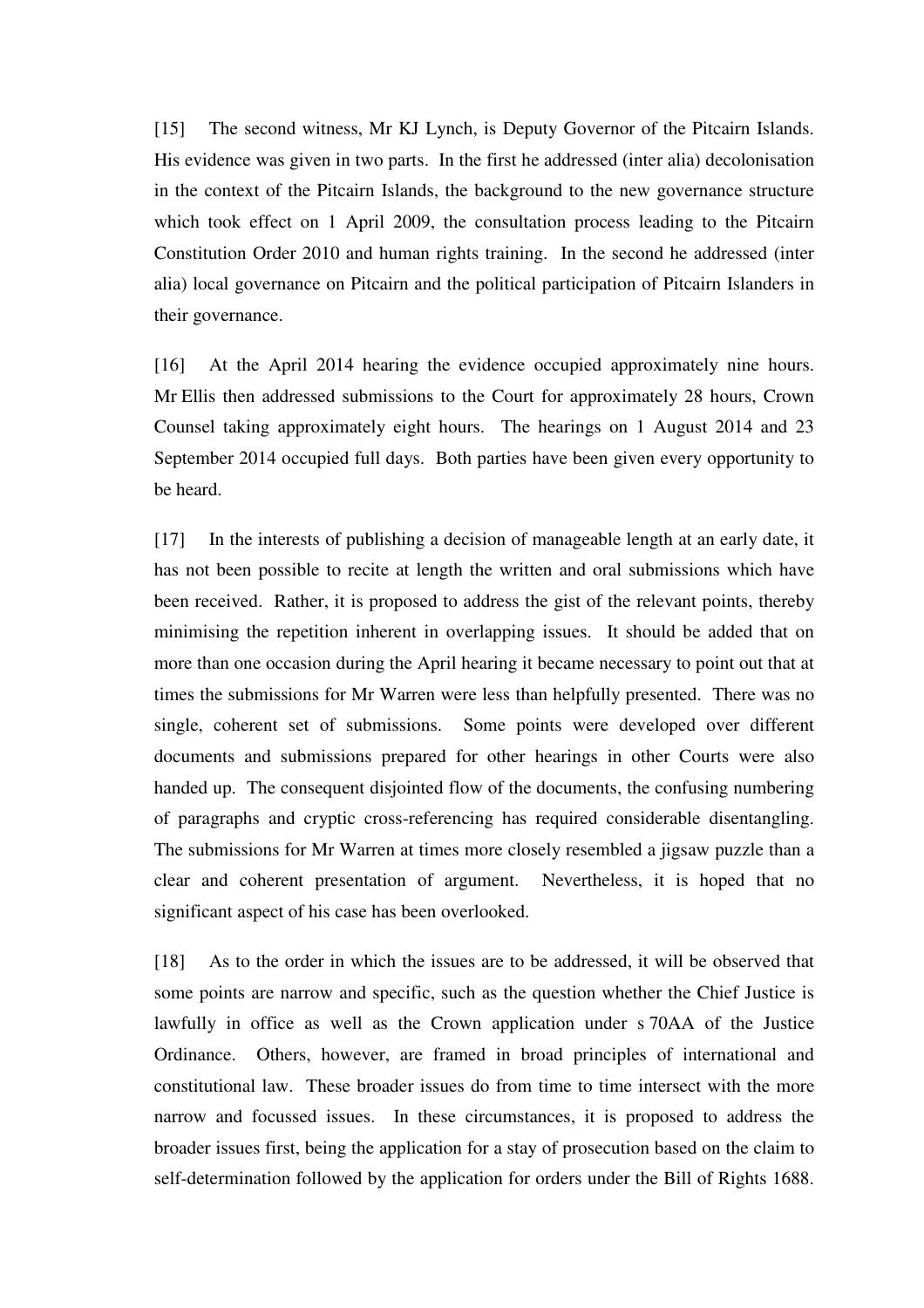[15] The second witness, Mr KJ Lynch, is Deputy Governor of the Pitcairn Islands. His evidence was given in two parts. In the first he addressed (inter alia) decolonisation in the context of the Pitcairn Islands, the background to the new governance structure which took effect on 1 April 2009, the consultation process leading to the Pitcairn Constitution Order 2010 and human rights training. In the second he addressed (inter alia) local governance on Pitcairn and the political participation of Pitcairn Islanders in their governance.

[16] At the April 2014 hearing the evidence occupied approximately nine hours. Mr Ellis then addressed submissions to the Court for approximately 28 hours, Crown Counsel taking approximately eight hours. The hearings on 1 August 2014 and 23 September 2014 occupied full days. Both parties have been given every opportunity to be heard.

[17] In the interests of publishing a decision of manageable length at an early date, it has not been possible to recite at length the written and oral submissions which have been received. Rather, it is proposed to address the gist of the relevant points, thereby minimising the repetition inherent in overlapping issues. It should be added that on more than one occasion during the April hearing it became necessary to point out that at times the submissions for Mr Warren were less than helpfully presented. There was no single, coherent set of submissions. Some points were developed over different documents and submissions prepared for other hearings in other Courts were also handed up. The consequent disjointed flow of the documents, the confusing numbering of paragraphs and cryptic cross-referencing has required considerable disentangling. The submissions for Mr Warren at times more closely resembled a jigsaw puzzle than a clear and coherent presentation of argument. Nevertheless, it is hoped that no significant aspect of his case has been overlooked.

[18] As to the order in which the issues are to be addressed, it will be observed that some points are narrow and specific, such as the question whether the Chief Justice is lawfully in office as well as the Crown application under s 70AA of the Justice Ordinance. Others, however, are framed in broad principles of international and constitutional law. These broader issues do from time to time intersect with the more narrow and focussed issues. In these circumstances, it is proposed to address the broader issues first, being the application for a stay of prosecution based on the claim to self-determination followed by the application for orders under the Bill of Rights 1688.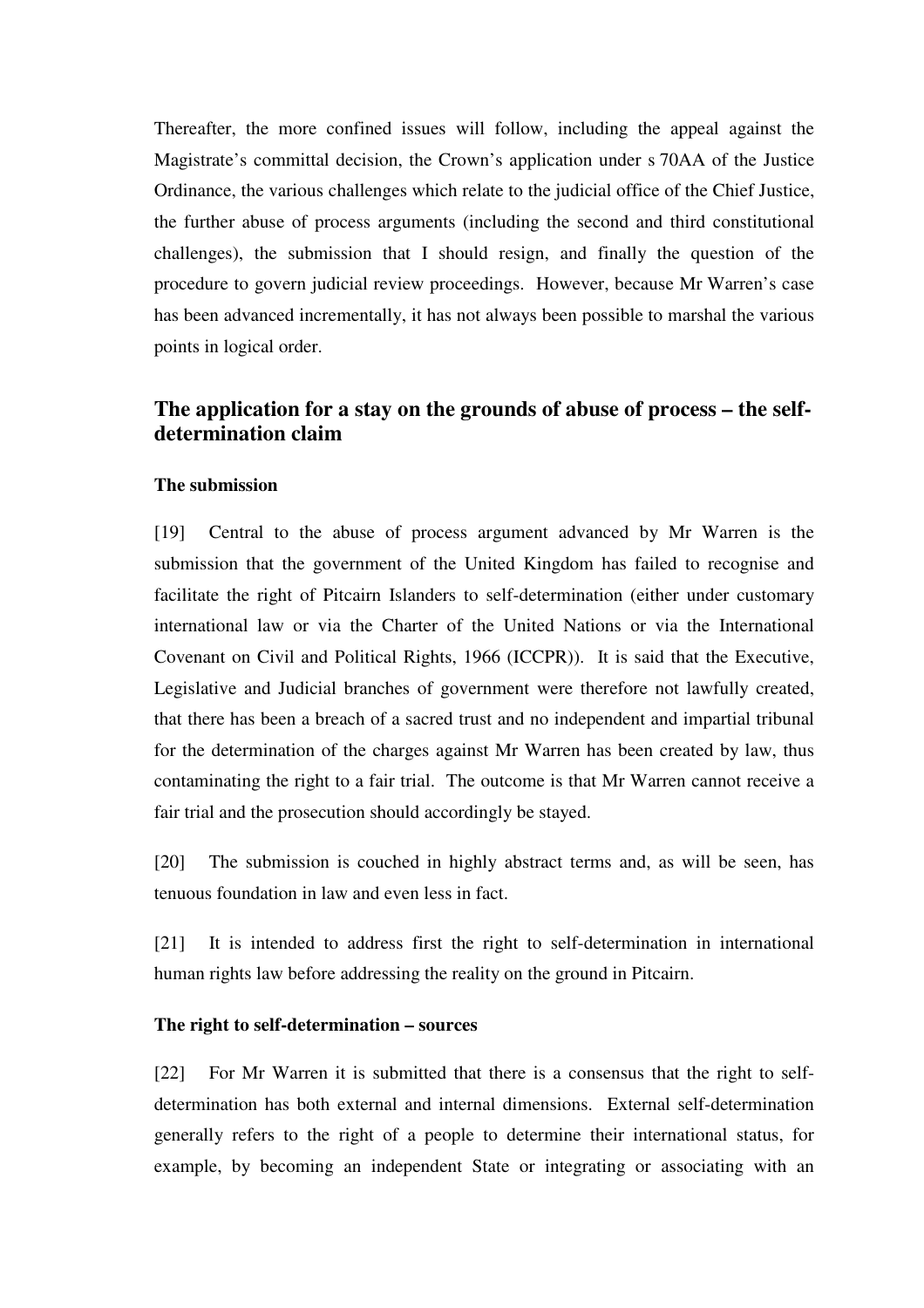Thereafter, the more confined issues will follow, including the appeal against the Magistrate's committal decision, the Crown's application under s 70AA of the Justice Ordinance, the various challenges which relate to the judicial office of the Chief Justice, the further abuse of process arguments (including the second and third constitutional challenges), the submission that I should resign, and finally the question of the procedure to govern judicial review proceedings. However, because Mr Warren's case has been advanced incrementally, it has not always been possible to marshal the various points in logical order.

## The application for a stay on the grounds of abuse of process – the self-determination claim

### The submission

[19] Central to the abuse of process argument advanced by Mr Warren is the submission that the government of the United Kingdom has failed to recognise and facilitate the right of Pitcairn Islanders to self-determination (either under customary international law or via the Charter of the United Nations or via the International Covenant on Civil and Political Rights, 1966 (ICCPR)). It is said that the Executive, Legislative and Judicial branches of government were therefore not lawfully created, that there has been a breach of a sacred trust and no independent and impartial tribunal for the determination of the charges against Mr Warren has been created by law, thus contaminating the right to a fair trial. The outcome is that Mr Warren cannot receive a fair trial and the prosecution should accordingly be stayed.

[20] The submission is couched in highly abstract terms and, as will be seen, has tenuous foundation in law and even less in fact.

[21] It is intended to address first the right to self-determination in international human rights law before addressing the reality on the ground in Pitcairn.

### The right to self-determination – sources

[22] For Mr Warren it is submitted that there is a consensus that the right to self-determination has both external and internal dimensions. External self-determination generally refers to the right of a people to determine their international status, for example, by becoming an independent State or integrating or associating with an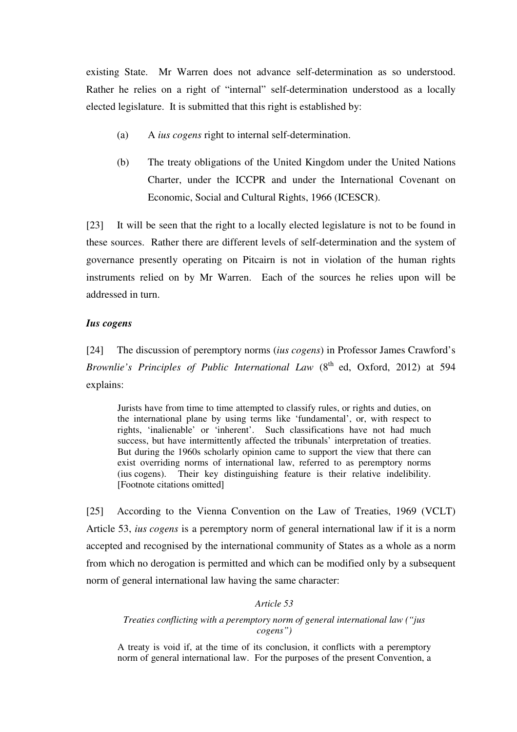existing State. Mr Warren does not advance self-determination as so understood. Rather he relies on a right of "internal" self-determination understood as a locally elected legislature. It is submitted that this right is established by:

(a) A *ius cogens* right to internal self-determination.

(b) The treaty obligations of the United Kingdom under the United Nations Charter, under the ICCPR and under the International Covenant on Economic, Social and Cultural Rights, 1966 (ICESCR).

[23] It will be seen that the right to a locally elected legislature is not to be found in these sources. Rather there are different levels of self-determination and the system of governance presently operating on Pitcairn is not in violation of the human rights instruments relied on by Mr Warren. Each of the sources he relies upon will be addressed in turn.

***Ius cogens***

[24] The discussion of peremptory norms (*ius cogens*) in Professor James Crawford's *Brownlie's Principles of Public International Law* (8th ed, Oxford, 2012) at 594 explains:

> Jurists have from time to time attempted to classify rules, or rights and duties, on the international plane by using terms like 'fundamental', or, with respect to rights, 'inalienable' or 'inherent'. Such classifications have not had much success, but have intermittently affected the tribunals' interpretation of treaties. But during the 1960s scholarly opinion came to support the view that there can exist overriding norms of international law, referred to as peremptory norms (ius cogens). Their key distinguishing feature is their relative indelibility. [Footnote citations omitted]

[25] According to the Vienna Convention on the Law of Treaties, 1969 (VCLT) Article 53, *ius cogens* is a peremptory norm of general international law if it is a norm accepted and recognised by the international community of States as a whole as a norm from which no derogation is permitted and which can be modified only by a subsequent norm of general international law having the same character:

> *Article 53*
>
> *Treaties conflicting with a peremptory norm of general international law ("jus cogens")*
>
> A treaty is void if, at the time of its conclusion, it conflicts with a peremptory norm of general international law. For the purposes of the present Convention, a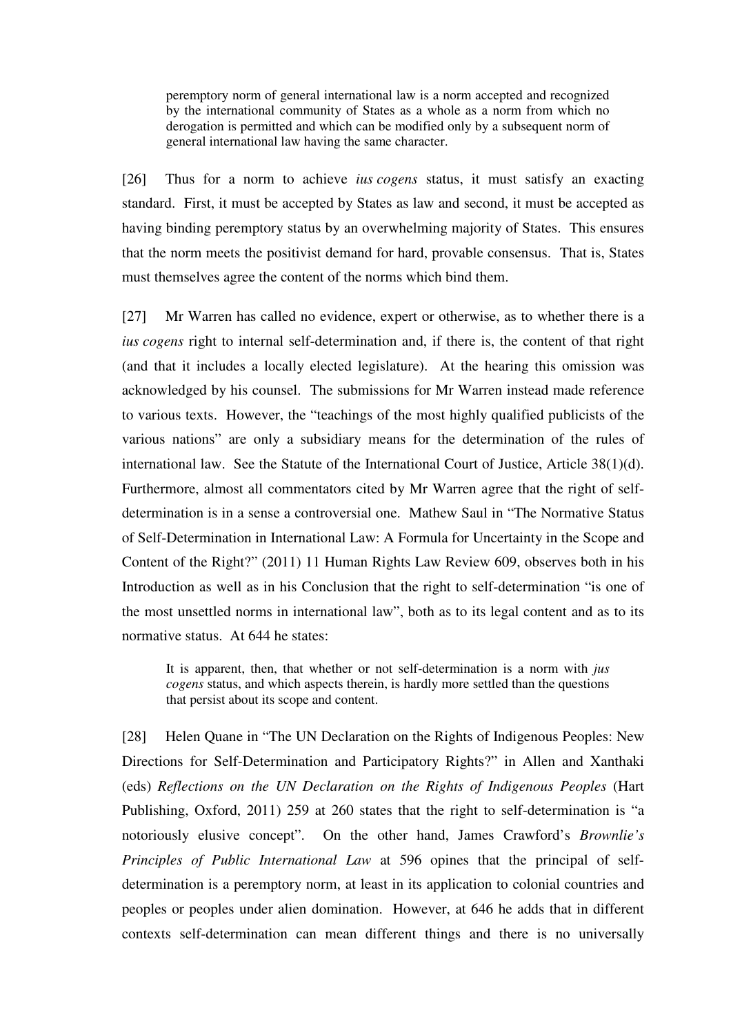> peremptory norm of general international law is a norm accepted and recognized by the international community of States as a whole as a norm from which no derogation is permitted and which can be modified only by a subsequent norm of general international law having the same character.

[26] Thus for a norm to achieve *ius cogens* status, it must satisfy an exacting standard. First, it must be accepted by States as law and second, it must be accepted as having binding peremptory status by an overwhelming majority of States. This ensures that the norm meets the positivist demand for hard, provable consensus. That is, States must themselves agree the content of the norms which bind them.

[27] Mr Warren has called no evidence, expert or otherwise, as to whether there is a *ius cogens* right to internal self-determination and, if there is, the content of that right (and that it includes a locally elected legislature). At the hearing this omission was acknowledged by his counsel. The submissions for Mr Warren instead made reference to various texts. However, the "teachings of the most highly qualified publicists of the various nations" are only a subsidiary means for the determination of the rules of international law. See the Statute of the International Court of Justice, Article 38(1)(d). Furthermore, almost all commentators cited by Mr Warren agree that the right of self-determination is in a sense a controversial one. Mathew Saul in "The Normative Status of Self-Determination in International Law: A Formula for Uncertainty in the Scope and Content of the Right?" (2011) 11 Human Rights Law Review 609, observes both in his Introduction as well as in his Conclusion that the right to self-determination "is one of the most unsettled norms in international law", both as to its legal content and as to its normative status. At 644 he states:

> It is apparent, then, that whether or not self-determination is a norm with *jus cogens* status, and which aspects therein, is hardly more settled than the questions that persist about its scope and content.

[28] Helen Quane in "The UN Declaration on the Rights of Indigenous Peoples: New Directions for Self-Determination and Participatory Rights?" in Allen and Xanthaki (eds) *Reflections on the UN Declaration on the Rights of Indigenous Peoples* (Hart Publishing, Oxford, 2011) 259 at 260 states that the right to self-determination is "a notoriously elusive concept". On the other hand, James Crawford's *Brownlie's Principles of Public International Law* at 596 opines that the principal of self-determination is a peremptory norm, at least in its application to colonial countries and peoples or peoples under alien domination. However, at 646 he adds that in different contexts self-determination can mean different things and there is no universally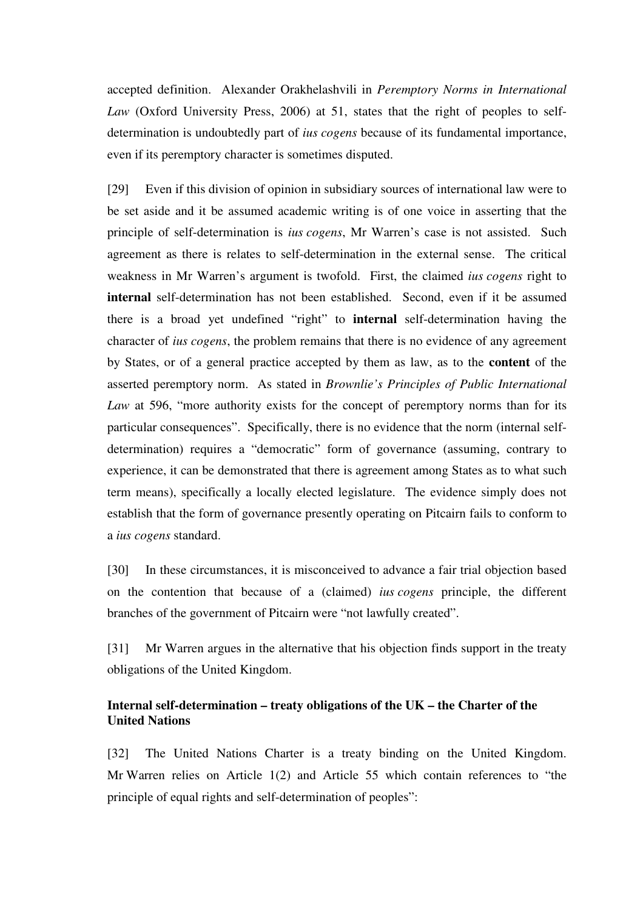accepted definition. Alexander Orakhelashvili in *Peremptory Norms in International Law* (Oxford University Press, 2006) at 51, states that the right of peoples to self-determination is undoubtedly part of *ius cogens* because of its fundamental importance, even if its peremptory character is sometimes disputed.

[29] Even if this division of opinion in subsidiary sources of international law were to be set aside and it be assumed academic writing is of one voice in asserting that the principle of self-determination is *ius cogens*, Mr Warren's case is not assisted. Such agreement as there is relates to self-determination in the external sense. The critical weakness in Mr Warren's argument is twofold. First, the claimed *ius cogens* right to **internal** self-determination has not been established. Second, even if it be assumed there is a broad yet undefined "right" to **internal** self-determination having the character of *ius cogens*, the problem remains that there is no evidence of any agreement by States, or of a general practice accepted by them as law, as to the **content** of the asserted peremptory norm. As stated in *Brownlie's Principles of Public International Law* at 596, "more authority exists for the concept of peremptory norms than for its particular consequences". Specifically, there is no evidence that the norm (internal self-determination) requires a "democratic" form of governance (assuming, contrary to experience, it can be demonstrated that there is agreement among States as to what such term means), specifically a locally elected legislature. The evidence simply does not establish that the form of governance presently operating on Pitcairn fails to conform to a *ius cogens* standard.

[30] In these circumstances, it is misconceived to advance a fair trial objection based on the contention that because of a (claimed) *ius cogens* principle, the different branches of the government of Pitcairn were "not lawfully created".

[31] Mr Warren argues in the alternative that his objection finds support in the treaty obligations of the United Kingdom.

**Internal self-determination – treaty obligations of the UK – the Charter of the United Nations**

[32] The United Nations Charter is a treaty binding on the United Kingdom. Mr Warren relies on Article 1(2) and Article 55 which contain references to "the principle of equal rights and self-determination of peoples":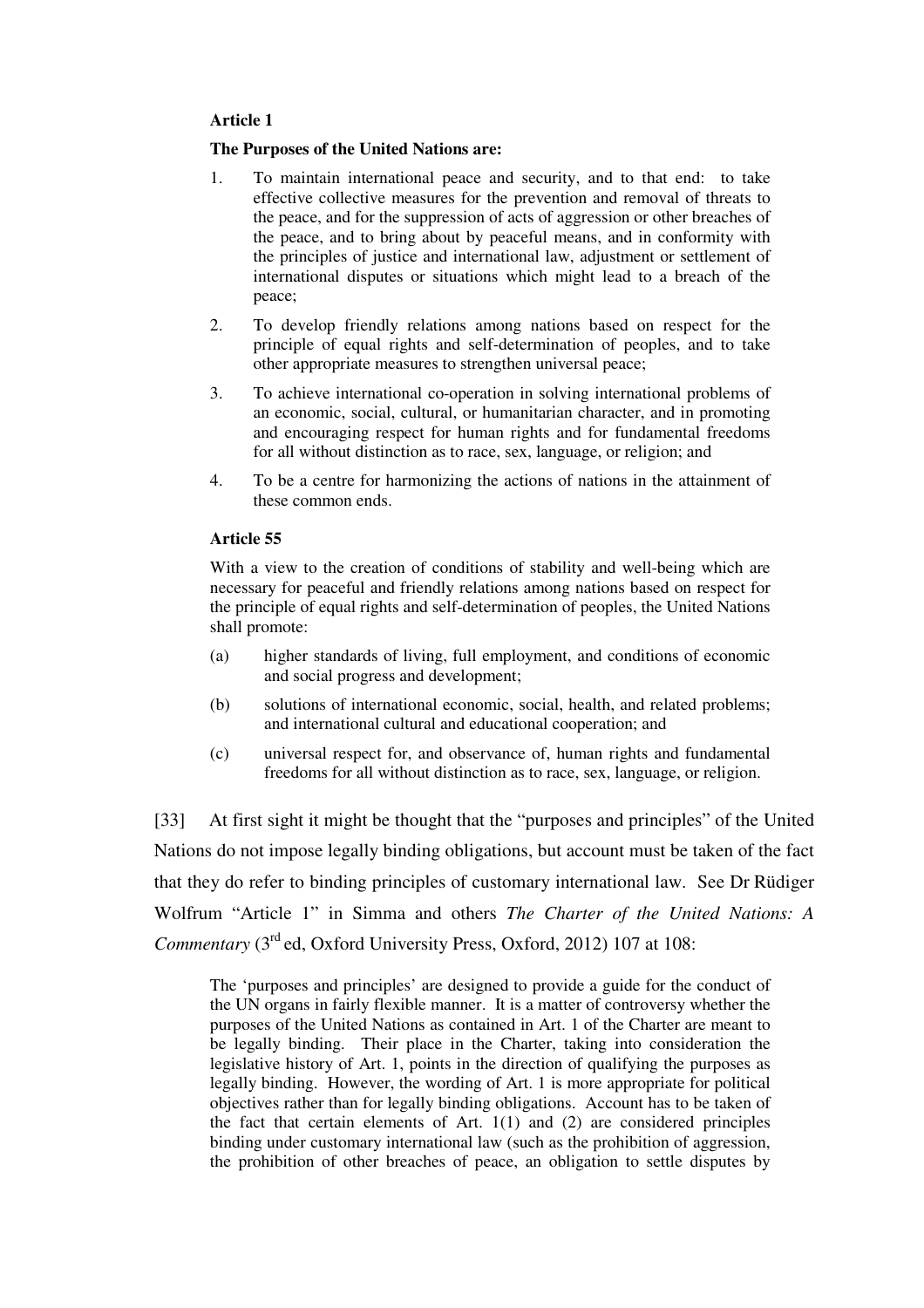**Article 1**

**The Purposes of the United Nations are:**

1. To maintain international peace and security, and to that end: to take effective collective measures for the prevention and removal of threats to the peace, and for the suppression of acts of aggression or other breaches of the peace, and to bring about by peaceful means, and in conformity with the principles of justice and international law, adjustment or settlement of international disputes or situations which might lead to a breach of the peace;
2. To develop friendly relations among nations based on respect for the principle of equal rights and self-determination of peoples, and to take other appropriate measures to strengthen universal peace;
3. To achieve international co-operation in solving international problems of an economic, social, cultural, or humanitarian character, and in promoting and encouraging respect for human rights and for fundamental freedoms for all without distinction as to race, sex, language, or religion; and
4. To be a centre for harmonizing the actions of nations in the attainment of these common ends.

**Article 55**

With a view to the creation of conditions of stability and well-being which are necessary for peaceful and friendly relations among nations based on respect for the principle of equal rights and self-determination of peoples, the United Nations shall promote:

(a) higher standards of living, full employment, and conditions of economic and social progress and development;

(b) solutions of international economic, social, health, and related problems; and international cultural and educational cooperation; and

(c) universal respect for, and observance of, human rights and fundamental freedoms for all without distinction as to race, sex, language, or religion.

[33] At first sight it might be thought that the "purposes and principles" of the United Nations do not impose legally binding obligations, but account must be taken of the fact that they do refer to binding principles of customary international law. See Dr Rüdiger Wolfrum "Article 1" in Simma and others *The Charter of the United Nations: A Commentary* (3rd ed, Oxford University Press, Oxford, 2012) 107 at 108:

> The 'purposes and principles' are designed to provide a guide for the conduct of the UN organs in fairly flexible manner. It is a matter of controversy whether the purposes of the United Nations as contained in Art. 1 of the Charter are meant to be legally binding. Their place in the Charter, taking into consideration the legislative history of Art. 1, points in the direction of qualifying the purposes as legally binding. However, the wording of Art. 1 is more appropriate for political objectives rather than for legally binding obligations. Account has to be taken of the fact that certain elements of Art. 1(1) and (2) are considered principles binding under customary international law (such as the prohibition of aggression, the prohibition of other breaches of peace, an obligation to settle disputes by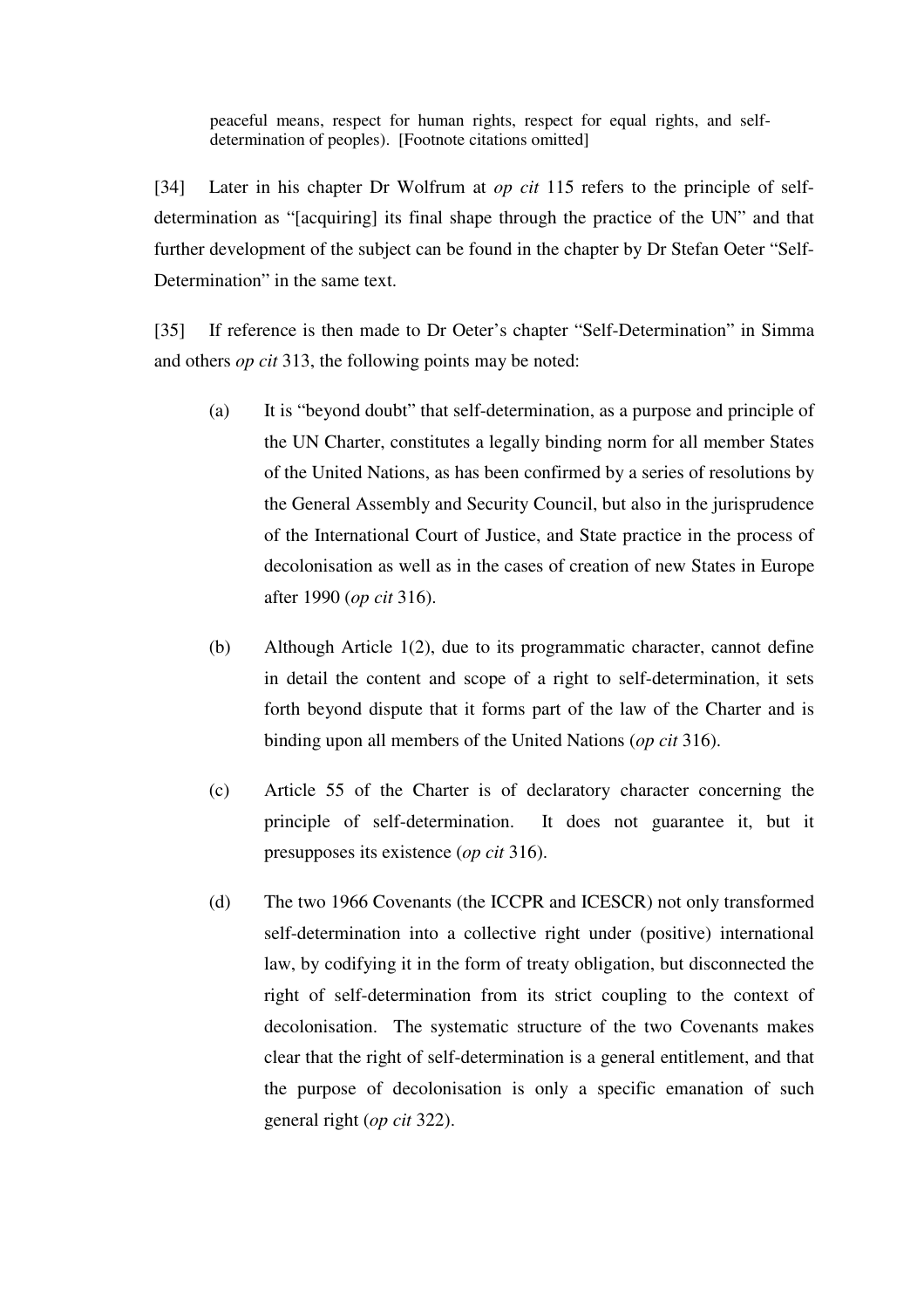> peaceful means, respect for human rights, respect for equal rights, and self-determination of peoples). [Footnote citations omitted]

[34] Later in his chapter Dr Wolfrum at *op cit* 115 refers to the principle of self-determination as "[acquiring] its final shape through the practice of the UN" and that further development of the subject can be found in the chapter by Dr Stefan Oeter "Self-Determination" in the same text.

[35] If reference is then made to Dr Oeter's chapter "Self-Determination" in Simma and others *op cit* 313, the following points may be noted:

(a) It is "beyond doubt" that self-determination, as a purpose and principle of the UN Charter, constitutes a legally binding norm for all member States of the United Nations, as has been confirmed by a series of resolutions by the General Assembly and Security Council, but also in the jurisprudence of the International Court of Justice, and State practice in the process of decolonisation as well as in the cases of creation of new States in Europe after 1990 (*op cit* 316).

(b) Although Article 1(2), due to its programmatic character, cannot define in detail the content and scope of a right to self-determination, it sets forth beyond dispute that it forms part of the law of the Charter and is binding upon all members of the United Nations (*op cit* 316).

(c) Article 55 of the Charter is of declaratory character concerning the principle of self-determination. It does not guarantee it, but it presupposes its existence (*op cit* 316).

(d) The two 1966 Covenants (the ICCPR and ICESCR) not only transformed self-determination into a collective right under (positive) international law, by codifying it in the form of treaty obligation, but disconnected the right of self-determination from its strict coupling to the context of decolonisation. The systematic structure of the two Covenants makes clear that the right of self-determination is a general entitlement, and that the purpose of decolonisation is only a specific emanation of such general right (*op cit* 322).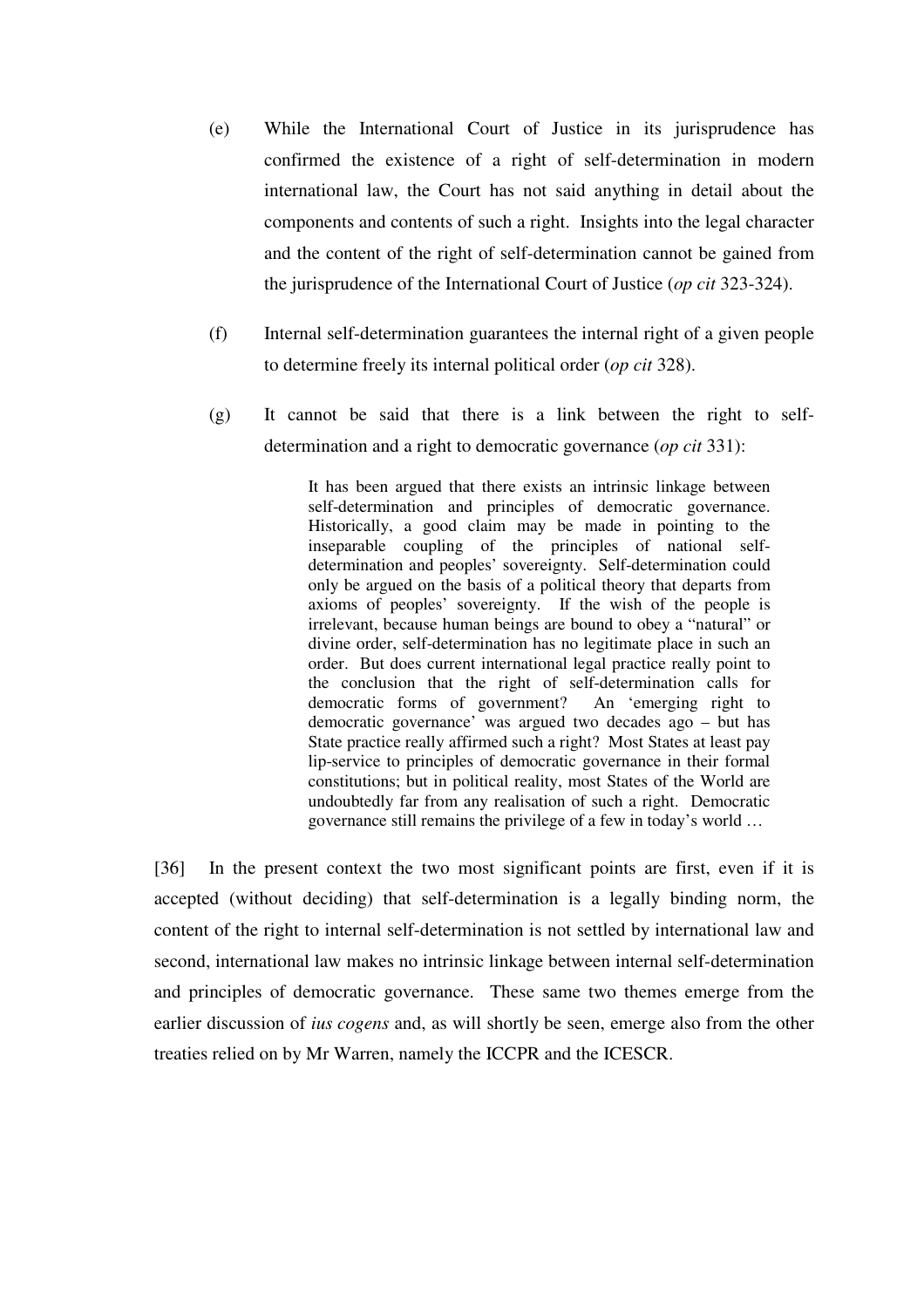(e) While the International Court of Justice in its jurisprudence has confirmed the existence of a right of self-determination in modern international law, the Court has not said anything in detail about the components and contents of such a right. Insights into the legal character and the content of the right of self-determination cannot be gained from the jurisprudence of the International Court of Justice (*op cit* 323-324).

(f) Internal self-determination guarantees the internal right of a given people to determine freely its internal political order (*op cit* 328).

(g) It cannot be said that there is a link between the right to self-determination and a right to democratic governance (*op cit* 331):

> It has been argued that there exists an intrinsic linkage between self-determination and principles of democratic governance. Historically, a good claim may be made in pointing to the inseparable coupling of the principles of national self-determination and peoples' sovereignty. Self-determination could only be argued on the basis of a political theory that departs from axioms of peoples' sovereignty. If the wish of the people is irrelevant, because human beings are bound to obey a "natural" or divine order, self-determination has no legitimate place in such an order. But does current international legal practice really point to the conclusion that the right of self-determination calls for democratic forms of government? An 'emerging right to democratic governance' was argued two decades ago – but has State practice really affirmed such a right? Most States at least pay lip-service to principles of democratic governance in their formal constitutions; but in political reality, most States of the World are undoubtedly far from any realisation of such a right. Democratic governance still remains the privilege of a few in today's world …

[36] In the present context the two most significant points are first, even if it is accepted (without deciding) that self-determination is a legally binding norm, the content of the right to internal self-determination is not settled by international law and second, international law makes no intrinsic linkage between internal self-determination and principles of democratic governance. These same two themes emerge from the earlier discussion of *ius cogens* and, as will shortly be seen, emerge also from the other treaties relied on by Mr Warren, namely the ICCPR and the ICESCR.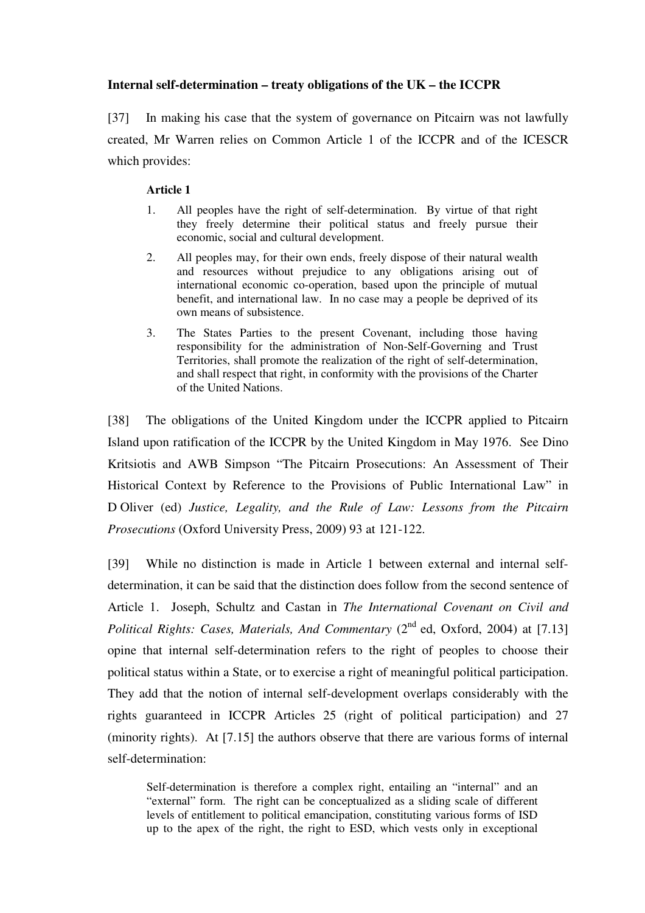**Internal self-determination – treaty obligations of the UK – the ICCPR**

[37] In making his case that the system of governance on Pitcairn was not lawfully created, Mr Warren relies on Common Article 1 of the ICCPR and of the ICESCR which provides:

> **Article 1**
>
> 1. All peoples have the right of self-determination. By virtue of that right they freely determine their political status and freely pursue their economic, social and cultural development.
> 2. All peoples may, for their own ends, freely dispose of their natural wealth and resources without prejudice to any obligations arising out of international economic co-operation, based upon the principle of mutual benefit, and international law. In no case may a people be deprived of its own means of subsistence.
> 3. The States Parties to the present Covenant, including those having responsibility for the administration of Non-Self-Governing and Trust Territories, shall promote the realization of the right of self-determination, and shall respect that right, in conformity with the provisions of the Charter of the United Nations.

[38] The obligations of the United Kingdom under the ICCPR applied to Pitcairn Island upon ratification of the ICCPR by the United Kingdom in May 1976. See Dino Kritsiotis and AWB Simpson "The Pitcairn Prosecutions: An Assessment of Their Historical Context by Reference to the Provisions of Public International Law" in D Oliver (ed) *Justice, Legality, and the Rule of Law: Lessons from the Pitcairn Prosecutions* (Oxford University Press, 2009) 93 at 121-122.

[39] While no distinction is made in Article 1 between external and internal self-determination, it can be said that the distinction does follow from the second sentence of Article 1. Joseph, Schultz and Castan in *The International Covenant on Civil and Political Rights: Cases, Materials, And Commentary* (2nd ed, Oxford, 2004) at [7.13] opine that internal self-determination refers to the right of peoples to choose their political status within a State, or to exercise a right of meaningful political participation. They add that the notion of internal self-development overlaps considerably with the rights guaranteed in ICCPR Articles 25 (right of political participation) and 27 (minority rights). At [7.15] the authors observe that there are various forms of internal self-determination:

> Self-determination is therefore a complex right, entailing an "internal" and an "external" form. The right can be conceptualized as a sliding scale of different levels of entitlement to political emancipation, constituting various forms of ISD up to the apex of the right, the right to ESD, which vests only in exceptional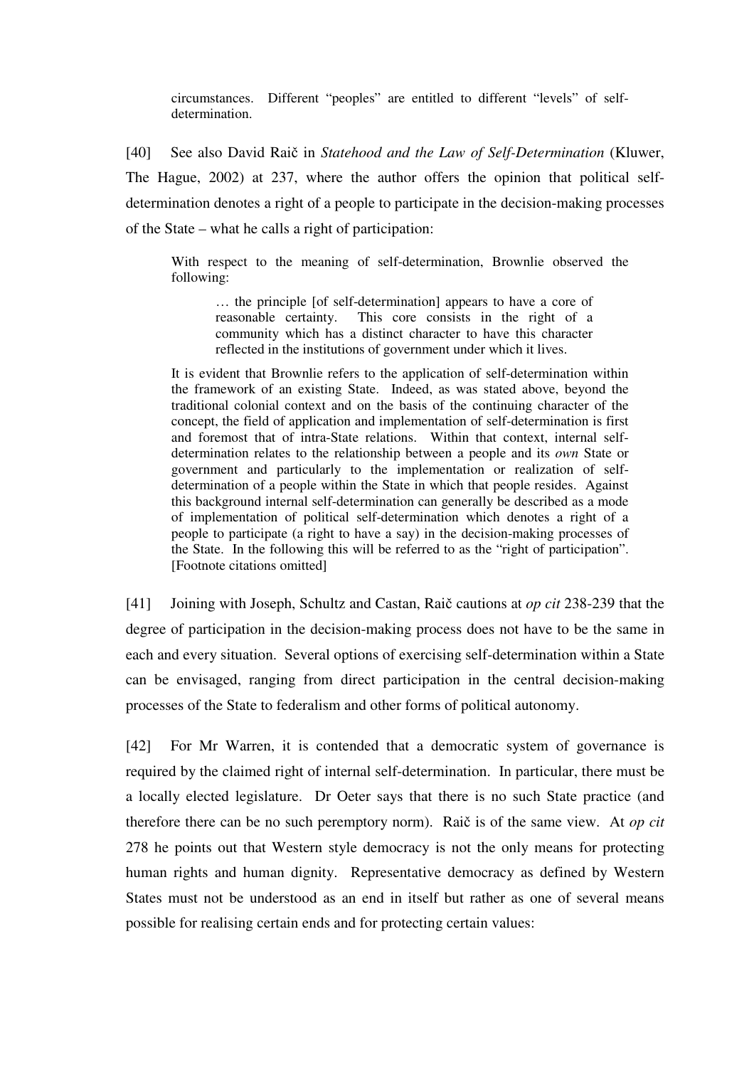> circumstances. Different "peoples" are entitled to different "levels" of self-determination.

[40] See also David Raič in *Statehood and the Law of Self-Determination* (Kluwer, The Hague, 2002) at 237, where the author offers the opinion that political self-determination denotes a right of a people to participate in the decision-making processes of the State – what he calls a right of participation:

> With respect to the meaning of self-determination, Brownlie observed the following:
>
> > … the principle [of self-determination] appears to have a core of reasonable certainty. This core consists in the right of a community which has a distinct character to have this character reflected in the institutions of government under which it lives.
>
> It is evident that Brownlie refers to the application of self-determination within the framework of an existing State. Indeed, as was stated above, beyond the traditional colonial context and on the basis of the continuing character of the concept, the field of application and implementation of self-determination is first and foremost that of intra-State relations. Within that context, internal self-determination relates to the relationship between a people and its *own* State or government and particularly to the implementation or realization of self-determination of a people within the State in which that people resides. Against this background internal self-determination can generally be described as a mode of implementation of political self-determination which denotes a right of a people to participate (a right to have a say) in the decision-making processes of the State. In the following this will be referred to as the "right of participation". [Footnote citations omitted]

[41] Joining with Joseph, Schultz and Castan, Raič cautions at *op cit* 238-239 that the degree of participation in the decision-making process does not have to be the same in each and every situation. Several options of exercising self-determination within a State can be envisaged, ranging from direct participation in the central decision-making processes of the State to federalism and other forms of political autonomy.

[42] For Mr Warren, it is contended that a democratic system of governance is required by the claimed right of internal self-determination. In particular, there must be a locally elected legislature. Dr Oeter says that there is no such State practice (and therefore there can be no such peremptory norm). Raič is of the same view. At *op cit* 278 he points out that Western style democracy is not the only means for protecting human rights and human dignity. Representative democracy as defined by Western States must not be understood as an end in itself but rather as one of several means possible for realising certain ends and for protecting certain values: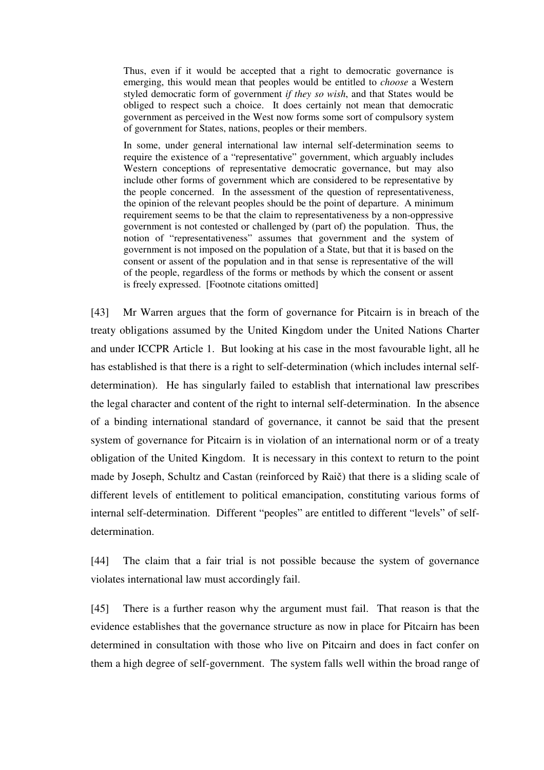> Thus, even if it would be accepted that a right to democratic governance is emerging, this would mean that peoples would be entitled to *choose* a Western styled democratic form of government *if they so wish*, and that States would be obliged to respect such a choice. It does certainly not mean that democratic government as perceived in the West now forms some sort of compulsory system of government for States, nations, peoples or their members.
>
> In some, under general international law internal self-determination seems to require the existence of a "representative" government, which arguably includes Western conceptions of representative democratic governance, but may also include other forms of government which are considered to be representative by the people concerned. In the assessment of the question of representativeness, the opinion of the relevant peoples should be the point of departure. A minimum requirement seems to be that the claim to representativeness by a non-oppressive government is not contested or challenged by (part of) the population. Thus, the notion of "representativeness" assumes that government and the system of government is not imposed on the population of a State, but that it is based on the consent or assent of the population and in that sense is representative of the will of the people, regardless of the forms or methods by which the consent or assent is freely expressed. [Footnote citations omitted]

[43] Mr Warren argues that the form of governance for Pitcairn is in breach of the treaty obligations assumed by the United Kingdom under the United Nations Charter and under ICCPR Article 1. But looking at his case in the most favourable light, all he has established is that there is a right to self-determination (which includes internal self-determination). He has singularly failed to establish that international law prescribes the legal character and content of the right to internal self-determination. In the absence of a binding international standard of governance, it cannot be said that the present system of governance for Pitcairn is in violation of an international norm or of a treaty obligation of the United Kingdom. It is necessary in this context to return to the point made by Joseph, Schultz and Castan (reinforced by Raič) that there is a sliding scale of different levels of entitlement to political emancipation, constituting various forms of internal self-determination. Different "peoples" are entitled to different "levels" of self-determination.

[44] The claim that a fair trial is not possible because the system of governance violates international law must accordingly fail.

[45] There is a further reason why the argument must fail. That reason is that the evidence establishes that the governance structure as now in place for Pitcairn has been determined in consultation with those who live on Pitcairn and does in fact confer on them a high degree of self-government. The system falls well within the broad range of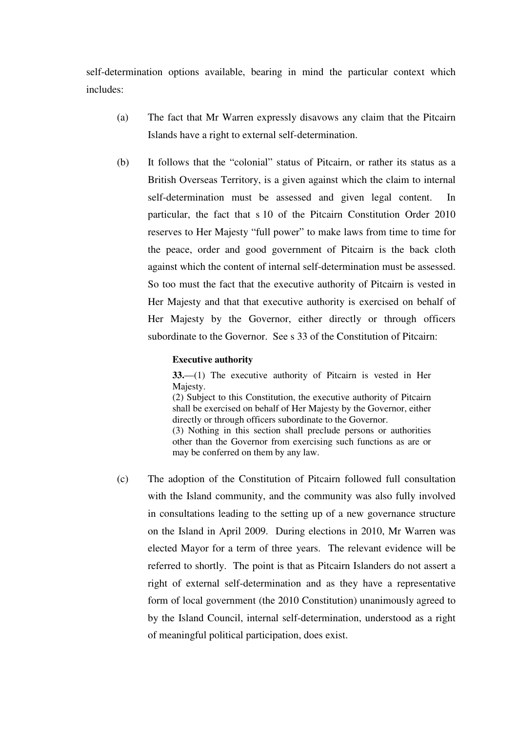self-determination options available, bearing in mind the particular context which includes:

(a) The fact that Mr Warren expressly disavows any claim that the Pitcairn Islands have a right to external self-determination.

(b) It follows that the "colonial" status of Pitcairn, or rather its status as a British Overseas Territory, is a given against which the claim to internal self-determination must be assessed and given legal content. In particular, the fact that s 10 of the Pitcairn Constitution Order 2010 reserves to Her Majesty "full power" to make laws from time to time for the peace, order and good government of Pitcairn is the back cloth against which the content of internal self-determination must be assessed. So too must the fact that the executive authority of Pitcairn is vested in Her Majesty and that that executive authority is exercised on behalf of Her Majesty by the Governor, either directly or through officers subordinate to the Governor. See s 33 of the Constitution of Pitcairn:

> **Executive authority**
>
> **33.**—(1) The executive authority of Pitcairn is vested in Her Majesty.
> (2) Subject to this Constitution, the executive authority of Pitcairn shall be exercised on behalf of Her Majesty by the Governor, either directly or through officers subordinate to the Governor.
> (3) Nothing in this section shall preclude persons or authorities other than the Governor from exercising such functions as are or may be conferred on them by any law.

(c) The adoption of the Constitution of Pitcairn followed full consultation with the Island community, and the community was also fully involved in consultations leading to the setting up of a new governance structure on the Island in April 2009. During elections in 2010, Mr Warren was elected Mayor for a term of three years. The relevant evidence will be referred to shortly. The point is that as Pitcairn Islanders do not assert a right of external self-determination and as they have a representative form of local government (the 2010 Constitution) unanimously agreed to by the Island Council, internal self-determination, understood as a right of meaningful political participation, does exist.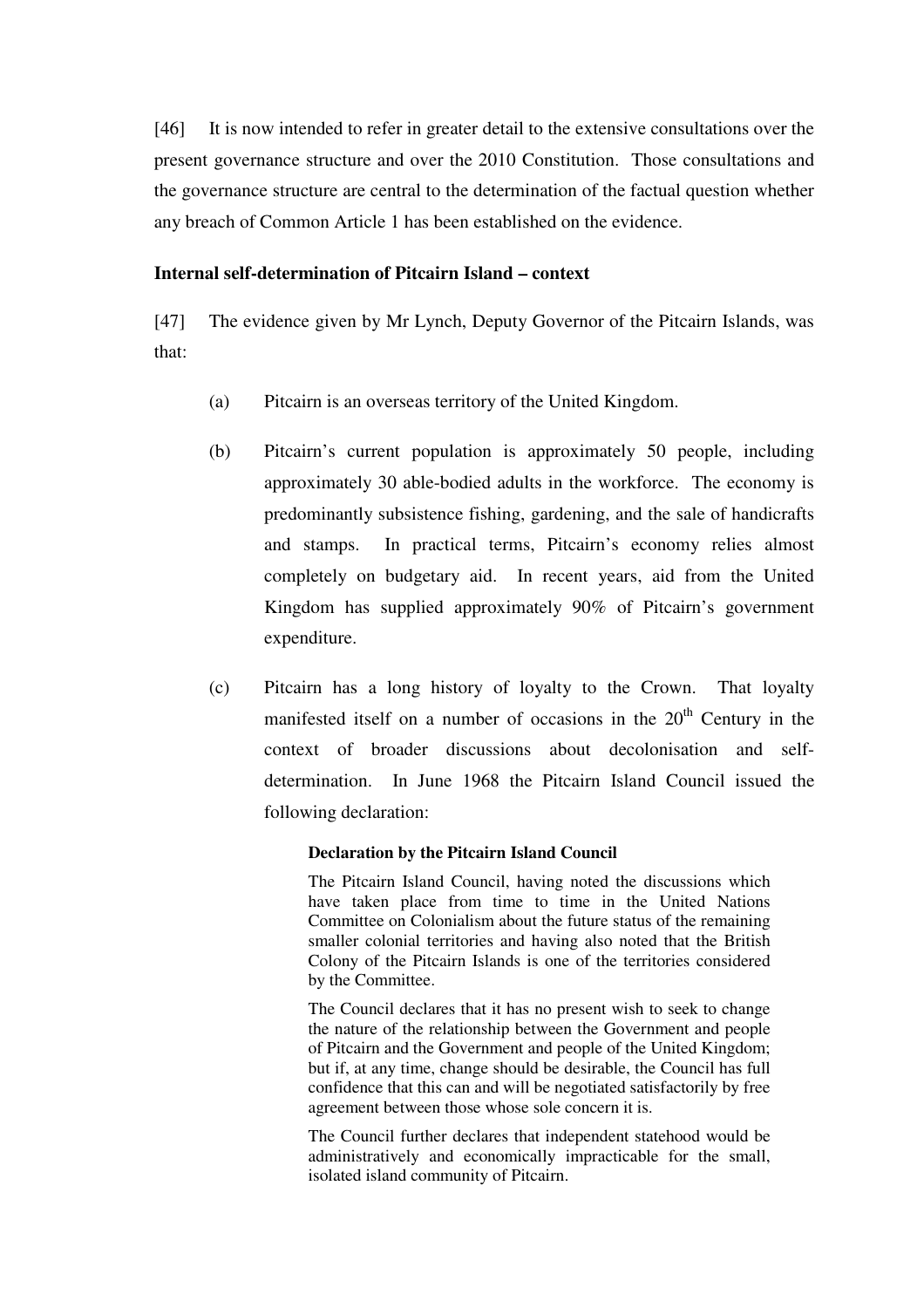[46] It is now intended to refer in greater detail to the extensive consultations over the present governance structure and over the 2010 Constitution. Those consultations and the governance structure are central to the determination of the factual question whether any breach of Common Article 1 has been established on the evidence.

**Internal self-determination of Pitcairn Island – context**

[47] The evidence given by Mr Lynch, Deputy Governor of the Pitcairn Islands, was that:

(a) Pitcairn is an overseas territory of the United Kingdom.

(b) Pitcairn's current population is approximately 50 people, including approximately 30 able-bodied adults in the workforce. The economy is predominantly subsistence fishing, gardening, and the sale of handicrafts and stamps. In practical terms, Pitcairn's economy relies almost completely on budgetary aid. In recent years, aid from the United Kingdom has supplied approximately 90% of Pitcairn's government expenditure.

(c) Pitcairn has a long history of loyalty to the Crown. That loyalty manifested itself on a number of occasions in the 20th Century in the context of broader discussions about decolonisation and self-determination. In June 1968 the Pitcairn Island Council issued the following declaration:

> **Declaration by the Pitcairn Island Council**
>
> The Pitcairn Island Council, having noted the discussions which have taken place from time to time in the United Nations Committee on Colonialism about the future status of the remaining smaller colonial territories and having also noted that the British Colony of the Pitcairn Islands is one of the territories considered by the Committee.
>
> The Council declares that it has no present wish to seek to change the nature of the relationship between the Government and people of Pitcairn and the Government and people of the United Kingdom; but if, at any time, change should be desirable, the Council has full confidence that this can and will be negotiated satisfactorily by free agreement between those whose sole concern it is.
>
> The Council further declares that independent statehood would be administratively and economically impracticable for the small, isolated island community of Pitcairn.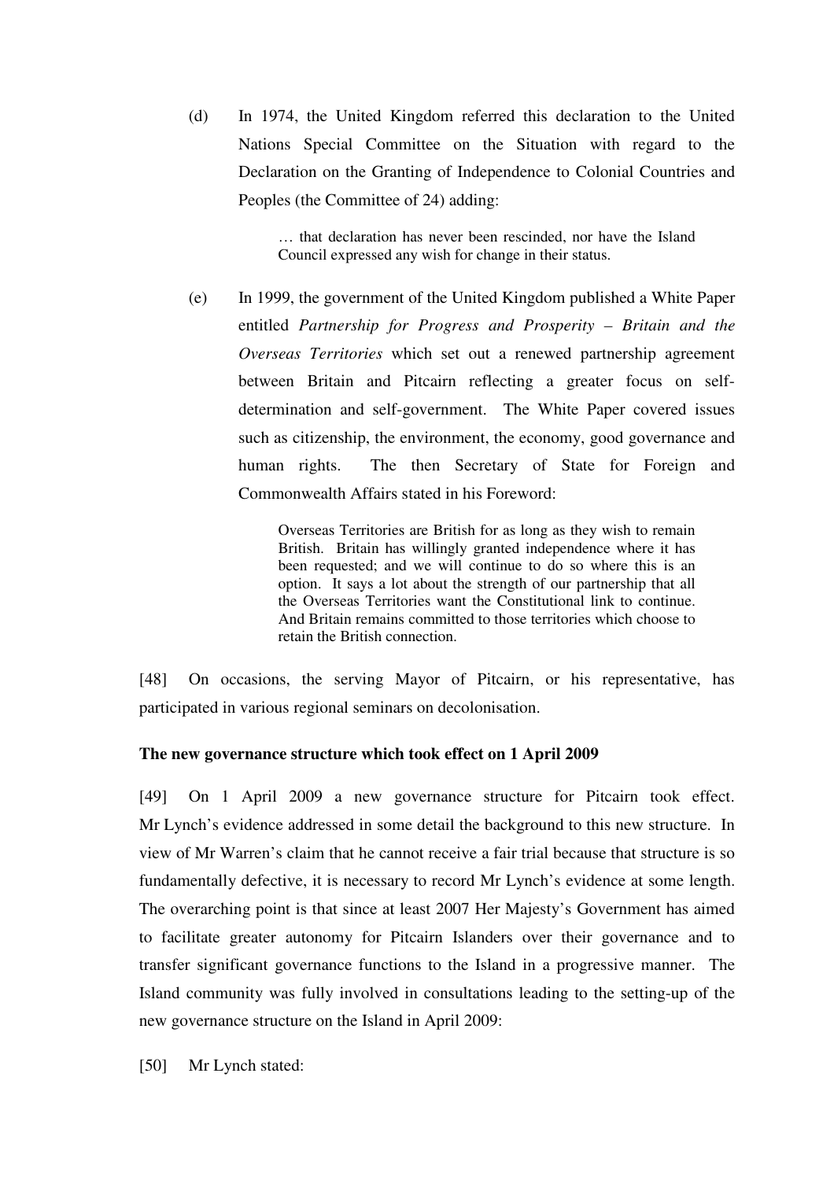(d) In 1974, the United Kingdom referred this declaration to the United Nations Special Committee on the Situation with regard to the Declaration on the Granting of Independence to Colonial Countries and Peoples (the Committee of 24) adding:

> … that declaration has never been rescinded, nor have the Island Council expressed any wish for change in their status.

(e) In 1999, the government of the United Kingdom published a White Paper entitled *Partnership for Progress and Prosperity – Britain and the Overseas Territories* which set out a renewed partnership agreement between Britain and Pitcairn reflecting a greater focus on self-determination and self-government. The White Paper covered issues such as citizenship, the environment, the economy, good governance and human rights. The then Secretary of State for Foreign and Commonwealth Affairs stated in his Foreword:

> Overseas Territories are British for as long as they wish to remain British. Britain has willingly granted independence where it has been requested; and we will continue to do so where this is an option. It says a lot about the strength of our partnership that all the Overseas Territories want the Constitutional link to continue. And Britain remains committed to those territories which choose to retain the British connection.

[48] On occasions, the serving Mayor of Pitcairn, or his representative, has participated in various regional seminars on decolonisation.

**The new governance structure which took effect on 1 April 2009**

[49] On 1 April 2009 a new governance structure for Pitcairn took effect. Mr Lynch's evidence addressed in some detail the background to this new structure. In view of Mr Warren's claim that he cannot receive a fair trial because that structure is so fundamentally defective, it is necessary to record Mr Lynch's evidence at some length. The overarching point is that since at least 2007 Her Majesty's Government has aimed to facilitate greater autonomy for Pitcairn Islanders over their governance and to transfer significant governance functions to the Island in a progressive manner. The Island community was fully involved in consultations leading to the setting-up of the new governance structure on the Island in April 2009:

[50] Mr Lynch stated: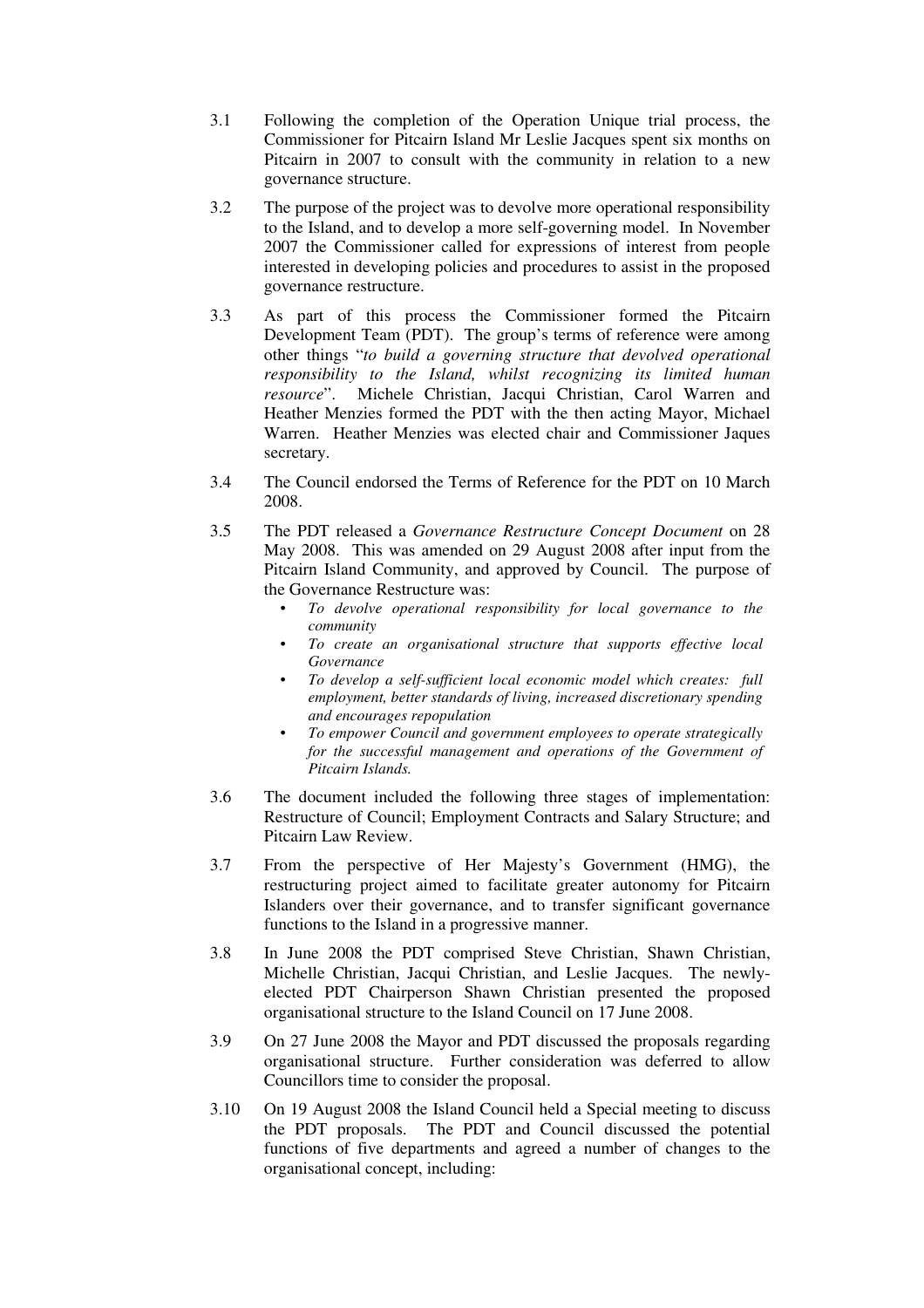3.1 Following the completion of the Operation Unique trial process, the Commissioner for Pitcairn Island Mr Leslie Jacques spent six months on Pitcairn in 2007 to consult with the community in relation to a new governance structure.

3.2 The purpose of the project was to devolve more operational responsibility to the Island, and to develop a more self-governing model. In November 2007 the Commissioner called for expressions of interest from people interested in developing policies and procedures to assist in the proposed governance restructure.

3.3 As part of this process the Commissioner formed the Pitcairn Development Team (PDT). The group's terms of reference were among other things "*to build a governing structure that devolved operational responsibility to the Island, whilst recognizing its limited human resource*". Michele Christian, Jacqui Christian, Carol Warren and Heather Menzies formed the PDT with the then acting Mayor, Michael Warren. Heather Menzies was elected chair and Commissioner Jaques secretary.

3.4 The Council endorsed the Terms of Reference for the PDT on 10 March 2008.

3.5 The PDT released a *Governance Restructure Concept Document* on 28 May 2008. This was amended on 29 August 2008 after input from the Pitcairn Island Community, and approved by Council. The purpose of the Governance Restructure was:

- *To devolve operational responsibility for local governance to the community*
- *To create an organisational structure that supports effective local Governance*
- *To develop a self-sufficient local economic model which creates: full employment, better standards of living, increased discretionary spending and encourages repopulation*
- *To empower Council and government employees to operate strategically for the successful management and operations of the Government of Pitcairn Islands.*

3.6 The document included the following three stages of implementation: Restructure of Council; Employment Contracts and Salary Structure; and Pitcairn Law Review.

3.7 From the perspective of Her Majesty's Government (HMG), the restructuring project aimed to facilitate greater autonomy for Pitcairn Islanders over their governance, and to transfer significant governance functions to the Island in a progressive manner.

3.8 In June 2008 the PDT comprised Steve Christian, Shawn Christian, Michelle Christian, Jacqui Christian, and Leslie Jacques. The newly-elected PDT Chairperson Shawn Christian presented the proposed organisational structure to the Island Council on 17 June 2008.

3.9 On 27 June 2008 the Mayor and PDT discussed the proposals regarding organisational structure. Further consideration was deferred to allow Councillors time to consider the proposal.

3.10 On 19 August 2008 the Island Council held a Special meeting to discuss the PDT proposals. The PDT and Council discussed the potential functions of five departments and agreed a number of changes to the organisational concept, including: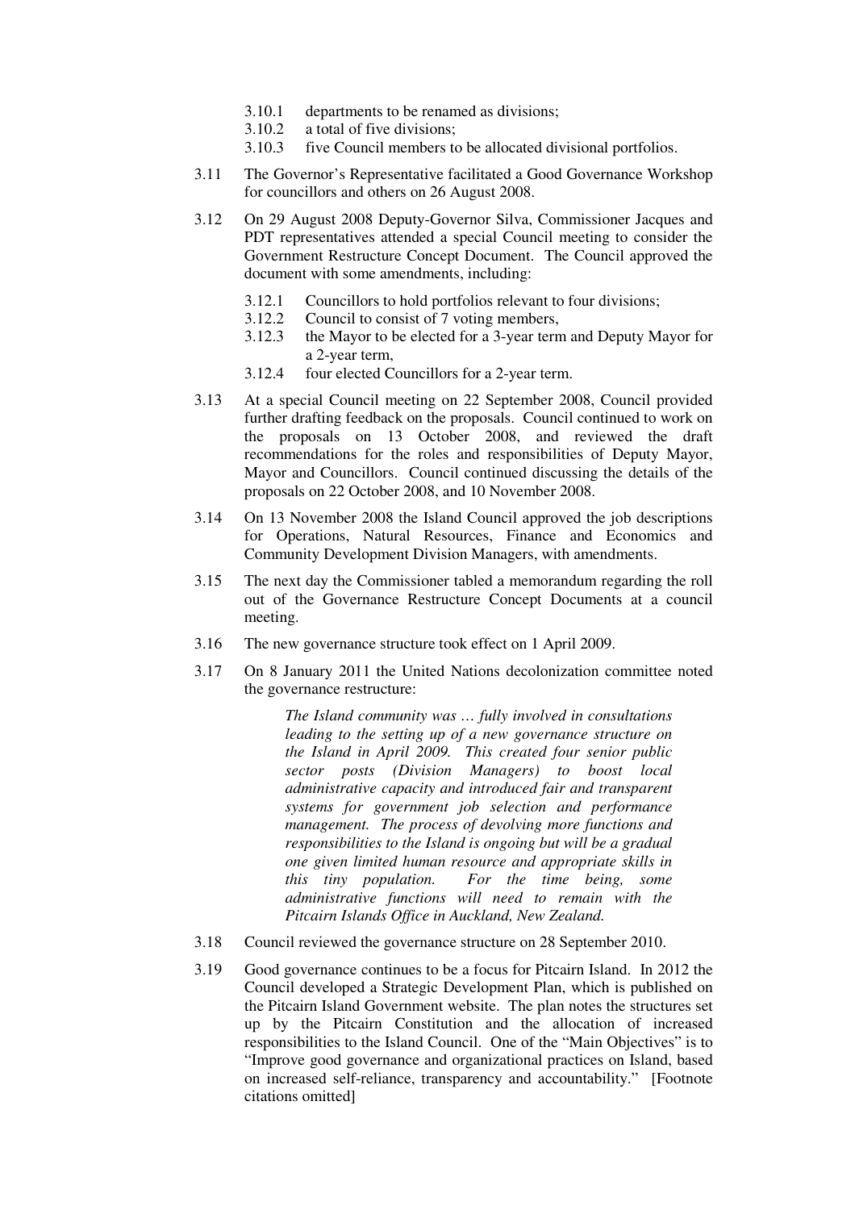3.10.1 departments to be renamed as divisions;
3.10.2 a total of five divisions;
3.10.3 five Council members to be allocated divisional portfolios.

3.11 The Governor's Representative facilitated a Good Governance Workshop for councillors and others on 26 August 2008.

3.12 On 29 August 2008 Deputy-Governor Silva, Commissioner Jacques and PDT representatives attended a special Council meeting to consider the Government Restructure Concept Document. The Council approved the document with some amendments, including:

3.12.1 Councillors to hold portfolios relevant to four divisions;
3.12.2 Council to consist of 7 voting members,
3.12.3 the Mayor to be elected for a 3-year term and Deputy Mayor for a 2-year term,
3.12.4 four elected Councillors for a 2-year term.

3.13 At a special Council meeting on 22 September 2008, Council provided further drafting feedback on the proposals. Council continued to work on the proposals on 13 October 2008, and reviewed the draft recommendations for the roles and responsibilities of Deputy Mayor, Mayor and Councillors. Council continued discussing the details of the proposals on 22 October 2008, and 10 November 2008.

3.14 On 13 November 2008 the Island Council approved the job descriptions for Operations, Natural Resources, Finance and Economics and Community Development Division Managers, with amendments.

3.15 The next day the Commissioner tabled a memorandum regarding the roll out of the Governance Restructure Concept Documents at a council meeting.

3.16 The new governance structure took effect on 1 April 2009.

3.17 On 8 January 2011 the United Nations decolonization committee noted the governance restructure:

> *The Island community was … fully involved in consultations leading to the setting up of a new governance structure on the Island in April 2009. This created four senior public sector posts (Division Managers) to boost local administrative capacity and introduced fair and transparent systems for government job selection and performance management. The process of devolving more functions and responsibilities to the Island is ongoing but will be a gradual one given limited human resource and appropriate skills in this tiny population. For the time being, some administrative functions will need to remain with the Pitcairn Islands Office in Auckland, New Zealand.*

3.18 Council reviewed the governance structure on 28 September 2010.

3.19 Good governance continues to be a focus for Pitcairn Island. In 2012 the Council developed a Strategic Development Plan, which is published on the Pitcairn Island Government website. The plan notes the structures set up by the Pitcairn Constitution and the allocation of increased responsibilities to the Island Council. One of the "Main Objectives" is to "Improve good governance and organizational practices on Island, based on increased self-reliance, transparency and accountability." [Footnote citations omitted]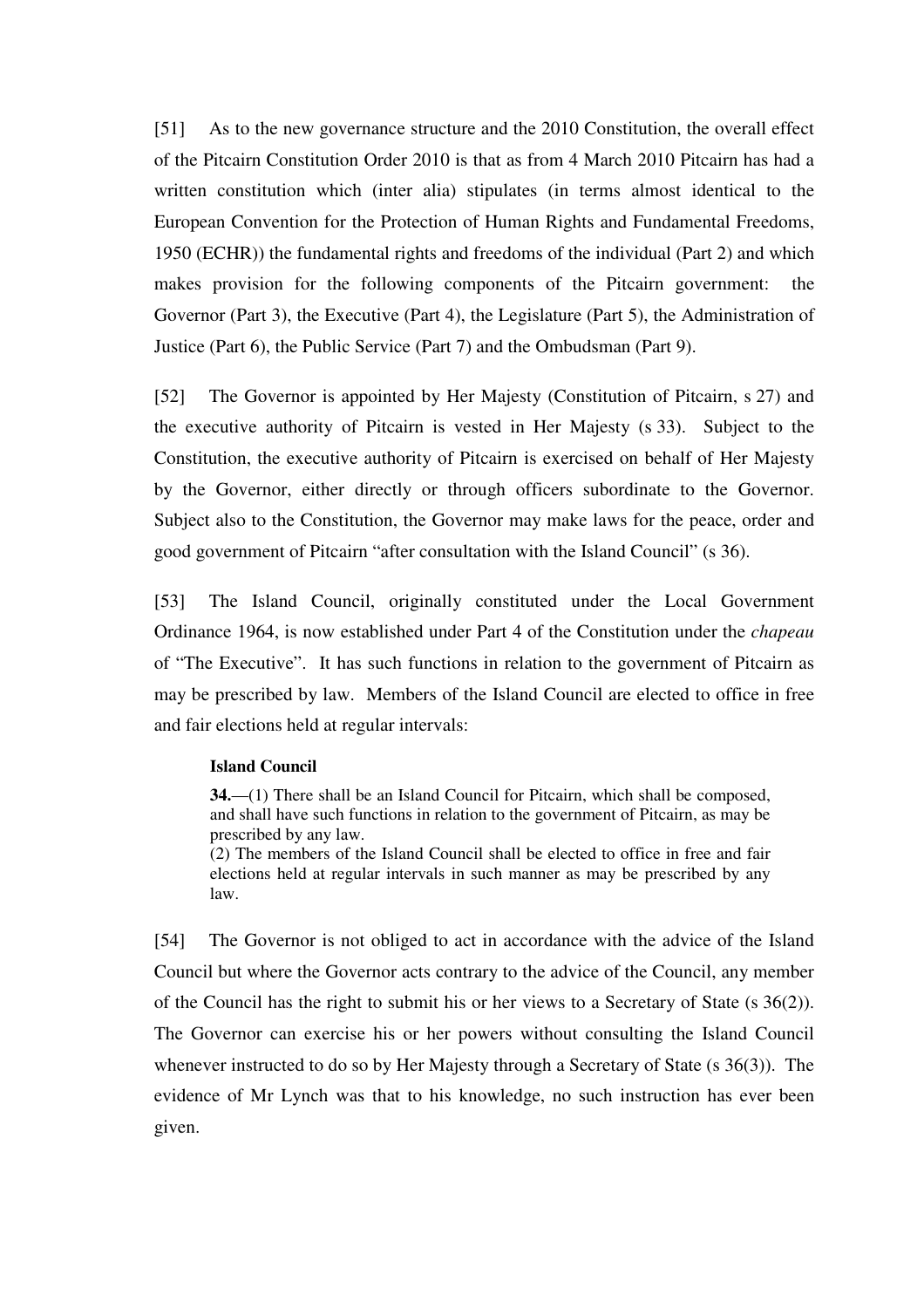[51] As to the new governance structure and the 2010 Constitution, the overall effect of the Pitcairn Constitution Order 2010 is that as from 4 March 2010 Pitcairn has had a written constitution which (inter alia) stipulates (in terms almost identical to the European Convention for the Protection of Human Rights and Fundamental Freedoms, 1950 (ECHR)) the fundamental rights and freedoms of the individual (Part 2) and which makes provision for the following components of the Pitcairn government: the Governor (Part 3), the Executive (Part 4), the Legislature (Part 5), the Administration of Justice (Part 6), the Public Service (Part 7) and the Ombudsman (Part 9).

[52] The Governor is appointed by Her Majesty (Constitution of Pitcairn, s 27) and the executive authority of Pitcairn is vested in Her Majesty (s 33). Subject to the Constitution, the executive authority of Pitcairn is exercised on behalf of Her Majesty by the Governor, either directly or through officers subordinate to the Governor. Subject also to the Constitution, the Governor may make laws for the peace, order and good government of Pitcairn "after consultation with the Island Council" (s 36).

[53] The Island Council, originally constituted under the Local Government Ordinance 1964, is now established under Part 4 of the Constitution under the *chapeau* of "The Executive". It has such functions in relation to the government of Pitcairn as may be prescribed by law. Members of the Island Council are elected to office in free and fair elections held at regular intervals:

> **Island Council**
>
> **34.**—(1) There shall be an Island Council for Pitcairn, which shall be composed, and shall have such functions in relation to the government of Pitcairn, as may be prescribed by any law.
> (2) The members of the Island Council shall be elected to office in free and fair elections held at regular intervals in such manner as may be prescribed by any law.

[54] The Governor is not obliged to act in accordance with the advice of the Island Council but where the Governor acts contrary to the advice of the Council, any member of the Council has the right to submit his or her views to a Secretary of State (s 36(2)). The Governor can exercise his or her powers without consulting the Island Council whenever instructed to do so by Her Majesty through a Secretary of State (s 36(3)). The evidence of Mr Lynch was that to his knowledge, no such instruction has ever been given.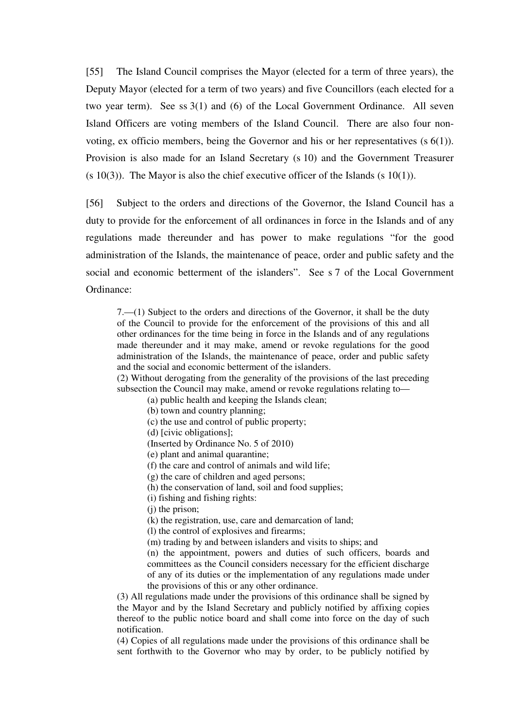[55] The Island Council comprises the Mayor (elected for a term of three years), the Deputy Mayor (elected for a term of two years) and five Councillors (each elected for a two year term). See ss 3(1) and (6) of the Local Government Ordinance. All seven Island Officers are voting members of the Island Council. There are also four non-voting, ex officio members, being the Governor and his or her representatives (s 6(1)). Provision is also made for an Island Secretary (s 10) and the Government Treasurer (s 10(3)). The Mayor is also the chief executive officer of the Islands (s 10(1)).

[56] Subject to the orders and directions of the Governor, the Island Council has a duty to provide for the enforcement of all ordinances in force in the Islands and of any regulations made thereunder and has power to make regulations "for the good administration of the Islands, the maintenance of peace, order and public safety and the social and economic betterment of the islanders". See s 7 of the Local Government Ordinance:

> 7.—(1) Subject to the orders and directions of the Governor, it shall be the duty of the Council to provide for the enforcement of the provisions of this and all other ordinances for the time being in force in the Islands and of any regulations made thereunder and it may make, amend or revoke regulations for the good administration of the Islands, the maintenance of peace, order and public safety and the social and economic betterment of the islanders.
> (2) Without derogating from the generality of the provisions of the last preceding subsection the Council may make, amend or revoke regulations relating to—
>
> (a) public health and keeping the Islands clean;
> (b) town and country planning;
> (c) the use and control of public property;
> (d) [civic obligations];
> (Inserted by Ordinance No. 5 of 2010)
> (e) plant and animal quarantine;
> (f) the care and control of animals and wild life;
> (g) the care of children and aged persons;
> (h) the conservation of land, soil and food supplies;
> (i) fishing and fishing rights:
> (j) the prison;
> (k) the registration, use, care and demarcation of land;
> (l) the control of explosives and firearms;
> (m) trading by and between islanders and visits to ships; and
> (n) the appointment, powers and duties of such officers, boards and committees as the Council considers necessary for the efficient discharge of any of its duties or the implementation of any regulations made under the provisions of this or any other ordinance.
>
> (3) All regulations made under the provisions of this ordinance shall be signed by the Mayor and by the Island Secretary and publicly notified by affixing copies thereof to the public notice board and shall come into force on the day of such notification.
> (4) Copies of all regulations made under the provisions of this ordinance shall be sent forthwith to the Governor who may by order, to be publicly notified by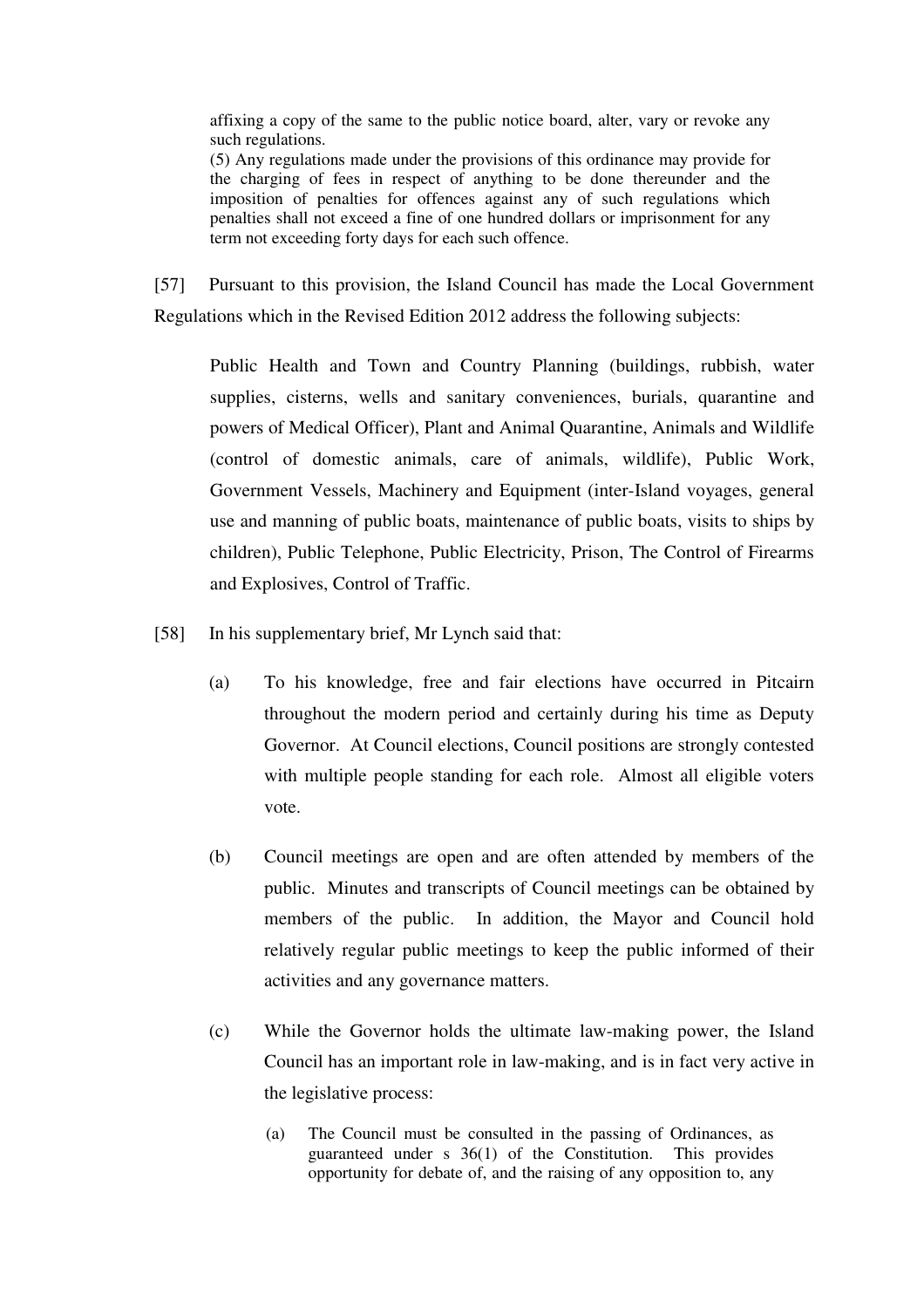affixing a copy of the same to the public notice board, alter, vary or revoke any such regulations.

(5) Any regulations made under the provisions of this ordinance may provide for the charging of fees in respect of anything to be done thereunder and the imposition of penalties for offences against any of such regulations which penalties shall not exceed a fine of one hundred dollars or imprisonment for any term not exceeding forty days for each such offence.

[57] Pursuant to this provision, the Island Council has made the Local Government Regulations which in the Revised Edition 2012 address the following subjects:

> Public Health and Town and Country Planning (buildings, rubbish, water supplies, cisterns, wells and sanitary conveniences, burials, quarantine and powers of Medical Officer), Plant and Animal Quarantine, Animals and Wildlife (control of domestic animals, care of animals, wildlife), Public Work, Government Vessels, Machinery and Equipment (inter-Island voyages, general use and manning of public boats, maintenance of public boats, visits to ships by children), Public Telephone, Public Electricity, Prison, The Control of Firearms and Explosives, Control of Traffic.

[58] In his supplementary brief, Mr Lynch said that:

(a) To his knowledge, free and fair elections have occurred in Pitcairn throughout the modern period and certainly during his time as Deputy Governor. At Council elections, Council positions are strongly contested with multiple people standing for each role. Almost all eligible voters vote.

(b) Council meetings are open and are often attended by members of the public. Minutes and transcripts of Council meetings can be obtained by members of the public. In addition, the Mayor and Council hold relatively regular public meetings to keep the public informed of their activities and any governance matters.

(c) While the Governor holds the ultimate law-making power, the Island Council has an important role in law-making, and is in fact very active in the legislative process:

   (a) The Council must be consulted in the passing of Ordinances, as guaranteed under s 36(1) of the Constitution. This provides opportunity for debate of, and the raising of any opposition to, any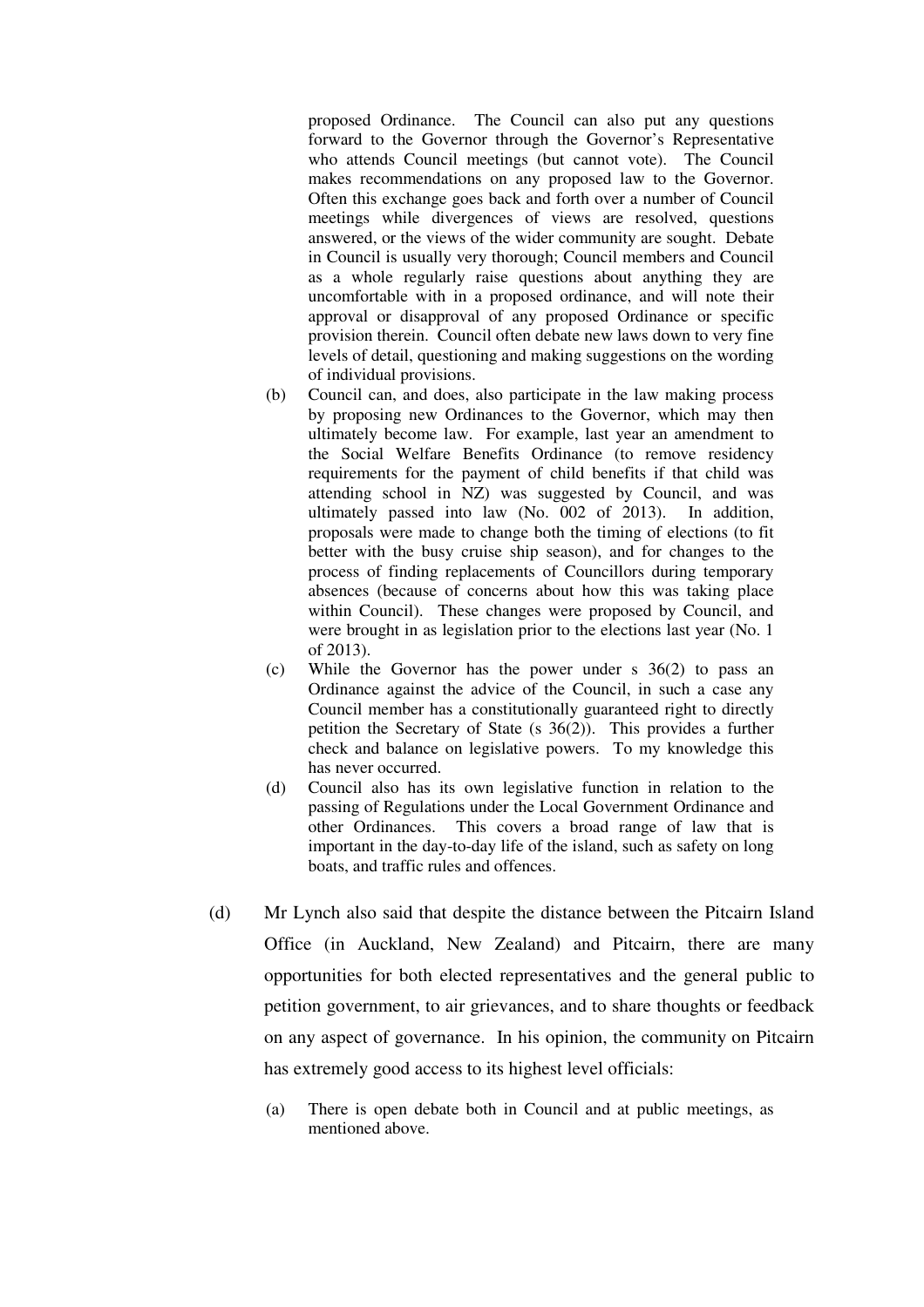proposed Ordinance. The Council can also put any questions forward to the Governor through the Governor's Representative who attends Council meetings (but cannot vote). The Council makes recommendations on any proposed law to the Governor. Often this exchange goes back and forth over a number of Council meetings while divergences of views are resolved, questions answered, or the views of the wider community are sought. Debate in Council is usually very thorough; Council members and Council as a whole regularly raise questions about anything they are uncomfortable with in a proposed ordinance, and will note their approval or disapproval of any proposed Ordinance or specific provision therein. Council often debate new laws down to very fine levels of detail, questioning and making suggestions on the wording of individual provisions.

(b) Council can, and does, also participate in the law making process by proposing new Ordinances to the Governor, which may then ultimately become law. For example, last year an amendment to the Social Welfare Benefits Ordinance (to remove residency requirements for the payment of child benefits if that child was attending school in NZ) was suggested by Council, and was ultimately passed into law (No. 002 of 2013). In addition, proposals were made to change both the timing of elections (to fit better with the busy cruise ship season), and for changes to the process of finding replacements of Councillors during temporary absences (because of concerns about how this was taking place within Council). These changes were proposed by Council, and were brought in as legislation prior to the elections last year (No. 1 of 2013).

(c) While the Governor has the power under s 36(2) to pass an Ordinance against the advice of the Council, in such a case any Council member has a constitutionally guaranteed right to directly petition the Secretary of State (s 36(2)). This provides a further check and balance on legislative powers. To my knowledge this has never occurred.

(d) Council also has its own legislative function in relation to the passing of Regulations under the Local Government Ordinance and other Ordinances. This covers a broad range of law that is important in the day-to-day life of the island, such as safety on long boats, and traffic rules and offences.

(d) Mr Lynch also said that despite the distance between the Pitcairn Island Office (in Auckland, New Zealand) and Pitcairn, there are many opportunities for both elected representatives and the general public to petition government, to air grievances, and to share thoughts or feedback on any aspect of governance. In his opinion, the community on Pitcairn has extremely good access to its highest level officials:

(a) There is open debate both in Council and at public meetings, as mentioned above.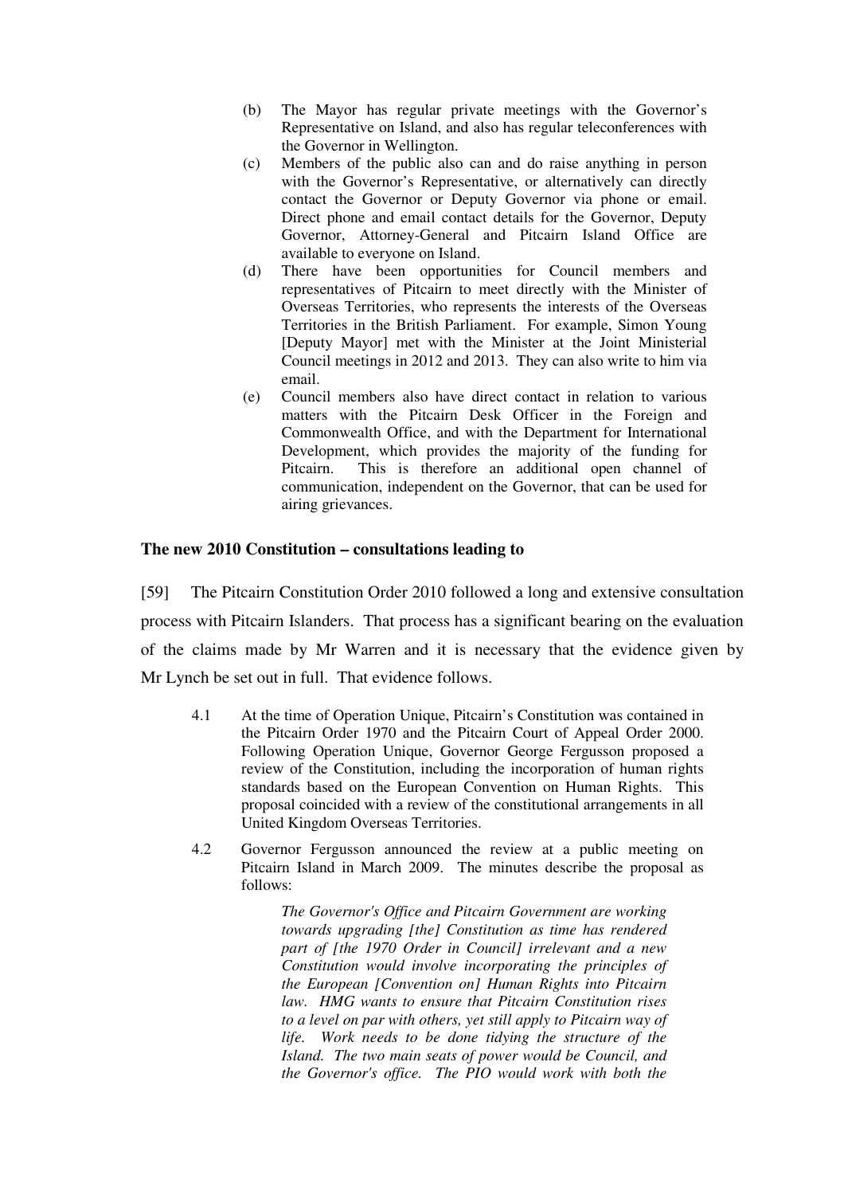(b) The Mayor has regular private meetings with the Governor's Representative on Island, and also has regular teleconferences with the Governor in Wellington.

(c) Members of the public also can and do raise anything in person with the Governor's Representative, or alternatively can directly contact the Governor or Deputy Governor via phone or email. Direct phone and email contact details for the Governor, Deputy Governor, Attorney-General and Pitcairn Island Office are available to everyone on Island.

(d) There have been opportunities for Council members and representatives of Pitcairn to meet directly with the Minister of Overseas Territories, who represents the interests of the Overseas Territories in the British Parliament. For example, Simon Young [Deputy Mayor] met with the Minister at the Joint Ministerial Council meetings in 2012 and 2013. They can also write to him via email.

(e) Council members also have direct contact in relation to various matters with the Pitcairn Desk Officer in the Foreign and Commonwealth Office, and with the Department for International Development, which provides the majority of the funding for Pitcairn. This is therefore an additional open channel of communication, independent on the Governor, that can be used for airing grievances.

**The new 2010 Constitution – consultations leading to**

[59] The Pitcairn Constitution Order 2010 followed a long and extensive consultation process with Pitcairn Islanders. That process has a significant bearing on the evaluation of the claims made by Mr Warren and it is necessary that the evidence given by Mr Lynch be set out in full. That evidence follows.

4.1 At the time of Operation Unique, Pitcairn's Constitution was contained in the Pitcairn Order 1970 and the Pitcairn Court of Appeal Order 2000. Following Operation Unique, Governor George Fergusson proposed a review of the Constitution, including the incorporation of human rights standards based on the European Convention on Human Rights. This proposal coincided with a review of the constitutional arrangements in all United Kingdom Overseas Territories.

4.2 Governor Fergusson announced the review at a public meeting on Pitcairn Island in March 2009. The minutes describe the proposal as follows:

> *The Governor's Office and Pitcairn Government are working towards upgrading [the] Constitution as time has rendered part of [the 1970 Order in Council] irrelevant and a new Constitution would involve incorporating the principles of the European [Convention on] Human Rights into Pitcairn law. HMG wants to ensure that Pitcairn Constitution rises to a level on par with others, yet still apply to Pitcairn way of life. Work needs to be done tidying the structure of the Island. The two main seats of power would be Council, and the Governor's office. The PIO would work with both the*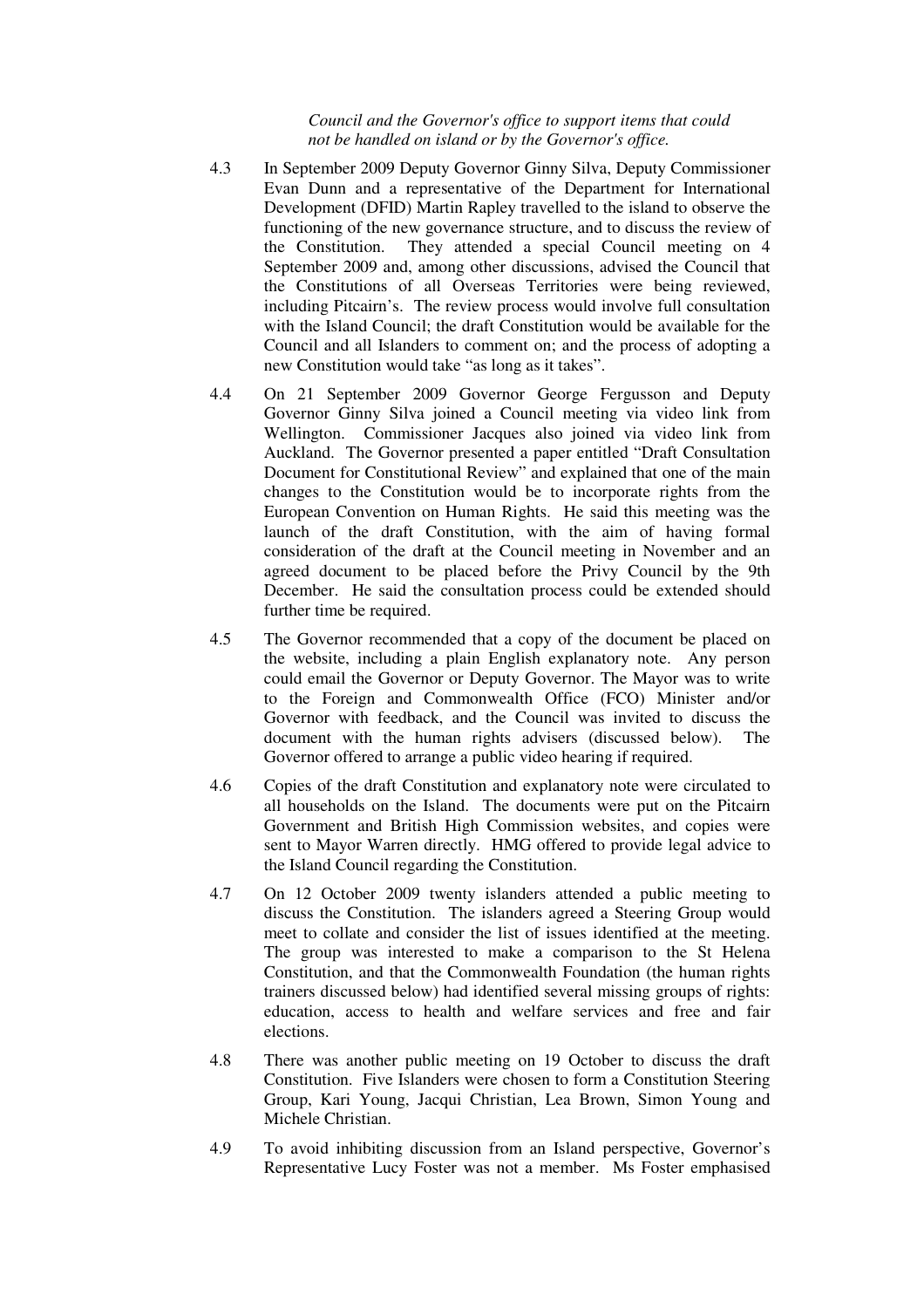*Council and the Governor's office to support items that could not be handled on island or by the Governor's office.*

4.3 In September 2009 Deputy Governor Ginny Silva, Deputy Commissioner Evan Dunn and a representative of the Department for International Development (DFID) Martin Rapley travelled to the island to observe the functioning of the new governance structure, and to discuss the review of the Constitution. They attended a special Council meeting on 4 September 2009 and, among other discussions, advised the Council that the Constitutions of all Overseas Territories were being reviewed, including Pitcairn's. The review process would involve full consultation with the Island Council; the draft Constitution would be available for the Council and all Islanders to comment on; and the process of adopting a new Constitution would take "as long as it takes".

4.4 On 21 September 2009 Governor George Fergusson and Deputy Governor Ginny Silva joined a Council meeting via video link from Wellington. Commissioner Jacques also joined via video link from Auckland. The Governor presented a paper entitled "Draft Consultation Document for Constitutional Review" and explained that one of the main changes to the Constitution would be to incorporate rights from the European Convention on Human Rights. He said this meeting was the launch of the draft Constitution, with the aim of having formal consideration of the draft at the Council meeting in November and an agreed document to be placed before the Privy Council by the 9th December. He said the consultation process could be extended should further time be required.

4.5 The Governor recommended that a copy of the document be placed on the website, including a plain English explanatory note. Any person could email the Governor or Deputy Governor. The Mayor was to write to the Foreign and Commonwealth Office (FCO) Minister and/or Governor with feedback, and the Council was invited to discuss the document with the human rights advisers (discussed below). The Governor offered to arrange a public video hearing if required.

4.6 Copies of the draft Constitution and explanatory note were circulated to all households on the Island. The documents were put on the Pitcairn Government and British High Commission websites, and copies were sent to Mayor Warren directly. HMG offered to provide legal advice to the Island Council regarding the Constitution.

4.7 On 12 October 2009 twenty islanders attended a public meeting to discuss the Constitution. The islanders agreed a Steering Group would meet to collate and consider the list of issues identified at the meeting. The group was interested to make a comparison to the St Helena Constitution, and that the Commonwealth Foundation (the human rights trainers discussed below) had identified several missing groups of rights: education, access to health and welfare services and free and fair elections.

4.8 There was another public meeting on 19 October to discuss the draft Constitution. Five Islanders were chosen to form a Constitution Steering Group, Kari Young, Jacqui Christian, Lea Brown, Simon Young and Michele Christian.

4.9 To avoid inhibiting discussion from an Island perspective, Governor's Representative Lucy Foster was not a member. Ms Foster emphasised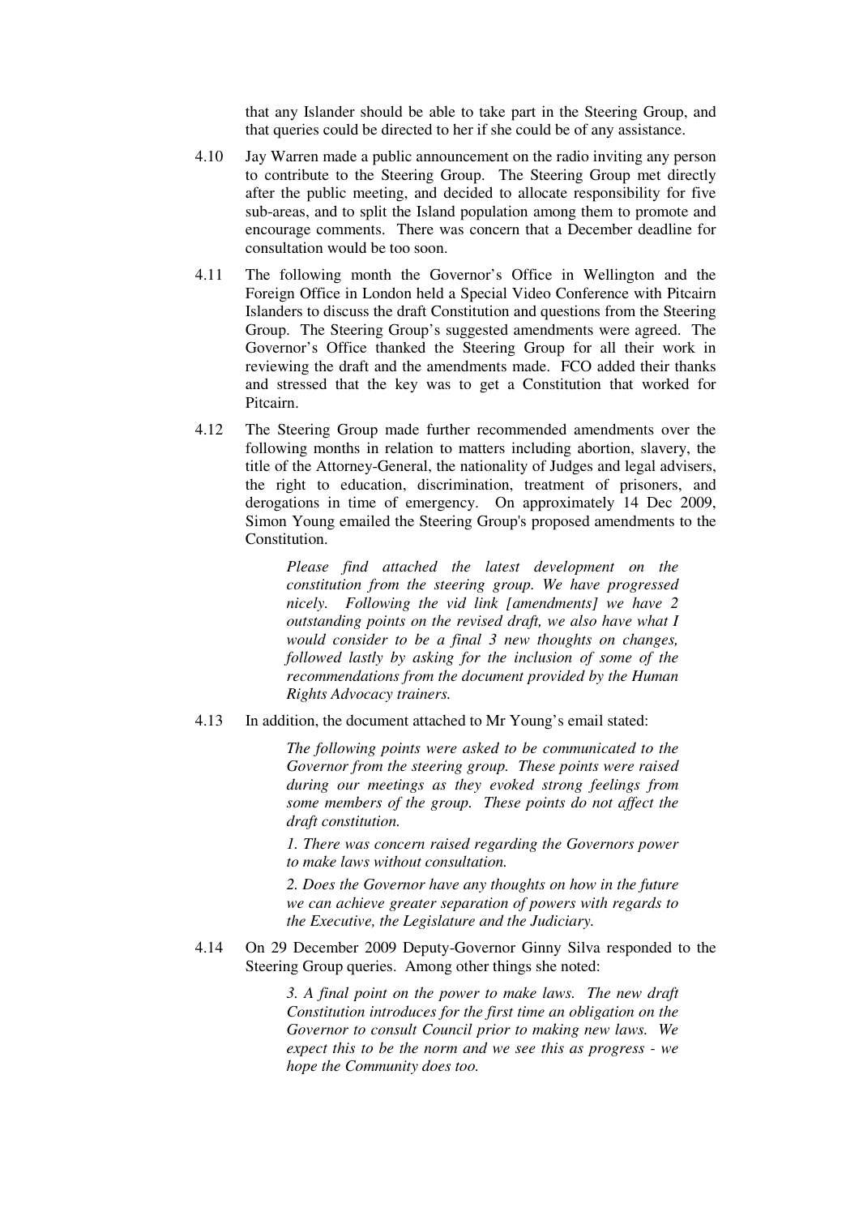that any Islander should be able to take part in the Steering Group, and that queries could be directed to her if she could be of any assistance.

4.10 Jay Warren made a public announcement on the radio inviting any person to contribute to the Steering Group. The Steering Group met directly after the public meeting, and decided to allocate responsibility for five sub-areas, and to split the Island population among them to promote and encourage comments. There was concern that a December deadline for consultation would be too soon.

4.11 The following month the Governor's Office in Wellington and the Foreign Office in London held a Special Video Conference with Pitcairn Islanders to discuss the draft Constitution and questions from the Steering Group. The Steering Group's suggested amendments were agreed. The Governor's Office thanked the Steering Group for all their work in reviewing the draft and the amendments made. FCO added their thanks and stressed that the key was to get a Constitution that worked for Pitcairn.

4.12 The Steering Group made further recommended amendments over the following months in relation to matters including abortion, slavery, the title of the Attorney-General, the nationality of Judges and legal advisers, the right to education, discrimination, treatment of prisoners, and derogations in time of emergency. On approximately 14 Dec 2009, Simon Young emailed the Steering Group's proposed amendments to the Constitution.

> *Please find attached the latest development on the constitution from the steering group. We have progressed nicely. Following the vid link [amendments] we have 2 outstanding points on the revised draft, we also have what I would consider to be a final 3 new thoughts on changes, followed lastly by asking for the inclusion of some of the recommendations from the document provided by the Human Rights Advocacy trainers.*

4.13 In addition, the document attached to Mr Young's email stated:

> *The following points were asked to be communicated to the Governor from the steering group. These points were raised during our meetings as they evoked strong feelings from some members of the group. These points do not affect the draft constitution.*
>
> *1. There was concern raised regarding the Governors power to make laws without consultation.*
>
> *2. Does the Governor have any thoughts on how in the future we can achieve greater separation of powers with regards to the Executive, the Legislature and the Judiciary.*

4.14 On 29 December 2009 Deputy-Governor Ginny Silva responded to the Steering Group queries. Among other things she noted:

> *3. A final point on the power to make laws. The new draft Constitution introduces for the first time an obligation on the Governor to consult Council prior to making new laws. We expect this to be the norm and we see this as progress - we hope the Community does too.*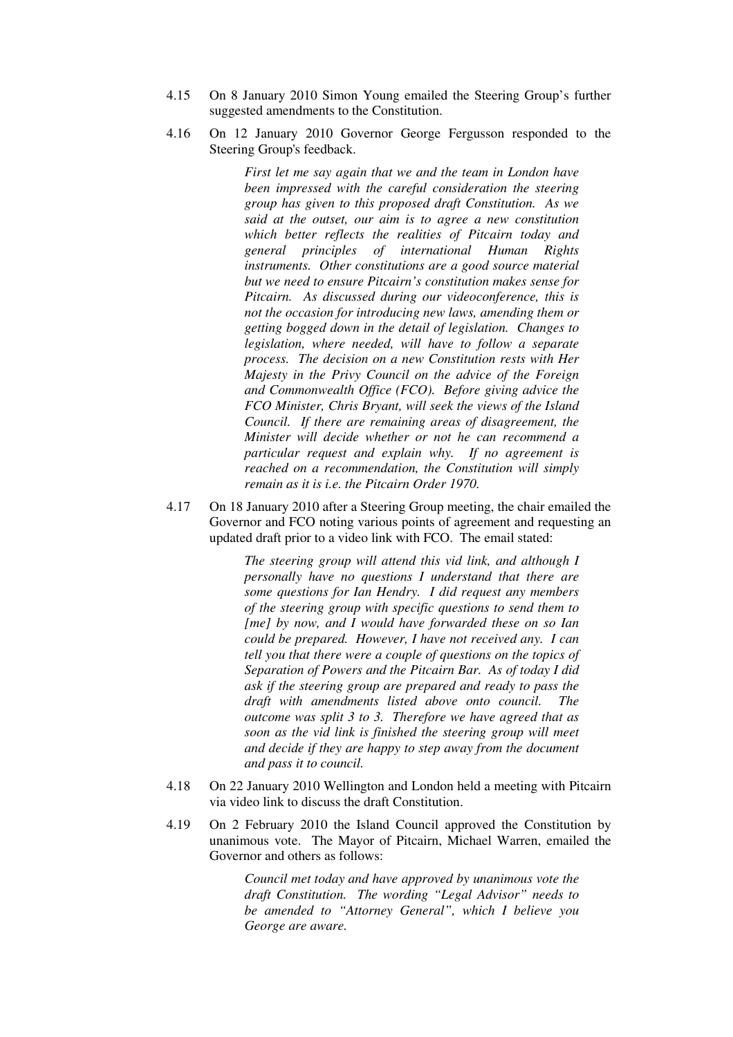4.15 On 8 January 2010 Simon Young emailed the Steering Group's further suggested amendments to the Constitution.

4.16 On 12 January 2010 Governor George Fergusson responded to the Steering Group's feedback.

> *First let me say again that we and the team in London have been impressed with the careful consideration the steering group has given to this proposed draft Constitution. As we said at the outset, our aim is to agree a new constitution which better reflects the realities of Pitcairn today and general principles of international Human Rights instruments. Other constitutions are a good source material but we need to ensure Pitcairn's constitution makes sense for Pitcairn. As discussed during our videoconference, this is not the occasion for introducing new laws, amending them or getting bogged down in the detail of legislation. Changes to legislation, where needed, will have to follow a separate process. The decision on a new Constitution rests with Her Majesty in the Privy Council on the advice of the Foreign and Commonwealth Office (FCO). Before giving advice the FCO Minister, Chris Bryant, will seek the views of the Island Council. If there are remaining areas of disagreement, the Minister will decide whether or not he can recommend a particular request and explain why. If no agreement is reached on a recommendation, the Constitution will simply remain as it is i.e. the Pitcairn Order 1970.*

4.17 On 18 January 2010 after a Steering Group meeting, the chair emailed the Governor and FCO noting various points of agreement and requesting an updated draft prior to a video link with FCO. The email stated:

> *The steering group will attend this vid link, and although I personally have no questions I understand that there are some questions for Ian Hendry. I did request any members of the steering group with specific questions to send them to [me] by now, and I would have forwarded these on so Ian could be prepared. However, I have not received any. I can tell you that there were a couple of questions on the topics of Separation of Powers and the Pitcairn Bar. As of today I did ask if the steering group are prepared and ready to pass the draft with amendments listed above onto council. The outcome was split 3 to 3. Therefore we have agreed that as soon as the vid link is finished the steering group will meet and decide if they are happy to step away from the document and pass it to council.*

4.18 On 22 January 2010 Wellington and London held a meeting with Pitcairn via video link to discuss the draft Constitution.

4.19 On 2 February 2010 the Island Council approved the Constitution by unanimous vote. The Mayor of Pitcairn, Michael Warren, emailed the Governor and others as follows:

> *Council met today and have approved by unanimous vote the draft Constitution. The wording "Legal Advisor" needs to be amended to "Attorney General", which I believe you George are aware.*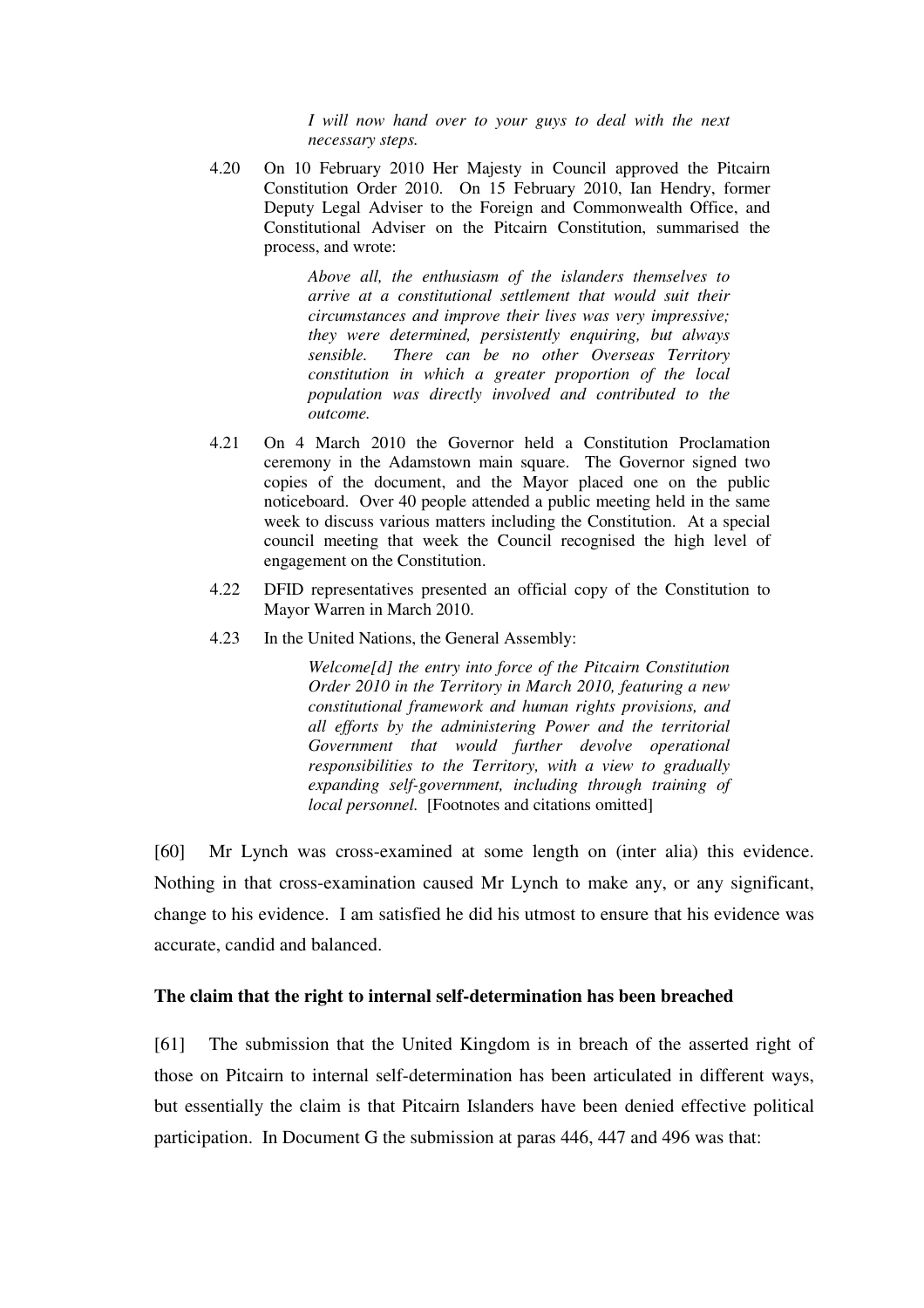*I will now hand over to your guys to deal with the next necessary steps.*

4.20 On 10 February 2010 Her Majesty in Council approved the Pitcairn Constitution Order 2010. On 15 February 2010, Ian Hendry, former Deputy Legal Adviser to the Foreign and Commonwealth Office, and Constitutional Adviser on the Pitcairn Constitution, summarised the process, and wrote:

> *Above all, the enthusiasm of the islanders themselves to arrive at a constitutional settlement that would suit their circumstances and improve their lives was very impressive; they were determined, persistently enquiring, but always sensible. There can be no other Overseas Territory constitution in which a greater proportion of the local population was directly involved and contributed to the outcome.*

4.21 On 4 March 2010 the Governor held a Constitution Proclamation ceremony in the Adamstown main square. The Governor signed two copies of the document, and the Mayor placed one on the public noticeboard. Over 40 people attended a public meeting held in the same week to discuss various matters including the Constitution. At a special council meeting that week the Council recognised the high level of engagement on the Constitution.

4.22 DFID representatives presented an official copy of the Constitution to Mayor Warren in March 2010.

4.23 In the United Nations, the General Assembly:

> *Welcome[d] the entry into force of the Pitcairn Constitution Order 2010 in the Territory in March 2010, featuring a new constitutional framework and human rights provisions, and all efforts by the administering Power and the territorial Government that would further devolve operational responsibilities to the Territory, with a view to gradually expanding self-government, including through training of local personnel.* [Footnotes and citations omitted]

[60] Mr Lynch was cross-examined at some length on (inter alia) this evidence. Nothing in that cross-examination caused Mr Lynch to make any, or any significant, change to his evidence. I am satisfied he did his utmost to ensure that his evidence was accurate, candid and balanced.

**The claim that the right to internal self-determination has been breached**

[61] The submission that the United Kingdom is in breach of the asserted right of those on Pitcairn to internal self-determination has been articulated in different ways, but essentially the claim is that Pitcairn Islanders have been denied effective political participation. In Document G the submission at paras 446, 447 and 496 was that: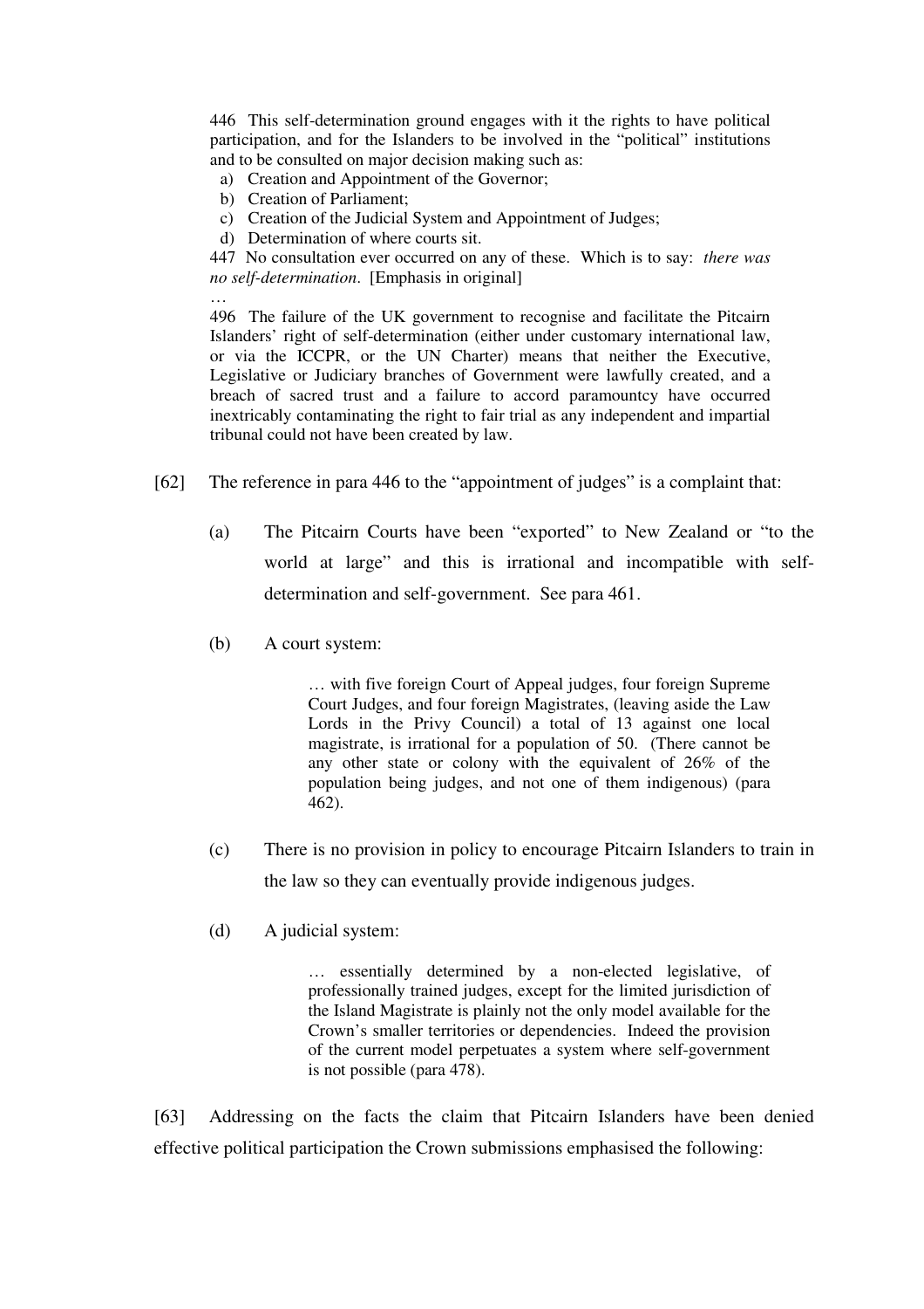> 446 This self-determination ground engages with it the rights to have political participation, and for the Islanders to be involved in the "political" institutions and to be consulted on major decision making such as:
>
> a) Creation and Appointment of the Governor;
> b) Creation of Parliament;
> c) Creation of the Judicial System and Appointment of Judges;
> d) Determination of where courts sit.
>
> 447 No consultation ever occurred on any of these. Which is to say: *there was no self-determination*. [Emphasis in original]
>
> …
>
> 496 The failure of the UK government to recognise and facilitate the Pitcairn Islanders' right of self-determination (either under customary international law, or via the ICCPR, or the UN Charter) means that neither the Executive, Legislative or Judiciary branches of Government were lawfully created, and a breach of sacred trust and a failure to accord paramountcy have occurred inextricably contaminating the right to fair trial as any independent and impartial tribunal could not have been created by law.

[62] The reference in para 446 to the "appointment of judges" is a complaint that:

(a) The Pitcairn Courts have been "exported" to New Zealand or "to the world at large" and this is irrational and incompatible with self-determination and self-government. See para 461.

(b) A court system:

> … with five foreign Court of Appeal judges, four foreign Supreme Court Judges, and four foreign Magistrates, (leaving aside the Law Lords in the Privy Council) a total of 13 against one local magistrate, is irrational for a population of 50. (There cannot be any other state or colony with the equivalent of 26% of the population being judges, and not one of them indigenous) (para 462).

(c) There is no provision in policy to encourage Pitcairn Islanders to train in the law so they can eventually provide indigenous judges.

(d) A judicial system:

> … essentially determined by a non-elected legislative, of professionally trained judges, except for the limited jurisdiction of the Island Magistrate is plainly not the only model available for the Crown's smaller territories or dependencies. Indeed the provision of the current model perpetuates a system where self-government is not possible (para 478).

[63] Addressing on the facts the claim that Pitcairn Islanders have been denied effective political participation the Crown submissions emphasised the following: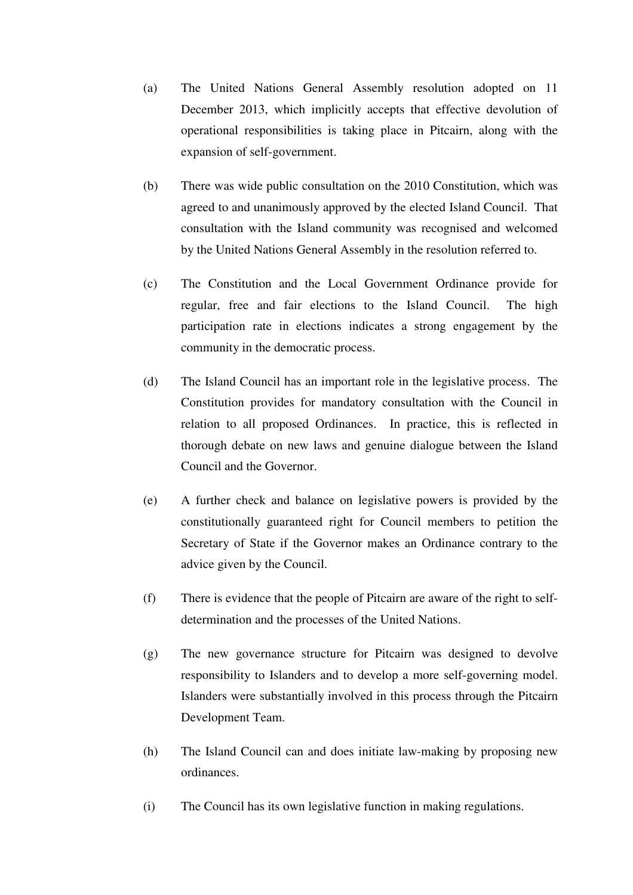(a) The United Nations General Assembly resolution adopted on 11 December 2013, which implicitly accepts that effective devolution of operational responsibilities is taking place in Pitcairn, along with the expansion of self-government.

(b) There was wide public consultation on the 2010 Constitution, which was agreed to and unanimously approved by the elected Island Council. That consultation with the Island community was recognised and welcomed by the United Nations General Assembly in the resolution referred to.

(c) The Constitution and the Local Government Ordinance provide for regular, free and fair elections to the Island Council. The high participation rate in elections indicates a strong engagement by the community in the democratic process.

(d) The Island Council has an important role in the legislative process. The Constitution provides for mandatory consultation with the Council in relation to all proposed Ordinances. In practice, this is reflected in thorough debate on new laws and genuine dialogue between the Island Council and the Governor.

(e) A further check and balance on legislative powers is provided by the constitutionally guaranteed right for Council members to petition the Secretary of State if the Governor makes an Ordinance contrary to the advice given by the Council.

(f) There is evidence that the people of Pitcairn are aware of the right to self-determination and the processes of the United Nations.

(g) The new governance structure for Pitcairn was designed to devolve responsibility to Islanders and to develop a more self-governing model. Islanders were substantially involved in this process through the Pitcairn Development Team.

(h) The Island Council can and does initiate law-making by proposing new ordinances.

(i) The Council has its own legislative function in making regulations.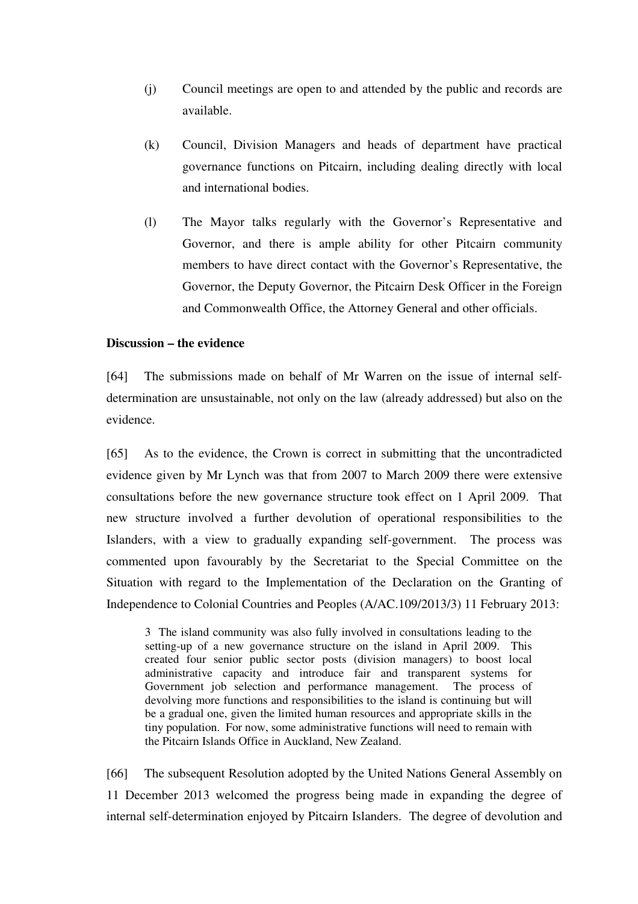(j) Council meetings are open to and attended by the public and records are available.

(k) Council, Division Managers and heads of department have practical governance functions on Pitcairn, including dealing directly with local and international bodies.

(l) The Mayor talks regularly with the Governor's Representative and Governor, and there is ample ability for other Pitcairn community members to have direct contact with the Governor's Representative, the Governor, the Deputy Governor, the Pitcairn Desk Officer in the Foreign and Commonwealth Office, the Attorney General and other officials.

**Discussion – the evidence**

[64] The submissions made on behalf of Mr Warren on the issue of internal self-determination are unsustainable, not only on the law (already addressed) but also on the evidence.

[65] As to the evidence, the Crown is correct in submitting that the uncontradicted evidence given by Mr Lynch was that from 2007 to March 2009 there were extensive consultations before the new governance structure took effect on 1 April 2009. That new structure involved a further devolution of operational responsibilities to the Islanders, with a view to gradually expanding self-government. The process was commented upon favourably by the Secretariat to the Special Committee on the Situation with regard to the Implementation of the Declaration on the Granting of Independence to Colonial Countries and Peoples (A/AC.109/2013/3) 11 February 2013:

> 3 The island community was also fully involved in consultations leading to the setting-up of a new governance structure on the island in April 2009. This created four senior public sector posts (division managers) to boost local administrative capacity and introduce fair and transparent systems for Government job selection and performance management. The process of devolving more functions and responsibilities to the island is continuing but will be a gradual one, given the limited human resources and appropriate skills in the tiny population. For now, some administrative functions will need to remain with the Pitcairn Islands Office in Auckland, New Zealand.

[66] The subsequent Resolution adopted by the United Nations General Assembly on 11 December 2013 welcomed the progress being made in expanding the degree of internal self-determination enjoyed by Pitcairn Islanders. The degree of devolution and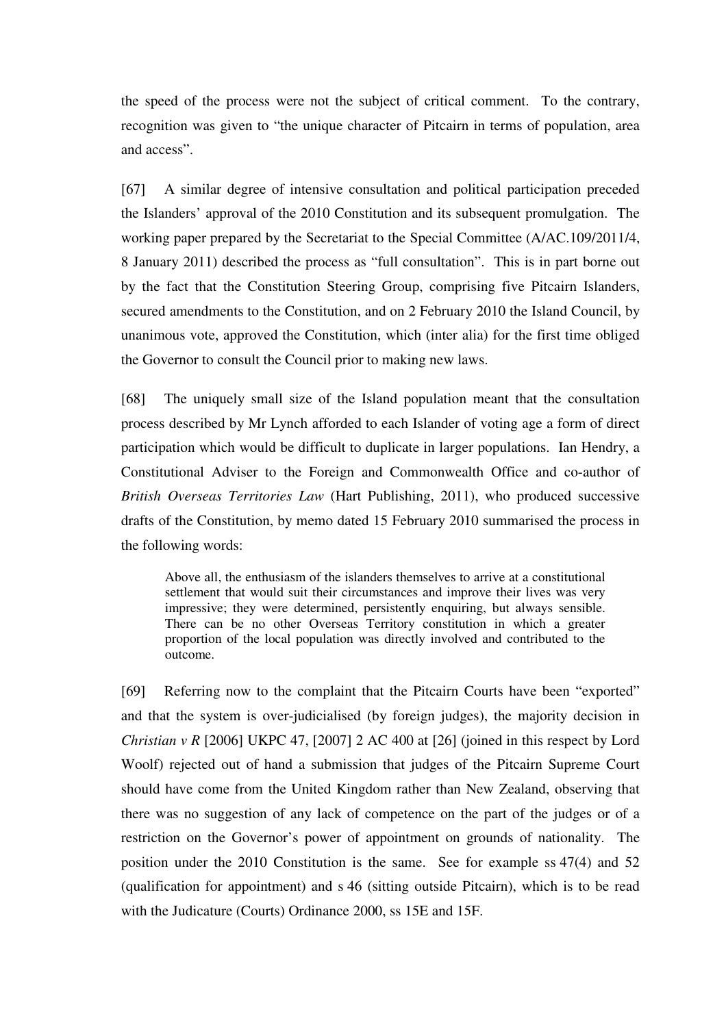the speed of the process were not the subject of critical comment. To the contrary, recognition was given to "the unique character of Pitcairn in terms of population, area and access".

[67] A similar degree of intensive consultation and political participation preceded the Islanders' approval of the 2010 Constitution and its subsequent promulgation. The working paper prepared by the Secretariat to the Special Committee (A/AC.109/2011/4, 8 January 2011) described the process as "full consultation". This is in part borne out by the fact that the Constitution Steering Group, comprising five Pitcairn Islanders, secured amendments to the Constitution, and on 2 February 2010 the Island Council, by unanimous vote, approved the Constitution, which (inter alia) for the first time obliged the Governor to consult the Council prior to making new laws.

[68] The uniquely small size of the Island population meant that the consultation process described by Mr Lynch afforded to each Islander of voting age a form of direct participation which would be difficult to duplicate in larger populations. Ian Hendry, a Constitutional Adviser to the Foreign and Commonwealth Office and co-author of *British Overseas Territories Law* (Hart Publishing, 2011), who produced successive drafts of the Constitution, by memo dated 15 February 2010 summarised the process in the following words:

> Above all, the enthusiasm of the islanders themselves to arrive at a constitutional settlement that would suit their circumstances and improve their lives was very impressive; they were determined, persistently enquiring, but always sensible. There can be no other Overseas Territory constitution in which a greater proportion of the local population was directly involved and contributed to the outcome.

[69] Referring now to the complaint that the Pitcairn Courts have been "exported" and that the system is over-judicialised (by foreign judges), the majority decision in *Christian v R* [2006] UKPC 47, [2007] 2 AC 400 at [26] (joined in this respect by Lord Woolf) rejected out of hand a submission that judges of the Pitcairn Supreme Court should have come from the United Kingdom rather than New Zealand, observing that there was no suggestion of any lack of competence on the part of the judges or of a restriction on the Governor's power of appointment on grounds of nationality. The position under the 2010 Constitution is the same. See for example ss 47(4) and 52 (qualification for appointment) and s 46 (sitting outside Pitcairn), which is to be read with the Judicature (Courts) Ordinance 2000, ss 15E and 15F.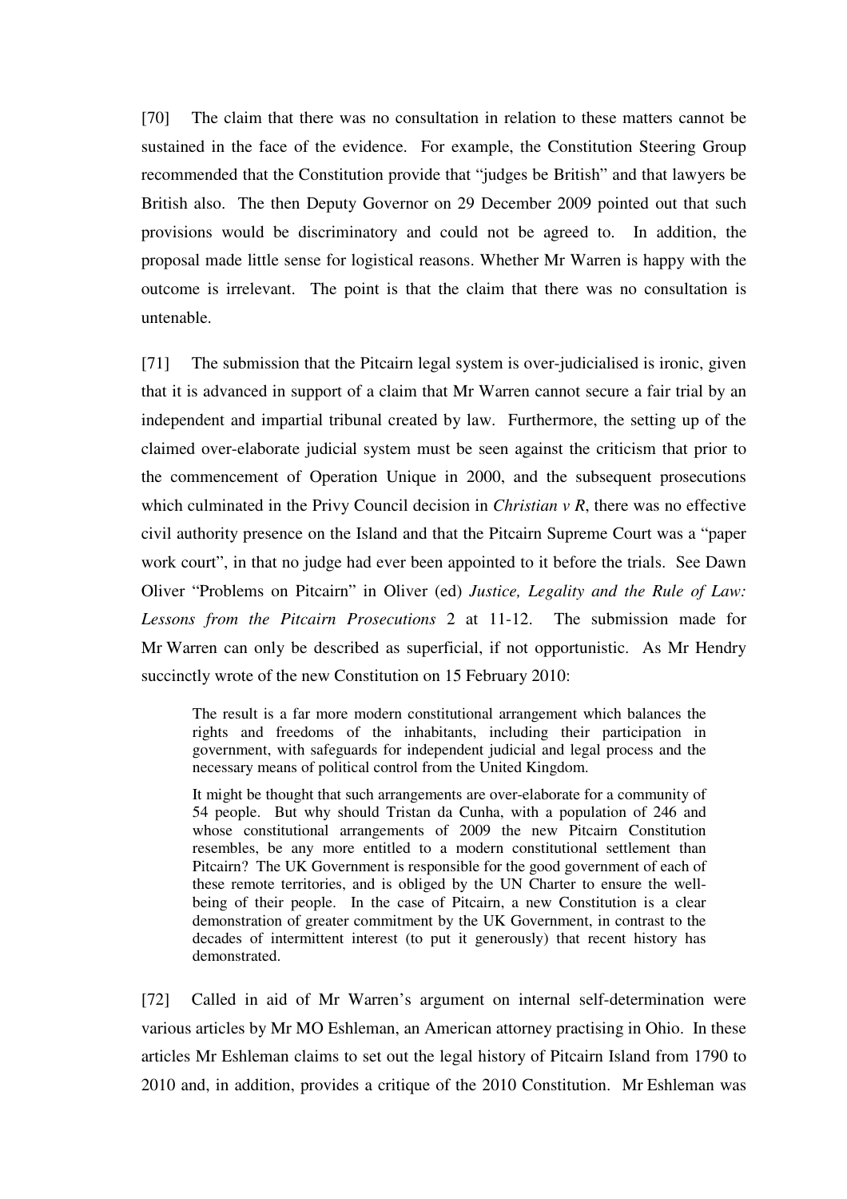[70] The claim that there was no consultation in relation to these matters cannot be sustained in the face of the evidence. For example, the Constitution Steering Group recommended that the Constitution provide that "judges be British" and that lawyers be British also. The then Deputy Governor on 29 December 2009 pointed out that such provisions would be discriminatory and could not be agreed to. In addition, the proposal made little sense for logistical reasons. Whether Mr Warren is happy with the outcome is irrelevant. The point is that the claim that there was no consultation is untenable.

[71] The submission that the Pitcairn legal system is over-judicialised is ironic, given that it is advanced in support of a claim that Mr Warren cannot secure a fair trial by an independent and impartial tribunal created by law. Furthermore, the setting up of the claimed over-elaborate judicial system must be seen against the criticism that prior to the commencement of Operation Unique in 2000, and the subsequent prosecutions which culminated in the Privy Council decision in *Christian v R*, there was no effective civil authority presence on the Island and that the Pitcairn Supreme Court was a "paper work court", in that no judge had ever been appointed to it before the trials. See Dawn Oliver "Problems on Pitcairn" in Oliver (ed) *Justice, Legality and the Rule of Law: Lessons from the Pitcairn Prosecutions* 2 at 11-12. The submission made for Mr Warren can only be described as superficial, if not opportunistic. As Mr Hendry succinctly wrote of the new Constitution on 15 February 2010:

> The result is a far more modern constitutional arrangement which balances the rights and freedoms of the inhabitants, including their participation in government, with safeguards for independent judicial and legal process and the necessary means of political control from the United Kingdom.
>
> It might be thought that such arrangements are over-elaborate for a community of 54 people. But why should Tristan da Cunha, with a population of 246 and whose constitutional arrangements of 2009 the new Pitcairn Constitution resembles, be any more entitled to a modern constitutional settlement than Pitcairn? The UK Government is responsible for the good government of each of these remote territories, and is obliged by the UN Charter to ensure the well-being of their people. In the case of Pitcairn, a new Constitution is a clear demonstration of greater commitment by the UK Government, in contrast to the decades of intermittent interest (to put it generously) that recent history has demonstrated.

[72] Called in aid of Mr Warren's argument on internal self-determination were various articles by Mr MO Eshleman, an American attorney practising in Ohio. In these articles Mr Eshleman claims to set out the legal history of Pitcairn Island from 1790 to 2010 and, in addition, provides a critique of the 2010 Constitution. Mr Eshleman was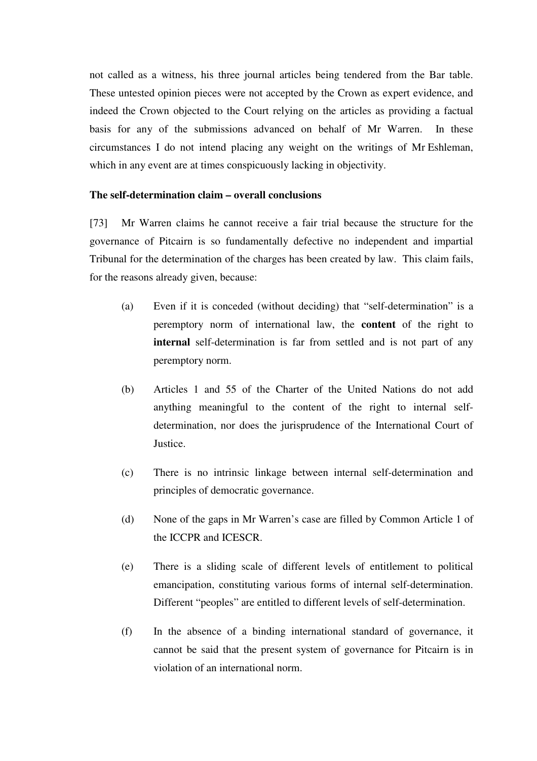not called as a witness, his three journal articles being tendered from the Bar table. These untested opinion pieces were not accepted by the Crown as expert evidence, and indeed the Crown objected to the Court relying on the articles as providing a factual basis for any of the submissions advanced on behalf of Mr Warren. In these circumstances I do not intend placing any weight on the writings of Mr Eshleman, which in any event are at times conspicuously lacking in objectivity.

**The self-determination claim – overall conclusions**

[73] Mr Warren claims he cannot receive a fair trial because the structure for the governance of Pitcairn is so fundamentally defective no independent and impartial Tribunal for the determination of the charges has been created by law. This claim fails, for the reasons already given, because:

(a) Even if it is conceded (without deciding) that "self-determination" is a peremptory norm of international law, the **content** of the right to **internal** self-determination is far from settled and is not part of any peremptory norm.

(b) Articles 1 and 55 of the Charter of the United Nations do not add anything meaningful to the content of the right to internal self-determination, nor does the jurisprudence of the International Court of Justice.

(c) There is no intrinsic linkage between internal self-determination and principles of democratic governance.

(d) None of the gaps in Mr Warren's case are filled by Common Article 1 of the ICCPR and ICESCR.

(e) There is a sliding scale of different levels of entitlement to political emancipation, constituting various forms of internal self-determination. Different "peoples" are entitled to different levels of self-determination.

(f) In the absence of a binding international standard of governance, it cannot be said that the present system of governance for Pitcairn is in violation of an international norm.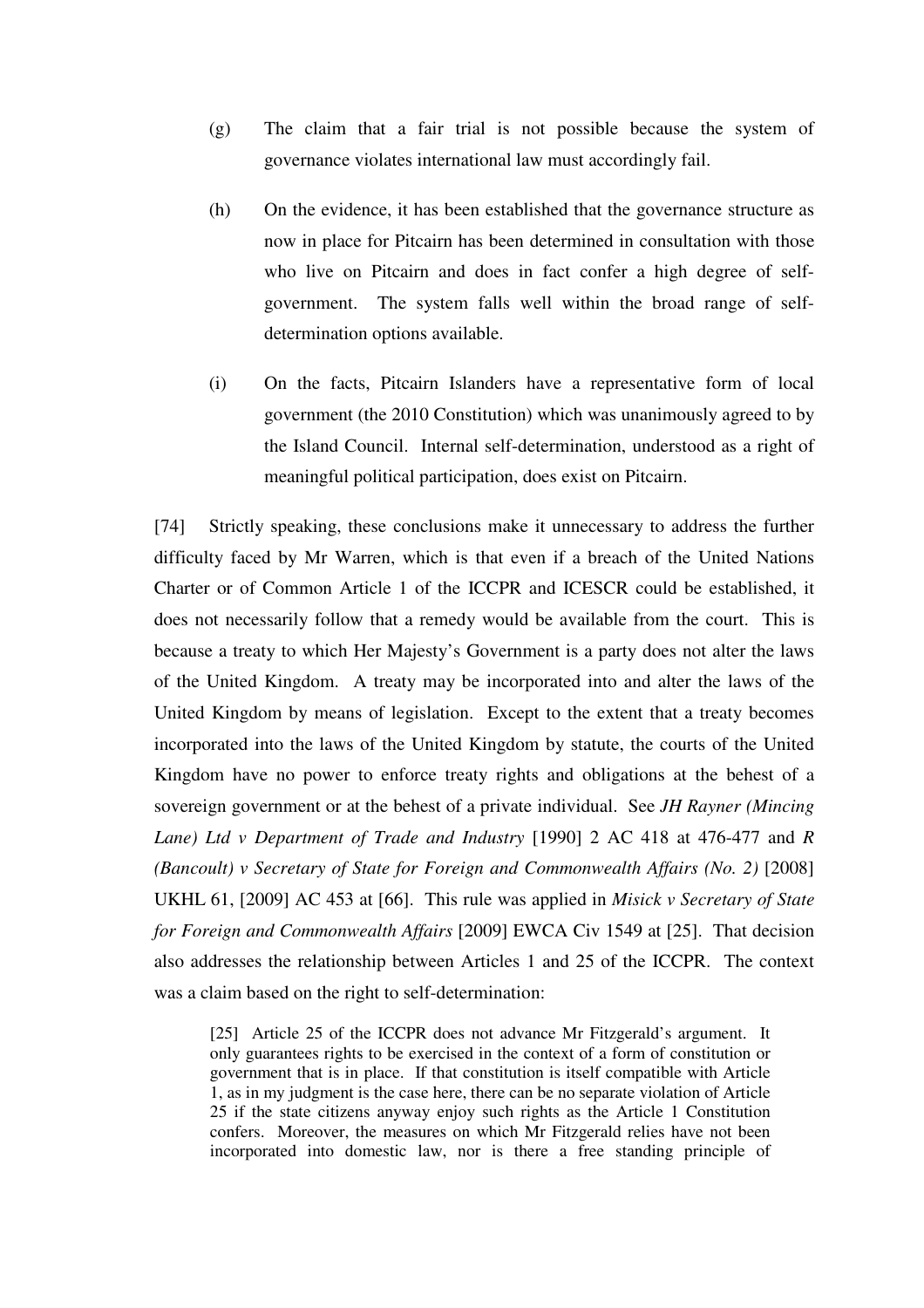(g) The claim that a fair trial is not possible because the system of governance violates international law must accordingly fail.

(h) On the evidence, it has been established that the governance structure as now in place for Pitcairn has been determined in consultation with those who live on Pitcairn and does in fact confer a high degree of self-government. The system falls well within the broad range of self-determination options available.

(i) On the facts, Pitcairn Islanders have a representative form of local government (the 2010 Constitution) which was unanimously agreed to by the Island Council. Internal self-determination, understood as a right of meaningful political participation, does exist on Pitcairn.

[74] Strictly speaking, these conclusions make it unnecessary to address the further difficulty faced by Mr Warren, which is that even if a breach of the United Nations Charter or of Common Article 1 of the ICCPR and ICESCR could be established, it does not necessarily follow that a remedy would be available from the court. This is because a treaty to which Her Majesty's Government is a party does not alter the laws of the United Kingdom. A treaty may be incorporated into and alter the laws of the United Kingdom by means of legislation. Except to the extent that a treaty becomes incorporated into the laws of the United Kingdom by statute, the courts of the United Kingdom have no power to enforce treaty rights and obligations at the behest of a sovereign government or at the behest of a private individual. See *JH Rayner (Mincing Lane) Ltd v Department of Trade and Industry* [1990] 2 AC 418 at 476-477 and *R (Bancoult) v Secretary of State for Foreign and Commonwealth Affairs (No. 2)* [2008] UKHL 61, [2009] AC 453 at [66]. This rule was applied in *Misick v Secretary of State for Foreign and Commonwealth Affairs* [2009] EWCA Civ 1549 at [25]. That decision also addresses the relationship between Articles 1 and 25 of the ICCPR. The context was a claim based on the right to self-determination:

> [25] Article 25 of the ICCPR does not advance Mr Fitzgerald's argument. It only guarantees rights to be exercised in the context of a form of constitution or government that is in place. If that constitution is itself compatible with Article 1, as in my judgment is the case here, there can be no separate violation of Article 25 if the state citizens anyway enjoy such rights as the Article 1 Constitution confers. Moreover, the measures on which Mr Fitzgerald relies have not been incorporated into domestic law, nor is there a free standing principle of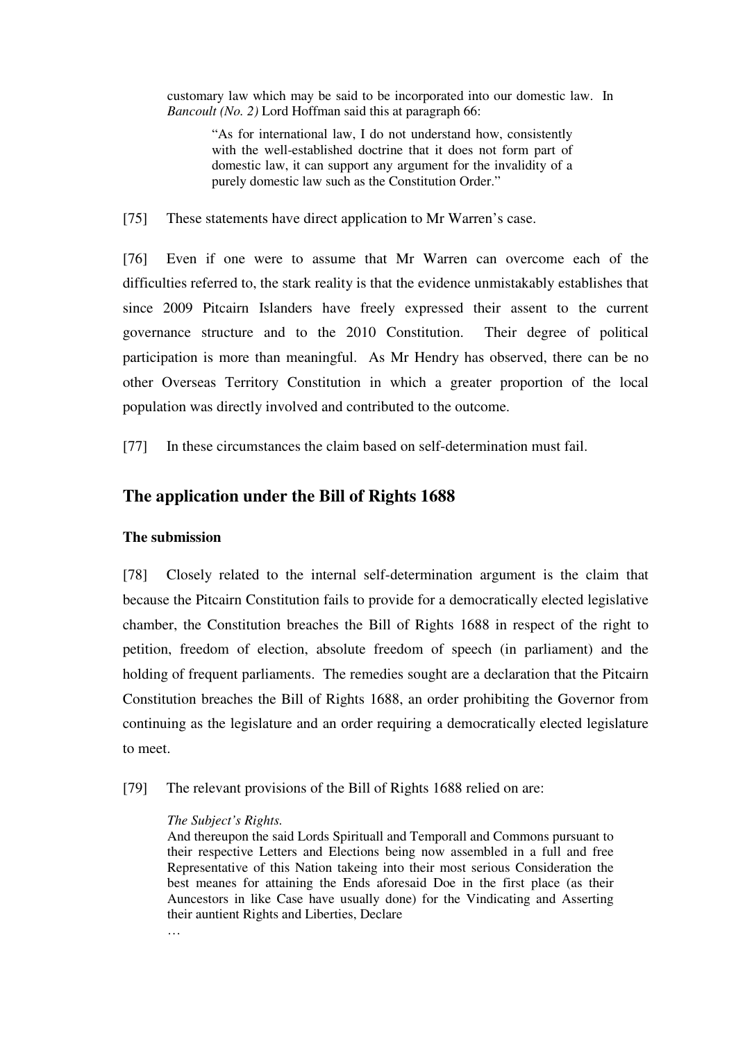customary law which may be said to be incorporated into our domestic law. In *Bancoult (No. 2)* Lord Hoffman said this at paragraph 66:

> "As for international law, I do not understand how, consistently with the well-established doctrine that it does not form part of domestic law, it can support any argument for the invalidity of a purely domestic law such as the Constitution Order."

[75] These statements have direct application to Mr Warren's case.

[76] Even if one were to assume that Mr Warren can overcome each of the difficulties referred to, the stark reality is that the evidence unmistakably establishes that since 2009 Pitcairn Islanders have freely expressed their assent to the current governance structure and to the 2010 Constitution. Their degree of political participation is more than meaningful. As Mr Hendry has observed, there can be no other Overseas Territory Constitution in which a greater proportion of the local population was directly involved and contributed to the outcome.

[77] In these circumstances the claim based on self-determination must fail.

## The application under the Bill of Rights 1688

### The submission

[78] Closely related to the internal self-determination argument is the claim that because the Pitcairn Constitution fails to provide for a democratically elected legislative chamber, the Constitution breaches the Bill of Rights 1688 in respect of the right to petition, freedom of election, absolute freedom of speech (in parliament) and the holding of frequent parliaments. The remedies sought are a declaration that the Pitcairn Constitution breaches the Bill of Rights 1688, an order prohibiting the Governor from continuing as the legislature and an order requiring a democratically elected legislature to meet.

[79] The relevant provisions of the Bill of Rights 1688 relied on are:

> *The Subject's Rights.*
> And thereupon the said Lords Spirituall and Temporall and Commons pursuant to their respective Letters and Elections being now assembled in a full and free Representative of this Nation takeing into their most serious Consideration the best meanes for attaining the Ends aforesaid Doe in the first place (as their Auncestors in like Case have usually done) for the Vindicating and Asserting their auntient Rights and Liberties, Declare
>
> …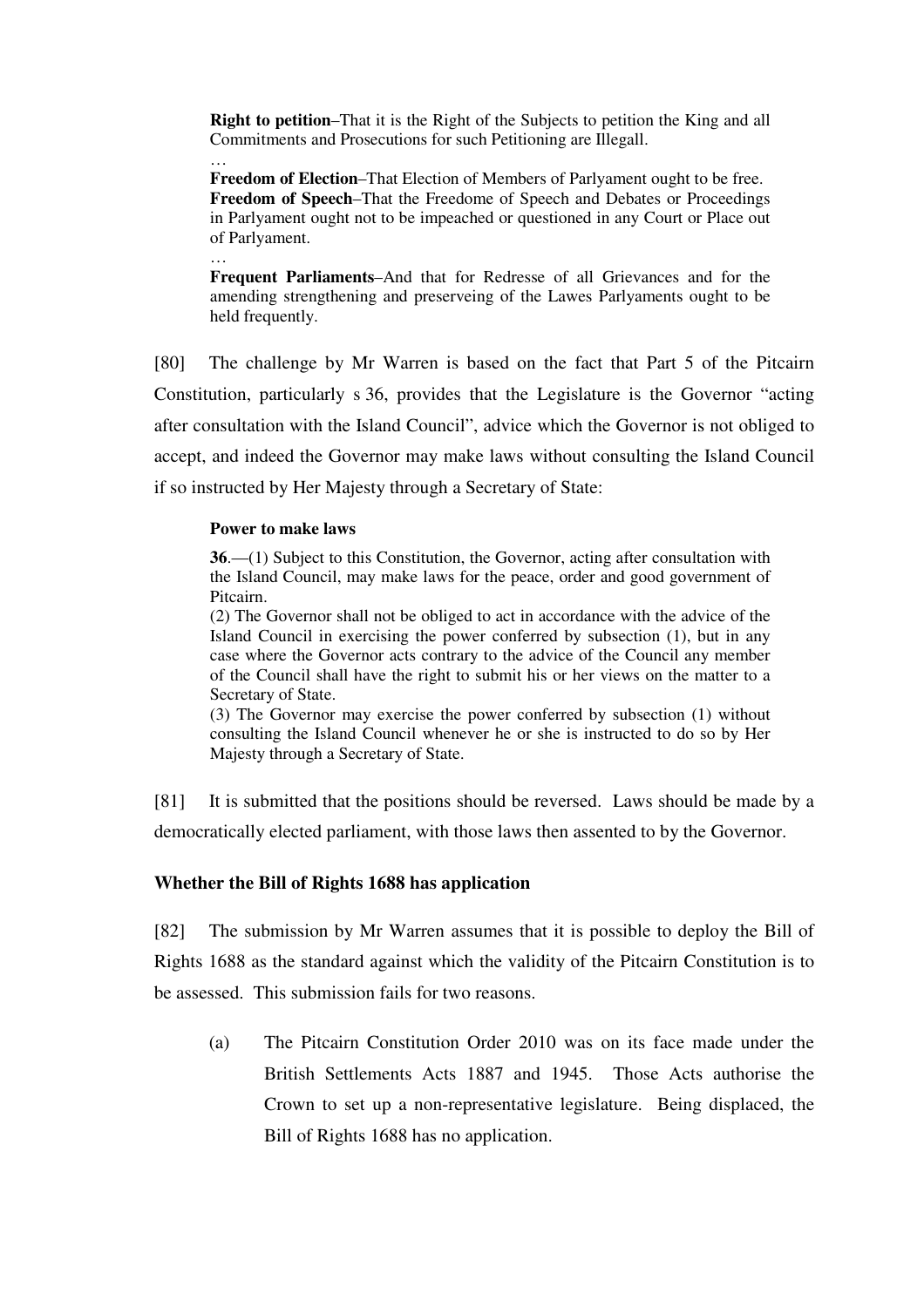> **Right to petition**–That it is the Right of the Subjects to petition the King and all Commitments and Prosecutions for such Petitioning are Illegall.
>
> …
>
> **Freedom of Election**–That Election of Members of Parlyament ought to be free.
>
> **Freedom of Speech**–That the Freedome of Speech and Debates or Proceedings in Parlyament ought not to be impeached or questioned in any Court or Place out of Parlyament.
>
> …
>
> **Frequent Parliaments**–And that for Redresse of all Grievances and for the amending strengthening and preserveing of the Lawes Parlyaments ought to be held frequently.

[80] The challenge by Mr Warren is based on the fact that Part 5 of the Pitcairn Constitution, particularly s 36, provides that the Legislature is the Governor "acting after consultation with the Island Council", advice which the Governor is not obliged to accept, and indeed the Governor may make laws without consulting the Island Council if so instructed by Her Majesty through a Secretary of State:

> **Power to make laws**
>
> **36**.—(1) Subject to this Constitution, the Governor, acting after consultation with the Island Council, may make laws for the peace, order and good government of Pitcairn.
>
> (2) The Governor shall not be obliged to act in accordance with the advice of the Island Council in exercising the power conferred by subsection (1), but in any case where the Governor acts contrary to the advice of the Council any member of the Council shall have the right to submit his or her views on the matter to a Secretary of State.
>
> (3) The Governor may exercise the power conferred by subsection (1) without consulting the Island Council whenever he or she is instructed to do so by Her Majesty through a Secretary of State.

[81] It is submitted that the positions should be reversed. Laws should be made by a democratically elected parliament, with those laws then assented to by the Governor.

### Whether the Bill of Rights 1688 has application

[82] The submission by Mr Warren assumes that it is possible to deploy the Bill of Rights 1688 as the standard against which the validity of the Pitcairn Constitution is to be assessed. This submission fails for two reasons.

(a) The Pitcairn Constitution Order 2010 was on its face made under the British Settlements Acts 1887 and 1945. Those Acts authorise the Crown to set up a non-representative legislature. Being displaced, the Bill of Rights 1688 has no application.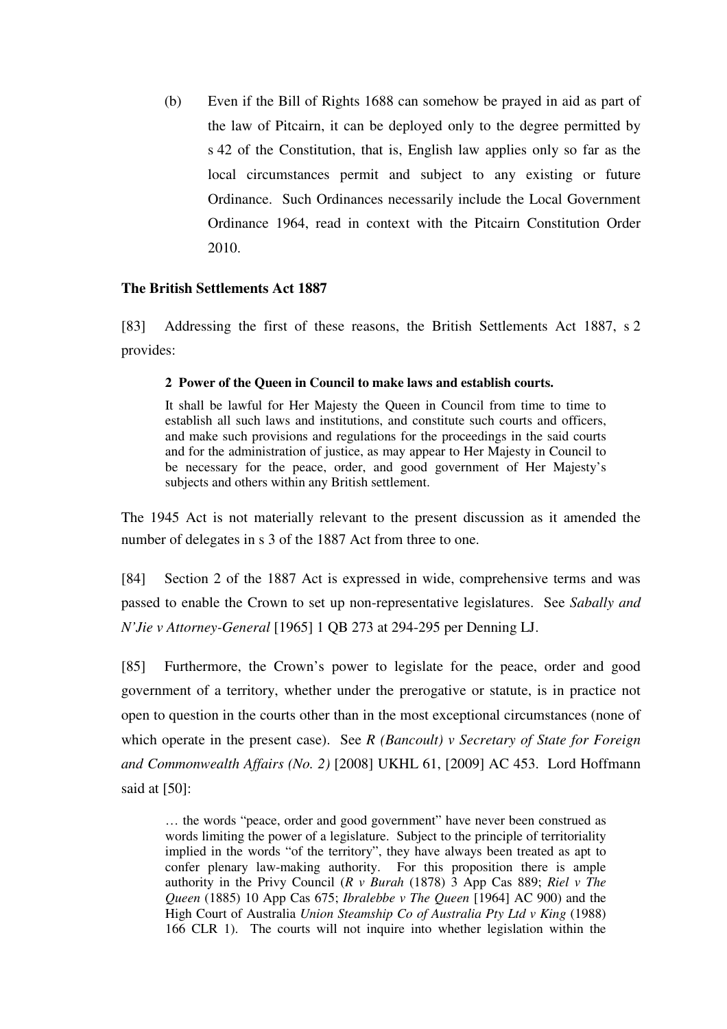(b) Even if the Bill of Rights 1688 can somehow be prayed in aid as part of the law of Pitcairn, it can be deployed only to the degree permitted by s 42 of the Constitution, that is, English law applies only so far as the local circumstances permit and subject to any existing or future Ordinance. Such Ordinances necessarily include the Local Government Ordinance 1964, read in context with the Pitcairn Constitution Order 2010.

**The British Settlements Act 1887**

[83] Addressing the first of these reasons, the British Settlements Act 1887, s 2 provides:

> **2 Power of the Queen in Council to make laws and establish courts.**
>
> It shall be lawful for Her Majesty the Queen in Council from time to time to establish all such laws and institutions, and constitute such courts and officers, and make such provisions and regulations for the proceedings in the said courts and for the administration of justice, as may appear to Her Majesty in Council to be necessary for the peace, order, and good government of Her Majesty's subjects and others within any British settlement.

The 1945 Act is not materially relevant to the present discussion as it amended the number of delegates in s 3 of the 1887 Act from three to one.

[84] Section 2 of the 1887 Act is expressed in wide, comprehensive terms and was passed to enable the Crown to set up non-representative legislatures. See *Sabally and N'Jie v Attorney-General* [1965] 1 QB 273 at 294-295 per Denning LJ.

[85] Furthermore, the Crown's power to legislate for the peace, order and good government of a territory, whether under the prerogative or statute, is in practice not open to question in the courts other than in the most exceptional circumstances (none of which operate in the present case). See *R (Bancoult) v Secretary of State for Foreign and Commonwealth Affairs (No. 2)* [2008] UKHL 61, [2009] AC 453. Lord Hoffmann said at [50]:

> … the words "peace, order and good government" have never been construed as words limiting the power of a legislature. Subject to the principle of territoriality implied in the words "of the territory", they have always been treated as apt to confer plenary law-making authority. For this proposition there is ample authority in the Privy Council (*R v Burah* (1878) 3 App Cas 889; *Riel v The Queen* (1885) 10 App Cas 675; *Ibralebbe v The Queen* [1964] AC 900) and the High Court of Australia *Union Steamship Co of Australia Pty Ltd v King* (1988) 166 CLR 1). The courts will not inquire into whether legislation within the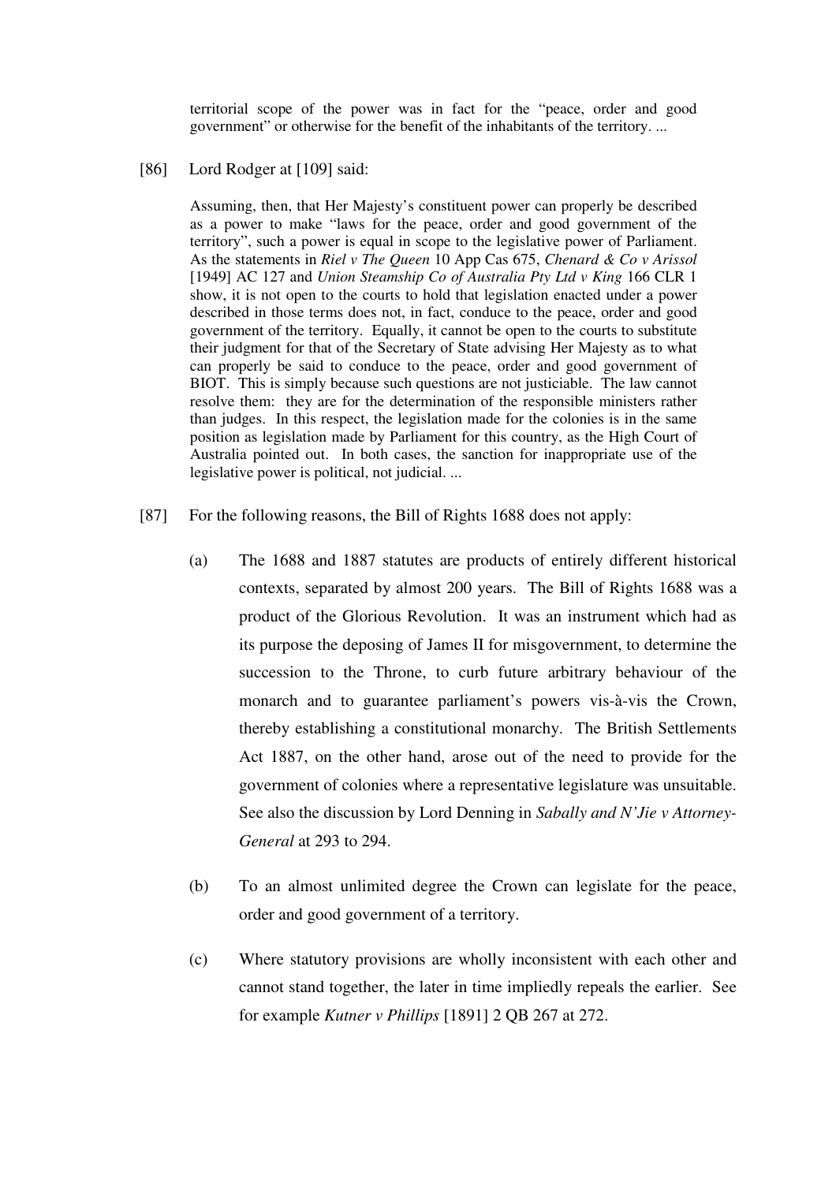> territorial scope of the power was in fact for the "peace, order and good government" or otherwise for the benefit of the inhabitants of the territory. ...

[86] Lord Rodger at [109] said:

> Assuming, then, that Her Majesty's constituent power can properly be described as a power to make "laws for the peace, order and good government of the territory", such a power is equal in scope to the legislative power of Parliament. As the statements in *Riel v The Queen* 10 App Cas 675, *Chenard & Co v Arissol* [1949] AC 127 and *Union Steamship Co of Australia Pty Ltd v King* 166 CLR 1 show, it is not open to the courts to hold that legislation enacted under a power described in those terms does not, in fact, conduce to the peace, order and good government of the territory. Equally, it cannot be open to the courts to substitute their judgment for that of the Secretary of State advising Her Majesty as to what can properly be said to conduce to the peace, order and good government of BIOT. This is simply because such questions are not justiciable. The law cannot resolve them: they are for the determination of the responsible ministers rather than judges. In this respect, the legislation made for the colonies is in the same position as legislation made by Parliament for this country, as the High Court of Australia pointed out. In both cases, the sanction for inappropriate use of the legislative power is political, not judicial. ...

[87] For the following reasons, the Bill of Rights 1688 does not apply:

(a) The 1688 and 1887 statutes are products of entirely different historical contexts, separated by almost 200 years. The Bill of Rights 1688 was a product of the Glorious Revolution. It was an instrument which had as its purpose the deposing of James II for misgovernment, to determine the succession to the Throne, to curb future arbitrary behaviour of the monarch and to guarantee parliament's powers vis-à-vis the Crown, thereby establishing a constitutional monarchy. The British Settlements Act 1887, on the other hand, arose out of the need to provide for the government of colonies where a representative legislature was unsuitable. See also the discussion by Lord Denning in *Sabally and N'Jie v Attorney-General* at 293 to 294.

(b) To an almost unlimited degree the Crown can legislate for the peace, order and good government of a territory.

(c) Where statutory provisions are wholly inconsistent with each other and cannot stand together, the later in time impliedly repeals the earlier. See for example *Kutner v Phillips* [1891] 2 QB 267 at 272.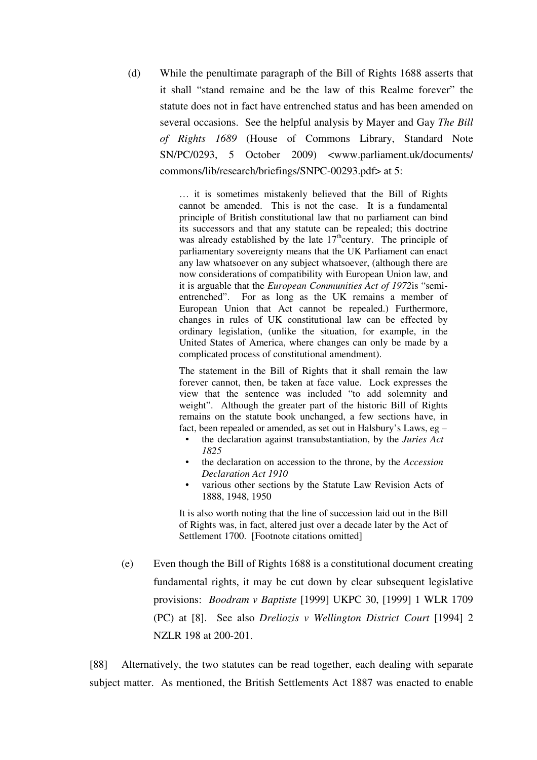(d) While the penultimate paragraph of the Bill of Rights 1688 asserts that it shall "stand remaine and be the law of this Realme forever" the statute does not in fact have entrenched status and has been amended on several occasions. See the helpful analysis by Mayer and Gay *The Bill of Rights 1689* (House of Commons Library, Standard Note SN/PC/0293, 5 October 2009) <www.parliament.uk/documents/commons/lib/research/briefings/SNPC-00293.pdf> at 5:

> … it is sometimes mistakenly believed that the Bill of Rights cannot be amended. This is not the case. It is a fundamental principle of British constitutional law that no parliament can bind its successors and that any statute can be repealed; this doctrine was already established by the late 17th century. The principle of parliamentary sovereignty means that the UK Parliament can enact any law whatsoever on any subject whatsoever, (although there are now considerations of compatibility with European Union law, and it is arguable that the *European Communities Act of 1972* is "semi-entrenched". For as long as the UK remains a member of European Union that Act cannot be repealed.) Furthermore, changes in rules of UK constitutional law can be effected by ordinary legislation, (unlike the situation, for example, in the United States of America, where changes can only be made by a complicated process of constitutional amendment).
>
> The statement in the Bill of Rights that it shall remain the law forever cannot, then, be taken at face value. Lock expresses the view that the sentence was included "to add solemnity and weight". Although the greater part of the historic Bill of Rights remains on the statute book unchanged, a few sections have, in fact, been repealed or amended, as set out in Halsbury's Laws, eg –
>
> - the declaration against transubstantiation, by the *Juries Act 1825*
> - the declaration on accession to the throne, by the *Accession Declaration Act 1910*
> - various other sections by the Statute Law Revision Acts of 1888, 1948, 1950
>
> It is also worth noting that the line of succession laid out in the Bill of Rights was, in fact, altered just over a decade later by the Act of Settlement 1700. [Footnote citations omitted]

(e) Even though the Bill of Rights 1688 is a constitutional document creating fundamental rights, it may be cut down by clear subsequent legislative provisions: *Boodram v Baptiste* [1999] UKPC 30, [1999] 1 WLR 1709 (PC) at [8]. See also *Dreliozis v Wellington District Court* [1994] 2 NZLR 198 at 200-201.

[88] Alternatively, the two statutes can be read together, each dealing with separate subject matter. As mentioned, the British Settlements Act 1887 was enacted to enable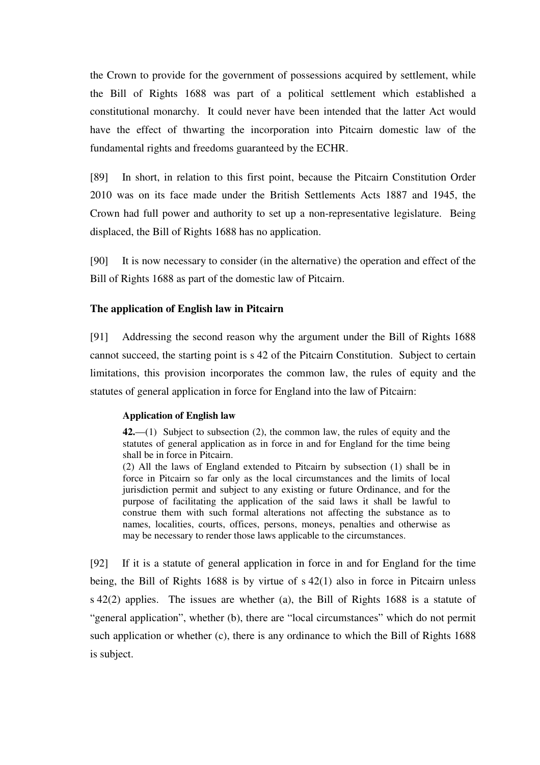the Crown to provide for the government of possessions acquired by settlement, while the Bill of Rights 1688 was part of a political settlement which established a constitutional monarchy. It could never have been intended that the latter Act would have the effect of thwarting the incorporation into Pitcairn domestic law of the fundamental rights and freedoms guaranteed by the ECHR.

[89] In short, in relation to this first point, because the Pitcairn Constitution Order 2010 was on its face made under the British Settlements Acts 1887 and 1945, the Crown had full power and authority to set up a non-representative legislature. Being displaced, the Bill of Rights 1688 has no application.

[90] It is now necessary to consider (in the alternative) the operation and effect of the Bill of Rights 1688 as part of the domestic law of Pitcairn.

### The application of English law in Pitcairn

[91] Addressing the second reason why the argument under the Bill of Rights 1688 cannot succeed, the starting point is s 42 of the Pitcairn Constitution. Subject to certain limitations, this provision incorporates the common law, the rules of equity and the statutes of general application in force for England into the law of Pitcairn:

> **Application of English law**
>
> **42.**—(1) Subject to subsection (2), the common law, the rules of equity and the statutes of general application as in force in and for England for the time being shall be in force in Pitcairn.
>
> (2) All the laws of England extended to Pitcairn by subsection (1) shall be in force in Pitcairn so far only as the local circumstances and the limits of local jurisdiction permit and subject to any existing or future Ordinance, and for the purpose of facilitating the application of the said laws it shall be lawful to construe them with such formal alterations not affecting the substance as to names, localities, courts, offices, persons, moneys, penalties and otherwise as may be necessary to render those laws applicable to the circumstances.

[92] If it is a statute of general application in force in and for England for the time being, the Bill of Rights 1688 is by virtue of s 42(1) also in force in Pitcairn unless s 42(2) applies. The issues are whether (a), the Bill of Rights 1688 is a statute of "general application", whether (b), there are "local circumstances" which do not permit such application or whether (c), there is any ordinance to which the Bill of Rights 1688 is subject.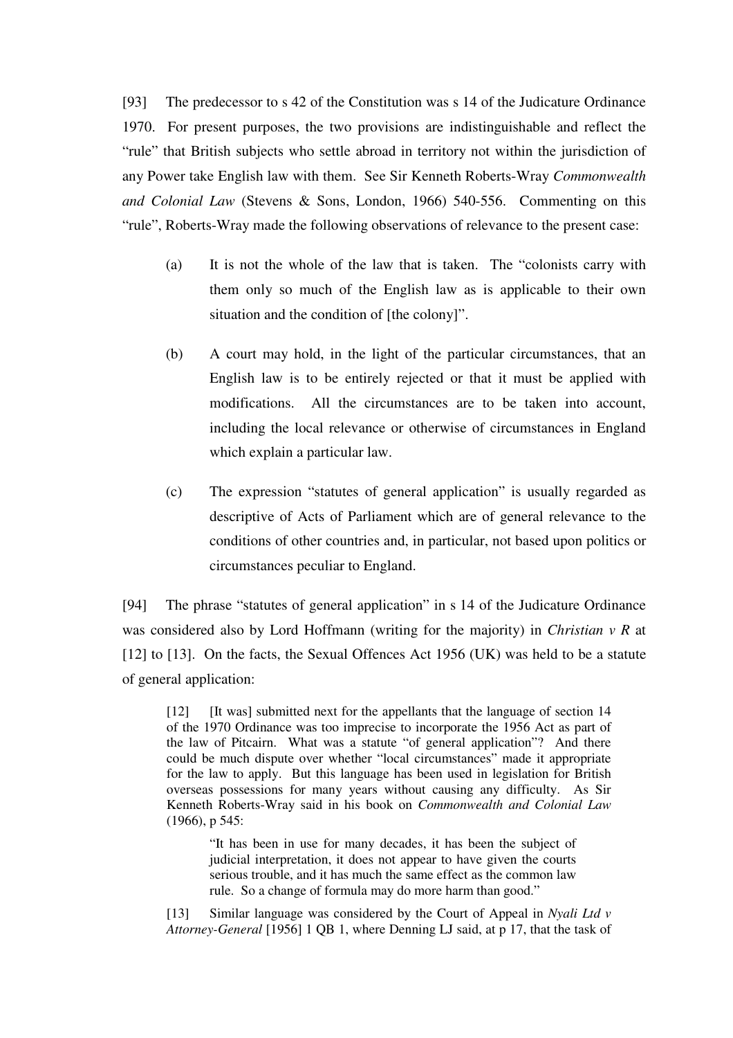[93] The predecessor to s 42 of the Constitution was s 14 of the Judicature Ordinance 1970. For present purposes, the two provisions are indistinguishable and reflect the "rule" that British subjects who settle abroad in territory not within the jurisdiction of any Power take English law with them. See Sir Kenneth Roberts-Wray *Commonwealth and Colonial Law* (Stevens & Sons, London, 1966) 540-556. Commenting on this "rule", Roberts-Wray made the following observations of relevance to the present case:

> (a) It is not the whole of the law that is taken. The "colonists carry with them only so much of the English law as is applicable to their own situation and the condition of [the colony]".
>
> (b) A court may hold, in the light of the particular circumstances, that an English law is to be entirely rejected or that it must be applied with modifications. All the circumstances are to be taken into account, including the local relevance or otherwise of circumstances in England which explain a particular law.
>
> (c) The expression "statutes of general application" is usually regarded as descriptive of Acts of Parliament which are of general relevance to the conditions of other countries and, in particular, not based upon politics or circumstances peculiar to England.

[94] The phrase "statutes of general application" in s 14 of the Judicature Ordinance was considered also by Lord Hoffmann (writing for the majority) in *Christian v R* at [12] to [13]. On the facts, the Sexual Offences Act 1956 (UK) was held to be a statute of general application:

> [12] [It was] submitted next for the appellants that the language of section 14 of the 1970 Ordinance was too imprecise to incorporate the 1956 Act as part of the law of Pitcairn. What was a statute "of general application"? And there could be much dispute over whether "local circumstances" made it appropriate for the law to apply. But this language has been used in legislation for British overseas possessions for many years without causing any difficulty. As Sir Kenneth Roberts-Wray said in his book on *Commonwealth and Colonial Law* (1966), p 545:
>
> > "It has been in use for many decades, it has been the subject of judicial interpretation, it does not appear to have given the courts serious trouble, and it has much the same effect as the common law rule. So a change of formula may do more harm than good."
>
> [13] Similar language was considered by the Court of Appeal in *Nyali Ltd v Attorney-General* [1956] 1 QB 1, where Denning LJ said, at p 17, that the task of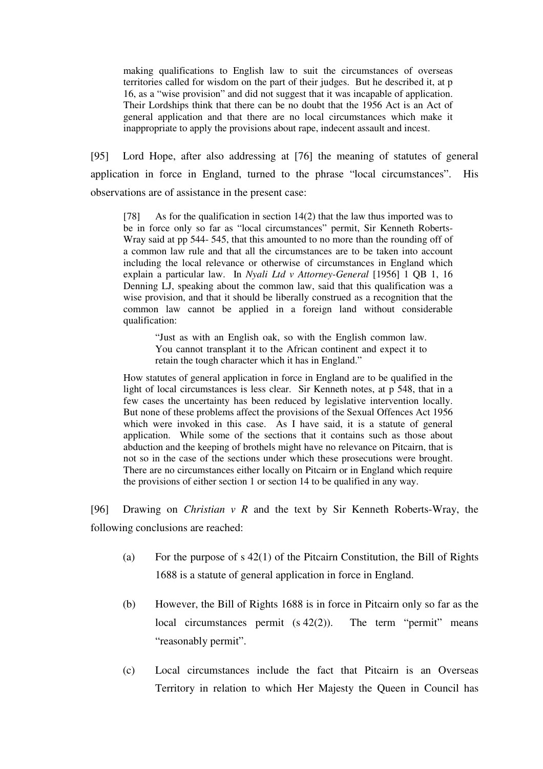> making qualifications to English law to suit the circumstances of overseas territories called for wisdom on the part of their judges. But he described it, at p 16, as a "wise provision" and did not suggest that it was incapable of application. Their Lordships think that there can be no doubt that the 1956 Act is an Act of general application and that there are no local circumstances which make it inappropriate to apply the provisions about rape, indecent assault and incest.

[95] Lord Hope, after also addressing at [76] the meaning of statutes of general application in force in England, turned to the phrase "local circumstances". His observations are of assistance in the present case:

> [78] As for the qualification in section 14(2) that the law thus imported was to be in force only so far as "local circumstances" permit, Sir Kenneth Roberts-Wray said at pp 544- 545, that this amounted to no more than the rounding off of a common law rule and that all the circumstances are to be taken into account including the local relevance or otherwise of circumstances in England which explain a particular law. In *Nyali Ltd v Attorney-General* [1956] 1 QB 1, 16 Denning LJ, speaking about the common law, said that this qualification was a wise provision, and that it should be liberally construed as a recognition that the common law cannot be applied in a foreign land without considerable qualification:
>
> > "Just as with an English oak, so with the English common law. You cannot transplant it to the African continent and expect it to retain the tough character which it has in England."
>
> How statutes of general application in force in England are to be qualified in the light of local circumstances is less clear. Sir Kenneth notes, at p 548, that in a few cases the uncertainty has been reduced by legislative intervention locally. But none of these problems affect the provisions of the Sexual Offences Act 1956 which were invoked in this case. As I have said, it is a statute of general application. While some of the sections that it contains such as those about abduction and the keeping of brothels might have no relevance on Pitcairn, that is not so in the case of the sections under which these prosecutions were brought. There are no circumstances either locally on Pitcairn or in England which require the provisions of either section 1 or section 14 to be qualified in any way.

[96] Drawing on *Christian v R* and the text by Sir Kenneth Roberts-Wray, the following conclusions are reached:

(a) For the purpose of s 42(1) of the Pitcairn Constitution, the Bill of Rights 1688 is a statute of general application in force in England.

(b) However, the Bill of Rights 1688 is in force in Pitcairn only so far as the local circumstances permit (s 42(2)). The term "permit" means "reasonably permit".

(c) Local circumstances include the fact that Pitcairn is an Overseas Territory in relation to which Her Majesty the Queen in Council has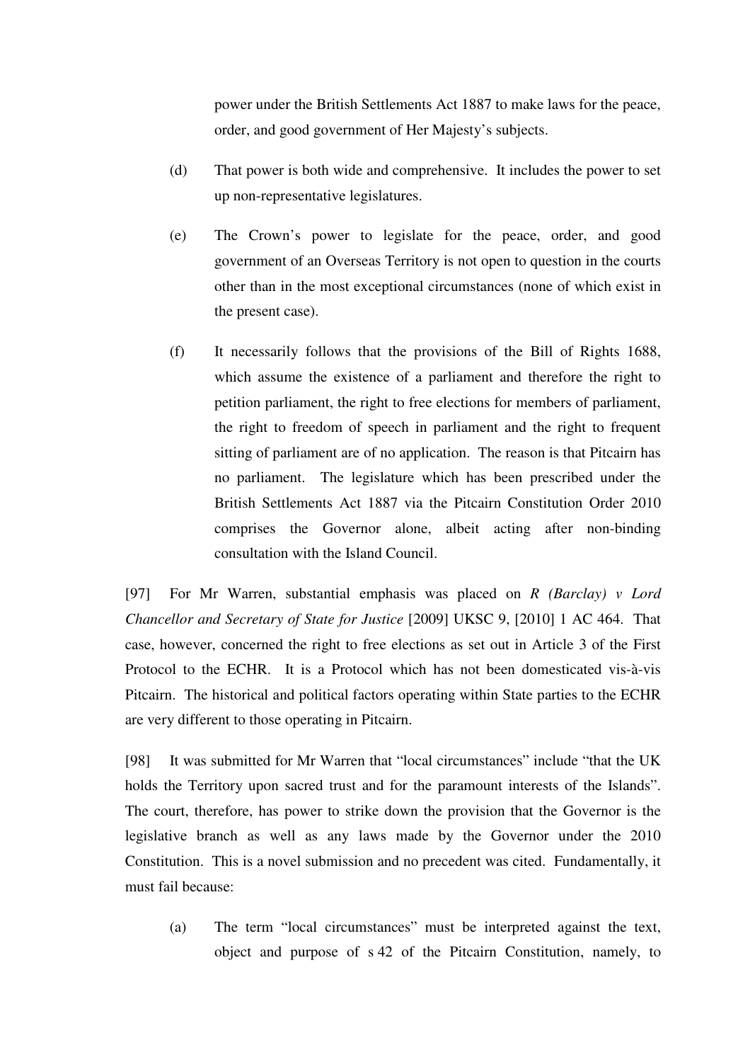power under the British Settlements Act 1887 to make laws for the peace, order, and good government of Her Majesty's subjects.

(d) That power is both wide and comprehensive. It includes the power to set up non-representative legislatures.

(e) The Crown's power to legislate for the peace, order, and good government of an Overseas Territory is not open to question in the courts other than in the most exceptional circumstances (none of which exist in the present case).

(f) It necessarily follows that the provisions of the Bill of Rights 1688, which assume the existence of a parliament and therefore the right to petition parliament, the right to free elections for members of parliament, the right to freedom of speech in parliament and the right to frequent sitting of parliament are of no application. The reason is that Pitcairn has no parliament. The legislature which has been prescribed under the British Settlements Act 1887 via the Pitcairn Constitution Order 2010 comprises the Governor alone, albeit acting after non-binding consultation with the Island Council.

[97] For Mr Warren, substantial emphasis was placed on *R (Barclay) v Lord Chancellor and Secretary of State for Justice* [2009] UKSC 9, [2010] 1 AC 464. That case, however, concerned the right to free elections as set out in Article 3 of the First Protocol to the ECHR. It is a Protocol which has not been domesticated vis-à-vis Pitcairn. The historical and political factors operating within State parties to the ECHR are very different to those operating in Pitcairn.

[98] It was submitted for Mr Warren that "local circumstances" include "that the UK holds the Territory upon sacred trust and for the paramount interests of the Islands". The court, therefore, has power to strike down the provision that the Governor is the legislative branch as well as any laws made by the Governor under the 2010 Constitution. This is a novel submission and no precedent was cited. Fundamentally, it must fail because:

(a) The term "local circumstances" must be interpreted against the text, object and purpose of s 42 of the Pitcairn Constitution, namely, to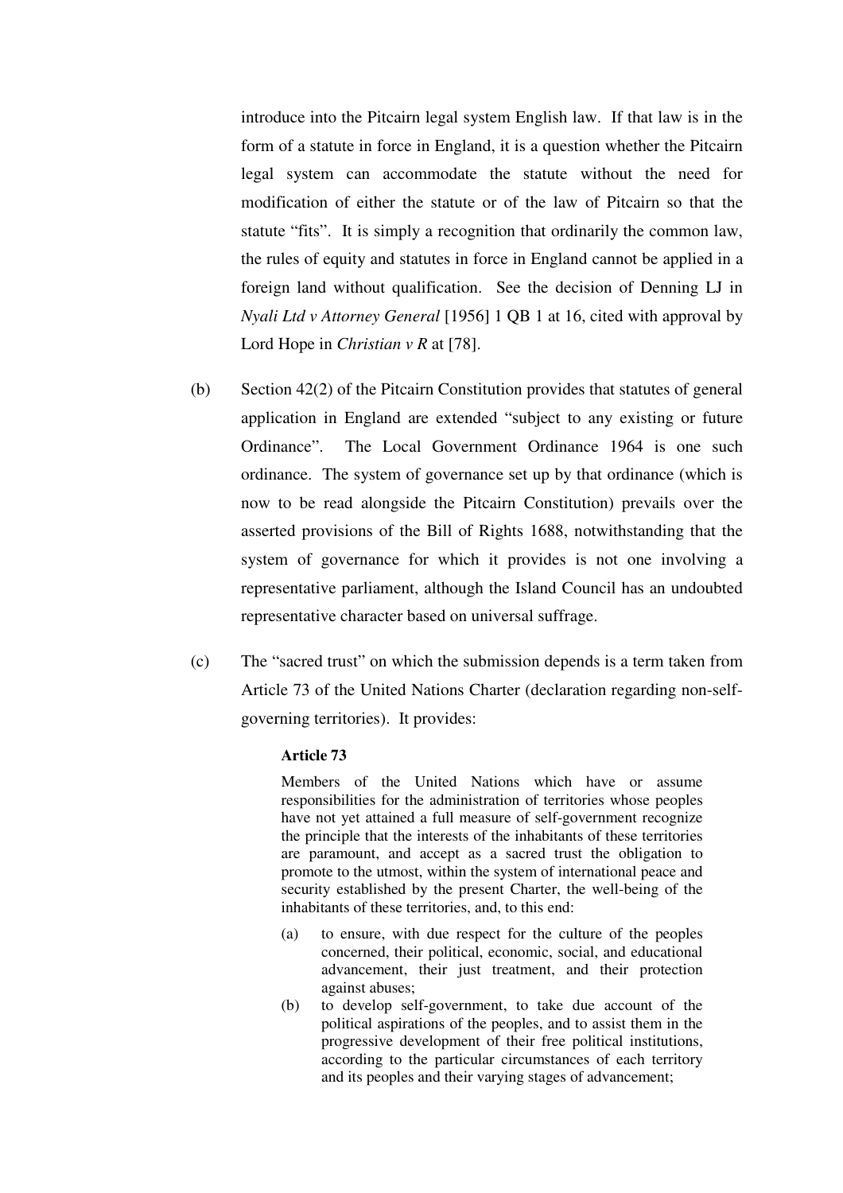introduce into the Pitcairn legal system English law. If that law is in the form of a statute in force in England, it is a question whether the Pitcairn legal system can accommodate the statute without the need for modification of either the statute or of the law of Pitcairn so that the statute "fits". It is simply a recognition that ordinarily the common law, the rules of equity and statutes in force in England cannot be applied in a foreign land without qualification. See the decision of Denning LJ in *Nyali Ltd v Attorney General* [1956] 1 QB 1 at 16, cited with approval by Lord Hope in *Christian v R* at [78].

(b) Section 42(2) of the Pitcairn Constitution provides that statutes of general application in England are extended "subject to any existing or future Ordinance". The Local Government Ordinance 1964 is one such ordinance. The system of governance set up by that ordinance (which is now to be read alongside the Pitcairn Constitution) prevails over the asserted provisions of the Bill of Rights 1688, notwithstanding that the system of governance for which it provides is not one involving a representative parliament, although the Island Council has an undoubted representative character based on universal suffrage.

(c) The "sacred trust" on which the submission depends is a term taken from Article 73 of the United Nations Charter (declaration regarding non-self-governing territories). It provides:

> **Article 73**
>
> Members of the United Nations which have or assume responsibilities for the administration of territories whose peoples have not yet attained a full measure of self-government recognize the principle that the interests of the inhabitants of these territories are paramount, and accept as a sacred trust the obligation to promote to the utmost, within the system of international peace and security established by the present Charter, the well-being of the inhabitants of these territories, and, to this end:
>
> (a) to ensure, with due respect for the culture of the peoples concerned, their political, economic, social, and educational advancement, their just treatment, and their protection against abuses;
>
> (b) to develop self-government, to take due account of the political aspirations of the peoples, and to assist them in the progressive development of their free political institutions, according to the particular circumstances of each territory and its peoples and their varying stages of advancement;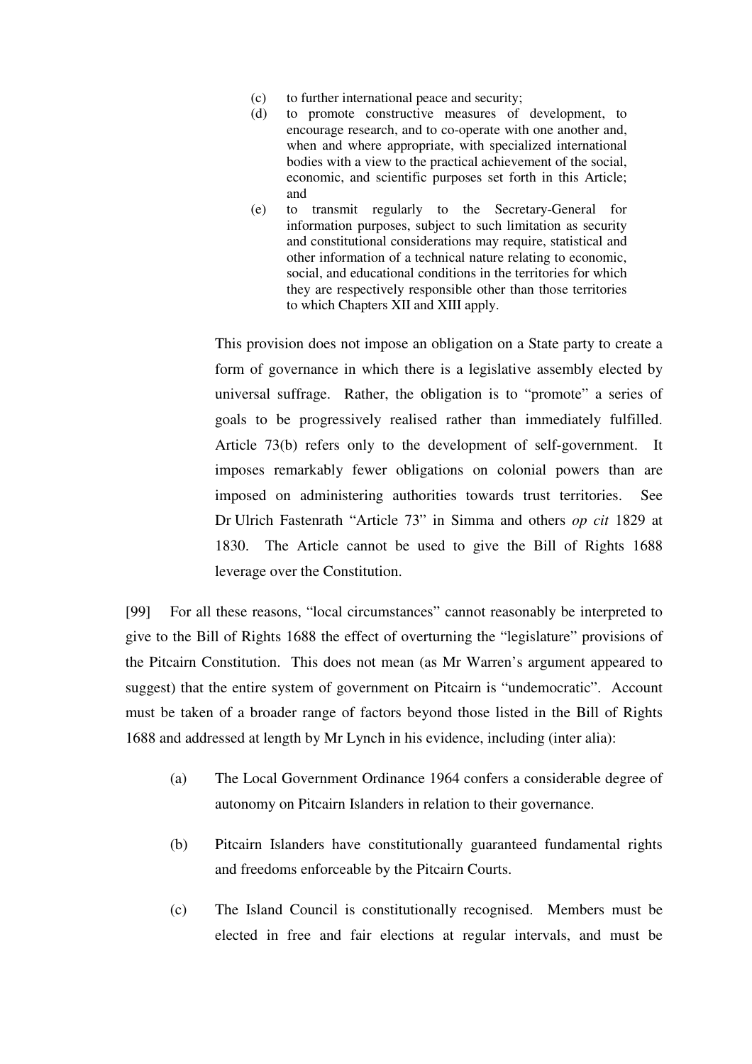> (c) to further international peace and security;
>
> (d) to promote constructive measures of development, to encourage research, and to co-operate with one another and, when and where appropriate, with specialized international bodies with a view to the practical achievement of the social, economic, and scientific purposes set forth in this Article; and
>
> (e) to transmit regularly to the Secretary-General for information purposes, subject to such limitation as security and constitutional considerations may require, statistical and other information of a technical nature relating to economic, social, and educational conditions in the territories for which they are respectively responsible other than those territories to which Chapters XII and XIII apply.

This provision does not impose an obligation on a State party to create a form of governance in which there is a legislative assembly elected by universal suffrage. Rather, the obligation is to "promote" a series of goals to be progressively realised rather than immediately fulfilled. Article 73(b) refers only to the development of self-government. It imposes remarkably fewer obligations on colonial powers than are imposed on administering authorities towards trust territories. See Dr Ulrich Fastenrath "Article 73" in Simma and others *op cit* 1829 at 1830. The Article cannot be used to give the Bill of Rights 1688 leverage over the Constitution.

[99] For all these reasons, "local circumstances" cannot reasonably be interpreted to give to the Bill of Rights 1688 the effect of overturning the "legislature" provisions of the Pitcairn Constitution. This does not mean (as Mr Warren's argument appeared to suggest) that the entire system of government on Pitcairn is "undemocratic". Account must be taken of a broader range of factors beyond those listed in the Bill of Rights 1688 and addressed at length by Mr Lynch in his evidence, including (inter alia):

(a) The Local Government Ordinance 1964 confers a considerable degree of autonomy on Pitcairn Islanders in relation to their governance.

(b) Pitcairn Islanders have constitutionally guaranteed fundamental rights and freedoms enforceable by the Pitcairn Courts.

(c) The Island Council is constitutionally recognised. Members must be elected in free and fair elections at regular intervals, and must be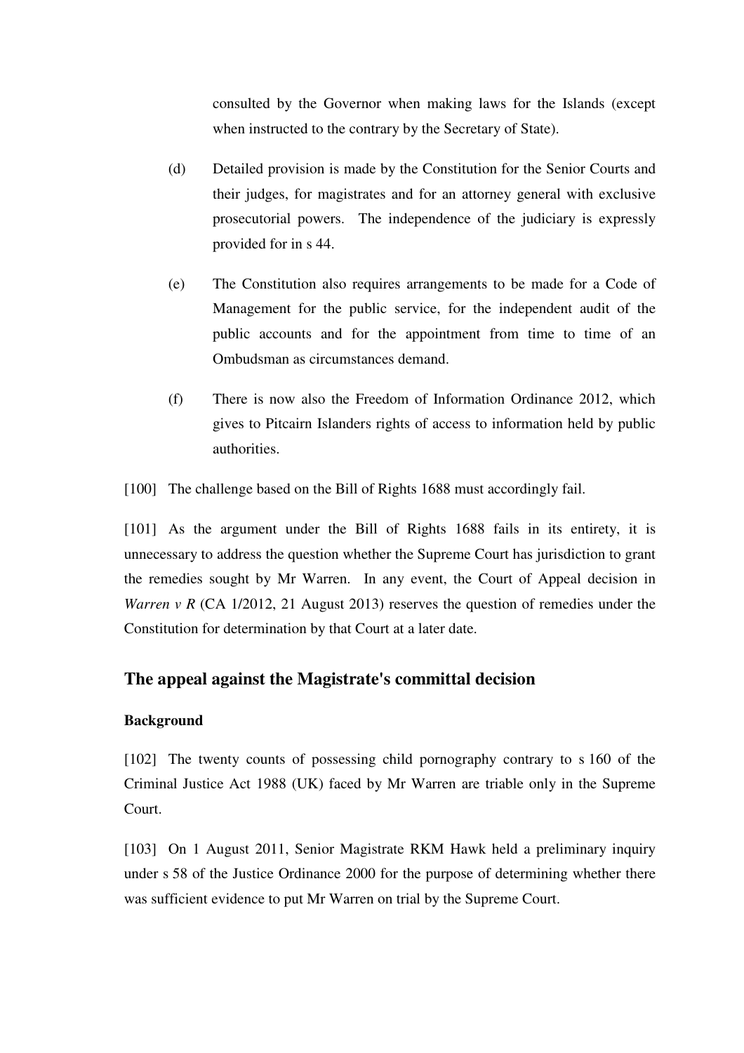consulted by the Governor when making laws for the Islands (except when instructed to the contrary by the Secretary of State).

(d) Detailed provision is made by the Constitution for the Senior Courts and their judges, for magistrates and for an attorney general with exclusive prosecutorial powers. The independence of the judiciary is expressly provided for in s 44.

(e) The Constitution also requires arrangements to be made for a Code of Management for the public service, for the independent audit of the public accounts and for the appointment from time to time of an Ombudsman as circumstances demand.

(f) There is now also the Freedom of Information Ordinance 2012, which gives to Pitcairn Islanders rights of access to information held by public authorities.

[100] The challenge based on the Bill of Rights 1688 must accordingly fail.

[101] As the argument under the Bill of Rights 1688 fails in its entirety, it is unnecessary to address the question whether the Supreme Court has jurisdiction to grant the remedies sought by Mr Warren. In any event, the Court of Appeal decision in *Warren v R* (CA 1/2012, 21 August 2013) reserves the question of remedies under the Constitution for determination by that Court at a later date.

## The appeal against the Magistrate's committal decision

### Background

[102] The twenty counts of possessing child pornography contrary to s 160 of the Criminal Justice Act 1988 (UK) faced by Mr Warren are triable only in the Supreme Court.

[103] On 1 August 2011, Senior Magistrate RKM Hawk held a preliminary inquiry under s 58 of the Justice Ordinance 2000 for the purpose of determining whether there was sufficient evidence to put Mr Warren on trial by the Supreme Court.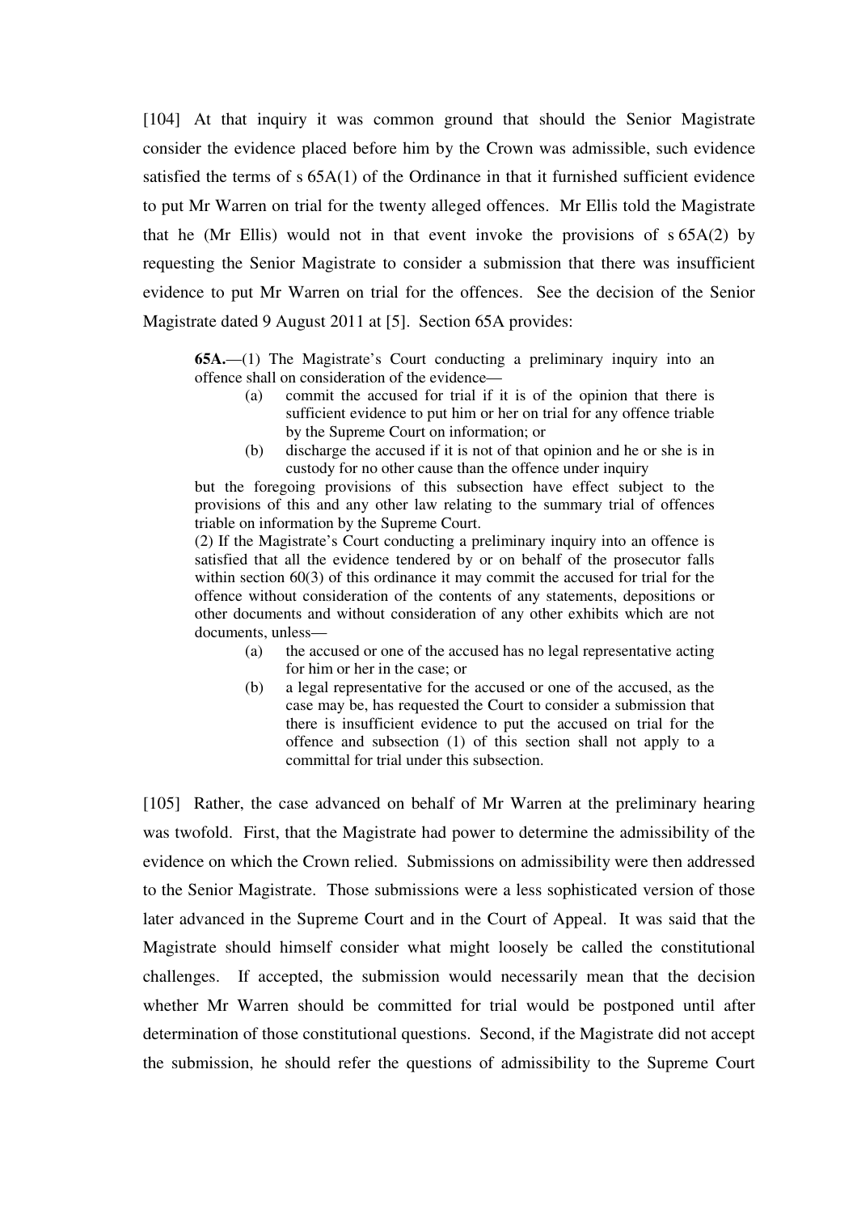[104] At that inquiry it was common ground that should the Senior Magistrate consider the evidence placed before him by the Crown was admissible, such evidence satisfied the terms of s 65A(1) of the Ordinance in that it furnished sufficient evidence to put Mr Warren on trial for the twenty alleged offences. Mr Ellis told the Magistrate that he (Mr Ellis) would not in that event invoke the provisions of s 65A(2) by requesting the Senior Magistrate to consider a submission that there was insufficient evidence to put Mr Warren on trial for the offences. See the decision of the Senior Magistrate dated 9 August 2011 at [5]. Section 65A provides:

> **65A.**—(1) The Magistrate's Court conducting a preliminary inquiry into an offence shall on consideration of the evidence—
>
> (a) commit the accused for trial if it is of the opinion that there is sufficient evidence to put him or her on trial for any offence triable by the Supreme Court on information; or
>
> (b) discharge the accused if it is not of that opinion and he or she is in custody for no other cause than the offence under inquiry
>
> but the foregoing provisions of this subsection have effect subject to the provisions of this and any other law relating to the summary trial of offences triable on information by the Supreme Court.
>
> (2) If the Magistrate's Court conducting a preliminary inquiry into an offence is satisfied that all the evidence tendered by or on behalf of the prosecutor falls within section 60(3) of this ordinance it may commit the accused for trial for the offence without consideration of the contents of any statements, depositions or other documents and without consideration of any other exhibits which are not documents, unless—
>
> (a) the accused or one of the accused has no legal representative acting for him or her in the case; or
>
> (b) a legal representative for the accused or one of the accused, as the case may be, has requested the Court to consider a submission that there is insufficient evidence to put the accused on trial for the offence and subsection (1) of this section shall not apply to a committal for trial under this subsection.

[105] Rather, the case advanced on behalf of Mr Warren at the preliminary hearing was twofold. First, that the Magistrate had power to determine the admissibility of the evidence on which the Crown relied. Submissions on admissibility were then addressed to the Senior Magistrate. Those submissions were a less sophisticated version of those later advanced in the Supreme Court and in the Court of Appeal. It was said that the Magistrate should himself consider what might loosely be called the constitutional challenges. If accepted, the submission would necessarily mean that the decision whether Mr Warren should be committed for trial would be postponed until after determination of those constitutional questions. Second, if the Magistrate did not accept the submission, he should refer the questions of admissibility to the Supreme Court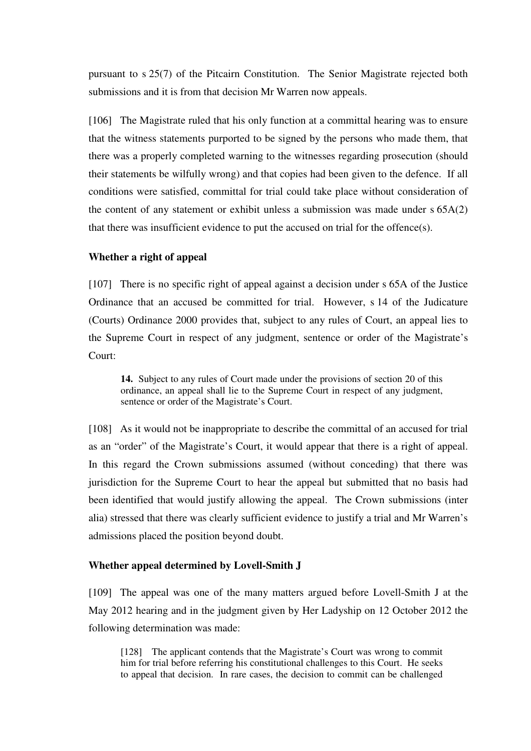pursuant to s 25(7) of the Pitcairn Constitution. The Senior Magistrate rejected both submissions and it is from that decision Mr Warren now appeals.

[106] The Magistrate ruled that his only function at a committal hearing was to ensure that the witness statements purported to be signed by the persons who made them, that there was a properly completed warning to the witnesses regarding prosecution (should their statements be wilfully wrong) and that copies had been given to the defence. If all conditions were satisfied, committal for trial could take place without consideration of the content of any statement or exhibit unless a submission was made under s 65A(2) that there was insufficient evidence to put the accused on trial for the offence(s).

### Whether a right of appeal

[107] There is no specific right of appeal against a decision under s 65A of the Justice Ordinance that an accused be committed for trial. However, s 14 of the Judicature (Courts) Ordinance 2000 provides that, subject to any rules of Court, an appeal lies to the Supreme Court in respect of any judgment, sentence or order of the Magistrate's Court:

> **14.** Subject to any rules of Court made under the provisions of section 20 of this ordinance, an appeal shall lie to the Supreme Court in respect of any judgment, sentence or order of the Magistrate's Court.

[108] As it would not be inappropriate to describe the committal of an accused for trial as an "order" of the Magistrate's Court, it would appear that there is a right of appeal. In this regard the Crown submissions assumed (without conceding) that there was jurisdiction for the Supreme Court to hear the appeal but submitted that no basis had been identified that would justify allowing the appeal. The Crown submissions (inter alia) stressed that there was clearly sufficient evidence to justify a trial and Mr Warren's admissions placed the position beyond doubt.

### Whether appeal determined by Lovell-Smith J

[109] The appeal was one of the many matters argued before Lovell-Smith J at the May 2012 hearing and in the judgment given by Her Ladyship on 12 October 2012 the following determination was made:

> [128] The applicant contends that the Magistrate's Court was wrong to commit him for trial before referring his constitutional challenges to this Court. He seeks to appeal that decision. In rare cases, the decision to commit can be challenged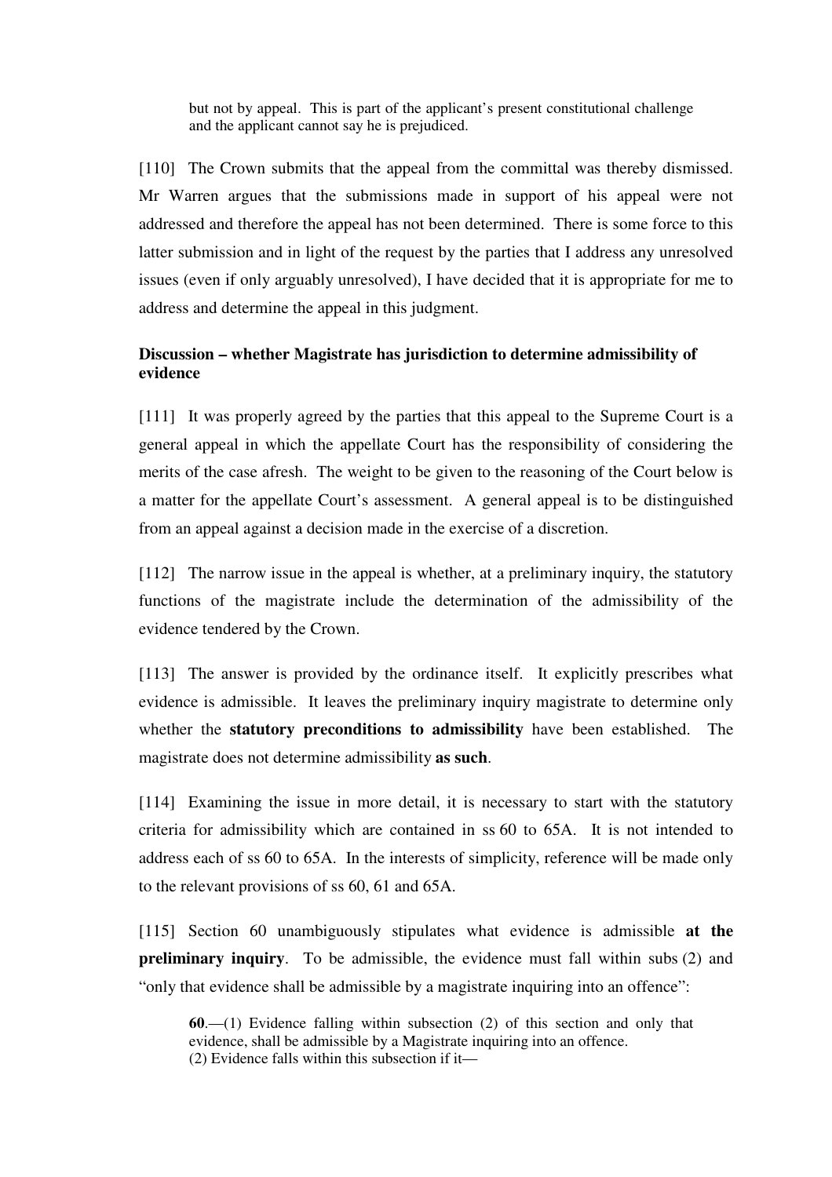> but not by appeal. This is part of the applicant's present constitutional challenge and the applicant cannot say he is prejudiced.

[110] The Crown submits that the appeal from the committal was thereby dismissed. Mr Warren argues that the submissions made in support of his appeal were not addressed and therefore the appeal has not been determined. There is some force to this latter submission and in light of the request by the parties that I address any unresolved issues (even if only arguably unresolved), I have decided that it is appropriate for me to address and determine the appeal in this judgment.

**Discussion – whether Magistrate has jurisdiction to determine admissibility of evidence**

[111] It was properly agreed by the parties that this appeal to the Supreme Court is a general appeal in which the appellate Court has the responsibility of considering the merits of the case afresh. The weight to be given to the reasoning of the Court below is a matter for the appellate Court's assessment. A general appeal is to be distinguished from an appeal against a decision made in the exercise of a discretion.

[112] The narrow issue in the appeal is whether, at a preliminary inquiry, the statutory functions of the magistrate include the determination of the admissibility of the evidence tendered by the Crown.

[113] The answer is provided by the ordinance itself. It explicitly prescribes what evidence is admissible. It leaves the preliminary inquiry magistrate to determine only whether the **statutory preconditions to admissibility** have been established. The magistrate does not determine admissibility **as such**.

[114] Examining the issue in more detail, it is necessary to start with the statutory criteria for admissibility which are contained in ss 60 to 65A. It is not intended to address each of ss 60 to 65A. In the interests of simplicity, reference will be made only to the relevant provisions of ss 60, 61 and 65A.

[115] Section 60 unambiguously stipulates what evidence is admissible **at the preliminary inquiry**. To be admissible, the evidence must fall within subs (2) and "only that evidence shall be admissible by a magistrate inquiring into an offence":

> **60**.—(1) Evidence falling within subsection (2) of this section and only that evidence, shall be admissible by a Magistrate inquiring into an offence.
> (2) Evidence falls within this subsection if it—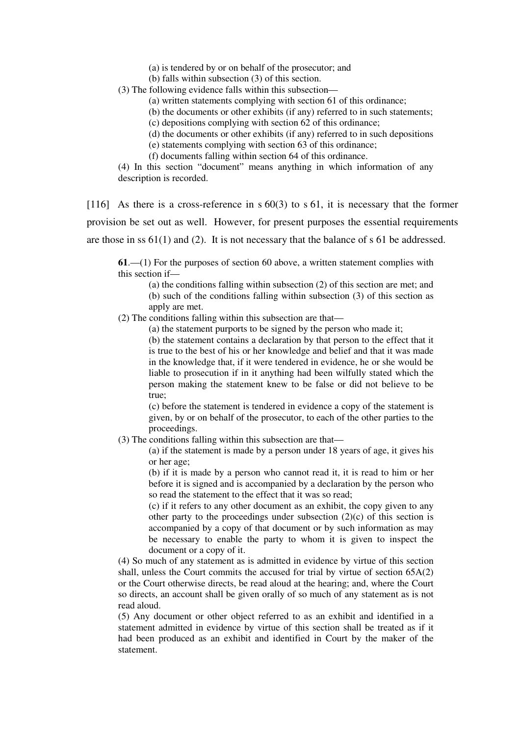(a) is tendered by or on behalf of the prosecutor; and

(b) falls within subsection (3) of this section.

(3) The following evidence falls within this subsection—

(a) written statements complying with section 61 of this ordinance;

(b) the documents or other exhibits (if any) referred to in such statements;

(c) depositions complying with section 62 of this ordinance;

(d) the documents or other exhibits (if any) referred to in such depositions

(e) statements complying with section 63 of this ordinance;

(f) documents falling within section 64 of this ordinance.

(4) In this section "document" means anything in which information of any description is recorded.

[116] As there is a cross-reference in s 60(3) to s 61, it is necessary that the former provision be set out as well. However, for present purposes the essential requirements are those in ss 61(1) and (2). It is not necessary that the balance of s 61 be addressed.

**61**.—(1) For the purposes of section 60 above, a written statement complies with this section if—

(a) the conditions falling within subsection (2) of this section are met; and

(b) such of the conditions falling within subsection (3) of this section as apply are met.

(2) The conditions falling within this subsection are that—

(a) the statement purports to be signed by the person who made it;

(b) the statement contains a declaration by that person to the effect that it is true to the best of his or her knowledge and belief and that it was made in the knowledge that, if it were tendered in evidence, he or she would be liable to prosecution if in it anything had been wilfully stated which the person making the statement knew to be false or did not believe to be true;

(c) before the statement is tendered in evidence a copy of the statement is given, by or on behalf of the prosecutor, to each of the other parties to the proceedings.

(3) The conditions falling within this subsection are that—

(a) if the statement is made by a person under 18 years of age, it gives his or her age;

(b) if it is made by a person who cannot read it, it is read to him or her before it is signed and is accompanied by a declaration by the person who so read the statement to the effect that it was so read;

(c) if it refers to any other document as an exhibit, the copy given to any other party to the proceedings under subsection (2)(c) of this section is accompanied by a copy of that document or by such information as may be necessary to enable the party to whom it is given to inspect the document or a copy of it.

(4) So much of any statement as is admitted in evidence by virtue of this section shall, unless the Court commits the accused for trial by virtue of section 65A(2) or the Court otherwise directs, be read aloud at the hearing; and, where the Court so directs, an account shall be given orally of so much of any statement as is not read aloud.

(5) Any document or other object referred to as an exhibit and identified in a statement admitted in evidence by virtue of this section shall be treated as if it had been produced as an exhibit and identified in Court by the maker of the statement.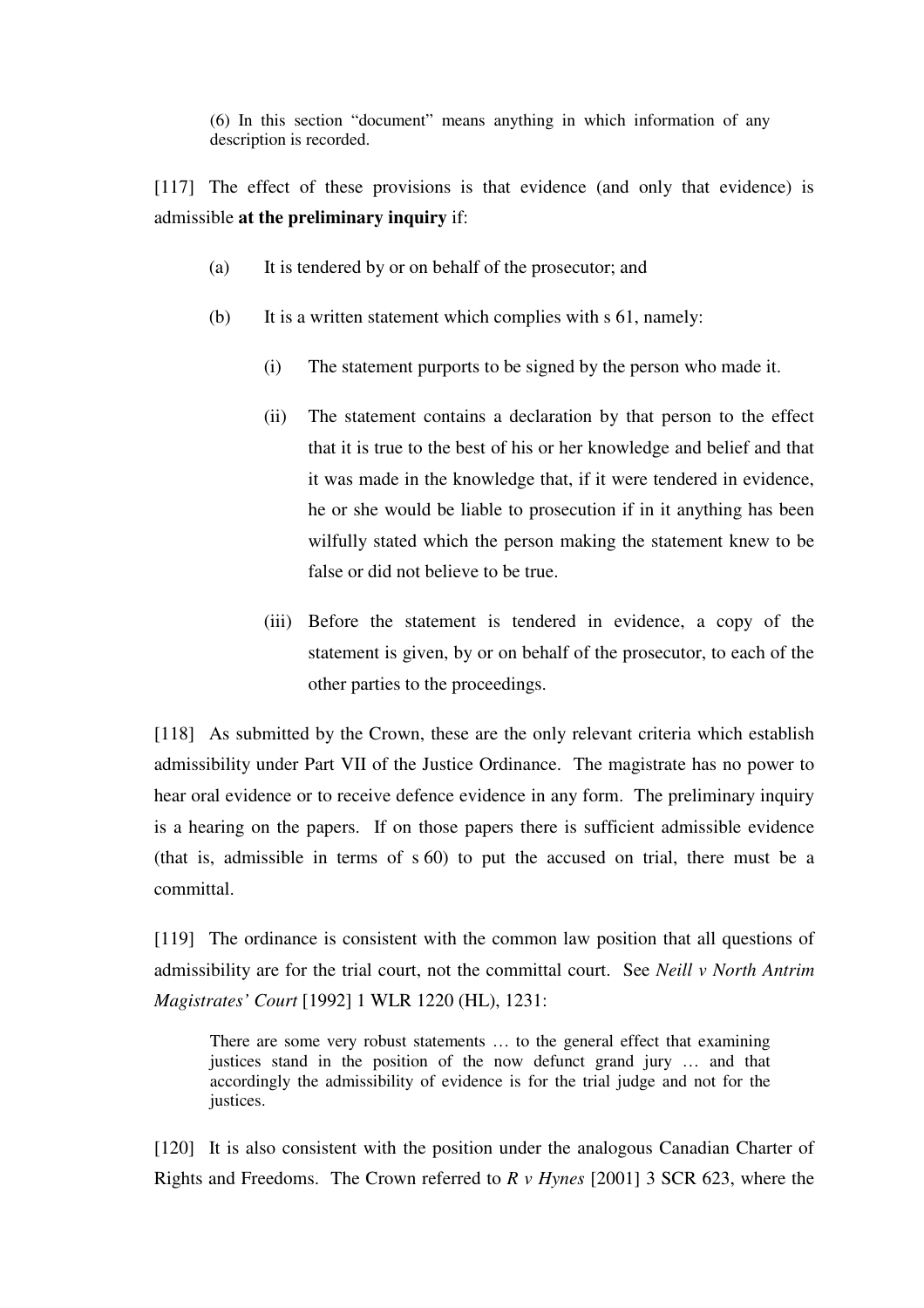> (6) In this section "document" means anything in which information of any description is recorded.

[117] The effect of these provisions is that evidence (and only that evidence) is admissible **at the preliminary inquiry** if:

(a) It is tendered by or on behalf of the prosecutor; and

(b) It is a written statement which complies with s 61, namely:

   (i) The statement purports to be signed by the person who made it.

   (ii) The statement contains a declaration by that person to the effect that it is true to the best of his or her knowledge and belief and that it was made in the knowledge that, if it were tendered in evidence, he or she would be liable to prosecution if in it anything has been wilfully stated which the person making the statement knew to be false or did not believe to be true.

   (iii) Before the statement is tendered in evidence, a copy of the statement is given, by or on behalf of the prosecutor, to each of the other parties to the proceedings.

[118] As submitted by the Crown, these are the only relevant criteria which establish admissibility under Part VII of the Justice Ordinance. The magistrate has no power to hear oral evidence or to receive defence evidence in any form. The preliminary inquiry is a hearing on the papers. If on those papers there is sufficient admissible evidence (that is, admissible in terms of s 60) to put the accused on trial, there must be a committal.

[119] The ordinance is consistent with the common law position that all questions of admissibility are for the trial court, not the committal court. See *Neill v North Antrim Magistrates' Court* [1992] 1 WLR 1220 (HL), 1231:

> There are some very robust statements … to the general effect that examining justices stand in the position of the now defunct grand jury … and that accordingly the admissibility of evidence is for the trial judge and not for the justices.

[120] It is also consistent with the position under the analogous Canadian Charter of Rights and Freedoms. The Crown referred to *R v Hynes* [2001] 3 SCR 623, where the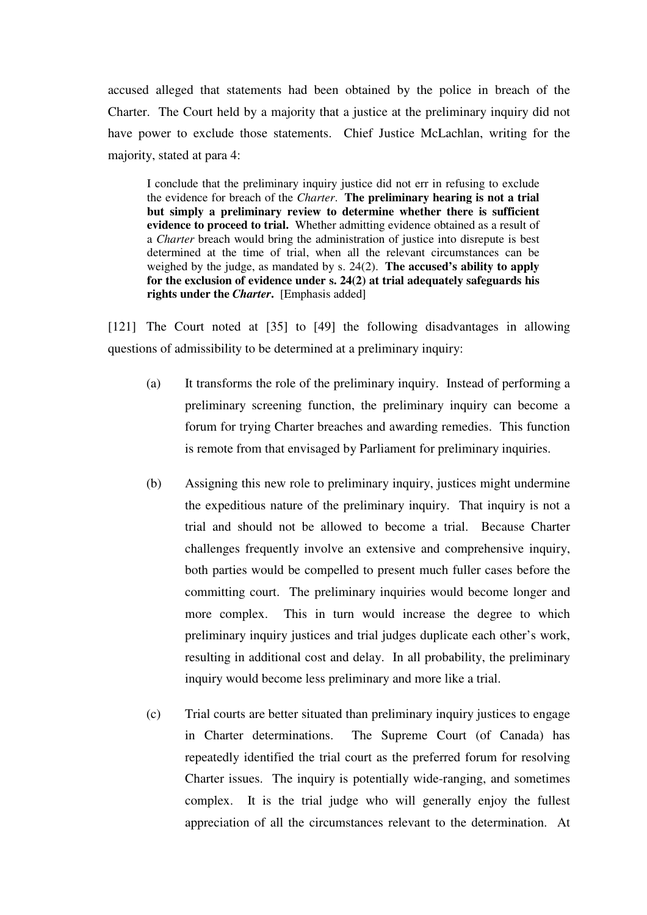accused alleged that statements had been obtained by the police in breach of the Charter. The Court held by a majority that a justice at the preliminary inquiry did not have power to exclude those statements. Chief Justice McLachlan, writing for the majority, stated at para 4:

> I conclude that the preliminary inquiry justice did not err in refusing to exclude the evidence for breach of the *Charter*. **The preliminary hearing is not a trial but simply a preliminary review to determine whether there is sufficient evidence to proceed to trial.** Whether admitting evidence obtained as a result of a *Charter* breach would bring the administration of justice into disrepute is best determined at the time of trial, when all the relevant circumstances can be weighed by the judge, as mandated by s. 24(2). **The accused's ability to apply for the exclusion of evidence under s. 24(2) at trial adequately safeguards his rights under the *Charter*.** [Emphasis added]

[121] The Court noted at [35] to [49] the following disadvantages in allowing questions of admissibility to be determined at a preliminary inquiry:

(a) It transforms the role of the preliminary inquiry. Instead of performing a preliminary screening function, the preliminary inquiry can become a forum for trying Charter breaches and awarding remedies. This function is remote from that envisaged by Parliament for preliminary inquiries.

(b) Assigning this new role to preliminary inquiry, justices might undermine the expeditious nature of the preliminary inquiry. That inquiry is not a trial and should not be allowed to become a trial. Because Charter challenges frequently involve an extensive and comprehensive inquiry, both parties would be compelled to present much fuller cases before the committing court. The preliminary inquiries would become longer and more complex. This in turn would increase the degree to which preliminary inquiry justices and trial judges duplicate each other's work, resulting in additional cost and delay. In all probability, the preliminary inquiry would become less preliminary and more like a trial.

(c) Trial courts are better situated than preliminary inquiry justices to engage in Charter determinations. The Supreme Court (of Canada) has repeatedly identified the trial court as the preferred forum for resolving Charter issues. The inquiry is potentially wide-ranging, and sometimes complex. It is the trial judge who will generally enjoy the fullest appreciation of all the circumstances relevant to the determination. At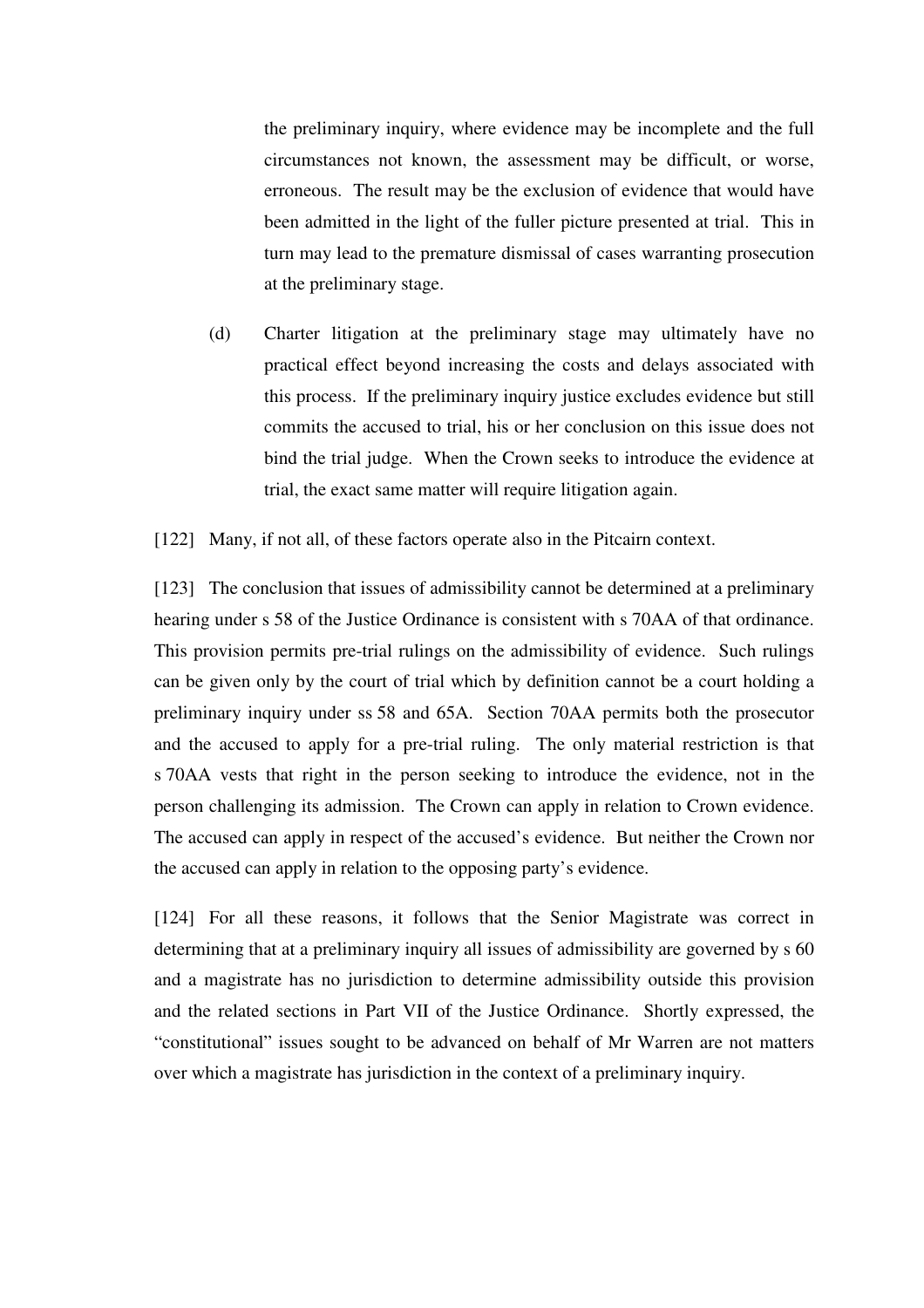the preliminary inquiry, where evidence may be incomplete and the full circumstances not known, the assessment may be difficult, or worse, erroneous. The result may be the exclusion of evidence that would have been admitted in the light of the fuller picture presented at trial. This in turn may lead to the premature dismissal of cases warranting prosecution at the preliminary stage.

(d) Charter litigation at the preliminary stage may ultimately have no practical effect beyond increasing the costs and delays associated with this process. If the preliminary inquiry justice excludes evidence but still commits the accused to trial, his or her conclusion on this issue does not bind the trial judge. When the Crown seeks to introduce the evidence at trial, the exact same matter will require litigation again.

[122] Many, if not all, of these factors operate also in the Pitcairn context.

[123] The conclusion that issues of admissibility cannot be determined at a preliminary hearing under s 58 of the Justice Ordinance is consistent with s 70AA of that ordinance. This provision permits pre-trial rulings on the admissibility of evidence. Such rulings can be given only by the court of trial which by definition cannot be a court holding a preliminary inquiry under ss 58 and 65A. Section 70AA permits both the prosecutor and the accused to apply for a pre-trial ruling. The only material restriction is that s 70AA vests that right in the person seeking to introduce the evidence, not in the person challenging its admission. The Crown can apply in relation to Crown evidence. The accused can apply in respect of the accused's evidence. But neither the Crown nor the accused can apply in relation to the opposing party's evidence.

[124] For all these reasons, it follows that the Senior Magistrate was correct in determining that at a preliminary inquiry all issues of admissibility are governed by s 60 and a magistrate has no jurisdiction to determine admissibility outside this provision and the related sections in Part VII of the Justice Ordinance. Shortly expressed, the "constitutional" issues sought to be advanced on behalf of Mr Warren are not matters over which a magistrate has jurisdiction in the context of a preliminary inquiry.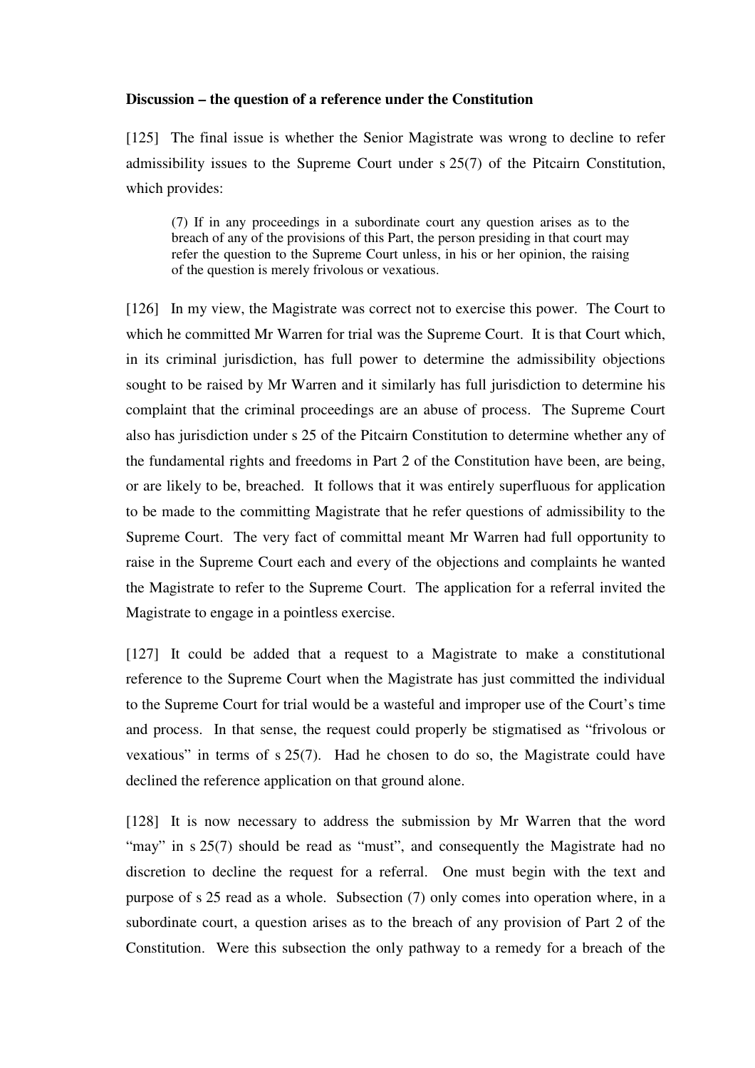**Discussion – the question of a reference under the Constitution**

[125] The final issue is whether the Senior Magistrate was wrong to decline to refer admissibility issues to the Supreme Court under s 25(7) of the Pitcairn Constitution, which provides:

> (7) If in any proceedings in a subordinate court any question arises as to the breach of any of the provisions of this Part, the person presiding in that court may refer the question to the Supreme Court unless, in his or her opinion, the raising of the question is merely frivolous or vexatious.

[126] In my view, the Magistrate was correct not to exercise this power. The Court to which he committed Mr Warren for trial was the Supreme Court. It is that Court which, in its criminal jurisdiction, has full power to determine the admissibility objections sought to be raised by Mr Warren and it similarly has full jurisdiction to determine his complaint that the criminal proceedings are an abuse of process. The Supreme Court also has jurisdiction under s 25 of the Pitcairn Constitution to determine whether any of the fundamental rights and freedoms in Part 2 of the Constitution have been, are being, or are likely to be, breached. It follows that it was entirely superfluous for application to be made to the committing Magistrate that he refer questions of admissibility to the Supreme Court. The very fact of committal meant Mr Warren had full opportunity to raise in the Supreme Court each and every of the objections and complaints he wanted the Magistrate to refer to the Supreme Court. The application for a referral invited the Magistrate to engage in a pointless exercise.

[127] It could be added that a request to a Magistrate to make a constitutional reference to the Supreme Court when the Magistrate has just committed the individual to the Supreme Court for trial would be a wasteful and improper use of the Court's time and process. In that sense, the request could properly be stigmatised as "frivolous or vexatious" in terms of s 25(7). Had he chosen to do so, the Magistrate could have declined the reference application on that ground alone.

[128] It is now necessary to address the submission by Mr Warren that the word "may" in s 25(7) should be read as "must", and consequently the Magistrate had no discretion to decline the request for a referral. One must begin with the text and purpose of s 25 read as a whole. Subsection (7) only comes into operation where, in a subordinate court, a question arises as to the breach of any provision of Part 2 of the Constitution. Were this subsection the only pathway to a remedy for a breach of the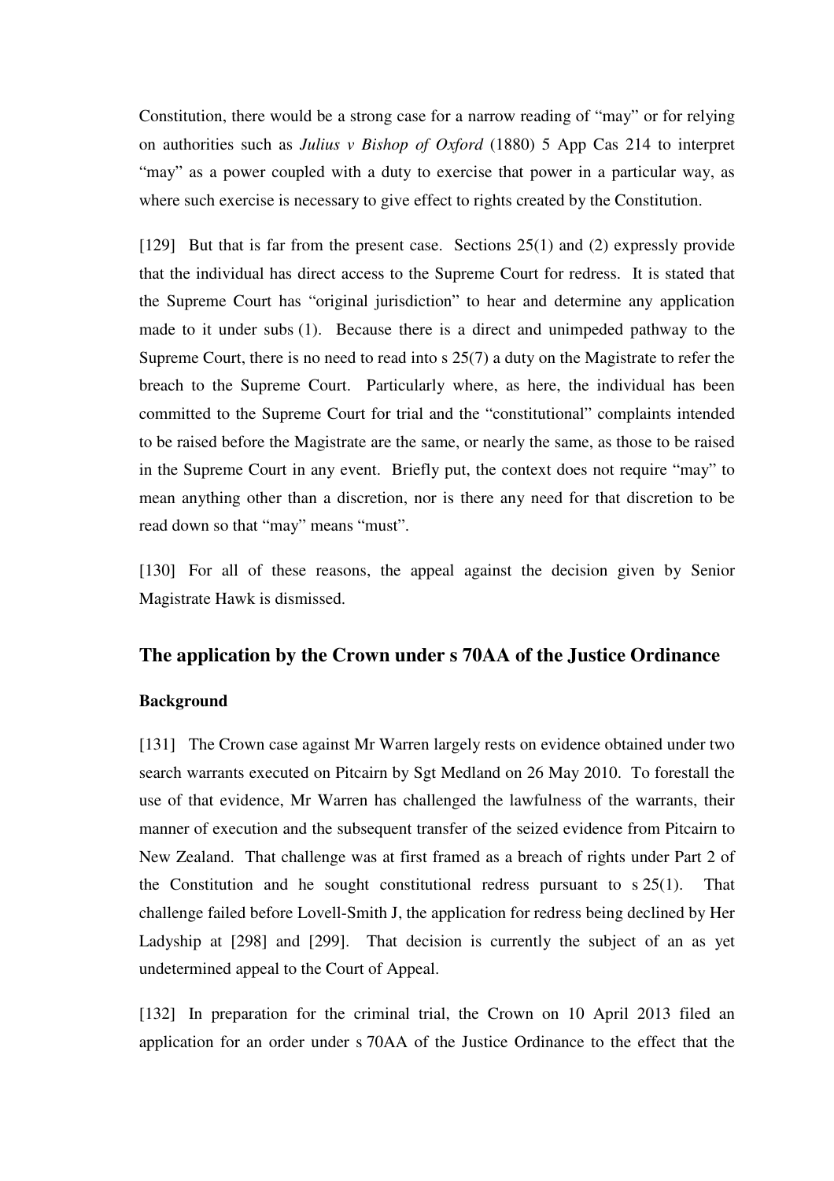Constitution, there would be a strong case for a narrow reading of "may" or for relying on authorities such as *Julius v Bishop of Oxford* (1880) 5 App Cas 214 to interpret "may" as a power coupled with a duty to exercise that power in a particular way, as where such exercise is necessary to give effect to rights created by the Constitution.

[129] But that is far from the present case. Sections 25(1) and (2) expressly provide that the individual has direct access to the Supreme Court for redress. It is stated that the Supreme Court has "original jurisdiction" to hear and determine any application made to it under subs (1). Because there is a direct and unimpeded pathway to the Supreme Court, there is no need to read into s 25(7) a duty on the Magistrate to refer the breach to the Supreme Court. Particularly where, as here, the individual has been committed to the Supreme Court for trial and the "constitutional" complaints intended to be raised before the Magistrate are the same, or nearly the same, as those to be raised in the Supreme Court in any event. Briefly put, the context does not require "may" to mean anything other than a discretion, nor is there any need for that discretion to be read down so that "may" means "must".

[130] For all of these reasons, the appeal against the decision given by Senior Magistrate Hawk is dismissed.

## The application by the Crown under s 70AA of the Justice Ordinance

### Background

[131] The Crown case against Mr Warren largely rests on evidence obtained under two search warrants executed on Pitcairn by Sgt Medland on 26 May 2010. To forestall the use of that evidence, Mr Warren has challenged the lawfulness of the warrants, their manner of execution and the subsequent transfer of the seized evidence from Pitcairn to New Zealand. That challenge was at first framed as a breach of rights under Part 2 of the Constitution and he sought constitutional redress pursuant to s 25(1). That challenge failed before Lovell-Smith J, the application for redress being declined by Her Ladyship at [298] and [299]. That decision is currently the subject of an as yet undetermined appeal to the Court of Appeal.

[132] In preparation for the criminal trial, the Crown on 10 April 2013 filed an application for an order under s 70AA of the Justice Ordinance to the effect that the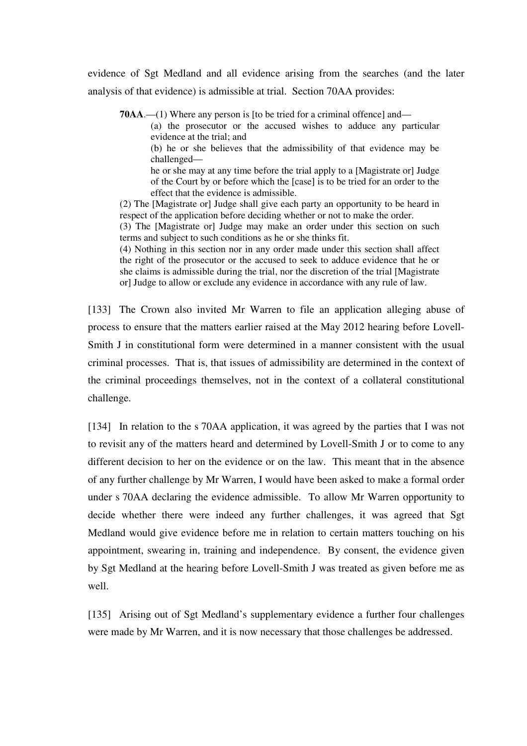evidence of Sgt Medland and all evidence arising from the searches (and the later analysis of that evidence) is admissible at trial. Section 70AA provides:

> **70AA**.—(1) Where any person is [to be tried for a criminal offence] and—
>
> (a) the prosecutor or the accused wishes to adduce any particular evidence at the trial; and
>
> (b) he or she believes that the admissibility of that evidence may be challenged—
>
> he or she may at any time before the trial apply to a [Magistrate or] Judge of the Court by or before which the [case] is to be tried for an order to the effect that the evidence is admissible.
>
> (2) The [Magistrate or] Judge shall give each party an opportunity to be heard in respect of the application before deciding whether or not to make the order.
>
> (3) The [Magistrate or] Judge may make an order under this section on such terms and subject to such conditions as he or she thinks fit.
>
> (4) Nothing in this section nor in any order made under this section shall affect the right of the prosecutor or the accused to seek to adduce evidence that he or she claims is admissible during the trial, nor the discretion of the trial [Magistrate or] Judge to allow or exclude any evidence in accordance with any rule of law.

[133] The Crown also invited Mr Warren to file an application alleging abuse of process to ensure that the matters earlier raised at the May 2012 hearing before Lovell-Smith J in constitutional form were determined in a manner consistent with the usual criminal processes. That is, that issues of admissibility are determined in the context of the criminal proceedings themselves, not in the context of a collateral constitutional challenge.

[134] In relation to the s 70AA application, it was agreed by the parties that I was not to revisit any of the matters heard and determined by Lovell-Smith J or to come to any different decision to her on the evidence or on the law. This meant that in the absence of any further challenge by Mr Warren, I would have been asked to make a formal order under s 70AA declaring the evidence admissible. To allow Mr Warren opportunity to decide whether there were indeed any further challenges, it was agreed that Sgt Medland would give evidence before me in relation to certain matters touching on his appointment, swearing in, training and independence. By consent, the evidence given by Sgt Medland at the hearing before Lovell-Smith J was treated as given before me as well.

[135] Arising out of Sgt Medland's supplementary evidence a further four challenges were made by Mr Warren, and it is now necessary that those challenges be addressed.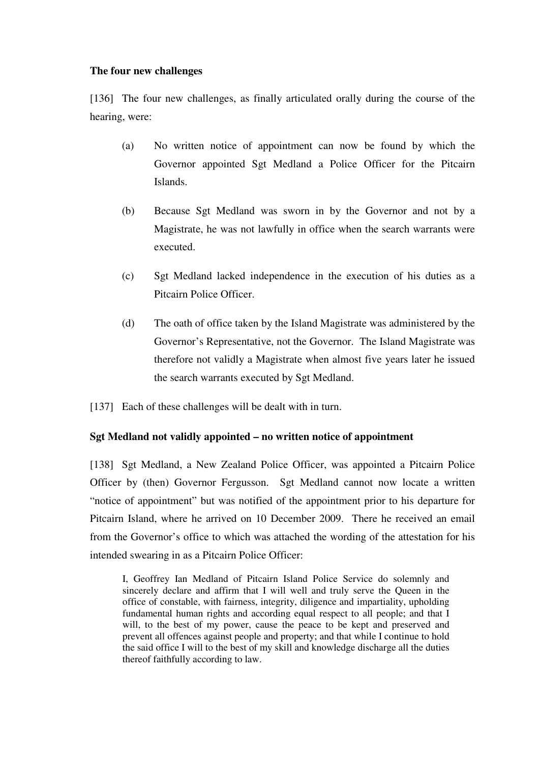**The four new challenges**

[136] The four new challenges, as finally articulated orally during the course of the hearing, were:

(a) No written notice of appointment can now be found by which the Governor appointed Sgt Medland a Police Officer for the Pitcairn Islands.

(b) Because Sgt Medland was sworn in by the Governor and not by a Magistrate, he was not lawfully in office when the search warrants were executed.

(c) Sgt Medland lacked independence in the execution of his duties as a Pitcairn Police Officer.

(d) The oath of office taken by the Island Magistrate was administered by the Governor's Representative, not the Governor. The Island Magistrate was therefore not validly a Magistrate when almost five years later he issued the search warrants executed by Sgt Medland.

[137] Each of these challenges will be dealt with in turn.

**Sgt Medland not validly appointed – no written notice of appointment**

[138] Sgt Medland, a New Zealand Police Officer, was appointed a Pitcairn Police Officer by (then) Governor Fergusson. Sgt Medland cannot now locate a written "notice of appointment" but was notified of the appointment prior to his departure for Pitcairn Island, where he arrived on 10 December 2009. There he received an email from the Governor's office to which was attached the wording of the attestation for his intended swearing in as a Pitcairn Police Officer:

> I, Geoffrey Ian Medland of Pitcairn Island Police Service do solemnly and sincerely declare and affirm that I will well and truly serve the Queen in the office of constable, with fairness, integrity, diligence and impartiality, upholding fundamental human rights and according equal respect to all people; and that I will, to the best of my power, cause the peace to be kept and preserved and prevent all offences against people and property; and that while I continue to hold the said office I will to the best of my skill and knowledge discharge all the duties thereof faithfully according to law.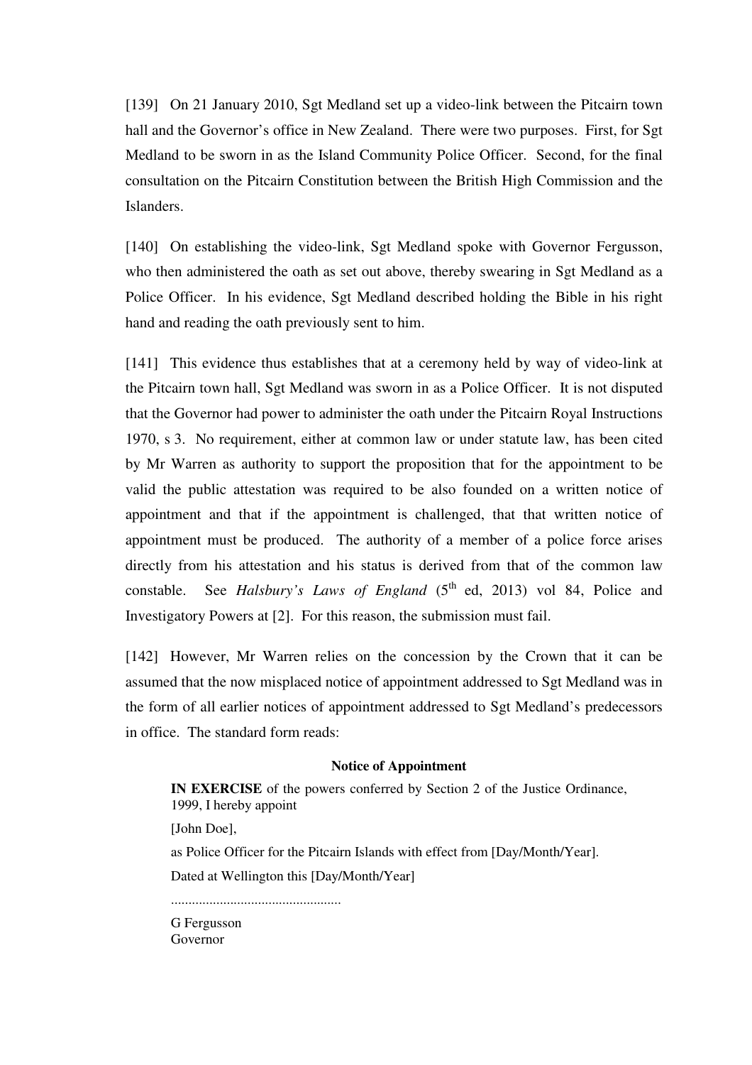[139] On 21 January 2010, Sgt Medland set up a video-link between the Pitcairn town hall and the Governor's office in New Zealand. There were two purposes. First, for Sgt Medland to be sworn in as the Island Community Police Officer. Second, for the final consultation on the Pitcairn Constitution between the British High Commission and the Islanders.

[140] On establishing the video-link, Sgt Medland spoke with Governor Fergusson, who then administered the oath as set out above, thereby swearing in Sgt Medland as a Police Officer. In his evidence, Sgt Medland described holding the Bible in his right hand and reading the oath previously sent to him.

[141] This evidence thus establishes that at a ceremony held by way of video-link at the Pitcairn town hall, Sgt Medland was sworn in as a Police Officer. It is not disputed that the Governor had power to administer the oath under the Pitcairn Royal Instructions 1970, s 3. No requirement, either at common law or under statute law, has been cited by Mr Warren as authority to support the proposition that for the appointment to be valid the public attestation was required to be also founded on a written notice of appointment and that if the appointment is challenged, that that written notice of appointment must be produced. The authority of a member of a police force arises directly from his attestation and his status is derived from that of the common law constable. See *Halsbury's Laws of England* (5th ed, 2013) vol 84, Police and Investigatory Powers at [2]. For this reason, the submission must fail.

[142] However, Mr Warren relies on the concession by the Crown that it can be assumed that the now misplaced notice of appointment addressed to Sgt Medland was in the form of all earlier notices of appointment addressed to Sgt Medland's predecessors in office. The standard form reads:

**Notice of Appointment**

> **IN EXERCISE** of the powers conferred by Section 2 of the Justice Ordinance, 1999, I hereby appoint
>
> [John Doe],
>
> as Police Officer for the Pitcairn Islands with effect from [Day/Month/Year].
>
> Dated at Wellington this [Day/Month/Year]
>
> ................................................
>
> G Fergusson
> Governor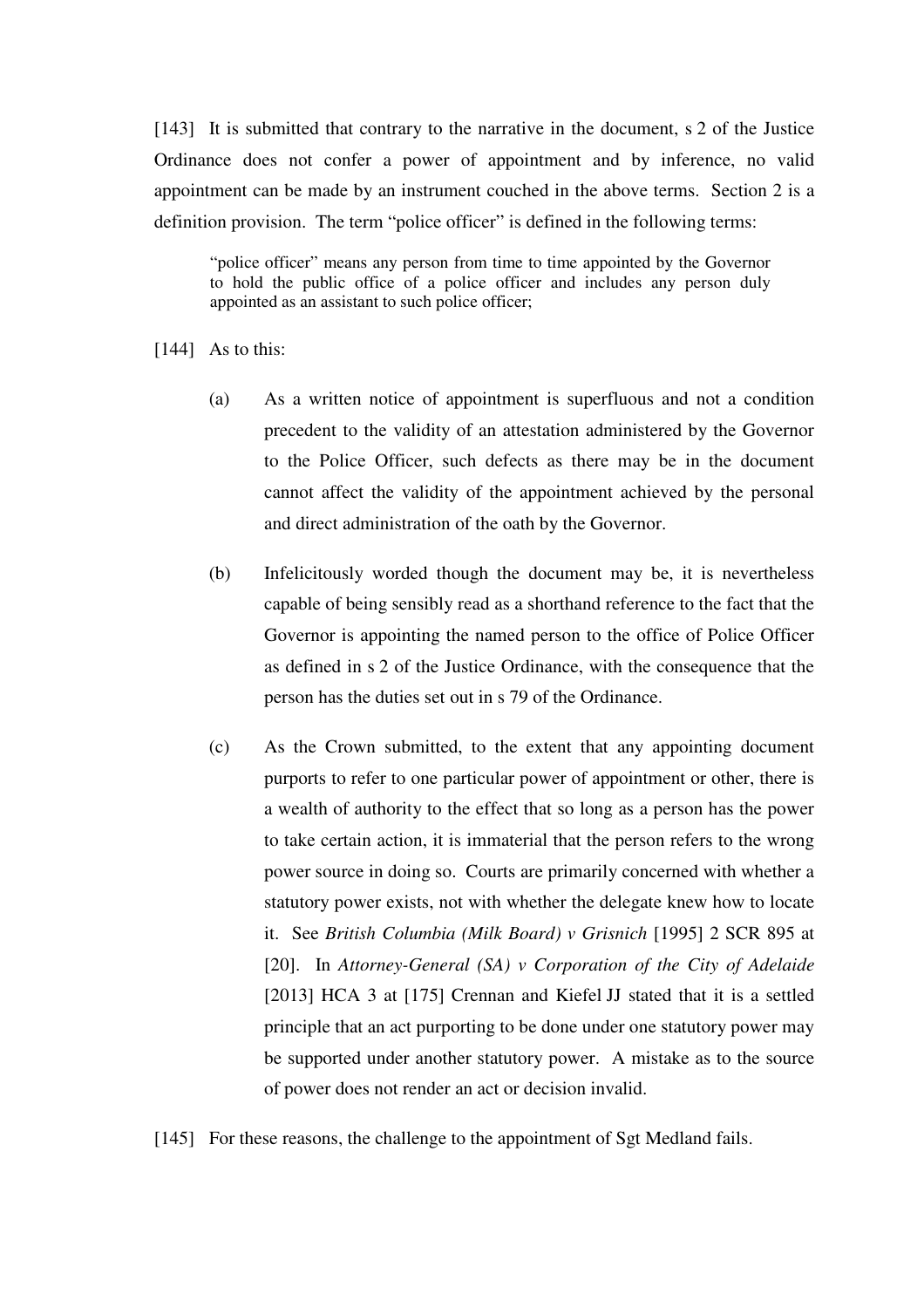[143] It is submitted that contrary to the narrative in the document, s 2 of the Justice Ordinance does not confer a power of appointment and by inference, no valid appointment can be made by an instrument couched in the above terms. Section 2 is a definition provision. The term "police officer" is defined in the following terms:

> "police officer" means any person from time to time appointed by the Governor to hold the public office of a police officer and includes any person duly appointed as an assistant to such police officer;

[144] As to this:

(a) As a written notice of appointment is superfluous and not a condition precedent to the validity of an attestation administered by the Governor to the Police Officer, such defects as there may be in the document cannot affect the validity of the appointment achieved by the personal and direct administration of the oath by the Governor.

(b) Infelicitously worded though the document may be, it is nevertheless capable of being sensibly read as a shorthand reference to the fact that the Governor is appointing the named person to the office of Police Officer as defined in s 2 of the Justice Ordinance, with the consequence that the person has the duties set out in s 79 of the Ordinance.

(c) As the Crown submitted, to the extent that any appointing document purports to refer to one particular power of appointment or other, there is a wealth of authority to the effect that so long as a person has the power to take certain action, it is immaterial that the person refers to the wrong power source in doing so. Courts are primarily concerned with whether a statutory power exists, not with whether the delegate knew how to locate it. See *British Columbia (Milk Board) v Grisnich* [1995] 2 SCR 895 at [20]. In *Attorney-General (SA) v Corporation of the City of Adelaide* [2013] HCA 3 at [175] Crennan and Kiefel JJ stated that it is a settled principle that an act purporting to be done under one statutory power may be supported under another statutory power. A mistake as to the source of power does not render an act or decision invalid.

[145] For these reasons, the challenge to the appointment of Sgt Medland fails.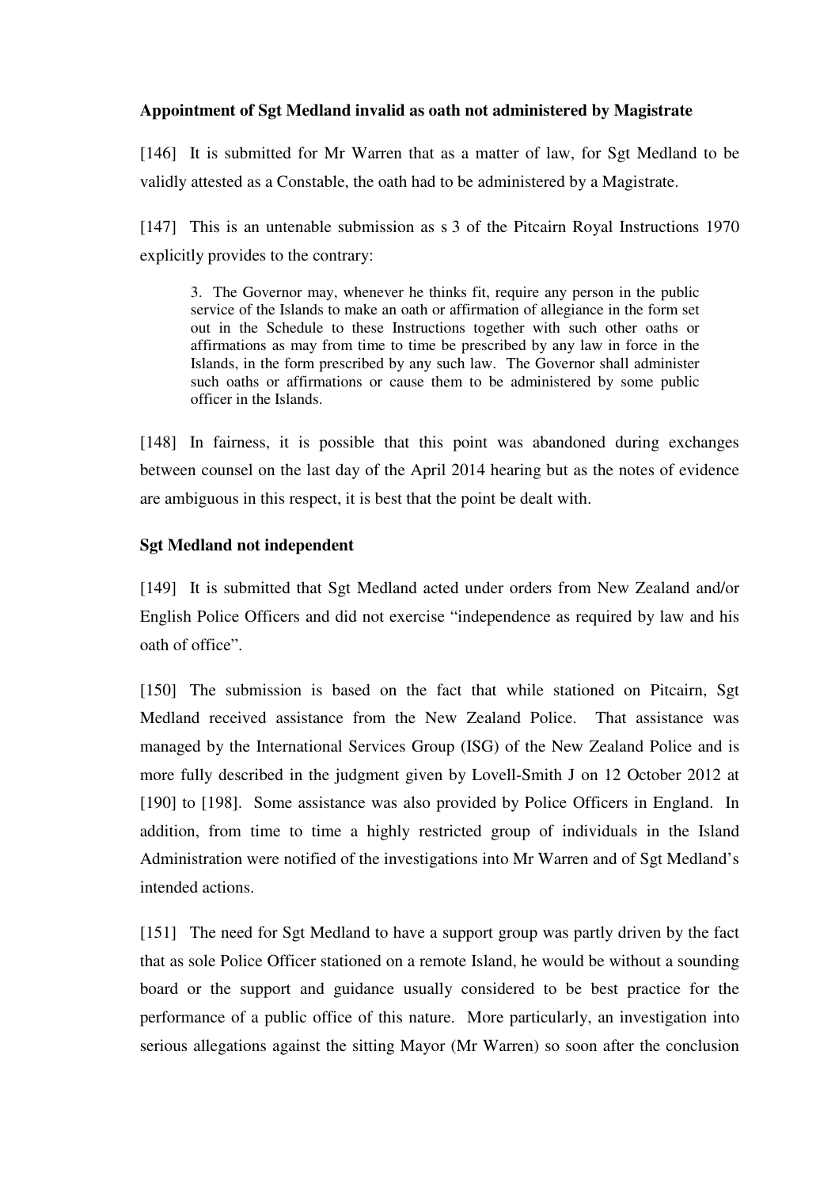**Appointment of Sgt Medland invalid as oath not administered by Magistrate**

[146] It is submitted for Mr Warren that as a matter of law, for Sgt Medland to be validly attested as a Constable, the oath had to be administered by a Magistrate.

[147] This is an untenable submission as s 3 of the Pitcairn Royal Instructions 1970 explicitly provides to the contrary:

> 3. The Governor may, whenever he thinks fit, require any person in the public service of the Islands to make an oath or affirmation of allegiance in the form set out in the Schedule to these Instructions together with such other oaths or affirmations as may from time to time be prescribed by any law in force in the Islands, in the form prescribed by any such law. The Governor shall administer such oaths or affirmations or cause them to be administered by some public officer in the Islands.

[148] In fairness, it is possible that this point was abandoned during exchanges between counsel on the last day of the April 2014 hearing but as the notes of evidence are ambiguous in this respect, it is best that the point be dealt with.

**Sgt Medland not independent**

[149] It is submitted that Sgt Medland acted under orders from New Zealand and/or English Police Officers and did not exercise "independence as required by law and his oath of office".

[150] The submission is based on the fact that while stationed on Pitcairn, Sgt Medland received assistance from the New Zealand Police. That assistance was managed by the International Services Group (ISG) of the New Zealand Police and is more fully described in the judgment given by Lovell-Smith J on 12 October 2012 at [190] to [198]. Some assistance was also provided by Police Officers in England. In addition, from time to time a highly restricted group of individuals in the Island Administration were notified of the investigations into Mr Warren and of Sgt Medland's intended actions.

[151] The need for Sgt Medland to have a support group was partly driven by the fact that as sole Police Officer stationed on a remote Island, he would be without a sounding board or the support and guidance usually considered to be best practice for the performance of a public office of this nature. More particularly, an investigation into serious allegations against the sitting Mayor (Mr Warren) so soon after the conclusion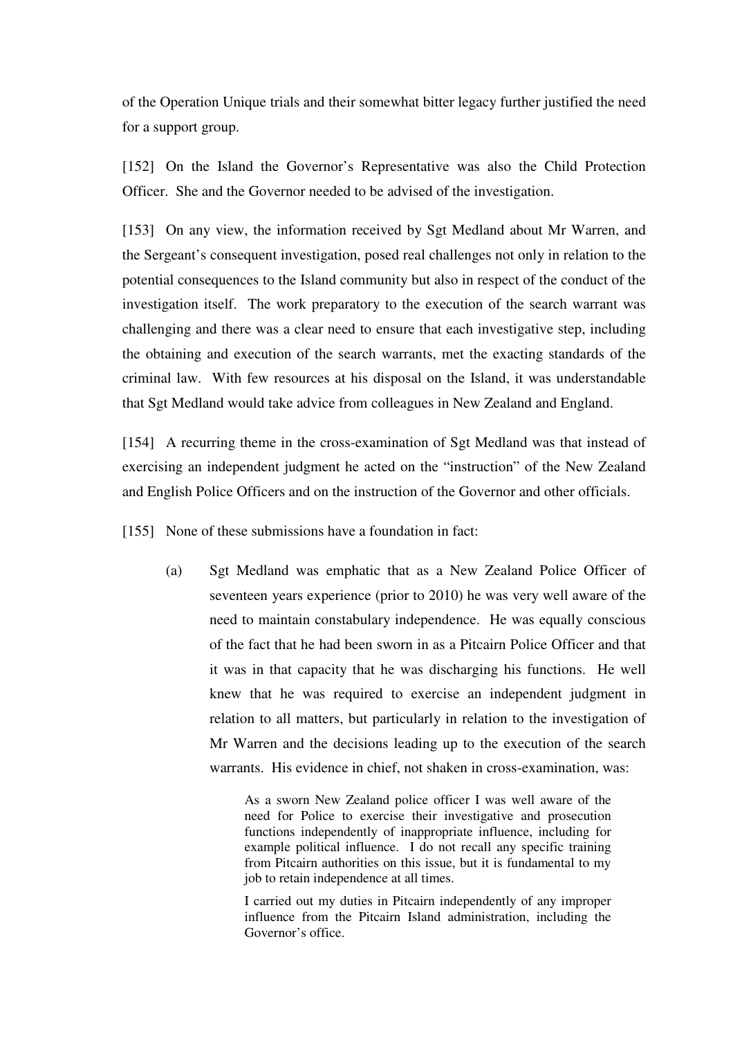of the Operation Unique trials and their somewhat bitter legacy further justified the need for a support group.

[152] On the Island the Governor's Representative was also the Child Protection Officer. She and the Governor needed to be advised of the investigation.

[153] On any view, the information received by Sgt Medland about Mr Warren, and the Sergeant's consequent investigation, posed real challenges not only in relation to the potential consequences to the Island community but also in respect of the conduct of the investigation itself. The work preparatory to the execution of the search warrant was challenging and there was a clear need to ensure that each investigative step, including the obtaining and execution of the search warrants, met the exacting standards of the criminal law. With few resources at his disposal on the Island, it was understandable that Sgt Medland would take advice from colleagues in New Zealand and England.

[154] A recurring theme in the cross-examination of Sgt Medland was that instead of exercising an independent judgment he acted on the "instruction" of the New Zealand and English Police Officers and on the instruction of the Governor and other officials.

[155] None of these submissions have a foundation in fact:

(a) Sgt Medland was emphatic that as a New Zealand Police Officer of seventeen years experience (prior to 2010) he was very well aware of the need to maintain constabulary independence. He was equally conscious of the fact that he had been sworn in as a Pitcairn Police Officer and that it was in that capacity that he was discharging his functions. He well knew that he was required to exercise an independent judgment in relation to all matters, but particularly in relation to the investigation of Mr Warren and the decisions leading up to the execution of the search warrants. His evidence in chief, not shaken in cross-examination, was:

> As a sworn New Zealand police officer I was well aware of the need for Police to exercise their investigative and prosecution functions independently of inappropriate influence, including for example political influence. I do not recall any specific training from Pitcairn authorities on this issue, but it is fundamental to my job to retain independence at all times.
>
> I carried out my duties in Pitcairn independently of any improper influence from the Pitcairn Island administration, including the Governor's office.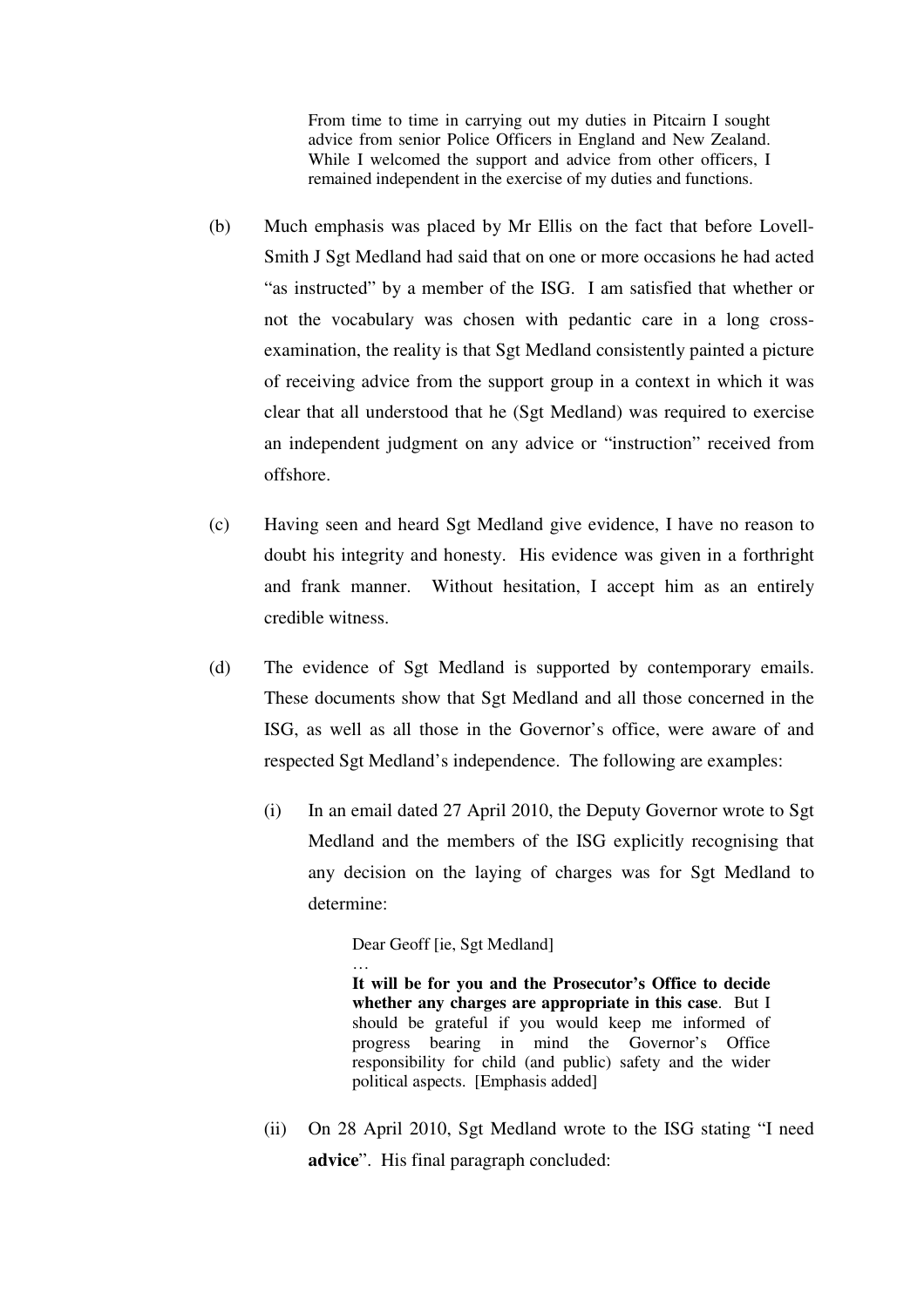> From time to time in carrying out my duties in Pitcairn I sought advice from senior Police Officers in England and New Zealand. While I welcomed the support and advice from other officers, I remained independent in the exercise of my duties and functions.

(b) Much emphasis was placed by Mr Ellis on the fact that before Lovell-Smith J Sgt Medland had said that on one or more occasions he had acted "as instructed" by a member of the ISG. I am satisfied that whether or not the vocabulary was chosen with pedantic care in a long cross-examination, the reality is that Sgt Medland consistently painted a picture of receiving advice from the support group in a context in which it was clear that all understood that he (Sgt Medland) was required to exercise an independent judgment on any advice or "instruction" received from offshore.

(c) Having seen and heard Sgt Medland give evidence, I have no reason to doubt his integrity and honesty. His evidence was given in a forthright and frank manner. Without hesitation, I accept him as an entirely credible witness.

(d) The evidence of Sgt Medland is supported by contemporary emails. These documents show that Sgt Medland and all those concerned in the ISG, as well as all those in the Governor's office, were aware of and respected Sgt Medland's independence. The following are examples:

   (i) In an email dated 27 April 2010, the Deputy Governor wrote to Sgt Medland and the members of the ISG explicitly recognising that any decision on the laying of charges was for Sgt Medland to determine:

   > Dear Geoff [ie, Sgt Medland]
   >
   > …
   >
   > **It will be for you and the Prosecutor's Office to decide whether any charges are appropriate in this case**. But I should be grateful if you would keep me informed of progress bearing in mind the Governor's Office responsibility for child (and public) safety and the wider political aspects. [Emphasis added]

   (ii) On 28 April 2010, Sgt Medland wrote to the ISG stating "I need **advice**". His final paragraph concluded: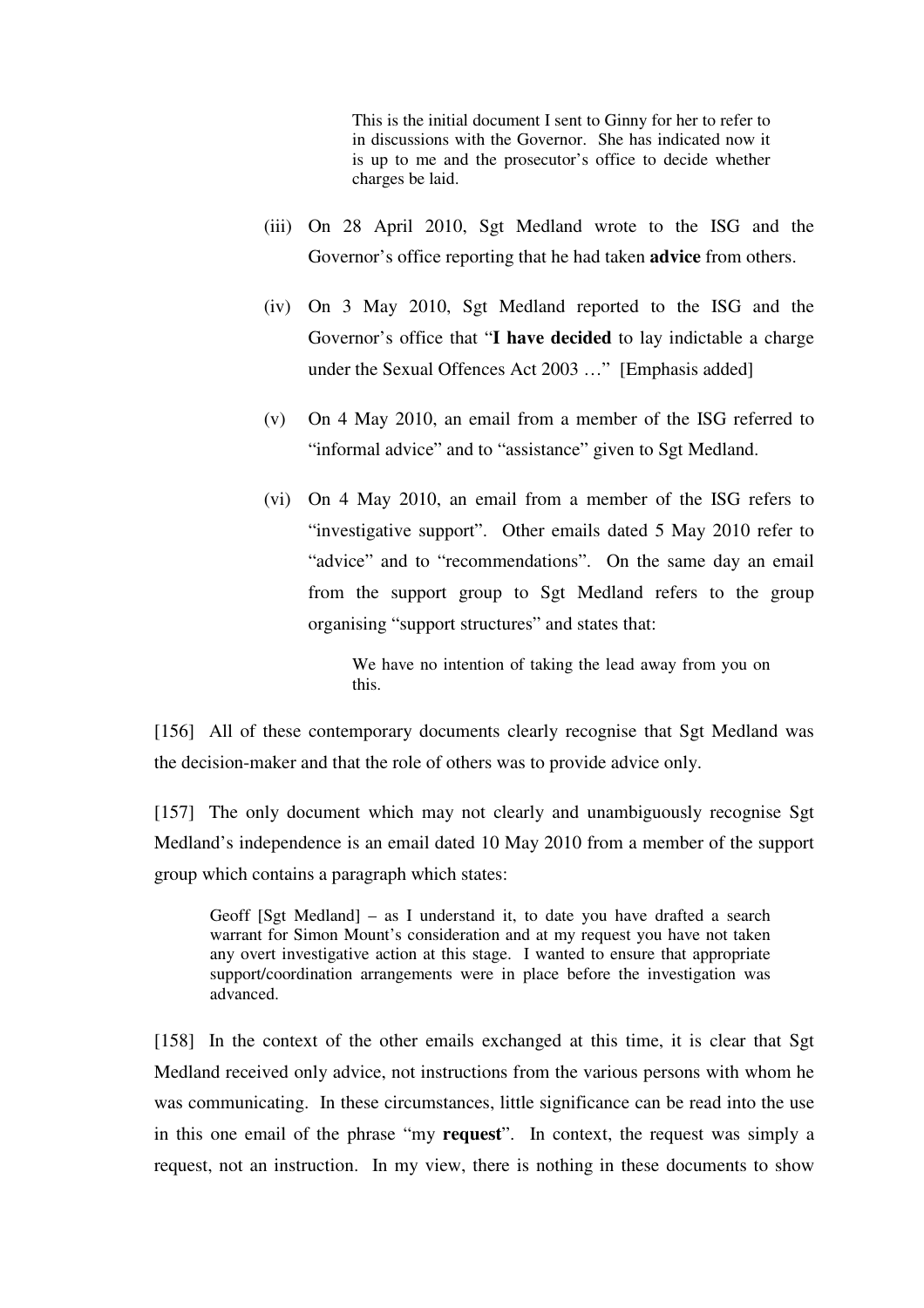> This is the initial document I sent to Ginny for her to refer to in discussions with the Governor. She has indicated now it is up to me and the prosecutor's office to decide whether charges be laid.

(iii) On 28 April 2010, Sgt Medland wrote to the ISG and the Governor's office reporting that he had taken **advice** from others.

(iv) On 3 May 2010, Sgt Medland reported to the ISG and the Governor's office that "**I have decided** to lay indictable a charge under the Sexual Offences Act 2003 …" [Emphasis added]

(v) On 4 May 2010, an email from a member of the ISG referred to "informal advice" and to "assistance" given to Sgt Medland.

(vi) On 4 May 2010, an email from a member of the ISG refers to "investigative support". Other emails dated 5 May 2010 refer to "advice" and to "recommendations". On the same day an email from the support group to Sgt Medland refers to the group organising "support structures" and states that:

> We have no intention of taking the lead away from you on this.

[156] All of these contemporary documents clearly recognise that Sgt Medland was the decision-maker and that the role of others was to provide advice only.

[157] The only document which may not clearly and unambiguously recognise Sgt Medland's independence is an email dated 10 May 2010 from a member of the support group which contains a paragraph which states:

> Geoff [Sgt Medland] – as I understand it, to date you have drafted a search warrant for Simon Mount's consideration and at my request you have not taken any overt investigative action at this stage. I wanted to ensure that appropriate support/coordination arrangements were in place before the investigation was advanced.

[158] In the context of the other emails exchanged at this time, it is clear that Sgt Medland received only advice, not instructions from the various persons with whom he was communicating. In these circumstances, little significance can be read into the use in this one email of the phrase "my **request**". In context, the request was simply a request, not an instruction. In my view, there is nothing in these documents to show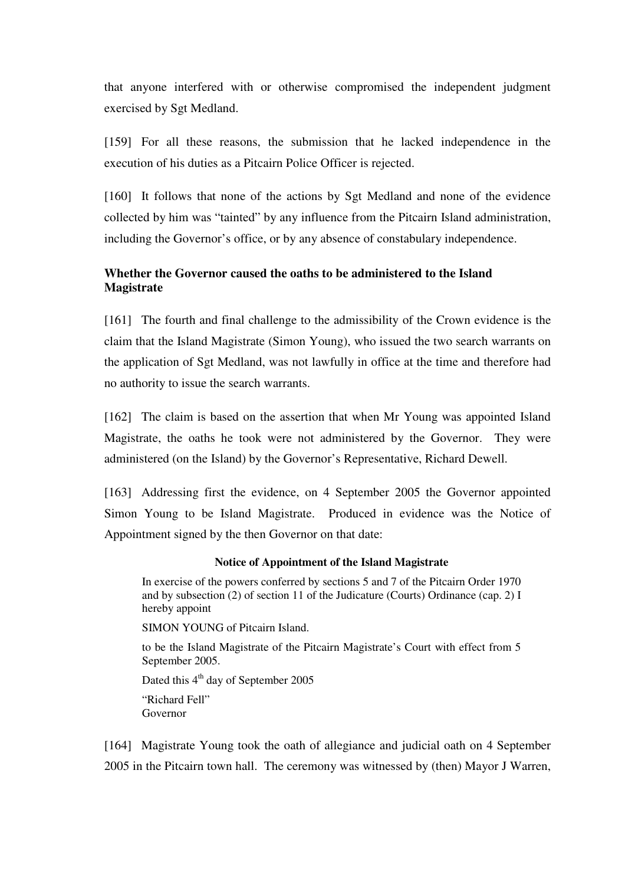that anyone interfered with or otherwise compromised the independent judgment exercised by Sgt Medland.

[159] For all these reasons, the submission that he lacked independence in the execution of his duties as a Pitcairn Police Officer is rejected.

[160] It follows that none of the actions by Sgt Medland and none of the evidence collected by him was "tainted" by any influence from the Pitcairn Island administration, including the Governor's office, or by any absence of constabulary independence.

**Whether the Governor caused the oaths to be administered to the Island Magistrate**

[161] The fourth and final challenge to the admissibility of the Crown evidence is the claim that the Island Magistrate (Simon Young), who issued the two search warrants on the application of Sgt Medland, was not lawfully in office at the time and therefore had no authority to issue the search warrants.

[162] The claim is based on the assertion that when Mr Young was appointed Island Magistrate, the oaths he took were not administered by the Governor. They were administered (on the Island) by the Governor's Representative, Richard Dewell.

[163] Addressing first the evidence, on 4 September 2005 the Governor appointed Simon Young to be Island Magistrate. Produced in evidence was the Notice of Appointment signed by the then Governor on that date:

> **Notice of Appointment of the Island Magistrate**
>
> In exercise of the powers conferred by sections 5 and 7 of the Pitcairn Order 1970 and by subsection (2) of section 11 of the Judicature (Courts) Ordinance (cap. 2) I hereby appoint
>
> SIMON YOUNG of Pitcairn Island.
>
> to be the Island Magistrate of the Pitcairn Magistrate's Court with effect from 5 September 2005.
>
> Dated this 4th day of September 2005
>
> "Richard Fell"
> Governor

[164] Magistrate Young took the oath of allegiance and judicial oath on 4 September 2005 in the Pitcairn town hall. The ceremony was witnessed by (then) Mayor J Warren,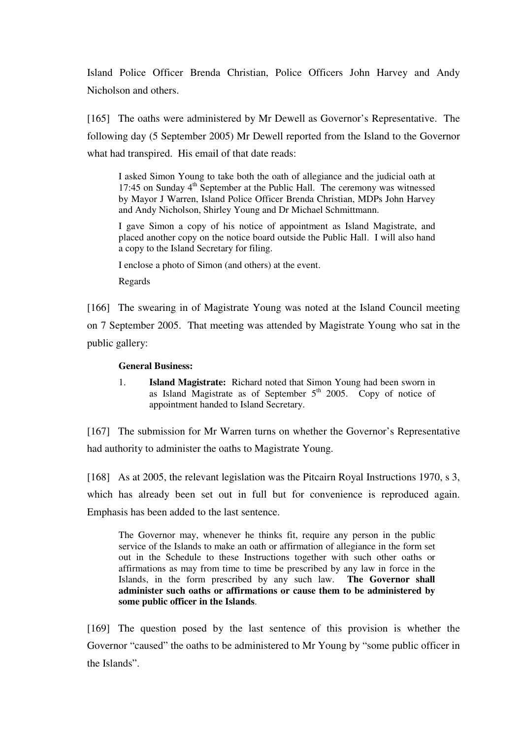Island Police Officer Brenda Christian, Police Officers John Harvey and Andy Nicholson and others.

[165] The oaths were administered by Mr Dewell as Governor's Representative. The following day (5 September 2005) Mr Dewell reported from the Island to the Governor what had transpired. His email of that date reads:

> I asked Simon Young to take both the oath of allegiance and the judicial oath at 17:45 on Sunday 4th September at the Public Hall. The ceremony was witnessed by Mayor J Warren, Island Police Officer Brenda Christian, MDPs John Harvey and Andy Nicholson, Shirley Young and Dr Michael Schmittmann.
>
> I gave Simon a copy of his notice of appointment as Island Magistrate, and placed another copy on the notice board outside the Public Hall. I will also hand a copy to the Island Secretary for filing.
>
> I enclose a photo of Simon (and others) at the event.
>
> Regards

[166] The swearing in of Magistrate Young was noted at the Island Council meeting on 7 September 2005. That meeting was attended by Magistrate Young who sat in the public gallery:

> **General Business:**
>
> 1. **Island Magistrate:** Richard noted that Simon Young had been sworn in as Island Magistrate as of September 5th 2005. Copy of notice of appointment handed to Island Secretary.

[167] The submission for Mr Warren turns on whether the Governor's Representative had authority to administer the oaths to Magistrate Young.

[168] As at 2005, the relevant legislation was the Pitcairn Royal Instructions 1970, s 3, which has already been set out in full but for convenience is reproduced again. Emphasis has been added to the last sentence.

> The Governor may, whenever he thinks fit, require any person in the public service of the Islands to make an oath or affirmation of allegiance in the form set out in the Schedule to these Instructions together with such other oaths or affirmations as may from time to time be prescribed by any law in force in the Islands, in the form prescribed by any such law. **The Governor shall administer such oaths or affirmations or cause them to be administered by some public officer in the Islands**.

[169] The question posed by the last sentence of this provision is whether the Governor "caused" the oaths to be administered to Mr Young by "some public officer in the Islands".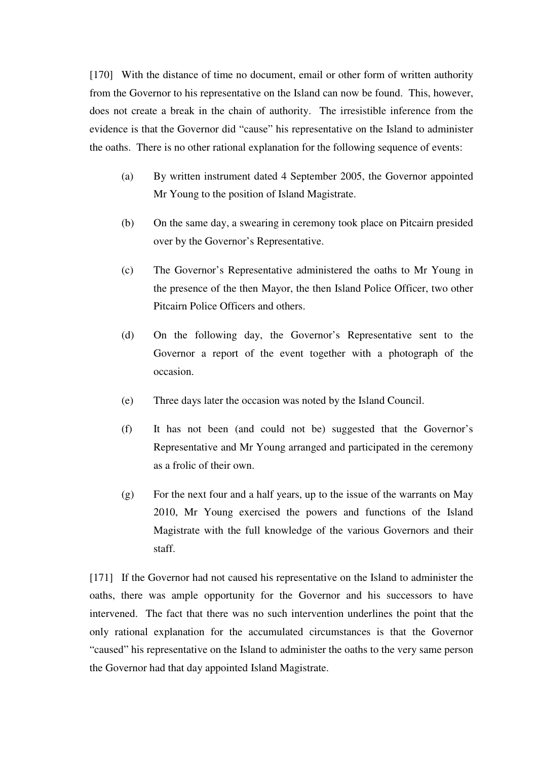[170] With the distance of time no document, email or other form of written authority from the Governor to his representative on the Island can now be found. This, however, does not create a break in the chain of authority. The irresistible inference from the evidence is that the Governor did "cause" his representative on the Island to administer the oaths. There is no other rational explanation for the following sequence of events:

(a) By written instrument dated 4 September 2005, the Governor appointed Mr Young to the position of Island Magistrate.

(b) On the same day, a swearing in ceremony took place on Pitcairn presided over by the Governor's Representative.

(c) The Governor's Representative administered the oaths to Mr Young in the presence of the then Mayor, the then Island Police Officer, two other Pitcairn Police Officers and others.

(d) On the following day, the Governor's Representative sent to the Governor a report of the event together with a photograph of the occasion.

(e) Three days later the occasion was noted by the Island Council.

(f) It has not been (and could not be) suggested that the Governor's Representative and Mr Young arranged and participated in the ceremony as a frolic of their own.

(g) For the next four and a half years, up to the issue of the warrants on May 2010, Mr Young exercised the powers and functions of the Island Magistrate with the full knowledge of the various Governors and their staff.

[171] If the Governor had not caused his representative on the Island to administer the oaths, there was ample opportunity for the Governor and his successors to have intervened. The fact that there was no such intervention underlines the point that the only rational explanation for the accumulated circumstances is that the Governor "caused" his representative on the Island to administer the oaths to the very same person the Governor had that day appointed Island Magistrate.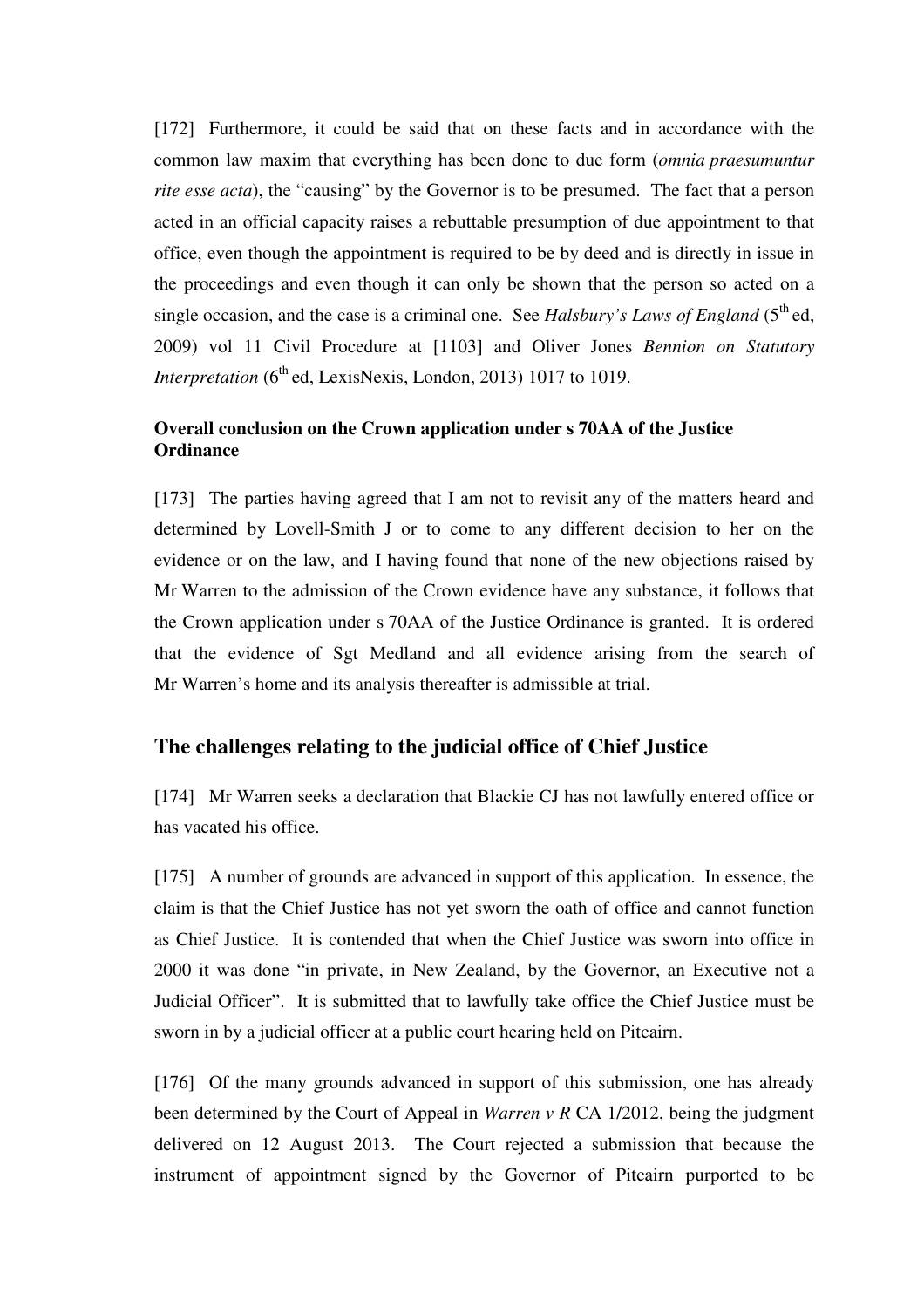[172] Furthermore, it could be said that on these facts and in accordance with the common law maxim that everything has been done to due form (*omnia praesumuntur rite esse acta*), the "causing" by the Governor is to be presumed. The fact that a person acted in an official capacity raises a rebuttable presumption of due appointment to that office, even though the appointment is required to be by deed and is directly in issue in the proceedings and even though it can only be shown that the person so acted on a single occasion, and the case is a criminal one. See *Halsbury's Laws of England* (5th ed, 2009) vol 11 Civil Procedure at [1103] and Oliver Jones *Bennion on Statutory Interpretation* (6th ed, LexisNexis, London, 2013) 1017 to 1019.

**Overall conclusion on the Crown application under s 70AA of the Justice Ordinance**

[173] The parties having agreed that I am not to revisit any of the matters heard and determined by Lovell-Smith J or to come to any different decision to her on the evidence or on the law, and I having found that none of the new objections raised by Mr Warren to the admission of the Crown evidence have any substance, it follows that the Crown application under s 70AA of the Justice Ordinance is granted. It is ordered that the evidence of Sgt Medland and all evidence arising from the search of Mr Warren's home and its analysis thereafter is admissible at trial.

## The challenges relating to the judicial office of Chief Justice

[174] Mr Warren seeks a declaration that Blackie CJ has not lawfully entered office or has vacated his office.

[175] A number of grounds are advanced in support of this application. In essence, the claim is that the Chief Justice has not yet sworn the oath of office and cannot function as Chief Justice. It is contended that when the Chief Justice was sworn into office in 2000 it was done "in private, in New Zealand, by the Governor, an Executive not a Judicial Officer". It is submitted that to lawfully take office the Chief Justice must be sworn in by a judicial officer at a public court hearing held on Pitcairn.

[176] Of the many grounds advanced in support of this submission, one has already been determined by the Court of Appeal in *Warren v R* CA 1/2012, being the judgment delivered on 12 August 2013. The Court rejected a submission that because the instrument of appointment signed by the Governor of Pitcairn purported to be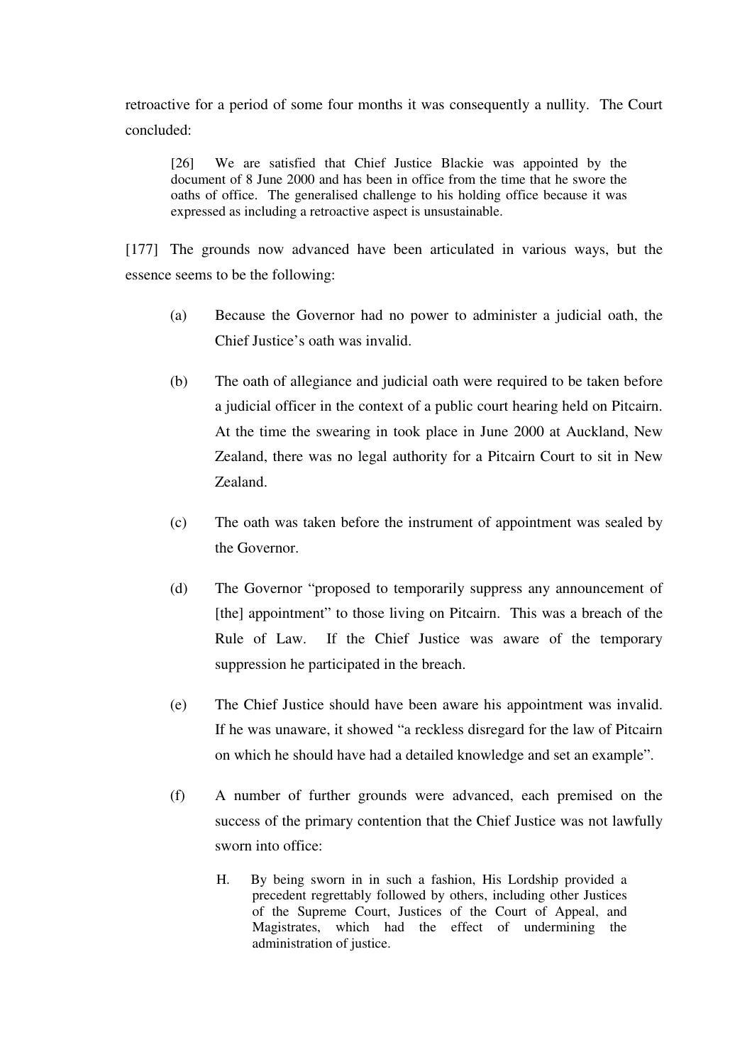retroactive for a period of some four months it was consequently a nullity. The Court concluded:

> [26] We are satisfied that Chief Justice Blackie was appointed by the document of 8 June 2000 and has been in office from the time that he swore the oaths of office. The generalised challenge to his holding office because it was expressed as including a retroactive aspect is unsustainable.

[177] The grounds now advanced have been articulated in various ways, but the essence seems to be the following:

(a) Because the Governor had no power to administer a judicial oath, the Chief Justice's oath was invalid.

(b) The oath of allegiance and judicial oath were required to be taken before a judicial officer in the context of a public court hearing held on Pitcairn. At the time the swearing in took place in June 2000 at Auckland, New Zealand, there was no legal authority for a Pitcairn Court to sit in New Zealand.

(c) The oath was taken before the instrument of appointment was sealed by the Governor.

(d) The Governor "proposed to temporarily suppress any announcement of [the] appointment" to those living on Pitcairn. This was a breach of the Rule of Law. If the Chief Justice was aware of the temporary suppression he participated in the breach.

(e) The Chief Justice should have been aware his appointment was invalid. If he was unaware, it showed "a reckless disregard for the law of Pitcairn on which he should have had a detailed knowledge and set an example".

(f) A number of further grounds were advanced, each premised on the success of the primary contention that the Chief Justice was not lawfully sworn into office:

> H. By being sworn in in such a fashion, His Lordship provided a precedent regrettably followed by others, including other Justices of the Supreme Court, Justices of the Court of Appeal, and Magistrates, which had the effect of undermining the administration of justice.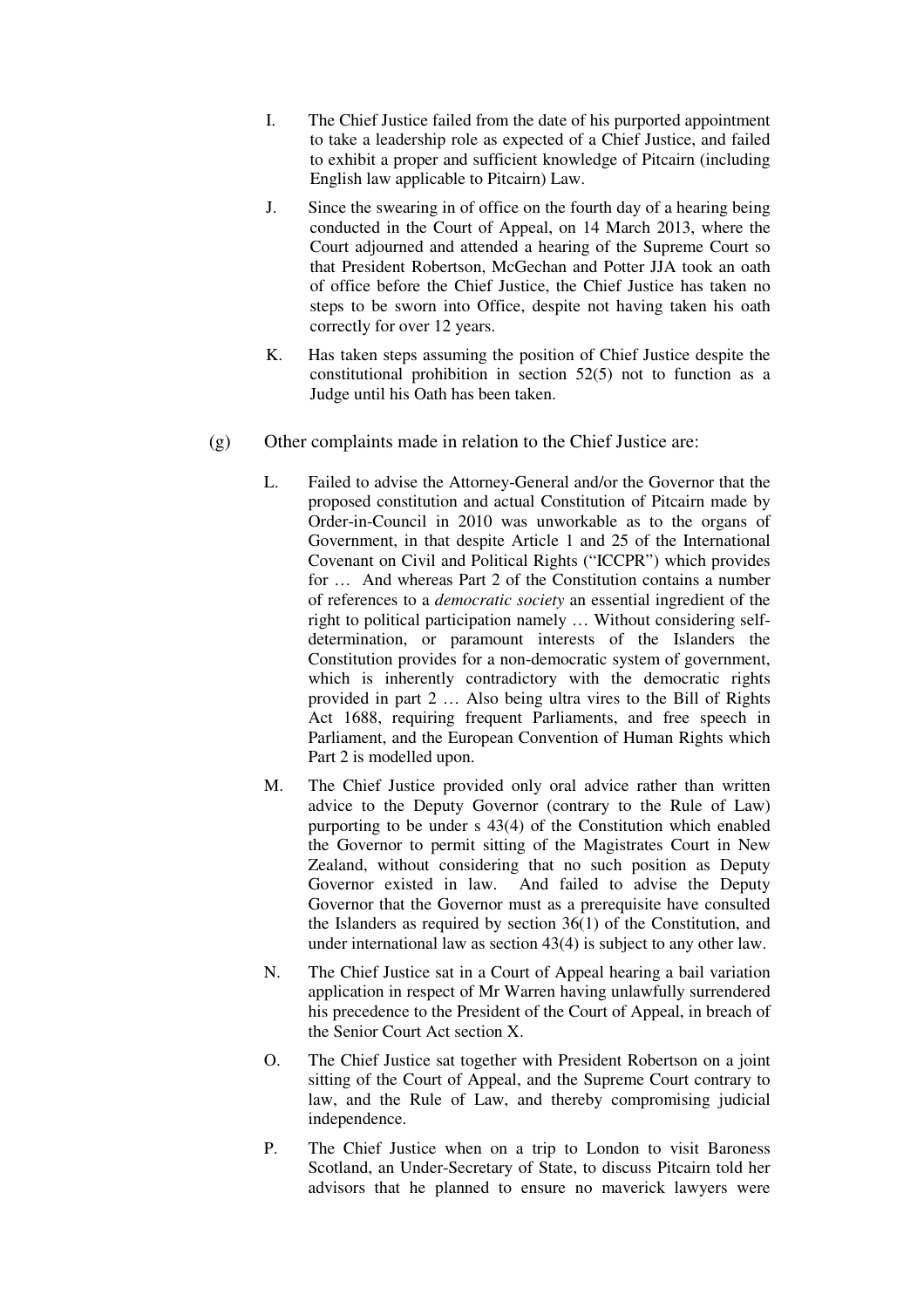I. The Chief Justice failed from the date of his purported appointment to take a leadership role as expected of a Chief Justice, and failed to exhibit a proper and sufficient knowledge of Pitcairn (including English law applicable to Pitcairn) Law.

J. Since the swearing in of office on the fourth day of a hearing being conducted in the Court of Appeal, on 14 March 2013, where the Court adjourned and attended a hearing of the Supreme Court so that President Robertson, McGechan and Potter JJA took an oath of office before the Chief Justice, the Chief Justice has taken no steps to be sworn into Office, despite not having taken his oath correctly for over 12 years.

K. Has taken steps assuming the position of Chief Justice despite the constitutional prohibition in section 52(5) not to function as a Judge until his Oath has been taken.

(g) Other complaints made in relation to the Chief Justice are:

L. Failed to advise the Attorney-General and/or the Governor that the proposed constitution and actual Constitution of Pitcairn made by Order-in-Council in 2010 was unworkable as to the organs of Government, in that despite Article 1 and 25 of the International Covenant on Civil and Political Rights ("ICCPR") which provides for … And whereas Part 2 of the Constitution contains a number of references to a *democratic society* an essential ingredient of the right to political participation namely … Without considering self-determination, or paramount interests of the Islanders the Constitution provides for a non-democratic system of government, which is inherently contradictory with the democratic rights provided in part 2 … Also being ultra vires to the Bill of Rights Act 1688, requiring frequent Parliaments, and free speech in Parliament, and the European Convention of Human Rights which Part 2 is modelled upon.

M. The Chief Justice provided only oral advice rather than written advice to the Deputy Governor (contrary to the Rule of Law) purporting to be under s 43(4) of the Constitution which enabled the Governor to permit sitting of the Magistrates Court in New Zealand, without considering that no such position as Deputy Governor existed in law. And failed to advise the Deputy Governor that the Governor must as a prerequisite have consulted the Islanders as required by section 36(1) of the Constitution, and under international law as section 43(4) is subject to any other law.

N. The Chief Justice sat in a Court of Appeal hearing a bail variation application in respect of Mr Warren having unlawfully surrendered his precedence to the President of the Court of Appeal, in breach of the Senior Court Act section X.

O. The Chief Justice sat together with President Robertson on a joint sitting of the Court of Appeal, and the Supreme Court contrary to law, and the Rule of Law, and thereby compromising judicial independence.

P. The Chief Justice when on a trip to London to visit Baroness Scotland, an Under-Secretary of State, to discuss Pitcairn told her advisors that he planned to ensure no maverick lawyers were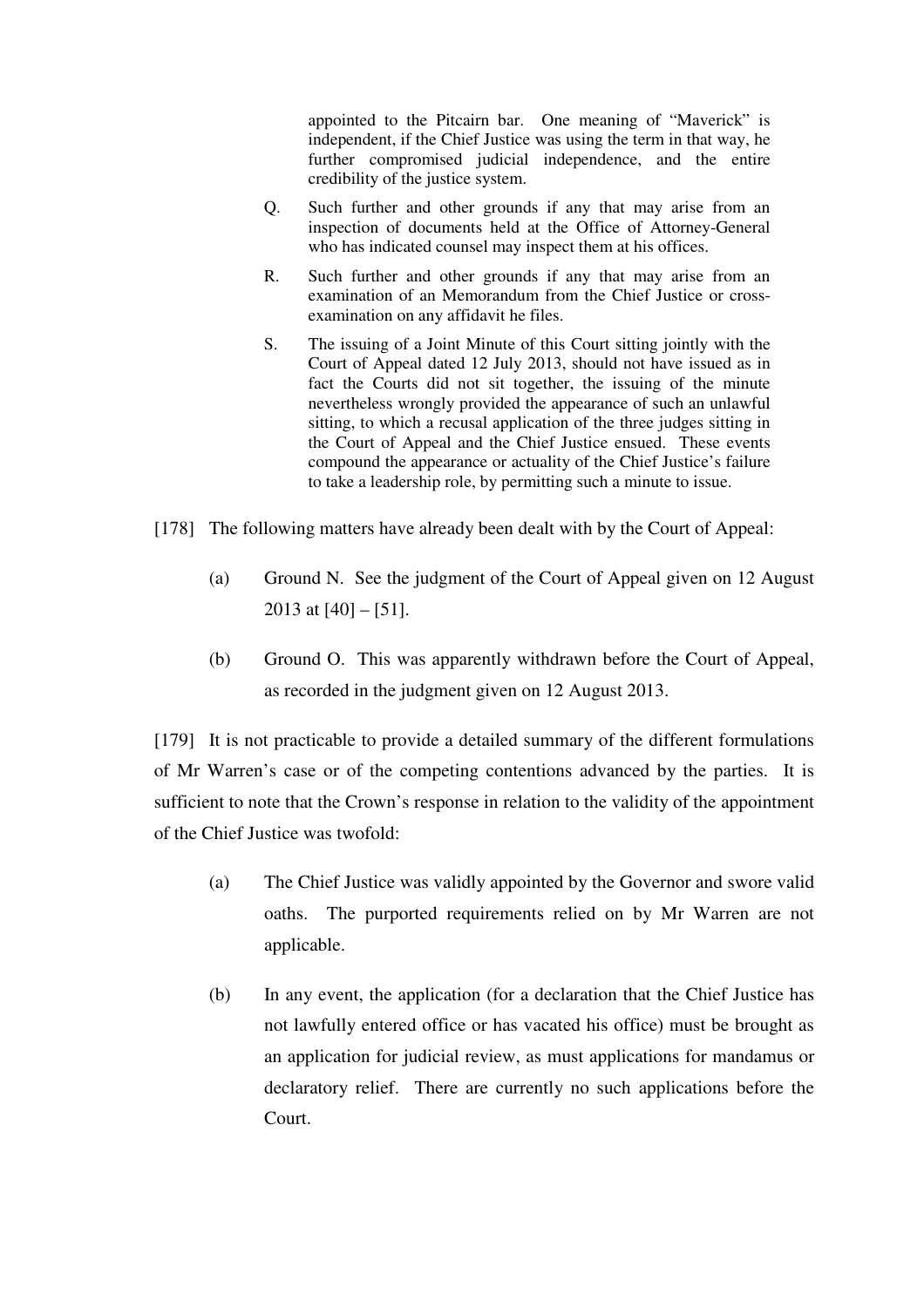appointed to the Pitcairn bar. One meaning of "Maverick" is independent, if the Chief Justice was using the term in that way, he further compromised judicial independence, and the entire credibility of the justice system.

> Q. Such further and other grounds if any that may arise from an inspection of documents held at the Office of Attorney-General who has indicated counsel may inspect them at his offices.
>
> R. Such further and other grounds if any that may arise from an examination of an Memorandum from the Chief Justice or cross-examination on any affidavit he files.
>
> S. The issuing of a Joint Minute of this Court sitting jointly with the Court of Appeal dated 12 July 2013, should not have issued as in fact the Courts did not sit together, the issuing of the minute nevertheless wrongly provided the appearance of such an unlawful sitting, to which a recusal application of the three judges sitting in the Court of Appeal and the Chief Justice ensued. These events compound the appearance or actuality of the Chief Justice's failure to take a leadership role, by permitting such a minute to issue.

[178] The following matters have already been dealt with by the Court of Appeal:

(a) Ground N. See the judgment of the Court of Appeal given on 12 August 2013 at [40] – [51].

(b) Ground O. This was apparently withdrawn before the Court of Appeal, as recorded in the judgment given on 12 August 2013.

[179] It is not practicable to provide a detailed summary of the different formulations of Mr Warren's case or of the competing contentions advanced by the parties. It is sufficient to note that the Crown's response in relation to the validity of the appointment of the Chief Justice was twofold:

(a) The Chief Justice was validly appointed by the Governor and swore valid oaths. The purported requirements relied on by Mr Warren are not applicable.

(b) In any event, the application (for a declaration that the Chief Justice has not lawfully entered office or has vacated his office) must be brought as an application for judicial review, as must applications for mandamus or declaratory relief. There are currently no such applications before the Court.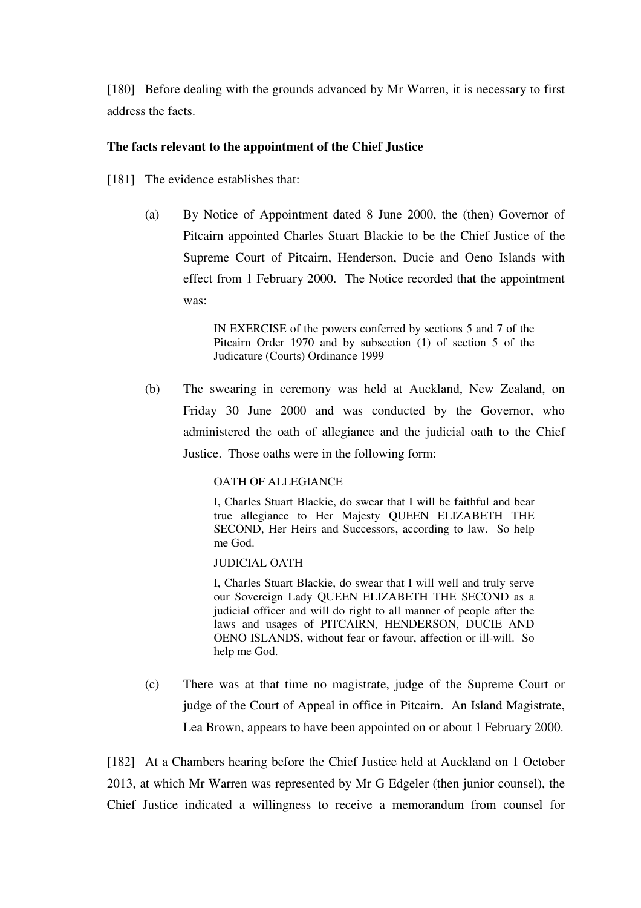[180] Before dealing with the grounds advanced by Mr Warren, it is necessary to first address the facts.

**The facts relevant to the appointment of the Chief Justice**

[181] The evidence establishes that:

(a) By Notice of Appointment dated 8 June 2000, the (then) Governor of Pitcairn appointed Charles Stuart Blackie to be the Chief Justice of the Supreme Court of Pitcairn, Henderson, Ducie and Oeno Islands with effect from 1 February 2000. The Notice recorded that the appointment was:

> IN EXERCISE of the powers conferred by sections 5 and 7 of the Pitcairn Order 1970 and by subsection (1) of section 5 of the Judicature (Courts) Ordinance 1999

(b) The swearing in ceremony was held at Auckland, New Zealand, on Friday 30 June 2000 and was conducted by the Governor, who administered the oath of allegiance and the judicial oath to the Chief Justice. Those oaths were in the following form:

> OATH OF ALLEGIANCE
>
> I, Charles Stuart Blackie, do swear that I will be faithful and bear true allegiance to Her Majesty QUEEN ELIZABETH THE SECOND, Her Heirs and Successors, according to law. So help me God.
>
> JUDICIAL OATH
>
> I, Charles Stuart Blackie, do swear that I will well and truly serve our Sovereign Lady QUEEN ELIZABETH THE SECOND as a judicial officer and will do right to all manner of people after the laws and usages of PITCAIRN, HENDERSON, DUCIE AND OENO ISLANDS, without fear or favour, affection or ill-will. So help me God.

(c) There was at that time no magistrate, judge of the Supreme Court or judge of the Court of Appeal in office in Pitcairn. An Island Magistrate, Lea Brown, appears to have been appointed on or about 1 February 2000.

[182] At a Chambers hearing before the Chief Justice held at Auckland on 1 October 2013, at which Mr Warren was represented by Mr G Edgeler (then junior counsel), the Chief Justice indicated a willingness to receive a memorandum from counsel for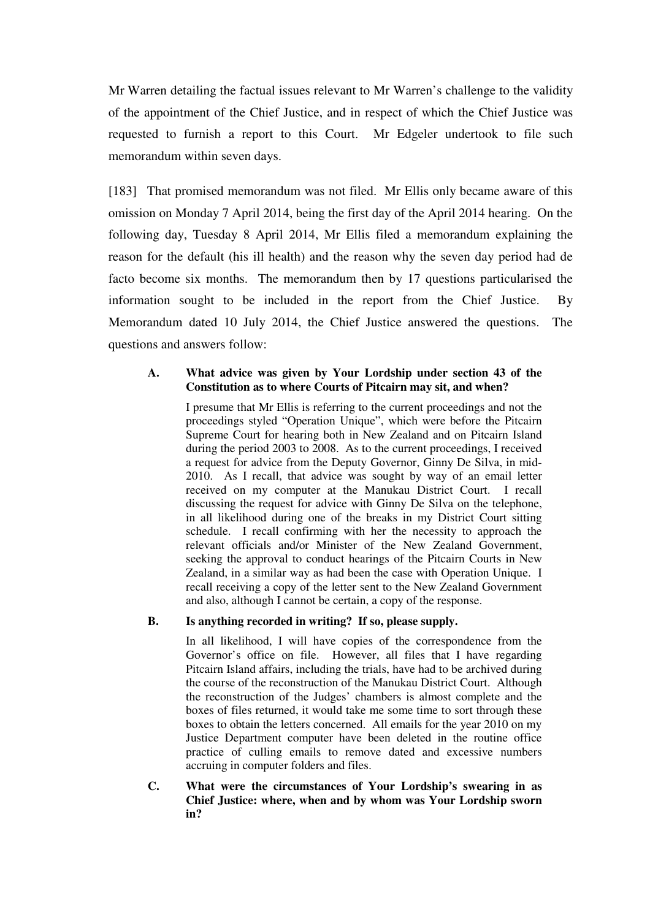Mr Warren detailing the factual issues relevant to Mr Warren's challenge to the validity of the appointment of the Chief Justice, and in respect of which the Chief Justice was requested to furnish a report to this Court. Mr Edgeler undertook to file such memorandum within seven days.

[183] That promised memorandum was not filed. Mr Ellis only became aware of this omission on Monday 7 April 2014, being the first day of the April 2014 hearing. On the following day, Tuesday 8 April 2014, Mr Ellis filed a memorandum explaining the reason for the default (his ill health) and the reason why the seven day period had de facto become six months. The memorandum then by 17 questions particularised the information sought to be included in the report from the Chief Justice. By Memorandum dated 10 July 2014, the Chief Justice answered the questions. The questions and answers follow:

> **A. What advice was given by Your Lordship under section 43 of the Constitution as to where Courts of Pitcairn may sit, and when?**
>
> I presume that Mr Ellis is referring to the current proceedings and not the proceedings styled "Operation Unique", which were before the Pitcairn Supreme Court for hearing both in New Zealand and on Pitcairn Island during the period 2003 to 2008. As to the current proceedings, I received a request for advice from the Deputy Governor, Ginny De Silva, in mid-2010. As I recall, that advice was sought by way of an email letter received on my computer at the Manukau District Court. I recall discussing the request for advice with Ginny De Silva on the telephone, in all likelihood during one of the breaks in my District Court sitting schedule. I recall confirming with her the necessity to approach the relevant officials and/or Minister of the New Zealand Government, seeking the approval to conduct hearings of the Pitcairn Courts in New Zealand, in a similar way as had been the case with Operation Unique. I recall receiving a copy of the letter sent to the New Zealand Government and also, although I cannot be certain, a copy of the response.
>
> **B. Is anything recorded in writing? If so, please supply.**
>
> In all likelihood, I will have copies of the correspondence from the Governor's office on file. However, all files that I have regarding Pitcairn Island affairs, including the trials, have had to be archived during the course of the reconstruction of the Manukau District Court. Although the reconstruction of the Judges' chambers is almost complete and the boxes of files returned, it would take me some time to sort through these boxes to obtain the letters concerned. All emails for the year 2010 on my Justice Department computer have been deleted in the routine office practice of culling emails to remove dated and excessive numbers accruing in computer folders and files.
>
> **C. What were the circumstances of Your Lordship's swearing in as Chief Justice: where, when and by whom was Your Lordship sworn in?**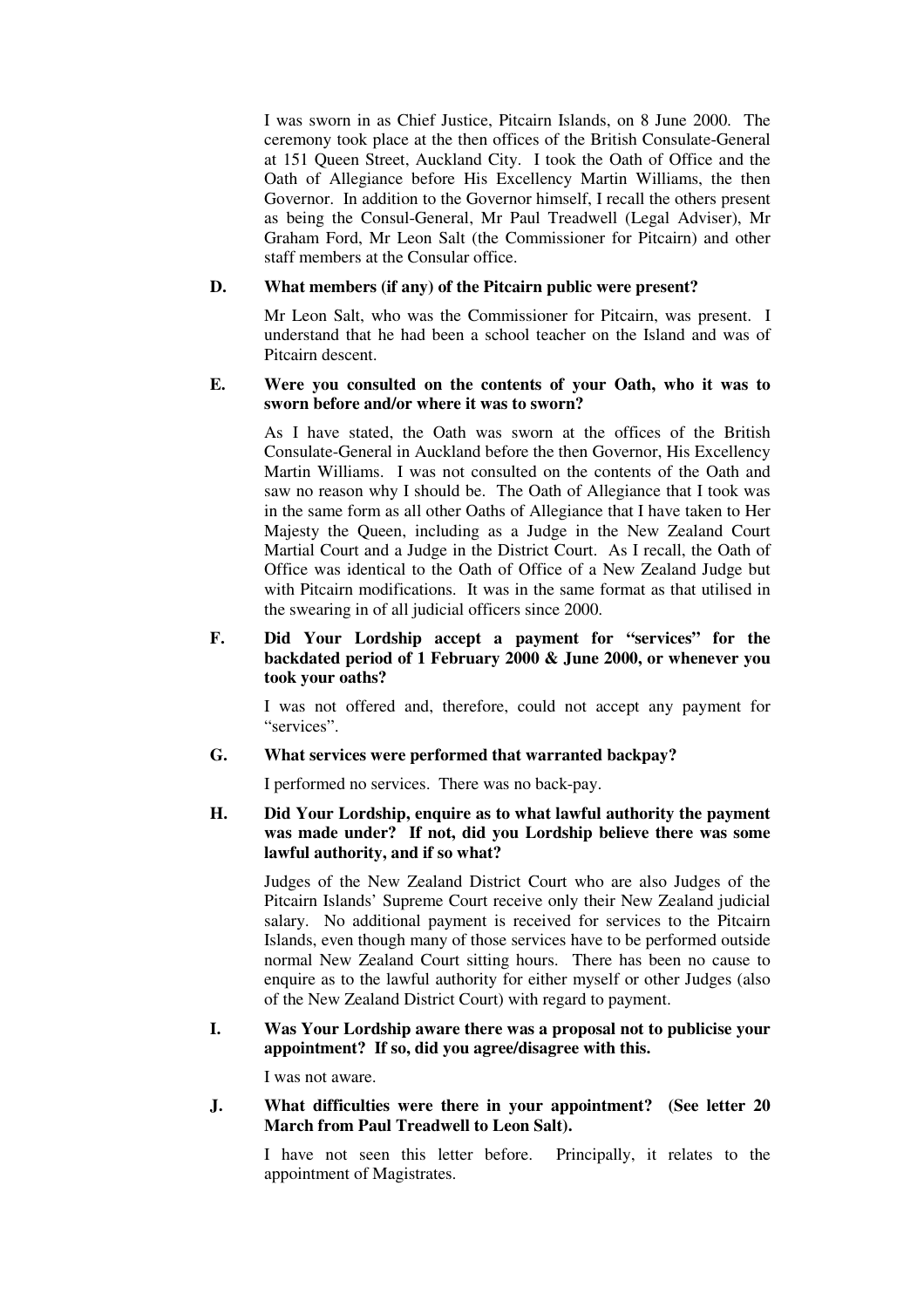I was sworn in as Chief Justice, Pitcairn Islands, on 8 June 2000. The ceremony took place at the then offices of the British Consulate-General at 151 Queen Street, Auckland City. I took the Oath of Office and the Oath of Allegiance before His Excellency Martin Williams, the then Governor. In addition to the Governor himself, I recall the others present as being the Consul-General, Mr Paul Treadwell (Legal Adviser), Mr Graham Ford, Mr Leon Salt (the Commissioner for Pitcairn) and other staff members at the Consular office.

**D. What members (if any) of the Pitcairn public were present?**

Mr Leon Salt, who was the Commissioner for Pitcairn, was present. I understand that he had been a school teacher on the Island and was of Pitcairn descent.

**E. Were you consulted on the contents of your Oath, who it was to sworn before and/or where it was to sworn?**

As I have stated, the Oath was sworn at the offices of the British Consulate-General in Auckland before the then Governor, His Excellency Martin Williams. I was not consulted on the contents of the Oath and saw no reason why I should be. The Oath of Allegiance that I took was in the same form as all other Oaths of Allegiance that I have taken to Her Majesty the Queen, including as a Judge in the New Zealand Court Martial Court and a Judge in the District Court. As I recall, the Oath of Office was identical to the Oath of Office of a New Zealand Judge but with Pitcairn modifications. It was in the same format as that utilised in the swearing in of all judicial officers since 2000.

**F. Did Your Lordship accept a payment for "services" for the backdated period of 1 February 2000 & June 2000, or whenever you took your oaths?**

I was not offered and, therefore, could not accept any payment for "services".

**G. What services were performed that warranted backpay?**

I performed no services. There was no back-pay.

**H. Did Your Lordship, enquire as to what lawful authority the payment was made under? If not, did you Lordship believe there was some lawful authority, and if so what?**

Judges of the New Zealand District Court who are also Judges of the Pitcairn Islands' Supreme Court receive only their New Zealand judicial salary. No additional payment is received for services to the Pitcairn Islands, even though many of those services have to be performed outside normal New Zealand Court sitting hours. There has been no cause to enquire as to the lawful authority for either myself or other Judges (also of the New Zealand District Court) with regard to payment.

**I. Was Your Lordship aware there was a proposal not to publicise your appointment? If so, did you agree/disagree with this.**

I was not aware.

**J. What difficulties were there in your appointment? (See letter 20 March from Paul Treadwell to Leon Salt).**

I have not seen this letter before. Principally, it relates to the appointment of Magistrates.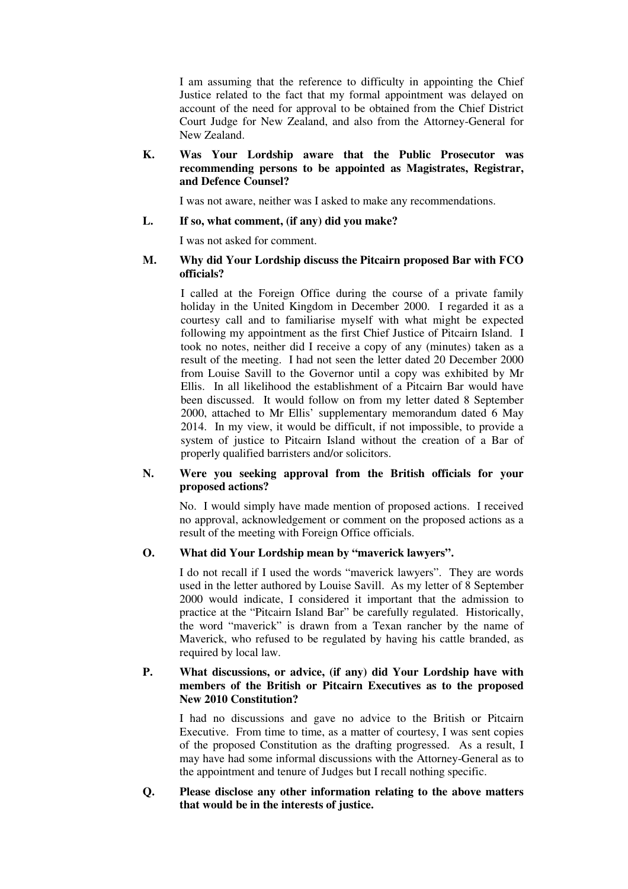I am assuming that the reference to difficulty in appointing the Chief Justice related to the fact that my formal appointment was delayed on account of the need for approval to be obtained from the Chief District Court Judge for New Zealand, and also from the Attorney-General for New Zealand.

**K. Was Your Lordship aware that the Public Prosecutor was recommending persons to be appointed as Magistrates, Registrar, and Defence Counsel?**

I was not aware, neither was I asked to make any recommendations.

**L. If so, what comment, (if any) did you make?**

I was not asked for comment.

**M. Why did Your Lordship discuss the Pitcairn proposed Bar with FCO officials?**

I called at the Foreign Office during the course of a private family holiday in the United Kingdom in December 2000. I regarded it as a courtesy call and to familiarise myself with what might be expected following my appointment as the first Chief Justice of Pitcairn Island. I took no notes, neither did I receive a copy of any (minutes) taken as a result of the meeting. I had not seen the letter dated 20 December 2000 from Louise Savill to the Governor until a copy was exhibited by Mr Ellis. In all likelihood the establishment of a Pitcairn Bar would have been discussed. It would follow on from my letter dated 8 September 2000, attached to Mr Ellis' supplementary memorandum dated 6 May 2014. In my view, it would be difficult, if not impossible, to provide a system of justice to Pitcairn Island without the creation of a Bar of properly qualified barristers and/or solicitors.

**N. Were you seeking approval from the British officials for your proposed actions?**

No. I would simply have made mention of proposed actions. I received no approval, acknowledgement or comment on the proposed actions as a result of the meeting with Foreign Office officials.

**O. What did Your Lordship mean by "maverick lawyers".**

I do not recall if I used the words "maverick lawyers". They are words used in the letter authored by Louise Savill. As my letter of 8 September 2000 would indicate, I considered it important that the admission to practice at the "Pitcairn Island Bar" be carefully regulated. Historically, the word "maverick" is drawn from a Texan rancher by the name of Maverick, who refused to be regulated by having his cattle branded, as required by local law.

**P. What discussions, or advice, (if any) did Your Lordship have with members of the British or Pitcairn Executives as to the proposed New 2010 Constitution?**

I had no discussions and gave no advice to the British or Pitcairn Executive. From time to time, as a matter of courtesy, I was sent copies of the proposed Constitution as the drafting progressed. As a result, I may have had some informal discussions with the Attorney-General as to the appointment and tenure of Judges but I recall nothing specific.

**Q. Please disclose any other information relating to the above matters that would be in the interests of justice.**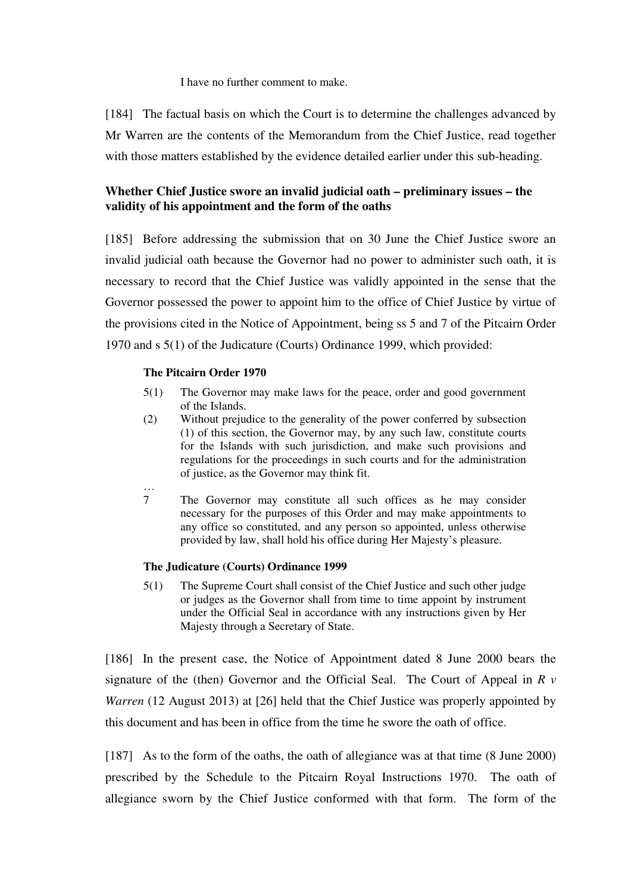I have no further comment to make.

[184] The factual basis on which the Court is to determine the challenges advanced by Mr Warren are the contents of the Memorandum from the Chief Justice, read together with those matters established by the evidence detailed earlier under this sub-heading.

**Whether Chief Justice swore an invalid judicial oath – preliminary issues – the validity of his appointment and the form of the oaths**

[185] Before addressing the submission that on 30 June the Chief Justice swore an invalid judicial oath because the Governor had no power to administer such oath, it is necessary to record that the Chief Justice was validly appointed in the sense that the Governor possessed the power to appoint him to the office of Chief Justice by virtue of the provisions cited in the Notice of Appointment, being ss 5 and 7 of the Pitcairn Order 1970 and s 5(1) of the Judicature (Courts) Ordinance 1999, which provided:

> **The Pitcairn Order 1970**
>
> 5(1) The Governor may make laws for the peace, order and good government of the Islands.
>
> (2) Without prejudice to the generality of the power conferred by subsection (1) of this section, the Governor may, by any such law, constitute courts for the Islands with such jurisdiction, and make such provisions and regulations for the proceedings in such courts and for the administration of justice, as the Governor may think fit.
>
> …
>
> 7 The Governor may constitute all such offices as he may consider necessary for the purposes of this Order and may make appointments to any office so constituted, and any person so appointed, unless otherwise provided by law, shall hold his office during Her Majesty's pleasure.
>
> **The Judicature (Courts) Ordinance 1999**
>
> 5(1) The Supreme Court shall consist of the Chief Justice and such other judge or judges as the Governor shall from time to time appoint by instrument under the Official Seal in accordance with any instructions given by Her Majesty through a Secretary of State.

[186] In the present case, the Notice of Appointment dated 8 June 2000 bears the signature of the (then) Governor and the Official Seal. The Court of Appeal in *R v Warren* (12 August 2013) at [26] held that the Chief Justice was properly appointed by this document and has been in office from the time he swore the oath of office.

[187] As to the form of the oaths, the oath of allegiance was at that time (8 June 2000) prescribed by the Schedule to the Pitcairn Royal Instructions 1970. The oath of allegiance sworn by the Chief Justice conformed with that form. The form of the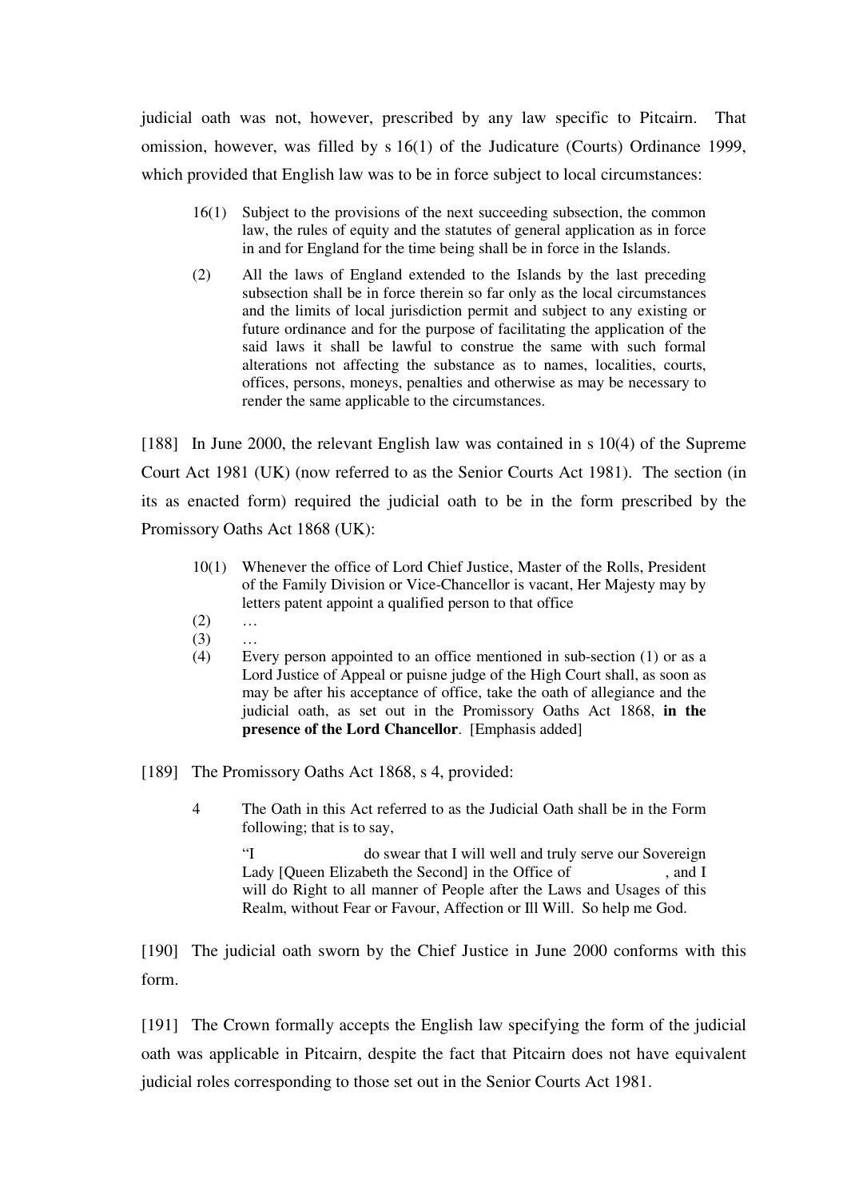judicial oath was not, however, prescribed by any law specific to Pitcairn. That omission, however, was filled by s 16(1) of the Judicature (Courts) Ordinance 1999, which provided that English law was to be in force subject to local circumstances:

> 16(1) Subject to the provisions of the next succeeding subsection, the common law, the rules of equity and the statutes of general application as in force in and for England for the time being shall be in force in the Islands.
>
> (2) All the laws of England extended to the Islands by the last preceding subsection shall be in force therein so far only as the local circumstances and the limits of local jurisdiction permit and subject to any existing or future ordinance and for the purpose of facilitating the application of the said laws it shall be lawful to construe the same with such formal alterations not affecting the substance as to names, localities, courts, offices, persons, moneys, penalties and otherwise as may be necessary to render the same applicable to the circumstances.

[188] In June 2000, the relevant English law was contained in s 10(4) of the Supreme Court Act 1981 (UK) (now referred to as the Senior Courts Act 1981). The section (in its as enacted form) required the judicial oath to be in the form prescribed by the Promissory Oaths Act 1868 (UK):

> 10(1) Whenever the office of Lord Chief Justice, Master of the Rolls, President of the Family Division or Vice-Chancellor is vacant, Her Majesty may by letters patent appoint a qualified person to that office
>
> (2) …
>
> (3) …
>
> (4) Every person appointed to an office mentioned in sub-section (1) or as a Lord Justice of Appeal or puisne judge of the High Court shall, as soon as may be after his acceptance of office, take the oath of allegiance and the judicial oath, as set out in the Promissory Oaths Act 1868, **in the presence of the Lord Chancellor**. [Emphasis added]

[189] The Promissory Oaths Act 1868, s 4, provided:

> 4 The Oath in this Act referred to as the Judicial Oath shall be in the Form following; that is to say,
>
> "I do swear that I will well and truly serve our Sovereign Lady [Queen Elizabeth the Second] in the Office of , and I will do Right to all manner of People after the Laws and Usages of this Realm, without Fear or Favour, Affection or Ill Will. So help me God.

[190] The judicial oath sworn by the Chief Justice in June 2000 conforms with this form.

[191] The Crown formally accepts the English law specifying the form of the judicial oath was applicable in Pitcairn, despite the fact that Pitcairn does not have equivalent judicial roles corresponding to those set out in the Senior Courts Act 1981.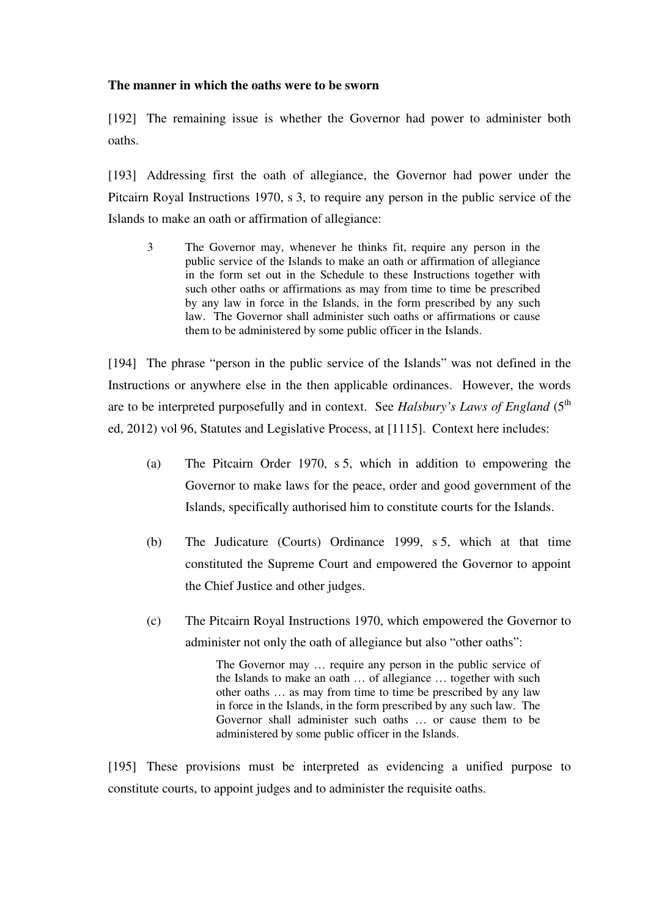**The manner in which the oaths were to be sworn**

[192] The remaining issue is whether the Governor had power to administer both oaths.

[193] Addressing first the oath of allegiance, the Governor had power under the Pitcairn Royal Instructions 1970, s 3, to require any person in the public service of the Islands to make an oath or affirmation of allegiance:

> 3 The Governor may, whenever he thinks fit, require any person in the public service of the Islands to make an oath or affirmation of allegiance in the form set out in the Schedule to these Instructions together with such other oaths or affirmations as may from time to time be prescribed by any law in force in the Islands, in the form prescribed by any such law. The Governor shall administer such oaths or affirmations or cause them to be administered by some public officer in the Islands.

[194] The phrase "person in the public service of the Islands" was not defined in the Instructions or anywhere else in the then applicable ordinances. However, the words are to be interpreted purposefully and in context. See *Halsbury's Laws of England* (5th ed, 2012) vol 96, Statutes and Legislative Process, at [1115]. Context here includes:

(a) The Pitcairn Order 1970, s 5, which in addition to empowering the Governor to make laws for the peace, order and good government of the Islands, specifically authorised him to constitute courts for the Islands.

(b) The Judicature (Courts) Ordinance 1999, s 5, which at that time constituted the Supreme Court and empowered the Governor to appoint the Chief Justice and other judges.

(c) The Pitcairn Royal Instructions 1970, which empowered the Governor to administer not only the oath of allegiance but also "other oaths":

> The Governor may … require any person in the public service of the Islands to make an oath … of allegiance … together with such other oaths … as may from time to time be prescribed by any law in force in the Islands, in the form prescribed by any such law. The Governor shall administer such oaths … or cause them to be administered by some public officer in the Islands.

[195] These provisions must be interpreted as evidencing a unified purpose to constitute courts, to appoint judges and to administer the requisite oaths.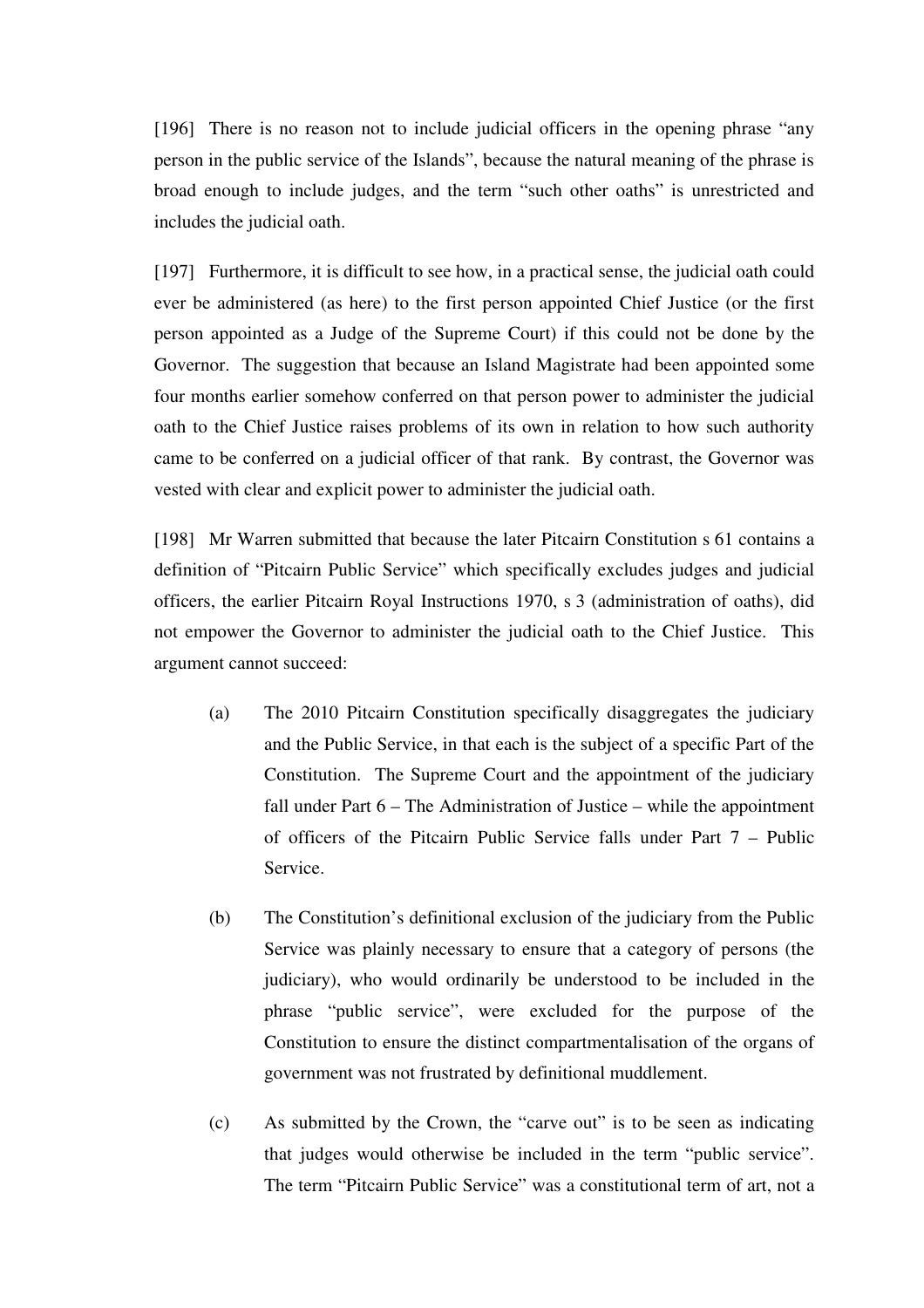[196] There is no reason not to include judicial officers in the opening phrase "any person in the public service of the Islands", because the natural meaning of the phrase is broad enough to include judges, and the term "such other oaths" is unrestricted and includes the judicial oath.

[197] Furthermore, it is difficult to see how, in a practical sense, the judicial oath could ever be administered (as here) to the first person appointed Chief Justice (or the first person appointed as a Judge of the Supreme Court) if this could not be done by the Governor. The suggestion that because an Island Magistrate had been appointed some four months earlier somehow conferred on that person power to administer the judicial oath to the Chief Justice raises problems of its own in relation to how such authority came to be conferred on a judicial officer of that rank. By contrast, the Governor was vested with clear and explicit power to administer the judicial oath.

[198] Mr Warren submitted that because the later Pitcairn Constitution s 61 contains a definition of "Pitcairn Public Service" which specifically excludes judges and judicial officers, the earlier Pitcairn Royal Instructions 1970, s 3 (administration of oaths), did not empower the Governor to administer the judicial oath to the Chief Justice. This argument cannot succeed:

(a) The 2010 Pitcairn Constitution specifically disaggregates the judiciary and the Public Service, in that each is the subject of a specific Part of the Constitution. The Supreme Court and the appointment of the judiciary fall under Part 6 – The Administration of Justice – while the appointment of officers of the Pitcairn Public Service falls under Part 7 – Public Service.

(b) The Constitution's definitional exclusion of the judiciary from the Public Service was plainly necessary to ensure that a category of persons (the judiciary), who would ordinarily be understood to be included in the phrase "public service", were excluded for the purpose of the Constitution to ensure the distinct compartmentalisation of the organs of government was not frustrated by definitional muddlement.

(c) As submitted by the Crown, the "carve out" is to be seen as indicating that judges would otherwise be included in the term "public service". The term "Pitcairn Public Service" was a constitutional term of art, not a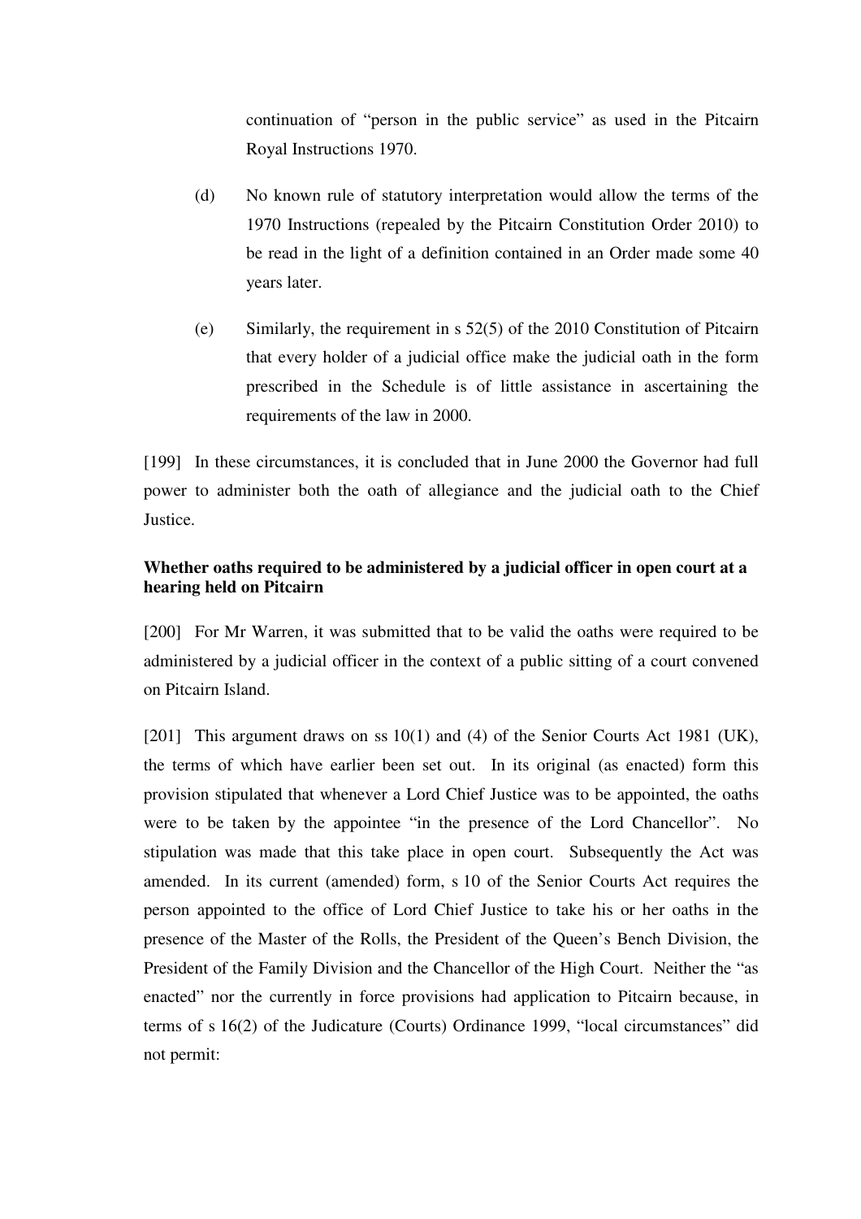continuation of "person in the public service" as used in the Pitcairn Royal Instructions 1970.

(d) No known rule of statutory interpretation would allow the terms of the 1970 Instructions (repealed by the Pitcairn Constitution Order 2010) to be read in the light of a definition contained in an Order made some 40 years later.

(e) Similarly, the requirement in s 52(5) of the 2010 Constitution of Pitcairn that every holder of a judicial office make the judicial oath in the form prescribed in the Schedule is of little assistance in ascertaining the requirements of the law in 2000.

[199] In these circumstances, it is concluded that in June 2000 the Governor had full power to administer both the oath of allegiance and the judicial oath to the Chief Justice.

**Whether oaths required to be administered by a judicial officer in open court at a hearing held on Pitcairn**

[200] For Mr Warren, it was submitted that to be valid the oaths were required to be administered by a judicial officer in the context of a public sitting of a court convened on Pitcairn Island.

[201] This argument draws on ss 10(1) and (4) of the Senior Courts Act 1981 (UK), the terms of which have earlier been set out. In its original (as enacted) form this provision stipulated that whenever a Lord Chief Justice was to be appointed, the oaths were to be taken by the appointee "in the presence of the Lord Chancellor". No stipulation was made that this take place in open court. Subsequently the Act was amended. In its current (amended) form, s 10 of the Senior Courts Act requires the person appointed to the office of Lord Chief Justice to take his or her oaths in the presence of the Master of the Rolls, the President of the Queen's Bench Division, the President of the Family Division and the Chancellor of the High Court. Neither the "as enacted" nor the currently in force provisions had application to Pitcairn because, in terms of s 16(2) of the Judicature (Courts) Ordinance 1999, "local circumstances" did not permit: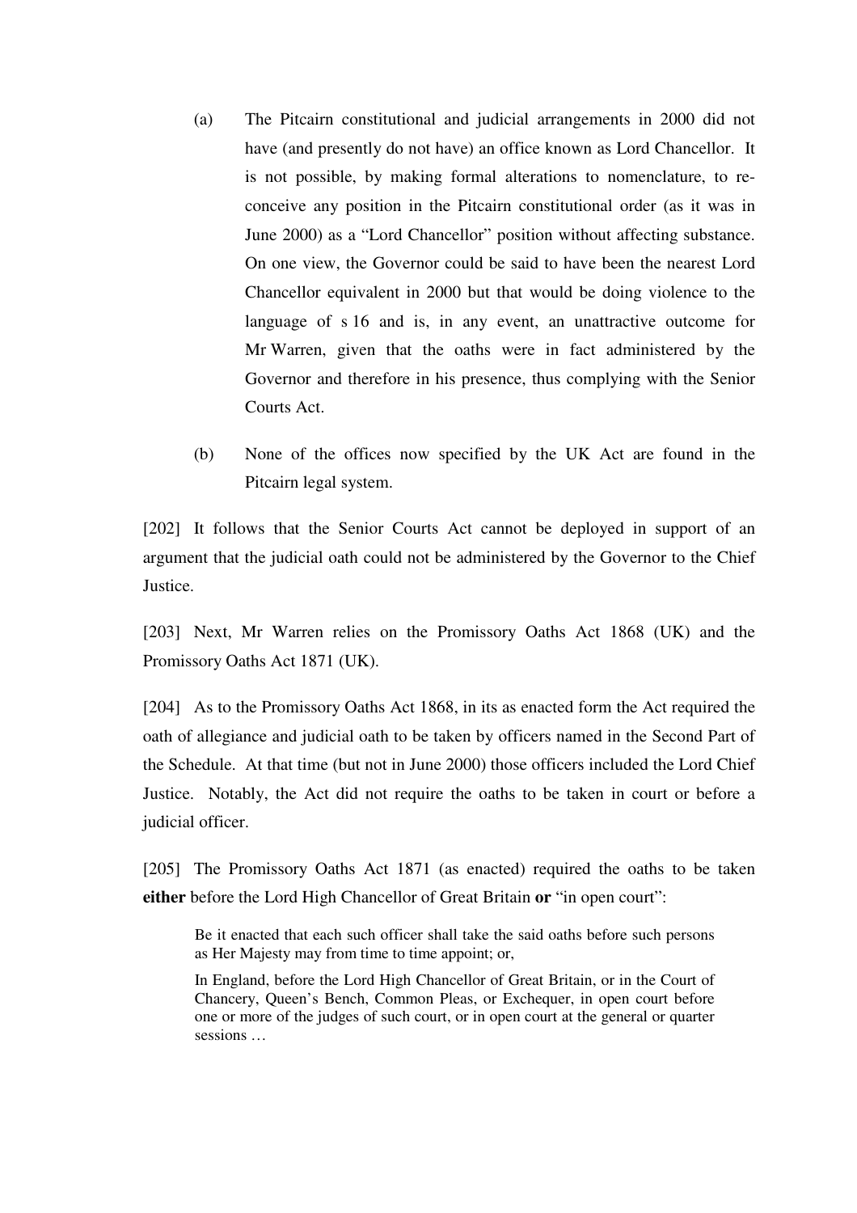(a) The Pitcairn constitutional and judicial arrangements in 2000 did not have (and presently do not have) an office known as Lord Chancellor. It is not possible, by making formal alterations to nomenclature, to re-conceive any position in the Pitcairn constitutional order (as it was in June 2000) as a "Lord Chancellor" position without affecting substance. On one view, the Governor could be said to have been the nearest Lord Chancellor equivalent in 2000 but that would be doing violence to the language of s 16 and is, in any event, an unattractive outcome for Mr Warren, given that the oaths were in fact administered by the Governor and therefore in his presence, thus complying with the Senior Courts Act.

(b) None of the offices now specified by the UK Act are found in the Pitcairn legal system.

[202] It follows that the Senior Courts Act cannot be deployed in support of an argument that the judicial oath could not be administered by the Governor to the Chief Justice.

[203] Next, Mr Warren relies on the Promissory Oaths Act 1868 (UK) and the Promissory Oaths Act 1871 (UK).

[204] As to the Promissory Oaths Act 1868, in its as enacted form the Act required the oath of allegiance and judicial oath to be taken by officers named in the Second Part of the Schedule. At that time (but not in June 2000) those officers included the Lord Chief Justice. Notably, the Act did not require the oaths to be taken in court or before a judicial officer.

[205] The Promissory Oaths Act 1871 (as enacted) required the oaths to be taken **either** before the Lord High Chancellor of Great Britain **or** "in open court":

> Be it enacted that each such officer shall take the said oaths before such persons as Her Majesty may from time to time appoint; or,
>
> In England, before the Lord High Chancellor of Great Britain, or in the Court of Chancery, Queen's Bench, Common Pleas, or Exchequer, in open court before one or more of the judges of such court, or in open court at the general or quarter sessions …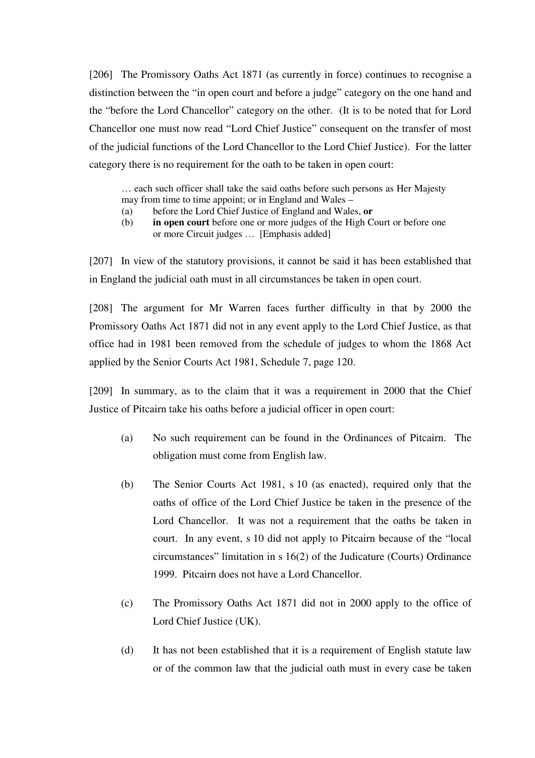[206] The Promissory Oaths Act 1871 (as currently in force) continues to recognise a distinction between the "in open court and before a judge" category on the one hand and the "before the Lord Chancellor" category on the other. (It is to be noted that for Lord Chancellor one must now read "Lord Chief Justice" consequent on the transfer of most of the judicial functions of the Lord Chancellor to the Lord Chief Justice). For the latter category there is no requirement for the oath to be taken in open court:

> … each such officer shall take the said oaths before such persons as Her Majesty may from time to time appoint; or in England and Wales –
>
> (a) before the Lord Chief Justice of England and Wales, **or**
>
> (b) **in open court** before one or more judges of the High Court or before one or more Circuit judges … [Emphasis added]

[207] In view of the statutory provisions, it cannot be said it has been established that in England the judicial oath must in all circumstances be taken in open court.

[208] The argument for Mr Warren faces further difficulty in that by 2000 the Promissory Oaths Act 1871 did not in any event apply to the Lord Chief Justice, as that office had in 1981 been removed from the schedule of judges to whom the 1868 Act applied by the Senior Courts Act 1981, Schedule 7, page 120.

[209] In summary, as to the claim that it was a requirement in 2000 that the Chief Justice of Pitcairn take his oaths before a judicial officer in open court:

(a) No such requirement can be found in the Ordinances of Pitcairn. The obligation must come from English law.

(b) The Senior Courts Act 1981, s 10 (as enacted), required only that the oaths of office of the Lord Chief Justice be taken in the presence of the Lord Chancellor. It was not a requirement that the oaths be taken in court. In any event, s 10 did not apply to Pitcairn because of the "local circumstances" limitation in s 16(2) of the Judicature (Courts) Ordinance 1999. Pitcairn does not have a Lord Chancellor.

(c) The Promissory Oaths Act 1871 did not in 2000 apply to the office of Lord Chief Justice (UK).

(d) It has not been established that it is a requirement of English statute law or of the common law that the judicial oath must in every case be taken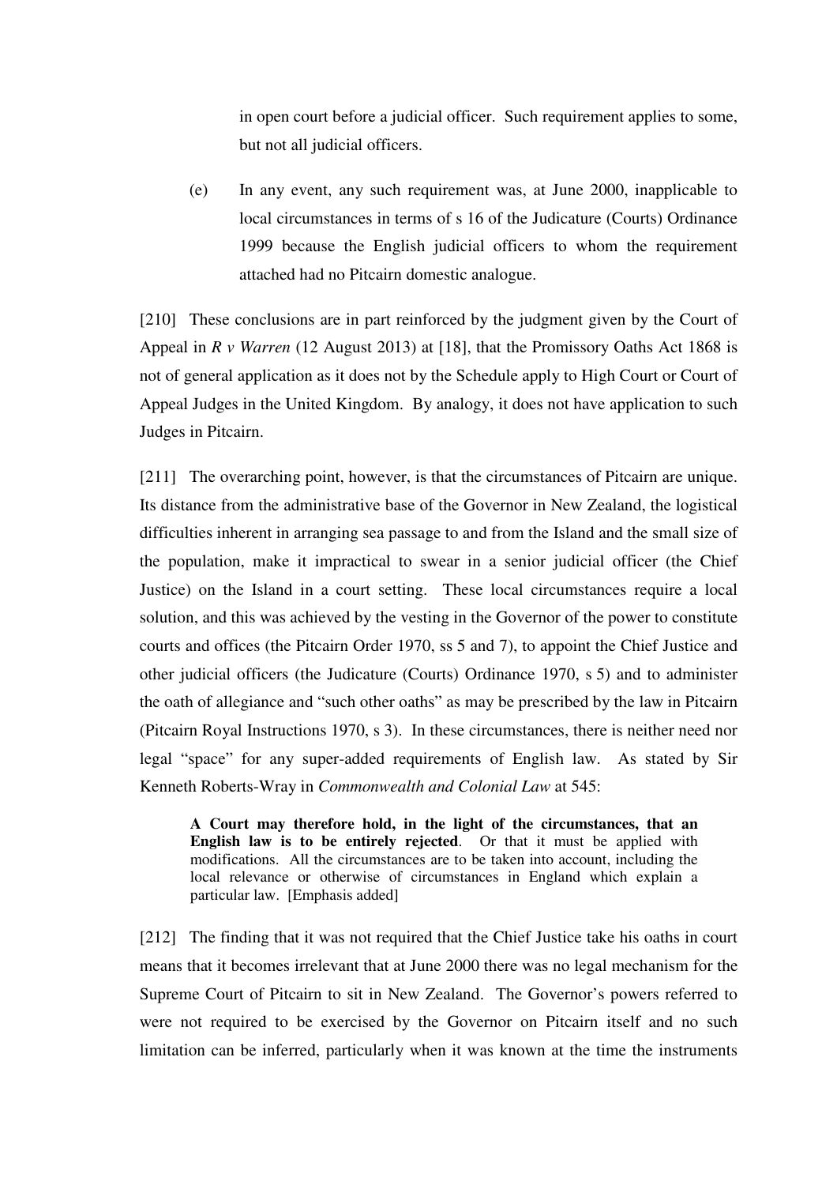in open court before a judicial officer. Such requirement applies to some, but not all judicial officers.

(e) In any event, any such requirement was, at June 2000, inapplicable to local circumstances in terms of s 16 of the Judicature (Courts) Ordinance 1999 because the English judicial officers to whom the requirement attached had no Pitcairn domestic analogue.

[210] These conclusions are in part reinforced by the judgment given by the Court of Appeal in *R v Warren* (12 August 2013) at [18], that the Promissory Oaths Act 1868 is not of general application as it does not by the Schedule apply to High Court or Court of Appeal Judges in the United Kingdom. By analogy, it does not have application to such Judges in Pitcairn.

[211] The overarching point, however, is that the circumstances of Pitcairn are unique. Its distance from the administrative base of the Governor in New Zealand, the logistical difficulties inherent in arranging sea passage to and from the Island and the small size of the population, make it impractical to swear in a senior judicial officer (the Chief Justice) on the Island in a court setting. These local circumstances require a local solution, and this was achieved by the vesting in the Governor of the power to constitute courts and offices (the Pitcairn Order 1970, ss 5 and 7), to appoint the Chief Justice and other judicial officers (the Judicature (Courts) Ordinance 1970, s 5) and to administer the oath of allegiance and "such other oaths" as may be prescribed by the law in Pitcairn (Pitcairn Royal Instructions 1970, s 3). In these circumstances, there is neither need nor legal "space" for any super-added requirements of English law. As stated by Sir Kenneth Roberts-Wray in *Commonwealth and Colonial Law* at 545:

> **A Court may therefore hold, in the light of the circumstances, that an English law is to be entirely rejected**. Or that it must be applied with modifications. All the circumstances are to be taken into account, including the local relevance or otherwise of circumstances in England which explain a particular law. [Emphasis added]

[212] The finding that it was not required that the Chief Justice take his oaths in court means that it becomes irrelevant that at June 2000 there was no legal mechanism for the Supreme Court of Pitcairn to sit in New Zealand. The Governor's powers referred to were not required to be exercised by the Governor on Pitcairn itself and no such limitation can be inferred, particularly when it was known at the time the instruments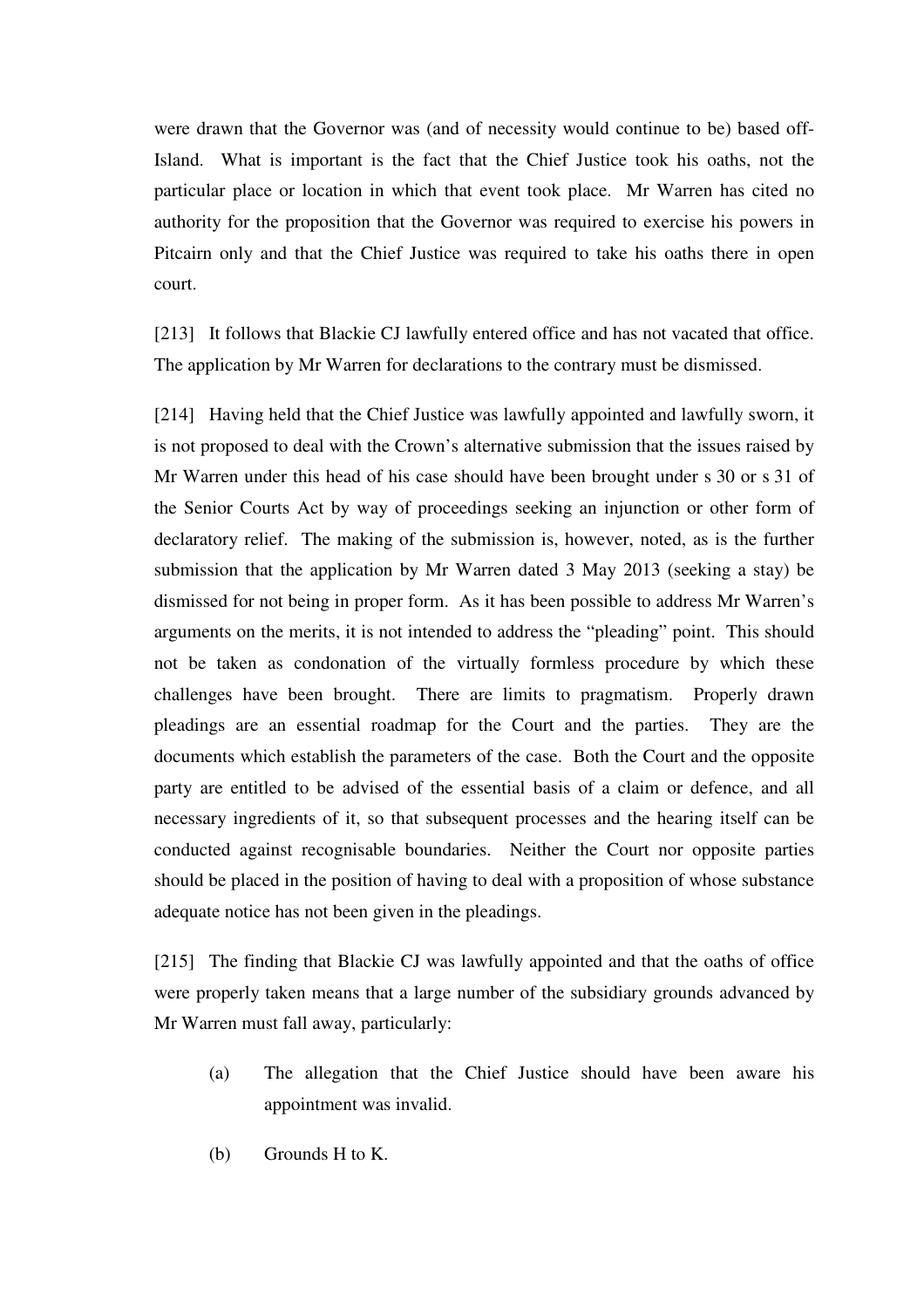were drawn that the Governor was (and of necessity would continue to be) based off-Island. What is important is the fact that the Chief Justice took his oaths, not the particular place or location in which that event took place. Mr Warren has cited no authority for the proposition that the Governor was required to exercise his powers in Pitcairn only and that the Chief Justice was required to take his oaths there in open court.

[213] It follows that Blackie CJ lawfully entered office and has not vacated that office. The application by Mr Warren for declarations to the contrary must be dismissed.

[214] Having held that the Chief Justice was lawfully appointed and lawfully sworn, it is not proposed to deal with the Crown's alternative submission that the issues raised by Mr Warren under this head of his case should have been brought under s 30 or s 31 of the Senior Courts Act by way of proceedings seeking an injunction or other form of declaratory relief. The making of the submission is, however, noted, as is the further submission that the application by Mr Warren dated 3 May 2013 (seeking a stay) be dismissed for not being in proper form. As it has been possible to address Mr Warren's arguments on the merits, it is not intended to address the "pleading" point. This should not be taken as condonation of the virtually formless procedure by which these challenges have been brought. There are limits to pragmatism. Properly drawn pleadings are an essential roadmap for the Court and the parties. They are the documents which establish the parameters of the case. Both the Court and the opposite party are entitled to be advised of the essential basis of a claim or defence, and all necessary ingredients of it, so that subsequent processes and the hearing itself can be conducted against recognisable boundaries. Neither the Court nor opposite parties should be placed in the position of having to deal with a proposition of whose substance adequate notice has not been given in the pleadings.

[215] The finding that Blackie CJ was lawfully appointed and that the oaths of office were properly taken means that a large number of the subsidiary grounds advanced by Mr Warren must fall away, particularly:

(a) The allegation that the Chief Justice should have been aware his appointment was invalid.

(b) Grounds H to K.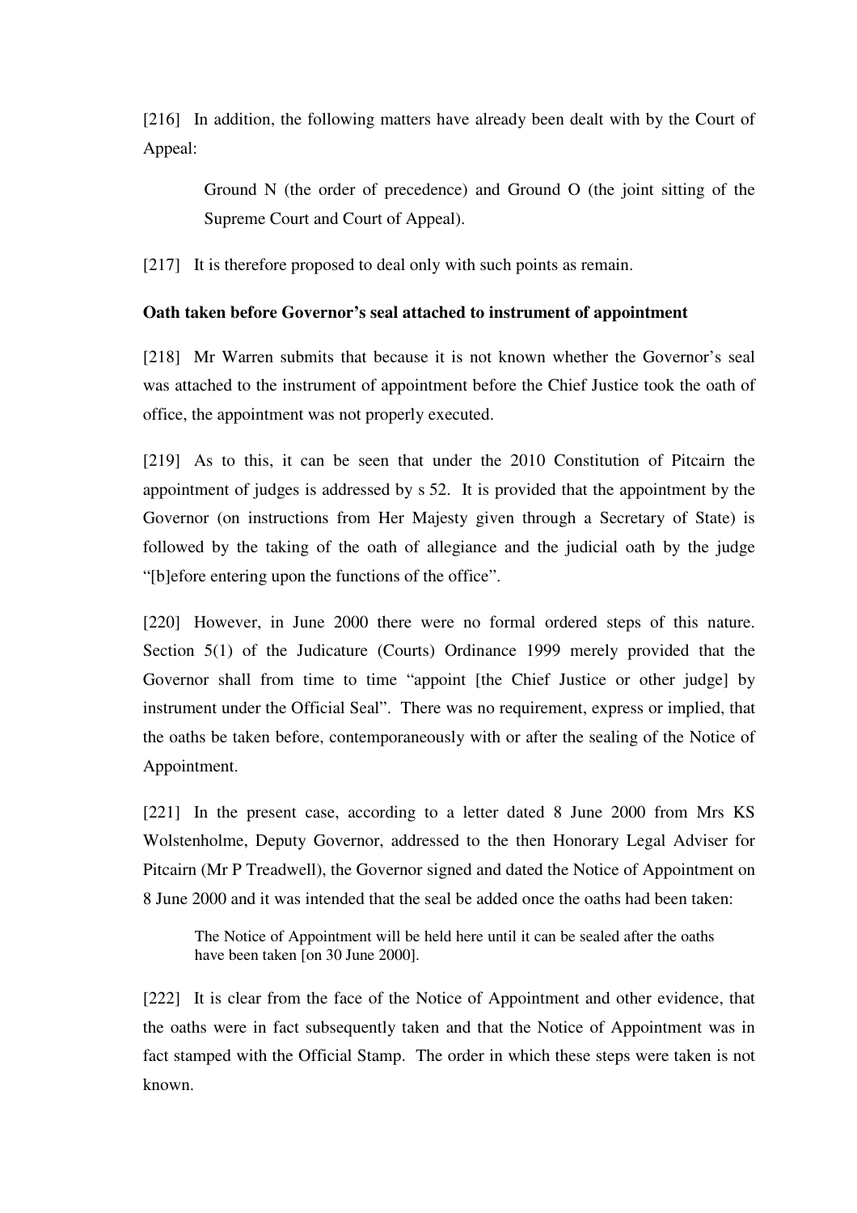[216] In addition, the following matters have already been dealt with by the Court of Appeal:

> Ground N (the order of precedence) and Ground O (the joint sitting of the Supreme Court and Court of Appeal).

[217] It is therefore proposed to deal only with such points as remain.

**Oath taken before Governor's seal attached to instrument of appointment**

[218] Mr Warren submits that because it is not known whether the Governor's seal was attached to the instrument of appointment before the Chief Justice took the oath of office, the appointment was not properly executed.

[219] As to this, it can be seen that under the 2010 Constitution of Pitcairn the appointment of judges is addressed by s 52. It is provided that the appointment by the Governor (on instructions from Her Majesty given through a Secretary of State) is followed by the taking of the oath of allegiance and the judicial oath by the judge "[b]efore entering upon the functions of the office".

[220] However, in June 2000 there were no formal ordered steps of this nature. Section 5(1) of the Judicature (Courts) Ordinance 1999 merely provided that the Governor shall from time to time "appoint [the Chief Justice or other judge] by instrument under the Official Seal". There was no requirement, express or implied, that the oaths be taken before, contemporaneously with or after the sealing of the Notice of Appointment.

[221] In the present case, according to a letter dated 8 June 2000 from Mrs KS Wolstenholme, Deputy Governor, addressed to the then Honorary Legal Adviser for Pitcairn (Mr P Treadwell), the Governor signed and dated the Notice of Appointment on 8 June 2000 and it was intended that the seal be added once the oaths had been taken:

> The Notice of Appointment will be held here until it can be sealed after the oaths have been taken [on 30 June 2000].

[222] It is clear from the face of the Notice of Appointment and other evidence, that the oaths were in fact subsequently taken and that the Notice of Appointment was in fact stamped with the Official Stamp. The order in which these steps were taken is not known.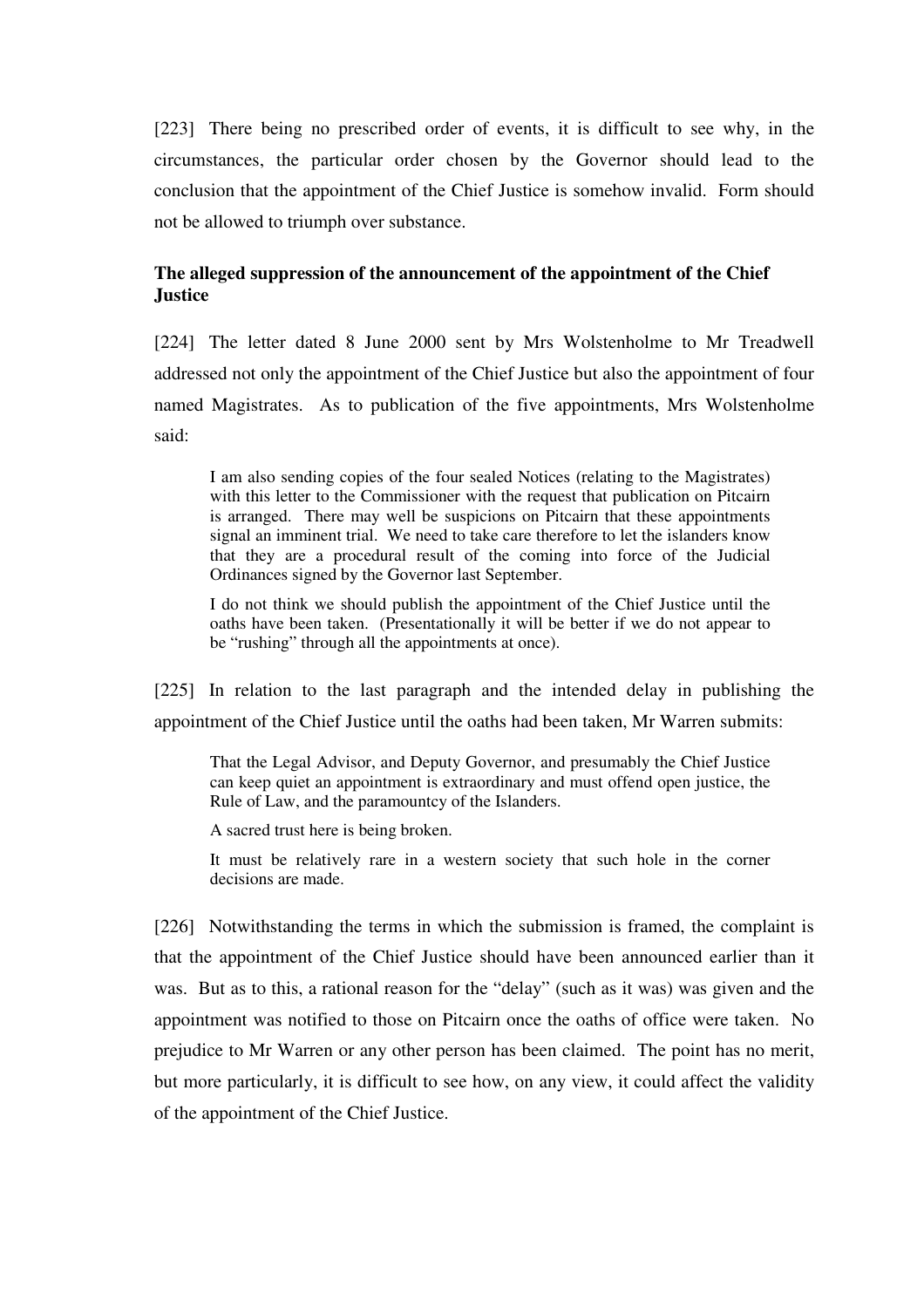[223] There being no prescribed order of events, it is difficult to see why, in the circumstances, the particular order chosen by the Governor should lead to the conclusion that the appointment of the Chief Justice is somehow invalid. Form should not be allowed to triumph over substance.

**The alleged suppression of the announcement of the appointment of the Chief Justice**

[224] The letter dated 8 June 2000 sent by Mrs Wolstenholme to Mr Treadwell addressed not only the appointment of the Chief Justice but also the appointment of four named Magistrates. As to publication of the five appointments, Mrs Wolstenholme said:

> I am also sending copies of the four sealed Notices (relating to the Magistrates) with this letter to the Commissioner with the request that publication on Pitcairn is arranged. There may well be suspicions on Pitcairn that these appointments signal an imminent trial. We need to take care therefore to let the islanders know that they are a procedural result of the coming into force of the Judicial Ordinances signed by the Governor last September.
>
> I do not think we should publish the appointment of the Chief Justice until the oaths have been taken. (Presentationally it will be better if we do not appear to be "rushing" through all the appointments at once).

[225] In relation to the last paragraph and the intended delay in publishing the appointment of the Chief Justice until the oaths had been taken, Mr Warren submits:

> That the Legal Advisor, and Deputy Governor, and presumably the Chief Justice can keep quiet an appointment is extraordinary and must offend open justice, the Rule of Law, and the paramountcy of the Islanders.
>
> A sacred trust here is being broken.
>
> It must be relatively rare in a western society that such hole in the corner decisions are made.

[226] Notwithstanding the terms in which the submission is framed, the complaint is that the appointment of the Chief Justice should have been announced earlier than it was. But as to this, a rational reason for the "delay" (such as it was) was given and the appointment was notified to those on Pitcairn once the oaths of office were taken. No prejudice to Mr Warren or any other person has been claimed. The point has no merit, but more particularly, it is difficult to see how, on any view, it could affect the validity of the appointment of the Chief Justice.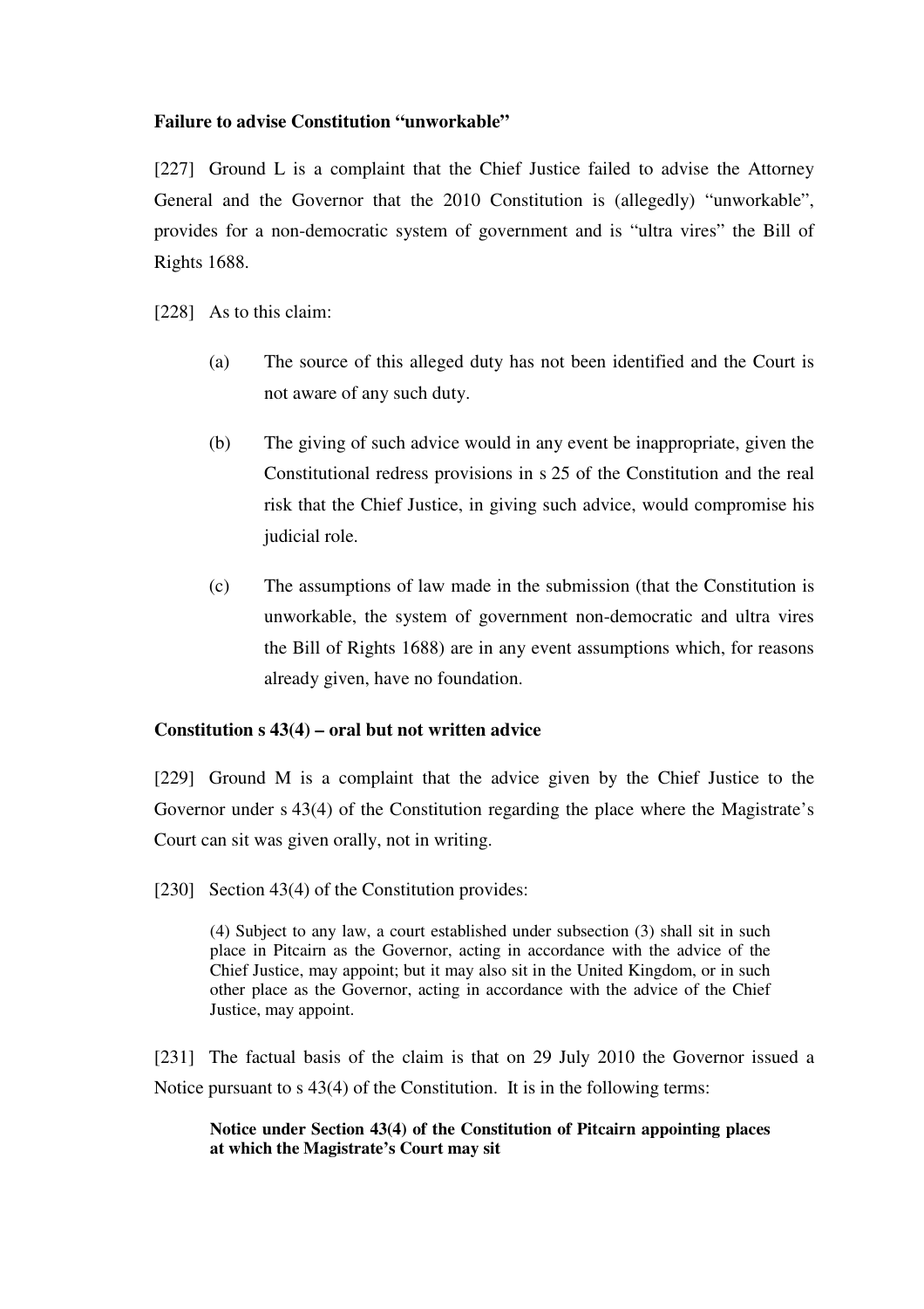**Failure to advise Constitution "unworkable"**

[227] Ground L is a complaint that the Chief Justice failed to advise the Attorney General and the Governor that the 2010 Constitution is (allegedly) "unworkable", provides for a non-democratic system of government and is "ultra vires" the Bill of Rights 1688.

[228] As to this claim:

(a) The source of this alleged duty has not been identified and the Court is not aware of any such duty.

(b) The giving of such advice would in any event be inappropriate, given the Constitutional redress provisions in s 25 of the Constitution and the real risk that the Chief Justice, in giving such advice, would compromise his judicial role.

(c) The assumptions of law made in the submission (that the Constitution is unworkable, the system of government non-democratic and ultra vires the Bill of Rights 1688) are in any event assumptions which, for reasons already given, have no foundation.

**Constitution s 43(4) – oral but not written advice**

[229] Ground M is a complaint that the advice given by the Chief Justice to the Governor under s 43(4) of the Constitution regarding the place where the Magistrate's Court can sit was given orally, not in writing.

[230] Section 43(4) of the Constitution provides:

> (4) Subject to any law, a court established under subsection (3) shall sit in such place in Pitcairn as the Governor, acting in accordance with the advice of the Chief Justice, may appoint; but it may also sit in the United Kingdom, or in such other place as the Governor, acting in accordance with the advice of the Chief Justice, may appoint.

[231] The factual basis of the claim is that on 29 July 2010 the Governor issued a Notice pursuant to s 43(4) of the Constitution. It is in the following terms:

> **Notice under Section 43(4) of the Constitution of Pitcairn appointing places at which the Magistrate's Court may sit**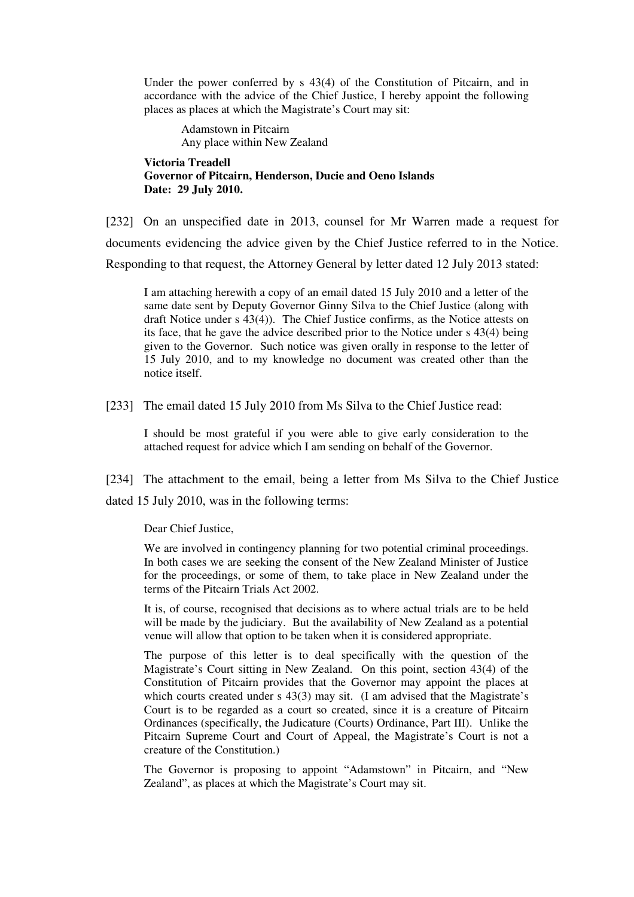> Under the power conferred by s 43(4) of the Constitution of Pitcairn, and in accordance with the advice of the Chief Justice, I hereby appoint the following places as places at which the Magistrate's Court may sit:
>
> Adamstown in Pitcairn
> Any place within New Zealand
>
> **Victoria Treadell**
> **Governor of Pitcairn, Henderson, Ducie and Oeno Islands**
> **Date: 29 July 2010.**

[232] On an unspecified date in 2013, counsel for Mr Warren made a request for documents evidencing the advice given by the Chief Justice referred to in the Notice. Responding to that request, the Attorney General by letter dated 12 July 2013 stated:

> I am attaching herewith a copy of an email dated 15 July 2010 and a letter of the same date sent by Deputy Governor Ginny Silva to the Chief Justice (along with draft Notice under s 43(4)). The Chief Justice confirms, as the Notice attests on its face, that he gave the advice described prior to the Notice under s 43(4) being given to the Governor. Such notice was given orally in response to the letter of 15 July 2010, and to my knowledge no document was created other than the notice itself.

[233] The email dated 15 July 2010 from Ms Silva to the Chief Justice read:

> I should be most grateful if you were able to give early consideration to the attached request for advice which I am sending on behalf of the Governor.

[234] The attachment to the email, being a letter from Ms Silva to the Chief Justice dated 15 July 2010, was in the following terms:

> Dear Chief Justice,
>
> We are involved in contingency planning for two potential criminal proceedings. In both cases we are seeking the consent of the New Zealand Minister of Justice for the proceedings, or some of them, to take place in New Zealand under the terms of the Pitcairn Trials Act 2002.
>
> It is, of course, recognised that decisions as to where actual trials are to be held will be made by the judiciary. But the availability of New Zealand as a potential venue will allow that option to be taken when it is considered appropriate.
>
> The purpose of this letter is to deal specifically with the question of the Magistrate's Court sitting in New Zealand. On this point, section 43(4) of the Constitution of Pitcairn provides that the Governor may appoint the places at which courts created under s 43(3) may sit. (I am advised that the Magistrate's Court is to be regarded as a court so created, since it is a creature of Pitcairn Ordinances (specifically, the Judicature (Courts) Ordinance, Part III). Unlike the Pitcairn Supreme Court and Court of Appeal, the Magistrate's Court is not a creature of the Constitution.)
>
> The Governor is proposing to appoint "Adamstown" in Pitcairn, and "New Zealand", as places at which the Magistrate's Court may sit.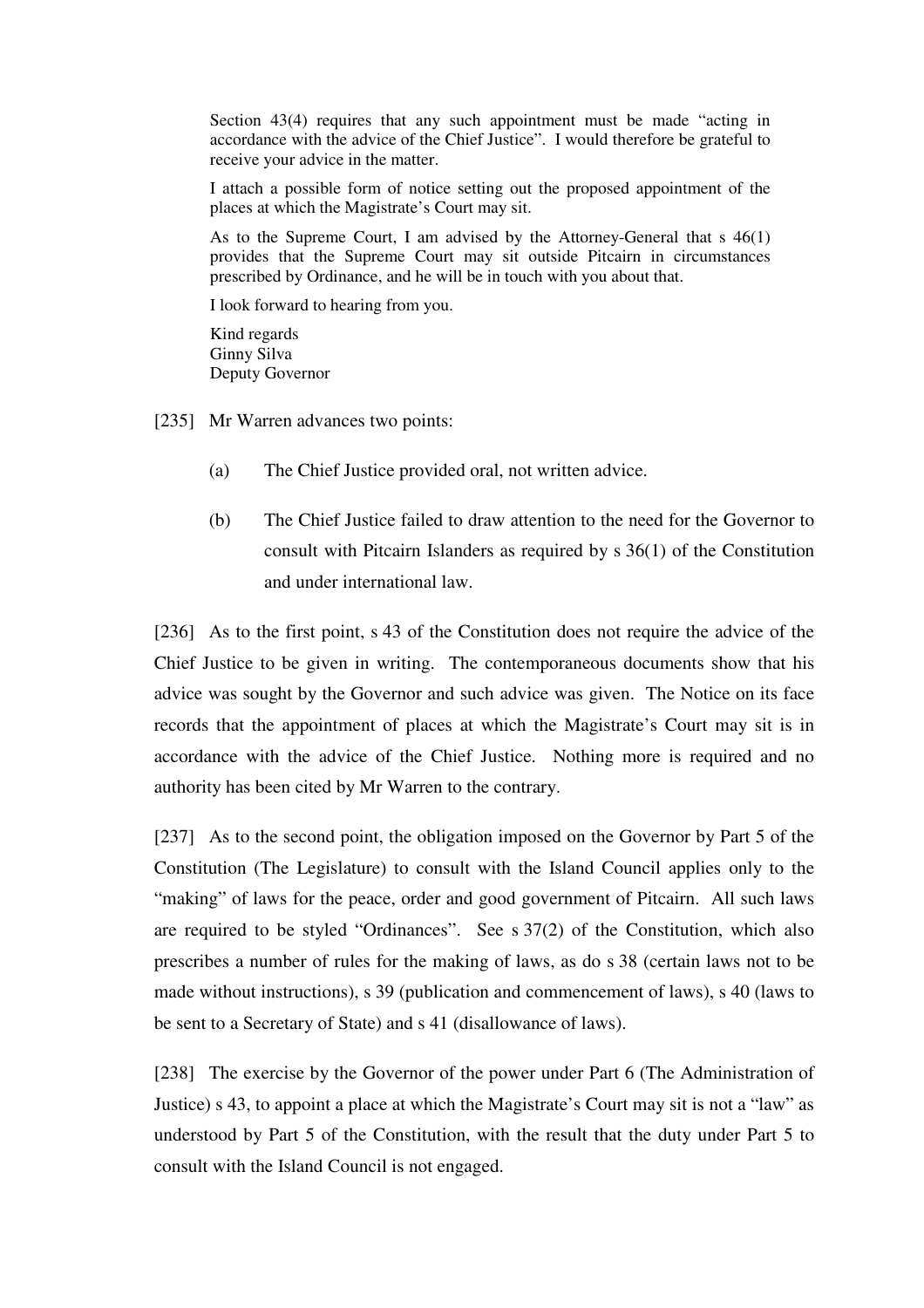> Section 43(4) requires that any such appointment must be made "acting in accordance with the advice of the Chief Justice". I would therefore be grateful to receive your advice in the matter.
>
> I attach a possible form of notice setting out the proposed appointment of the places at which the Magistrate's Court may sit.
>
> As to the Supreme Court, I am advised by the Attorney-General that s 46(1) provides that the Supreme Court may sit outside Pitcairn in circumstances prescribed by Ordinance, and he will be in touch with you about that.
>
> I look forward to hearing from you.
>
> Kind regards
> Ginny Silva
> Deputy Governor

[235] Mr Warren advances two points:

(a) The Chief Justice provided oral, not written advice.

(b) The Chief Justice failed to draw attention to the need for the Governor to consult with Pitcairn Islanders as required by s 36(1) of the Constitution and under international law.

[236] As to the first point, s 43 of the Constitution does not require the advice of the Chief Justice to be given in writing. The contemporaneous documents show that his advice was sought by the Governor and such advice was given. The Notice on its face records that the appointment of places at which the Magistrate's Court may sit is in accordance with the advice of the Chief Justice. Nothing more is required and no authority has been cited by Mr Warren to the contrary.

[237] As to the second point, the obligation imposed on the Governor by Part 5 of the Constitution (The Legislature) to consult with the Island Council applies only to the "making" of laws for the peace, order and good government of Pitcairn. All such laws are required to be styled "Ordinances". See s 37(2) of the Constitution, which also prescribes a number of rules for the making of laws, as do s 38 (certain laws not to be made without instructions), s 39 (publication and commencement of laws), s 40 (laws to be sent to a Secretary of State) and s 41 (disallowance of laws).

[238] The exercise by the Governor of the power under Part 6 (The Administration of Justice) s 43, to appoint a place at which the Magistrate's Court may sit is not a "law" as understood by Part 5 of the Constitution, with the result that the duty under Part 5 to consult with the Island Council is not engaged.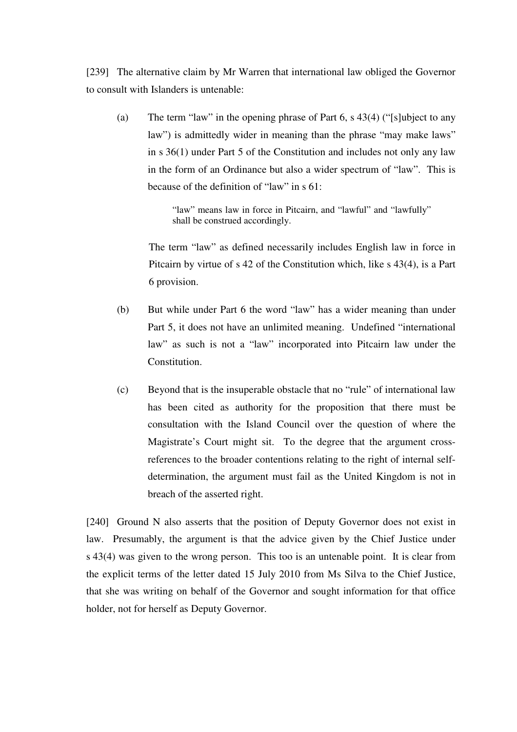[239] The alternative claim by Mr Warren that international law obliged the Governor to consult with Islanders is untenable:

(a) The term "law" in the opening phrase of Part 6, s 43(4) ("[s]ubject to any law") is admittedly wider in meaning than the phrase "may make laws" in s 36(1) under Part 5 of the Constitution and includes not only any law in the form of an Ordinance but also a wider spectrum of "law". This is because of the definition of "law" in s 61:

> "law" means law in force in Pitcairn, and "lawful" and "lawfully" shall be construed accordingly.

The term "law" as defined necessarily includes English law in force in Pitcairn by virtue of s 42 of the Constitution which, like s 43(4), is a Part 6 provision.

(b) But while under Part 6 the word "law" has a wider meaning than under Part 5, it does not have an unlimited meaning. Undefined "international law" as such is not a "law" incorporated into Pitcairn law under the Constitution.

(c) Beyond that is the insuperable obstacle that no "rule" of international law has been cited as authority for the proposition that there must be consultation with the Island Council over the question of where the Magistrate's Court might sit. To the degree that the argument cross-references to the broader contentions relating to the right of internal self-determination, the argument must fail as the United Kingdom is not in breach of the asserted right.

[240] Ground N also asserts that the position of Deputy Governor does not exist in law. Presumably, the argument is that the advice given by the Chief Justice under s 43(4) was given to the wrong person. This too is an untenable point. It is clear from the explicit terms of the letter dated 15 July 2010 from Ms Silva to the Chief Justice, that she was writing on behalf of the Governor and sought information for that office holder, not for herself as Deputy Governor.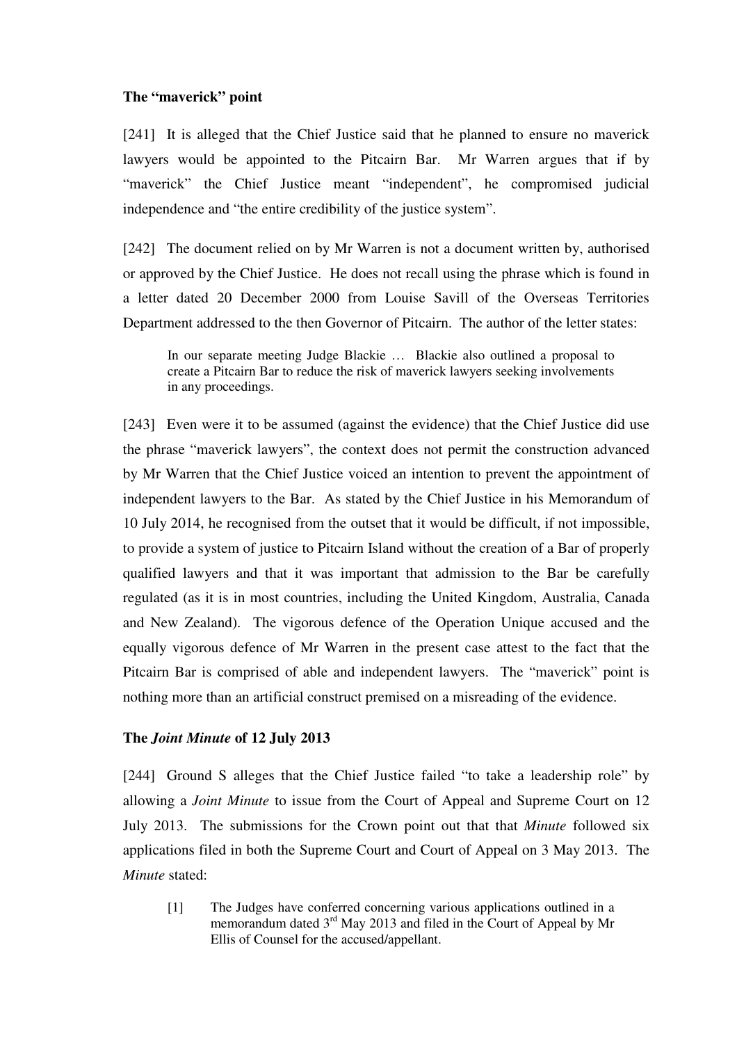**The "maverick" point**

[241] It is alleged that the Chief Justice said that he planned to ensure no maverick lawyers would be appointed to the Pitcairn Bar. Mr Warren argues that if by "maverick" the Chief Justice meant "independent", he compromised judicial independence and "the entire credibility of the justice system".

[242] The document relied on by Mr Warren is not a document written by, authorised or approved by the Chief Justice. He does not recall using the phrase which is found in a letter dated 20 December 2000 from Louise Savill of the Overseas Territories Department addressed to the then Governor of Pitcairn. The author of the letter states:

> In our separate meeting Judge Blackie … Blackie also outlined a proposal to create a Pitcairn Bar to reduce the risk of maverick lawyers seeking involvements in any proceedings.

[243] Even were it to be assumed (against the evidence) that the Chief Justice did use the phrase "maverick lawyers", the context does not permit the construction advanced by Mr Warren that the Chief Justice voiced an intention to prevent the appointment of independent lawyers to the Bar. As stated by the Chief Justice in his Memorandum of 10 July 2014, he recognised from the outset that it would be difficult, if not impossible, to provide a system of justice to Pitcairn Island without the creation of a Bar of properly qualified lawyers and that it was important that admission to the Bar be carefully regulated (as it is in most countries, including the United Kingdom, Australia, Canada and New Zealand). The vigorous defence of the Operation Unique accused and the equally vigorous defence of Mr Warren in the present case attest to the fact that the Pitcairn Bar is comprised of able and independent lawyers. The "maverick" point is nothing more than an artificial construct premised on a misreading of the evidence.

**The *Joint Minute* of 12 July 2013**

[244] Ground S alleges that the Chief Justice failed "to take a leadership role" by allowing a *Joint Minute* to issue from the Court of Appeal and Supreme Court on 12 July 2013. The submissions for the Crown point out that that *Minute* followed six applications filed in both the Supreme Court and Court of Appeal on 3 May 2013. The *Minute* stated:

> [1] The Judges have conferred concerning various applications outlined in a memorandum dated 3rd May 2013 and filed in the Court of Appeal by Mr Ellis of Counsel for the accused/appellant.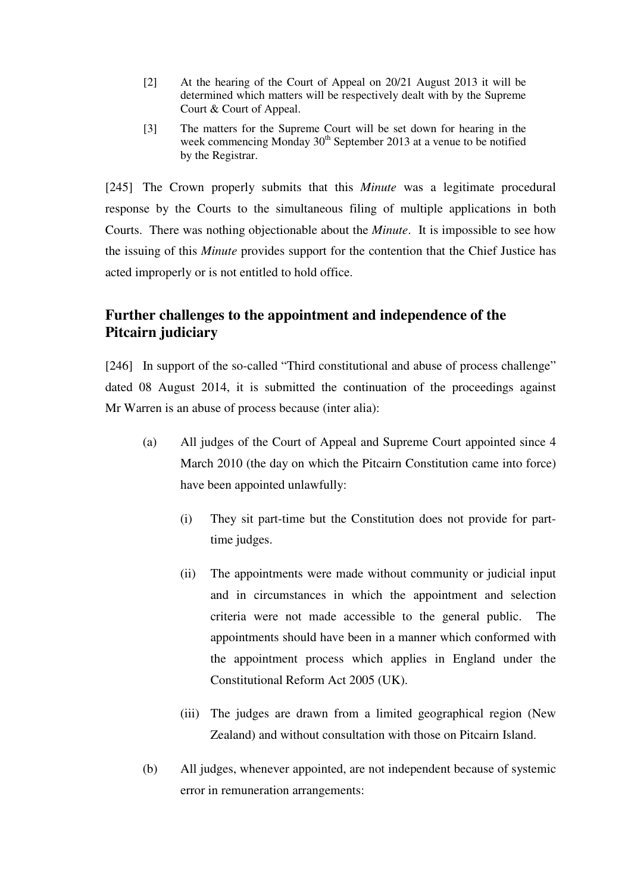[2] At the hearing of the Court of Appeal on 20/21 August 2013 it will be determined which matters will be respectively dealt with by the Supreme Court & Court of Appeal.

[3] The matters for the Supreme Court will be set down for hearing in the week commencing Monday 30th September 2013 at a venue to be notified by the Registrar.

[245] The Crown properly submits that this *Minute* was a legitimate procedural response by the Courts to the simultaneous filing of multiple applications in both Courts. There was nothing objectionable about the *Minute*. It is impossible to see how the issuing of this *Minute* provides support for the contention that the Chief Justice has acted improperly or is not entitled to hold office.

## Further challenges to the appointment and independence of the Pitcairn judiciary

[246] In support of the so-called "Third constitutional and abuse of process challenge" dated 08 August 2014, it is submitted the continuation of the proceedings against Mr Warren is an abuse of process because (inter alia):

(a) All judges of the Court of Appeal and Supreme Court appointed since 4 March 2010 (the day on which the Pitcairn Constitution came into force) have been appointed unlawfully:

   (i) They sit part-time but the Constitution does not provide for part-time judges.

   (ii) The appointments were made without community or judicial input and in circumstances in which the appointment and selection criteria were not made accessible to the general public. The appointments should have been in a manner which conformed with the appointment process which applies in England under the Constitutional Reform Act 2005 (UK).

   (iii) The judges are drawn from a limited geographical region (New Zealand) and without consultation with those on Pitcairn Island.

(b) All judges, whenever appointed, are not independent because of systemic error in remuneration arrangements: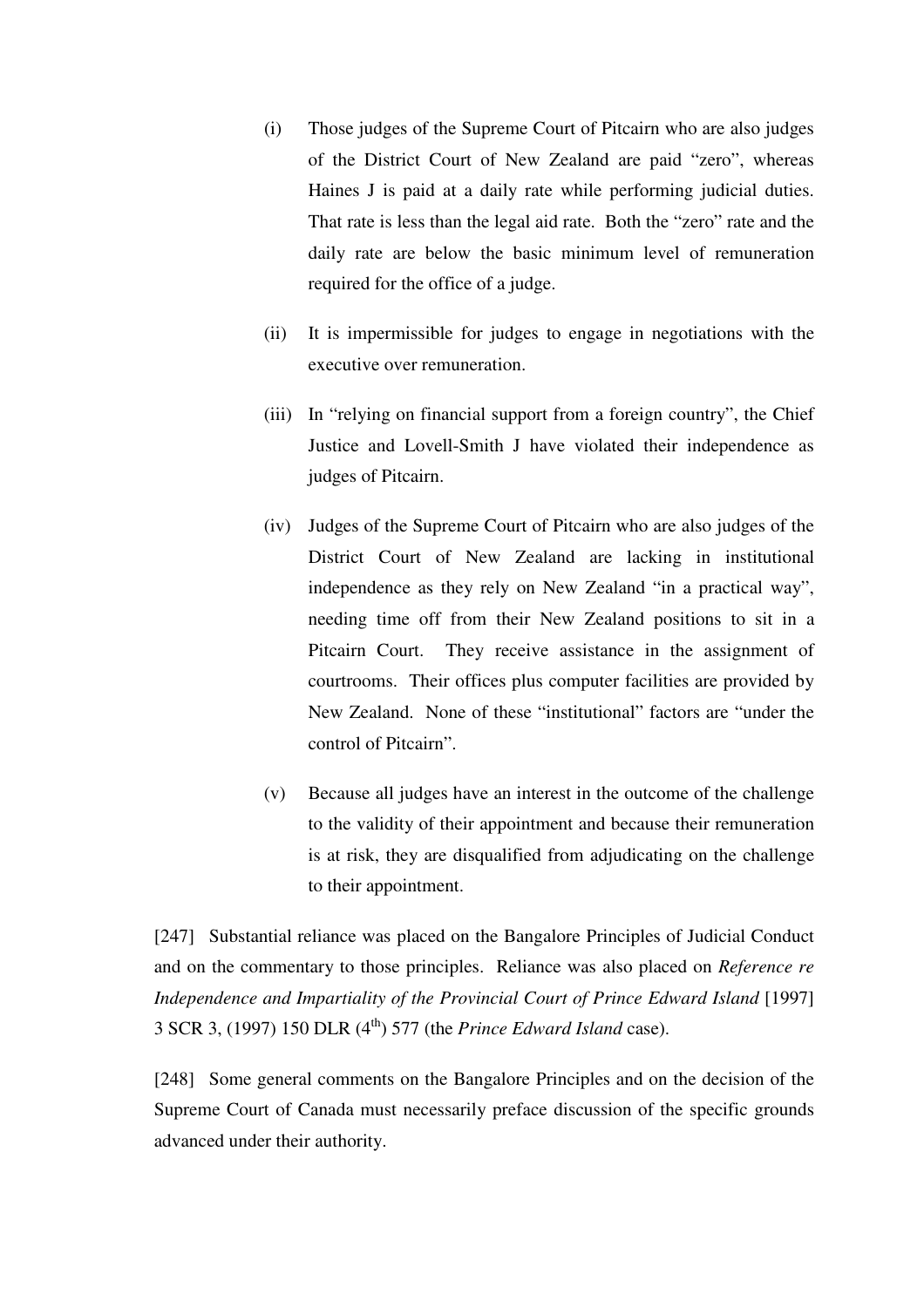(i) Those judges of the Supreme Court of Pitcairn who are also judges of the District Court of New Zealand are paid "zero", whereas Haines J is paid at a daily rate while performing judicial duties. That rate is less than the legal aid rate. Both the "zero" rate and the daily rate are below the basic minimum level of remuneration required for the office of a judge.

(ii) It is impermissible for judges to engage in negotiations with the executive over remuneration.

(iii) In "relying on financial support from a foreign country", the Chief Justice and Lovell-Smith J have violated their independence as judges of Pitcairn.

(iv) Judges of the Supreme Court of Pitcairn who are also judges of the District Court of New Zealand are lacking in institutional independence as they rely on New Zealand "in a practical way", needing time off from their New Zealand positions to sit in a Pitcairn Court. They receive assistance in the assignment of courtrooms. Their offices plus computer facilities are provided by New Zealand. None of these "institutional" factors are "under the control of Pitcairn".

(v) Because all judges have an interest in the outcome of the challenge to the validity of their appointment and because their remuneration is at risk, they are disqualified from adjudicating on the challenge to their appointment.

[247] Substantial reliance was placed on the Bangalore Principles of Judicial Conduct and on the commentary to those principles. Reliance was also placed on *Reference re Independence and Impartiality of the Provincial Court of Prince Edward Island* [1997] 3 SCR 3, (1997) 150 DLR (4th) 577 (the *Prince Edward Island* case).

[248] Some general comments on the Bangalore Principles and on the decision of the Supreme Court of Canada must necessarily preface discussion of the specific grounds advanced under their authority.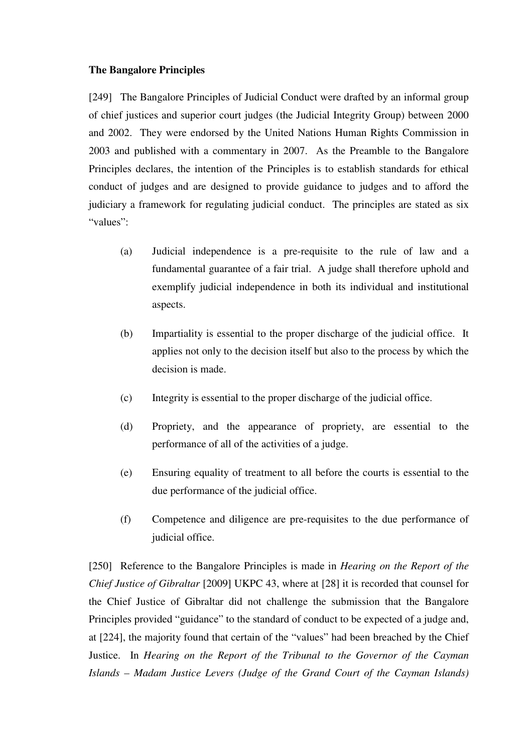**The Bangalore Principles**

[249] The Bangalore Principles of Judicial Conduct were drafted by an informal group of chief justices and superior court judges (the Judicial Integrity Group) between 2000 and 2002. They were endorsed by the United Nations Human Rights Commission in 2003 and published with a commentary in 2007. As the Preamble to the Bangalore Principles declares, the intention of the Principles is to establish standards for ethical conduct of judges and are designed to provide guidance to judges and to afford the judiciary a framework for regulating judicial conduct. The principles are stated as six "values":

(a) Judicial independence is a pre-requisite to the rule of law and a fundamental guarantee of a fair trial. A judge shall therefore uphold and exemplify judicial independence in both its individual and institutional aspects.

(b) Impartiality is essential to the proper discharge of the judicial office. It applies not only to the decision itself but also to the process by which the decision is made.

(c) Integrity is essential to the proper discharge of the judicial office.

(d) Propriety, and the appearance of propriety, are essential to the performance of all of the activities of a judge.

(e) Ensuring equality of treatment to all before the courts is essential to the due performance of the judicial office.

(f) Competence and diligence are pre-requisites to the due performance of judicial office.

[250] Reference to the Bangalore Principles is made in *Hearing on the Report of the Chief Justice of Gibraltar* [2009] UKPC 43, where at [28] it is recorded that counsel for the Chief Justice of Gibraltar did not challenge the submission that the Bangalore Principles provided "guidance" to the standard of conduct to be expected of a judge and, at [224], the majority found that certain of the "values" had been breached by the Chief Justice. In *Hearing on the Report of the Tribunal to the Governor of the Cayman Islands – Madam Justice Levers (Judge of the Grand Court of the Cayman Islands)*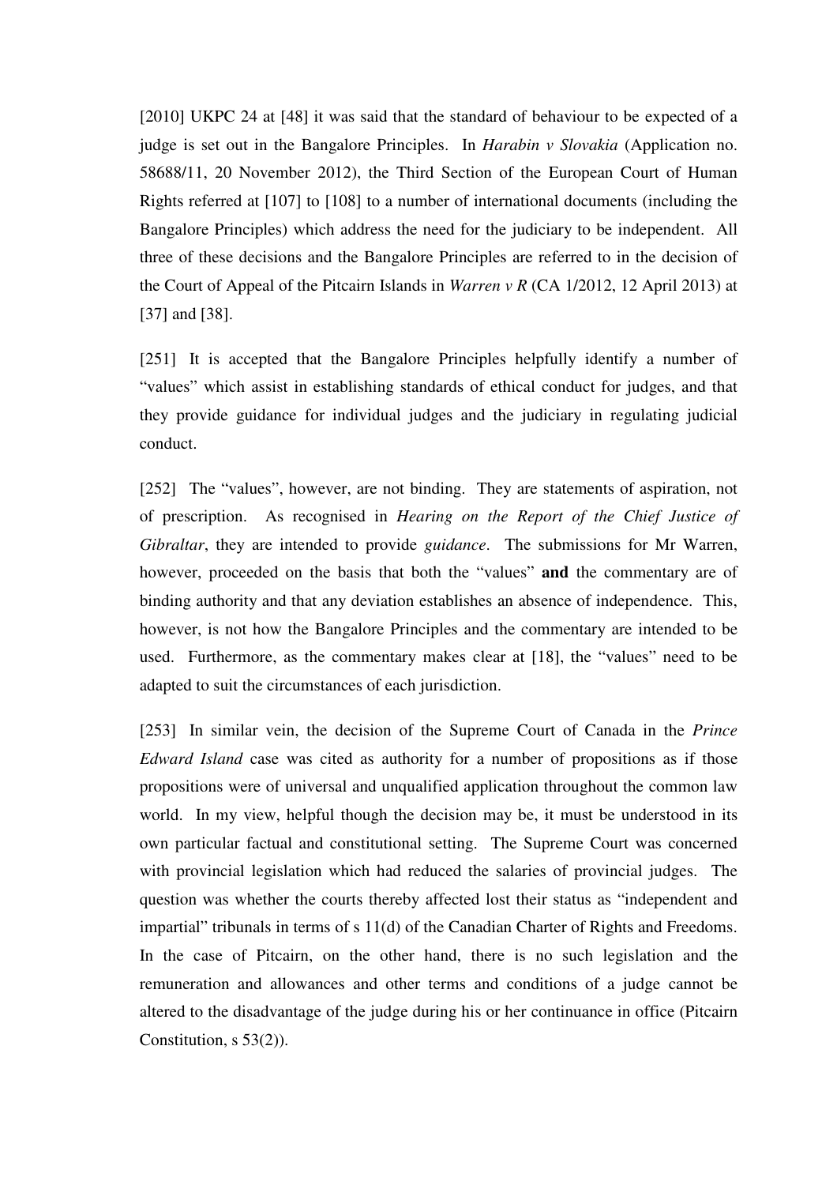[2010] UKPC 24 at [48] it was said that the standard of behaviour to be expected of a judge is set out in the Bangalore Principles. In *Harabin v Slovakia* (Application no. 58688/11, 20 November 2012), the Third Section of the European Court of Human Rights referred at [107] to [108] to a number of international documents (including the Bangalore Principles) which address the need for the judiciary to be independent. All three of these decisions and the Bangalore Principles are referred to in the decision of the Court of Appeal of the Pitcairn Islands in *Warren v R* (CA 1/2012, 12 April 2013) at [37] and [38].

[251] It is accepted that the Bangalore Principles helpfully identify a number of "values" which assist in establishing standards of ethical conduct for judges, and that they provide guidance for individual judges and the judiciary in regulating judicial conduct.

[252] The "values", however, are not binding. They are statements of aspiration, not of prescription. As recognised in *Hearing on the Report of the Chief Justice of Gibraltar*, they are intended to provide *guidance*. The submissions for Mr Warren, however, proceeded on the basis that both the "values" **and** the commentary are of binding authority and that any deviation establishes an absence of independence. This, however, is not how the Bangalore Principles and the commentary are intended to be used. Furthermore, as the commentary makes clear at [18], the "values" need to be adapted to suit the circumstances of each jurisdiction.

[253] In similar vein, the decision of the Supreme Court of Canada in the *Prince Edward Island* case was cited as authority for a number of propositions as if those propositions were of universal and unqualified application throughout the common law world. In my view, helpful though the decision may be, it must be understood in its own particular factual and constitutional setting. The Supreme Court was concerned with provincial legislation which had reduced the salaries of provincial judges. The question was whether the courts thereby affected lost their status as "independent and impartial" tribunals in terms of s 11(d) of the Canadian Charter of Rights and Freedoms. In the case of Pitcairn, on the other hand, there is no such legislation and the remuneration and allowances and other terms and conditions of a judge cannot be altered to the disadvantage of the judge during his or her continuance in office (Pitcairn Constitution, s 53(2)).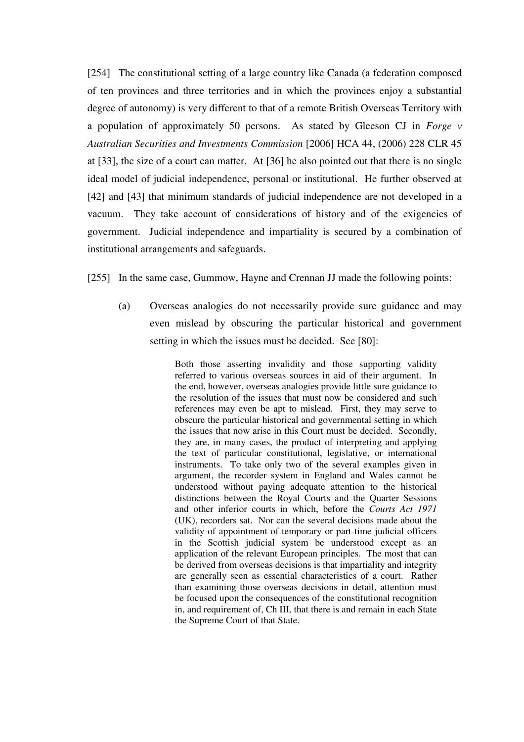[254] The constitutional setting of a large country like Canada (a federation composed of ten provinces and three territories and in which the provinces enjoy a substantial degree of autonomy) is very different to that of a remote British Overseas Territory with a population of approximately 50 persons. As stated by Gleeson CJ in *Forge v Australian Securities and Investments Commission* [2006] HCA 44, (2006) 228 CLR 45 at [33], the size of a court can matter. At [36] he also pointed out that there is no single ideal model of judicial independence, personal or institutional. He further observed at [42] and [43] that minimum standards of judicial independence are not developed in a vacuum. They take account of considerations of history and of the exigencies of government. Judicial independence and impartiality is secured by a combination of institutional arrangements and safeguards.

[255] In the same case, Gummow, Hayne and Crennan JJ made the following points:

(a) Overseas analogies do not necessarily provide sure guidance and may even mislead by obscuring the particular historical and government setting in which the issues must be decided. See [80]:

> Both those asserting invalidity and those supporting validity referred to various overseas sources in aid of their argument. In the end, however, overseas analogies provide little sure guidance to the resolution of the issues that must now be considered and such references may even be apt to mislead. First, they may serve to obscure the particular historical and governmental setting in which the issues that now arise in this Court must be decided. Secondly, they are, in many cases, the product of interpreting and applying the text of particular constitutional, legislative, or international instruments. To take only two of the several examples given in argument, the recorder system in England and Wales cannot be understood without paying adequate attention to the historical distinctions between the Royal Courts and the Quarter Sessions and other inferior courts in which, before the *Courts Act 1971* (UK), recorders sat. Nor can the several decisions made about the validity of appointment of temporary or part-time judicial officers in the Scottish judicial system be understood except as an application of the relevant European principles. The most that can be derived from overseas decisions is that impartiality and integrity are generally seen as essential characteristics of a court. Rather than examining those overseas decisions in detail, attention must be focused upon the consequences of the constitutional recognition in, and requirement of, Ch III, that there is and remain in each State the Supreme Court of that State.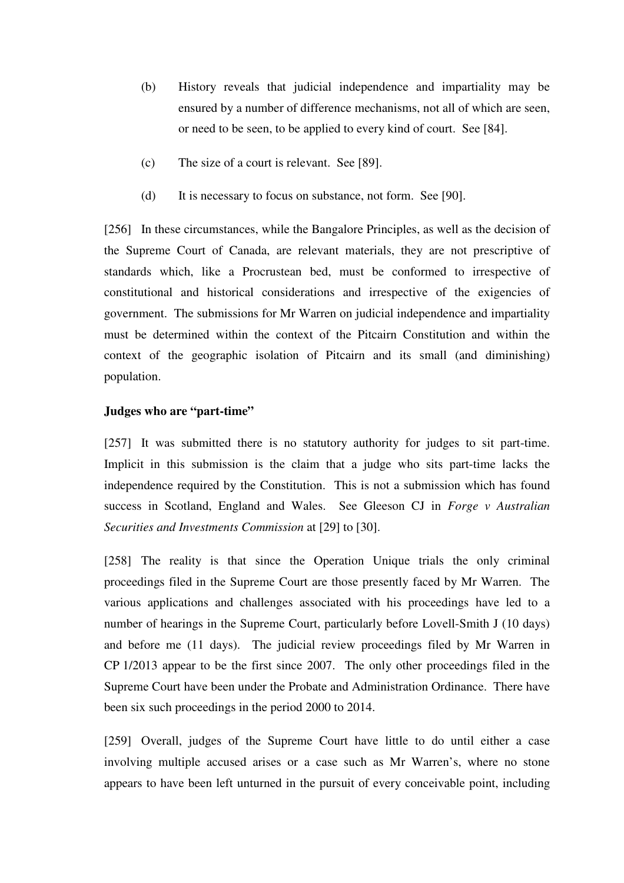(b) History reveals that judicial independence and impartiality may be ensured by a number of difference mechanisms, not all of which are seen, or need to be seen, to be applied to every kind of court. See [84].

(c) The size of a court is relevant. See [89].

(d) It is necessary to focus on substance, not form. See [90].

[256] In these circumstances, while the Bangalore Principles, as well as the decision of the Supreme Court of Canada, are relevant materials, they are not prescriptive of standards which, like a Procrustean bed, must be conformed to irrespective of constitutional and historical considerations and irrespective of the exigencies of government. The submissions for Mr Warren on judicial independence and impartiality must be determined within the context of the Pitcairn Constitution and within the context of the geographic isolation of Pitcairn and its small (and diminishing) population.

**Judges who are "part-time"**

[257] It was submitted there is no statutory authority for judges to sit part-time. Implicit in this submission is the claim that a judge who sits part-time lacks the independence required by the Constitution. This is not a submission which has found success in Scotland, England and Wales. See Gleeson CJ in *Forge v Australian Securities and Investments Commission* at [29] to [30].

[258] The reality is that since the Operation Unique trials the only criminal proceedings filed in the Supreme Court are those presently faced by Mr Warren. The various applications and challenges associated with his proceedings have led to a number of hearings in the Supreme Court, particularly before Lovell-Smith J (10 days) and before me (11 days). The judicial review proceedings filed by Mr Warren in CP 1/2013 appear to be the first since 2007. The only other proceedings filed in the Supreme Court have been under the Probate and Administration Ordinance. There have been six such proceedings in the period 2000 to 2014.

[259] Overall, judges of the Supreme Court have little to do until either a case involving multiple accused arises or a case such as Mr Warren's, where no stone appears to have been left unturned in the pursuit of every conceivable point, including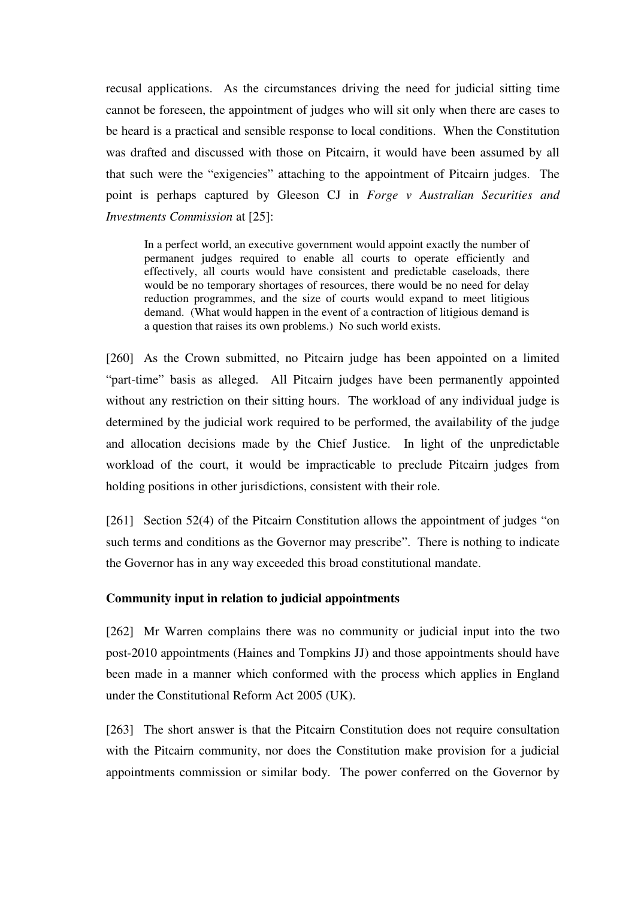recusal applications. As the circumstances driving the need for judicial sitting time cannot be foreseen, the appointment of judges who will sit only when there are cases to be heard is a practical and sensible response to local conditions. When the Constitution was drafted and discussed with those on Pitcairn, it would have been assumed by all that such were the "exigencies" attaching to the appointment of Pitcairn judges. The point is perhaps captured by Gleeson CJ in *Forge v Australian Securities and Investments Commission* at [25]:

> In a perfect world, an executive government would appoint exactly the number of permanent judges required to enable all courts to operate efficiently and effectively, all courts would have consistent and predictable caseloads, there would be no temporary shortages of resources, there would be no need for delay reduction programmes, and the size of courts would expand to meet litigious demand. (What would happen in the event of a contraction of litigious demand is a question that raises its own problems.) No such world exists.

[260] As the Crown submitted, no Pitcairn judge has been appointed on a limited "part-time" basis as alleged. All Pitcairn judges have been permanently appointed without any restriction on their sitting hours. The workload of any individual judge is determined by the judicial work required to be performed, the availability of the judge and allocation decisions made by the Chief Justice. In light of the unpredictable workload of the court, it would be impracticable to preclude Pitcairn judges from holding positions in other jurisdictions, consistent with their role.

[261] Section 52(4) of the Pitcairn Constitution allows the appointment of judges "on such terms and conditions as the Governor may prescribe". There is nothing to indicate the Governor has in any way exceeded this broad constitutional mandate.

**Community input in relation to judicial appointments**

[262] Mr Warren complains there was no community or judicial input into the two post-2010 appointments (Haines and Tompkins JJ) and those appointments should have been made in a manner which conformed with the process which applies in England under the Constitutional Reform Act 2005 (UK).

[263] The short answer is that the Pitcairn Constitution does not require consultation with the Pitcairn community, nor does the Constitution make provision for a judicial appointments commission or similar body. The power conferred on the Governor by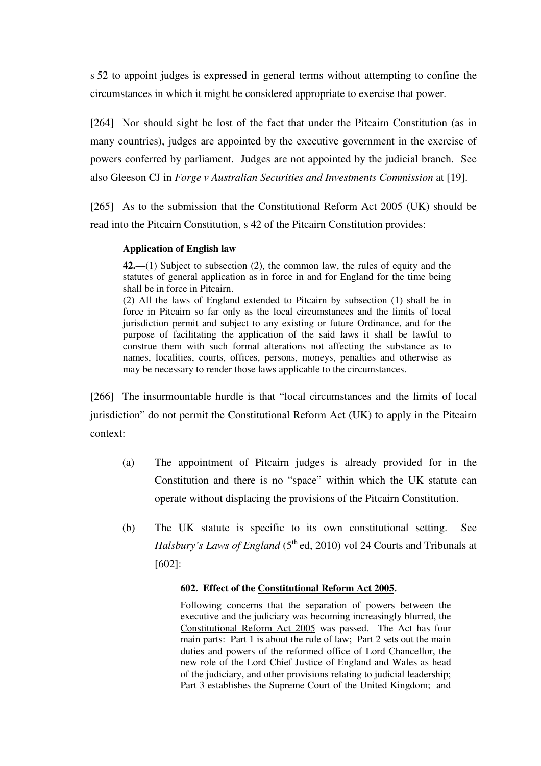s 52 to appoint judges is expressed in general terms without attempting to confine the circumstances in which it might be considered appropriate to exercise that power.

[264] Nor should sight be lost of the fact that under the Pitcairn Constitution (as in many countries), judges are appointed by the executive government in the exercise of powers conferred by parliament. Judges are not appointed by the judicial branch. See also Gleeson CJ in *Forge v Australian Securities and Investments Commission* at [19].

[265] As to the submission that the Constitutional Reform Act 2005 (UK) should be read into the Pitcairn Constitution, s 42 of the Pitcairn Constitution provides:

> **Application of English law**
>
> **42.**—(1) Subject to subsection (2), the common law, the rules of equity and the statutes of general application as in force in and for England for the time being shall be in force in Pitcairn.
> (2) All the laws of England extended to Pitcairn by subsection (1) shall be in force in Pitcairn so far only as the local circumstances and the limits of local jurisdiction permit and subject to any existing or future Ordinance, and for the purpose of facilitating the application of the said laws it shall be lawful to construe them with such formal alterations not affecting the substance as to names, localities, courts, offices, persons, moneys, penalties and otherwise as may be necessary to render those laws applicable to the circumstances.

[266] The insurmountable hurdle is that "local circumstances and the limits of local jurisdiction" do not permit the Constitutional Reform Act (UK) to apply in the Pitcairn context:

(a) The appointment of Pitcairn judges is already provided for in the Constitution and there is no "space" within which the UK statute can operate without displacing the provisions of the Pitcairn Constitution.

(b) The UK statute is specific to its own constitutional setting. See *Halsbury's Laws of England* (5th ed, 2010) vol 24 Courts and Tribunals at [602]:

> **602. Effect of the Constitutional Reform Act 2005.**
>
> Following concerns that the separation of powers between the executive and the judiciary was becoming increasingly blurred, the Constitutional Reform Act 2005 was passed. The Act has four main parts: Part 1 is about the rule of law; Part 2 sets out the main duties and powers of the reformed office of Lord Chancellor, the new role of the Lord Chief Justice of England and Wales as head of the judiciary, and other provisions relating to judicial leadership; Part 3 establishes the Supreme Court of the United Kingdom; and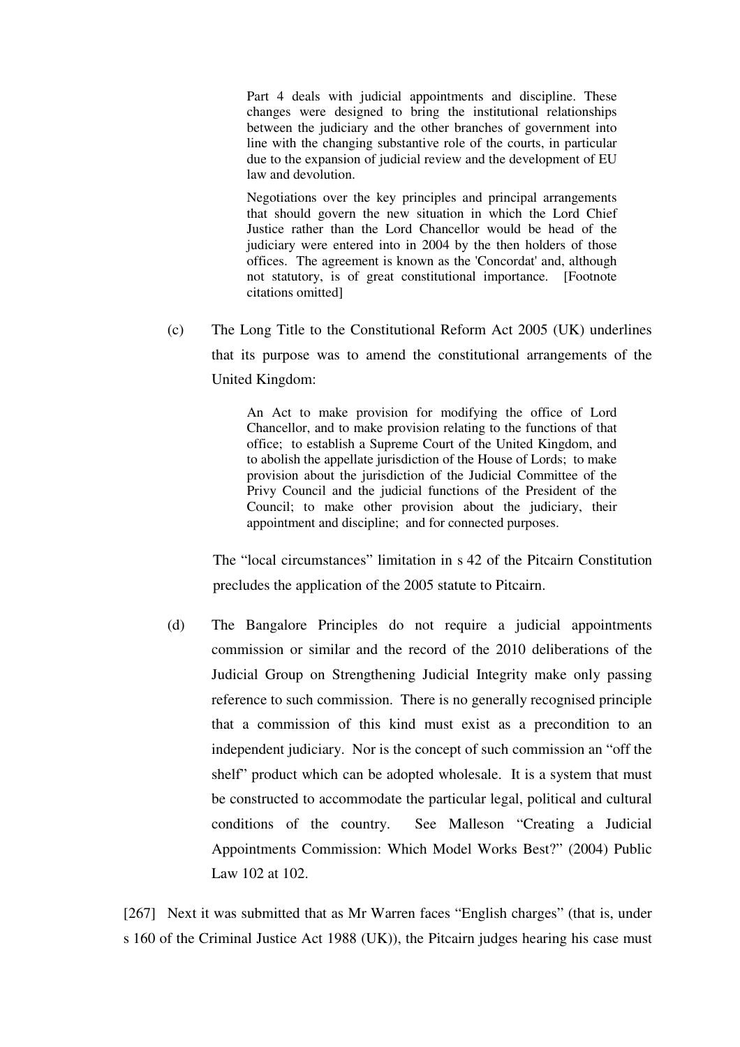> Part 4 deals with judicial appointments and discipline. These changes were designed to bring the institutional relationships between the judiciary and the other branches of government into line with the changing substantive role of the courts, in particular due to the expansion of judicial review and the development of EU law and devolution.
>
> Negotiations over the key principles and principal arrangements that should govern the new situation in which the Lord Chief Justice rather than the Lord Chancellor would be head of the judiciary were entered into in 2004 by the then holders of those offices. The agreement is known as the 'Concordat' and, although not statutory, is of great constitutional importance. [Footnote citations omitted]

(c) The Long Title to the Constitutional Reform Act 2005 (UK) underlines that its purpose was to amend the constitutional arrangements of the United Kingdom:

> An Act to make provision for modifying the office of Lord Chancellor, and to make provision relating to the functions of that office; to establish a Supreme Court of the United Kingdom, and to abolish the appellate jurisdiction of the House of Lords; to make provision about the jurisdiction of the Judicial Committee of the Privy Council and the judicial functions of the President of the Council; to make other provision about the judiciary, their appointment and discipline; and for connected purposes.

The "local circumstances" limitation in s 42 of the Pitcairn Constitution precludes the application of the 2005 statute to Pitcairn.

(d) The Bangalore Principles do not require a judicial appointments commission or similar and the record of the 2010 deliberations of the Judicial Group on Strengthening Judicial Integrity make only passing reference to such commission. There is no generally recognised principle that a commission of this kind must exist as a precondition to an independent judiciary. Nor is the concept of such commission an "off the shelf" product which can be adopted wholesale. It is a system that must be constructed to accommodate the particular legal, political and cultural conditions of the country. See Malleson "Creating a Judicial Appointments Commission: Which Model Works Best?" (2004) Public Law 102 at 102.

[267] Next it was submitted that as Mr Warren faces "English charges" (that is, under s 160 of the Criminal Justice Act 1988 (UK)), the Pitcairn judges hearing his case must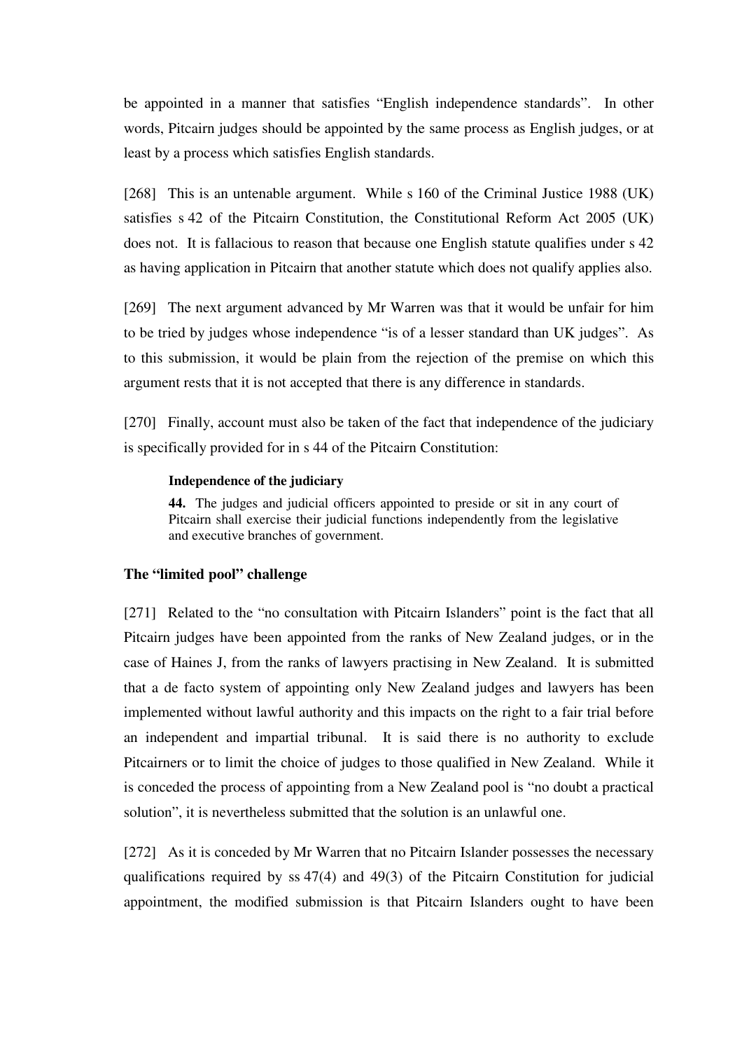be appointed in a manner that satisfies "English independence standards". In other words, Pitcairn judges should be appointed by the same process as English judges, or at least by a process which satisfies English standards.

[268] This is an untenable argument. While s 160 of the Criminal Justice 1988 (UK) satisfies s 42 of the Pitcairn Constitution, the Constitutional Reform Act 2005 (UK) does not. It is fallacious to reason that because one English statute qualifies under s 42 as having application in Pitcairn that another statute which does not qualify applies also.

[269] The next argument advanced by Mr Warren was that it would be unfair for him to be tried by judges whose independence "is of a lesser standard than UK judges". As to this submission, it would be plain from the rejection of the premise on which this argument rests that it is not accepted that there is any difference in standards.

[270] Finally, account must also be taken of the fact that independence of the judiciary is specifically provided for in s 44 of the Pitcairn Constitution:

> **Independence of the judiciary**
>
> **44.** The judges and judicial officers appointed to preside or sit in any court of Pitcairn shall exercise their judicial functions independently from the legislative and executive branches of government.

### The "limited pool" challenge

[271] Related to the "no consultation with Pitcairn Islanders" point is the fact that all Pitcairn judges have been appointed from the ranks of New Zealand judges, or in the case of Haines J, from the ranks of lawyers practising in New Zealand. It is submitted that a de facto system of appointing only New Zealand judges and lawyers has been implemented without lawful authority and this impacts on the right to a fair trial before an independent and impartial tribunal. It is said there is no authority to exclude Pitcairners or to limit the choice of judges to those qualified in New Zealand. While it is conceded the process of appointing from a New Zealand pool is "no doubt a practical solution", it is nevertheless submitted that the solution is an unlawful one.

[272] As it is conceded by Mr Warren that no Pitcairn Islander possesses the necessary qualifications required by ss 47(4) and 49(3) of the Pitcairn Constitution for judicial appointment, the modified submission is that Pitcairn Islanders ought to have been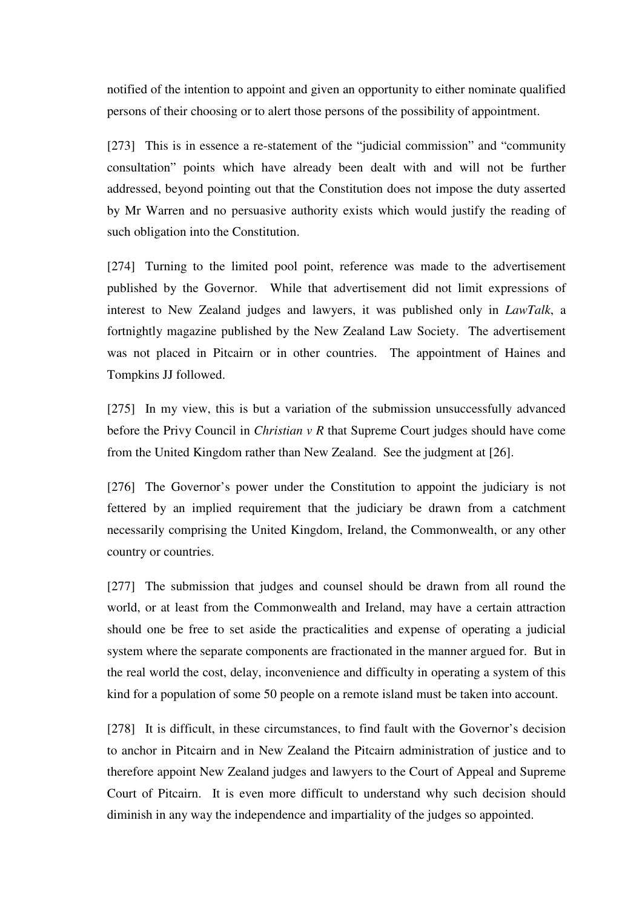notified of the intention to appoint and given an opportunity to either nominate qualified persons of their choosing or to alert those persons of the possibility of appointment.

[273] This is in essence a re-statement of the "judicial commission" and "community consultation" points which have already been dealt with and will not be further addressed, beyond pointing out that the Constitution does not impose the duty asserted by Mr Warren and no persuasive authority exists which would justify the reading of such obligation into the Constitution.

[274] Turning to the limited pool point, reference was made to the advertisement published by the Governor. While that advertisement did not limit expressions of interest to New Zealand judges and lawyers, it was published only in *LawTalk*, a fortnightly magazine published by the New Zealand Law Society. The advertisement was not placed in Pitcairn or in other countries. The appointment of Haines and Tompkins JJ followed.

[275] In my view, this is but a variation of the submission unsuccessfully advanced before the Privy Council in *Christian v R* that Supreme Court judges should have come from the United Kingdom rather than New Zealand. See the judgment at [26].

[276] The Governor's power under the Constitution to appoint the judiciary is not fettered by an implied requirement that the judiciary be drawn from a catchment necessarily comprising the United Kingdom, Ireland, the Commonwealth, or any other country or countries.

[277] The submission that judges and counsel should be drawn from all round the world, or at least from the Commonwealth and Ireland, may have a certain attraction should one be free to set aside the practicalities and expense of operating a judicial system where the separate components are fractionated in the manner argued for. But in the real world the cost, delay, inconvenience and difficulty in operating a system of this kind for a population of some 50 people on a remote island must be taken into account.

[278] It is difficult, in these circumstances, to find fault with the Governor's decision to anchor in Pitcairn and in New Zealand the Pitcairn administration of justice and to therefore appoint New Zealand judges and lawyers to the Court of Appeal and Supreme Court of Pitcairn. It is even more difficult to understand why such decision should diminish in any way the independence and impartiality of the judges so appointed.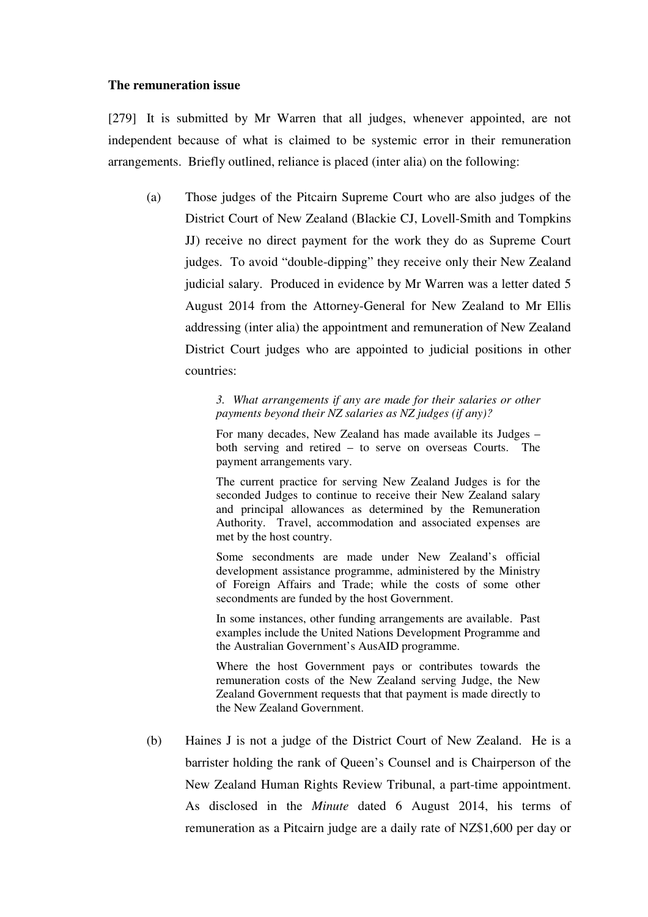**The remuneration issue**

[279] It is submitted by Mr Warren that all judges, whenever appointed, are not independent because of what is claimed to be systemic error in their remuneration arrangements. Briefly outlined, reliance is placed (inter alia) on the following:

(a) Those judges of the Pitcairn Supreme Court who are also judges of the District Court of New Zealand (Blackie CJ, Lovell-Smith and Tompkins JJ) receive no direct payment for the work they do as Supreme Court judges. To avoid "double-dipping" they receive only their New Zealand judicial salary. Produced in evidence by Mr Warren was a letter dated 5 August 2014 from the Attorney-General for New Zealand to Mr Ellis addressing (inter alia) the appointment and remuneration of New Zealand District Court judges who are appointed to judicial positions in other countries:

> *3. What arrangements if any are made for their salaries or other payments beyond their NZ salaries as NZ judges (if any)?*
>
> For many decades, New Zealand has made available its Judges – both serving and retired – to serve on overseas Courts. The payment arrangements vary.
>
> The current practice for serving New Zealand Judges is for the seconded Judges to continue to receive their New Zealand salary and principal allowances as determined by the Remuneration Authority. Travel, accommodation and associated expenses are met by the host country.
>
> Some secondments are made under New Zealand's official development assistance programme, administered by the Ministry of Foreign Affairs and Trade; while the costs of some other secondments are funded by the host Government.
>
> In some instances, other funding arrangements are available. Past examples include the United Nations Development Programme and the Australian Government's AusAID programme.
>
> Where the host Government pays or contributes towards the remuneration costs of the New Zealand serving Judge, the New Zealand Government requests that that payment is made directly to the New Zealand Government.

(b) Haines J is not a judge of the District Court of New Zealand. He is a barrister holding the rank of Queen's Counsel and is Chairperson of the New Zealand Human Rights Review Tribunal, a part-time appointment. As disclosed in the *Minute* dated 6 August 2014, his terms of remuneration as a Pitcairn judge are a daily rate of NZ$1,600 per day or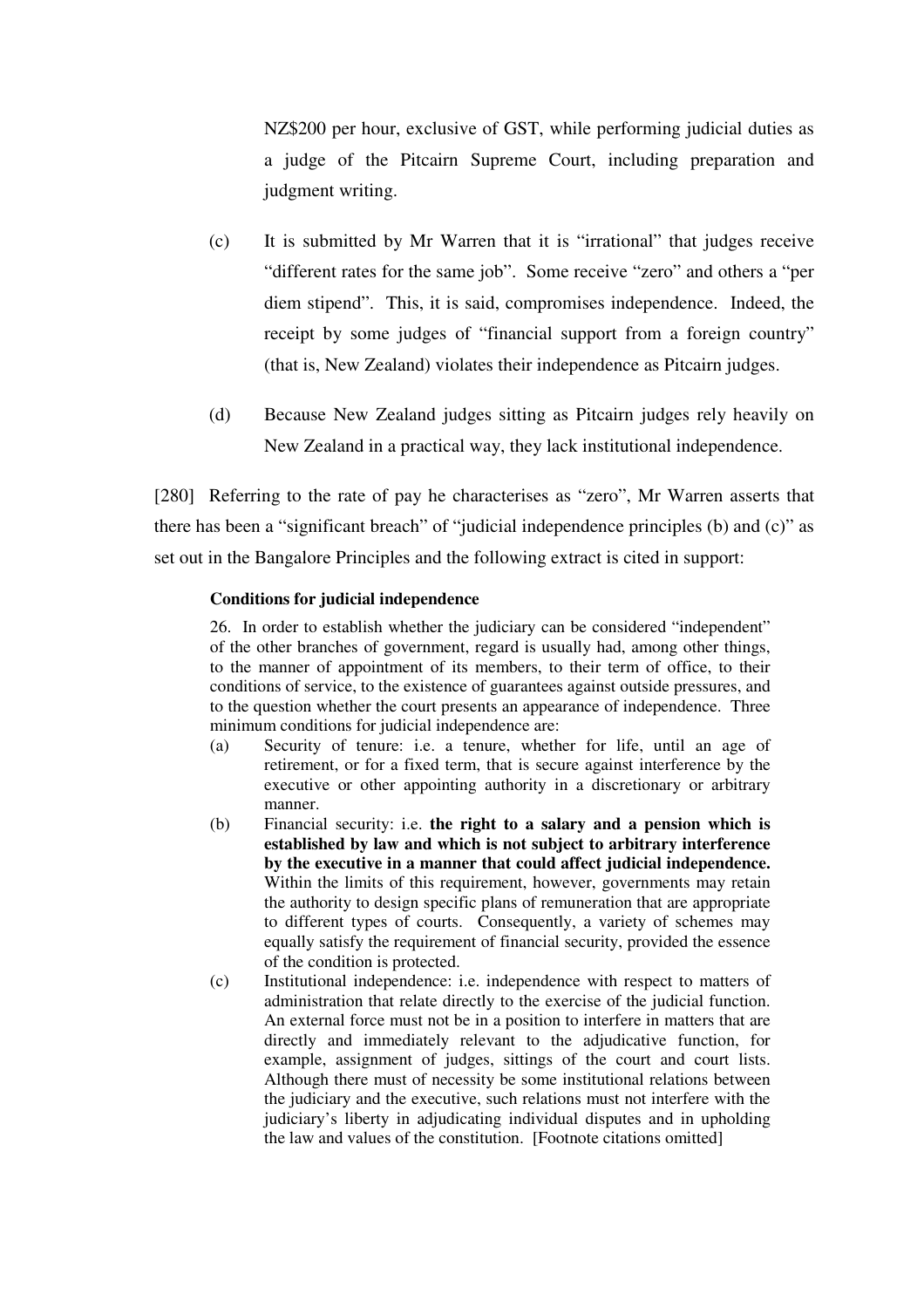NZ$200 per hour, exclusive of GST, while performing judicial duties as a judge of the Pitcairn Supreme Court, including preparation and judgment writing.

(c) It is submitted by Mr Warren that it is "irrational" that judges receive "different rates for the same job". Some receive "zero" and others a "per diem stipend". This, it is said, compromises independence. Indeed, the receipt by some judges of "financial support from a foreign country" (that is, New Zealand) violates their independence as Pitcairn judges.

(d) Because New Zealand judges sitting as Pitcairn judges rely heavily on New Zealand in a practical way, they lack institutional independence.

[280] Referring to the rate of pay he characterises as "zero", Mr Warren asserts that there has been a "significant breach" of "judicial independence principles (b) and (c)" as set out in the Bangalore Principles and the following extract is cited in support:

> **Conditions for judicial independence**
>
> 26. In order to establish whether the judiciary can be considered "independent" of the other branches of government, regard is usually had, among other things, to the manner of appointment of its members, to their term of office, to their conditions of service, to the existence of guarantees against outside pressures, and to the question whether the court presents an appearance of independence. Three minimum conditions for judicial independence are:
>
> (a) Security of tenure: i.e. a tenure, whether for life, until an age of retirement, or for a fixed term, that is secure against interference by the executive or other appointing authority in a discretionary or arbitrary manner.
>
> (b) Financial security: i.e. **the right to a salary and a pension which is established by law and which is not subject to arbitrary interference by the executive in a manner that could affect judicial independence.** Within the limits of this requirement, however, governments may retain the authority to design specific plans of remuneration that are appropriate to different types of courts. Consequently, a variety of schemes may equally satisfy the requirement of financial security, provided the essence of the condition is protected.
>
> (c) Institutional independence: i.e. independence with respect to matters of administration that relate directly to the exercise of the judicial function. An external force must not be in a position to interfere in matters that are directly and immediately relevant to the adjudicative function, for example, assignment of judges, sittings of the court and court lists. Although there must of necessity be some institutional relations between the judiciary and the executive, such relations must not interfere with the judiciary's liberty in adjudicating individual disputes and in upholding the law and values of the constitution. [Footnote citations omitted]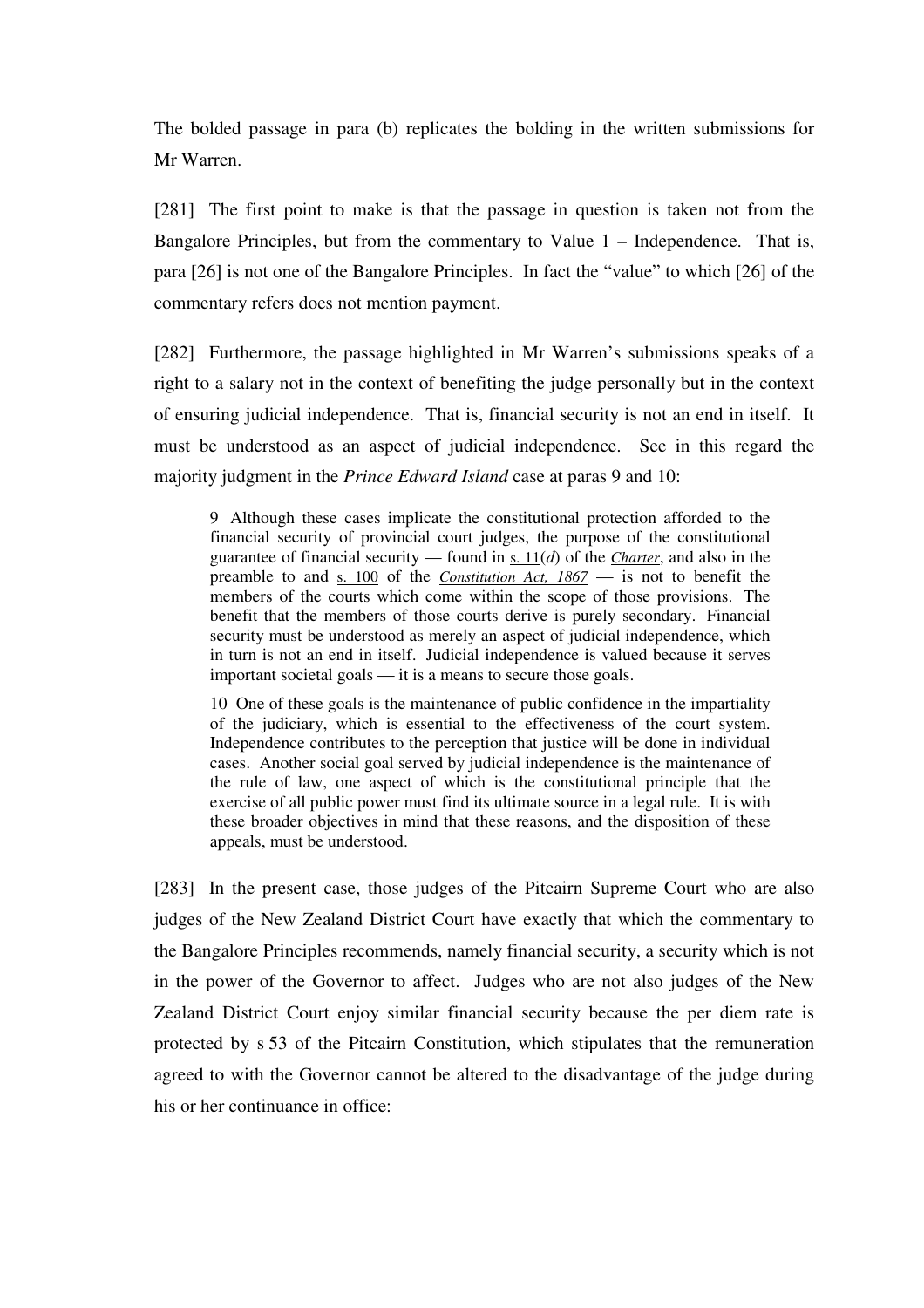The bolded passage in para (b) replicates the bolding in the written submissions for Mr Warren.

[281] The first point to make is that the passage in question is taken not from the Bangalore Principles, but from the commentary to Value 1 – Independence. That is, para [26] is not one of the Bangalore Principles. In fact the "value" to which [26] of the commentary refers does not mention payment.

[282] Furthermore, the passage highlighted in Mr Warren's submissions speaks of a right to a salary not in the context of benefiting the judge personally but in the context of ensuring judicial independence. That is, financial security is not an end in itself. It must be understood as an aspect of judicial independence. See in this regard the majority judgment in the *Prince Edward Island* case at paras 9 and 10:

> 9 Although these cases implicate the constitutional protection afforded to the financial security of provincial court judges, the purpose of the constitutional guarantee of financial security — found in s. 11(*d*) of the *Charter*, and also in the preamble to and s. 100 of the *Constitution Act, 1867* — is not to benefit the members of the courts which come within the scope of those provisions. The benefit that the members of those courts derive is purely secondary. Financial security must be understood as merely an aspect of judicial independence, which in turn is not an end in itself. Judicial independence is valued because it serves important societal goals — it is a means to secure those goals.
>
> 10 One of these goals is the maintenance of public confidence in the impartiality of the judiciary, which is essential to the effectiveness of the court system. Independence contributes to the perception that justice will be done in individual cases. Another social goal served by judicial independence is the maintenance of the rule of law, one aspect of which is the constitutional principle that the exercise of all public power must find its ultimate source in a legal rule. It is with these broader objectives in mind that these reasons, and the disposition of these appeals, must be understood.

[283] In the present case, those judges of the Pitcairn Supreme Court who are also judges of the New Zealand District Court have exactly that which the commentary to the Bangalore Principles recommends, namely financial security, a security which is not in the power of the Governor to affect. Judges who are not also judges of the New Zealand District Court enjoy similar financial security because the per diem rate is protected by s 53 of the Pitcairn Constitution, which stipulates that the remuneration agreed to with the Governor cannot be altered to the disadvantage of the judge during his or her continuance in office: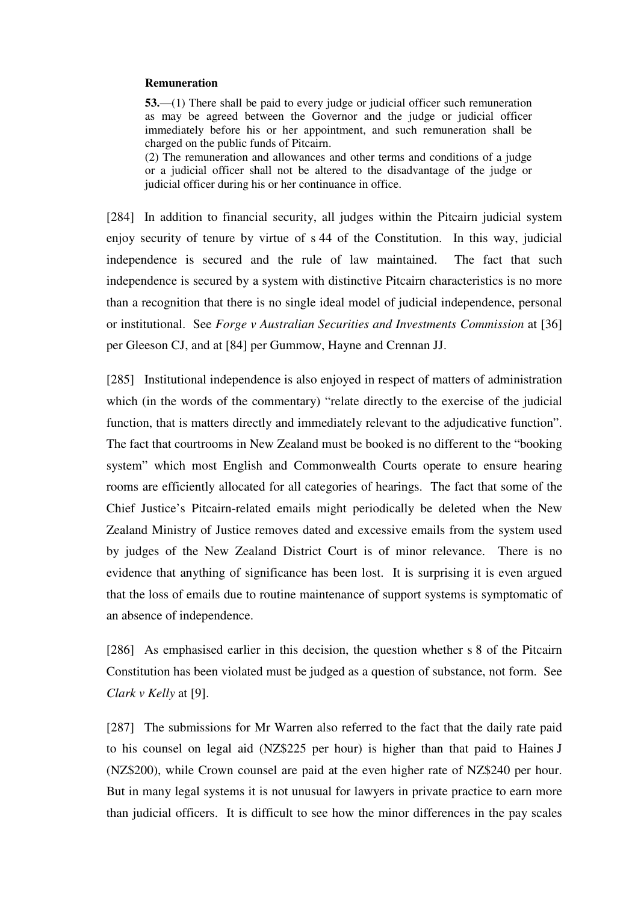**Remuneration**

> **53.**—(1) There shall be paid to every judge or judicial officer such remuneration as may be agreed between the Governor and the judge or judicial officer immediately before his or her appointment, and such remuneration shall be charged on the public funds of Pitcairn.
>
> (2) The remuneration and allowances and other terms and conditions of a judge or a judicial officer shall not be altered to the disadvantage of the judge or judicial officer during his or her continuance in office.

[284] In addition to financial security, all judges within the Pitcairn judicial system enjoy security of tenure by virtue of s 44 of the Constitution. In this way, judicial independence is secured and the rule of law maintained. The fact that such independence is secured by a system with distinctive Pitcairn characteristics is no more than a recognition that there is no single ideal model of judicial independence, personal or institutional. See *Forge v Australian Securities and Investments Commission* at [36] per Gleeson CJ, and at [84] per Gummow, Hayne and Crennan JJ.

[285] Institutional independence is also enjoyed in respect of matters of administration which (in the words of the commentary) "relate directly to the exercise of the judicial function, that is matters directly and immediately relevant to the adjudicative function". The fact that courtrooms in New Zealand must be booked is no different to the "booking system" which most English and Commonwealth Courts operate to ensure hearing rooms are efficiently allocated for all categories of hearings. The fact that some of the Chief Justice's Pitcairn-related emails might periodically be deleted when the New Zealand Ministry of Justice removes dated and excessive emails from the system used by judges of the New Zealand District Court is of minor relevance. There is no evidence that anything of significance has been lost. It is surprising it is even argued that the loss of emails due to routine maintenance of support systems is symptomatic of an absence of independence.

[286] As emphasised earlier in this decision, the question whether s 8 of the Pitcairn Constitution has been violated must be judged as a question of substance, not form. See *Clark v Kelly* at [9].

[287] The submissions for Mr Warren also referred to the fact that the daily rate paid to his counsel on legal aid (NZ$225 per hour) is higher than that paid to Haines J (NZ$200), while Crown counsel are paid at the even higher rate of NZ$240 per hour. But in many legal systems it is not unusual for lawyers in private practice to earn more than judicial officers. It is difficult to see how the minor differences in the pay scales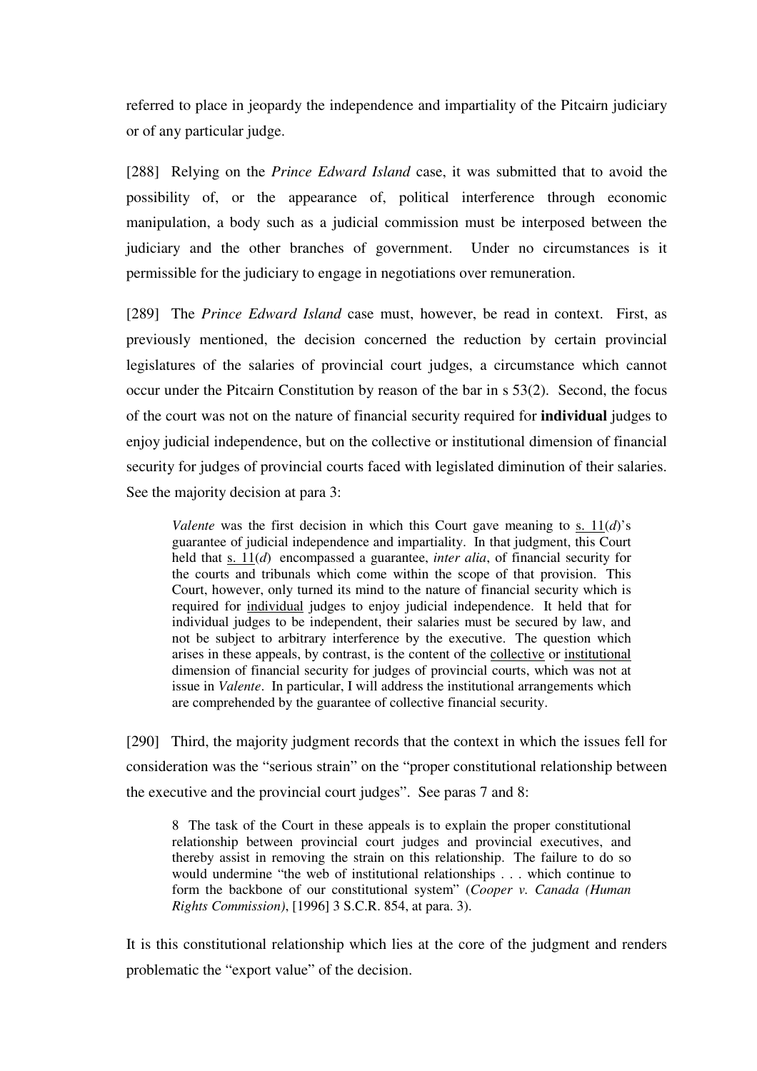referred to place in jeopardy the independence and impartiality of the Pitcairn judiciary or of any particular judge.

[288] Relying on the *Prince Edward Island* case, it was submitted that to avoid the possibility of, or the appearance of, political interference through economic manipulation, a body such as a judicial commission must be interposed between the judiciary and the other branches of government. Under no circumstances is it permissible for the judiciary to engage in negotiations over remuneration.

[289] The *Prince Edward Island* case must, however, be read in context. First, as previously mentioned, the decision concerned the reduction by certain provincial legislatures of the salaries of provincial court judges, a circumstance which cannot occur under the Pitcairn Constitution by reason of the bar in s 53(2). Second, the focus of the court was not on the nature of financial security required for **individual** judges to enjoy judicial independence, but on the collective or institutional dimension of financial security for judges of provincial courts faced with legislated diminution of their salaries. See the majority decision at para 3:

> *Valente* was the first decision in which this Court gave meaning to <u>s. 11</u>(*d*)'s guarantee of judicial independence and impartiality. In that judgment, this Court held that <u>s. 11</u>(*d*) encompassed a guarantee, *inter alia*, of financial security for the courts and tribunals which come within the scope of that provision. This Court, however, only turned its mind to the nature of financial security which is required for <u>individual</u> judges to enjoy judicial independence. It held that for individual judges to be independent, their salaries must be secured by law, and not be subject to arbitrary interference by the executive. The question which arises in these appeals, by contrast, is the content of the <u>collective</u> or <u>institutional</u> dimension of financial security for judges of provincial courts, which was not at issue in *Valente*. In particular, I will address the institutional arrangements which are comprehended by the guarantee of collective financial security.

[290] Third, the majority judgment records that the context in which the issues fell for consideration was the "serious strain" on the "proper constitutional relationship between the executive and the provincial court judges". See paras 7 and 8:

> 8 The task of the Court in these appeals is to explain the proper constitutional relationship between provincial court judges and provincial executives, and thereby assist in removing the strain on this relationship. The failure to do so would undermine "the web of institutional relationships . . . which continue to form the backbone of our constitutional system" (*Cooper v. Canada (Human Rights Commission)*, [1996] 3 S.C.R. 854, at para. 3).

It is this constitutional relationship which lies at the core of the judgment and renders problematic the "export value" of the decision.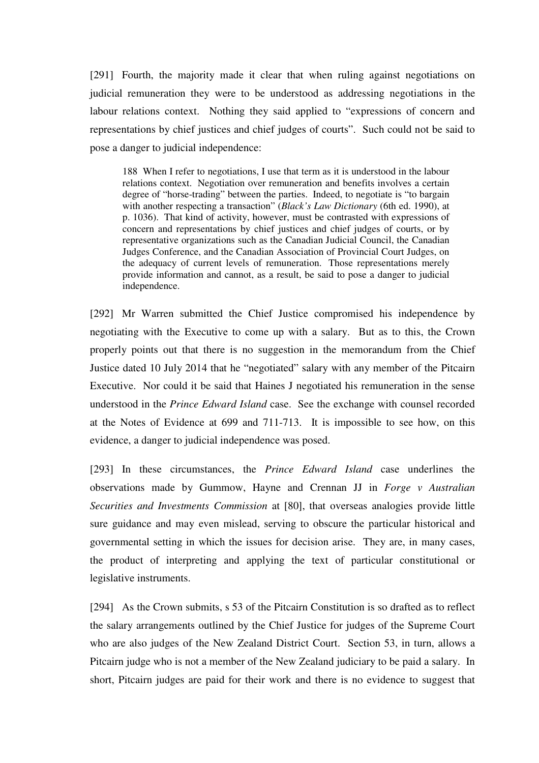[291] Fourth, the majority made it clear that when ruling against negotiations on judicial remuneration they were to be understood as addressing negotiations in the labour relations context. Nothing they said applied to "expressions of concern and representations by chief justices and chief judges of courts". Such could not be said to pose a danger to judicial independence:

> 188 When I refer to negotiations, I use that term as it is understood in the labour relations context. Negotiation over remuneration and benefits involves a certain degree of "horse-trading" between the parties. Indeed, to negotiate is "to bargain with another respecting a transaction" (*Black's Law Dictionary* (6th ed. 1990), at p. 1036). That kind of activity, however, must be contrasted with expressions of concern and representations by chief justices and chief judges of courts, or by representative organizations such as the Canadian Judicial Council, the Canadian Judges Conference, and the Canadian Association of Provincial Court Judges, on the adequacy of current levels of remuneration. Those representations merely provide information and cannot, as a result, be said to pose a danger to judicial independence.

[292] Mr Warren submitted the Chief Justice compromised his independence by negotiating with the Executive to come up with a salary. But as to this, the Crown properly points out that there is no suggestion in the memorandum from the Chief Justice dated 10 July 2014 that he "negotiated" salary with any member of the Pitcairn Executive. Nor could it be said that Haines J negotiated his remuneration in the sense understood in the *Prince Edward Island* case. See the exchange with counsel recorded at the Notes of Evidence at 699 and 711-713. It is impossible to see how, on this evidence, a danger to judicial independence was posed.

[293] In these circumstances, the *Prince Edward Island* case underlines the observations made by Gummow, Hayne and Crennan JJ in *Forge v Australian Securities and Investments Commission* at [80], that overseas analogies provide little sure guidance and may even mislead, serving to obscure the particular historical and governmental setting in which the issues for decision arise. They are, in many cases, the product of interpreting and applying the text of particular constitutional or legislative instruments.

[294] As the Crown submits, s 53 of the Pitcairn Constitution is so drafted as to reflect the salary arrangements outlined by the Chief Justice for judges of the Supreme Court who are also judges of the New Zealand District Court. Section 53, in turn, allows a Pitcairn judge who is not a member of the New Zealand judiciary to be paid a salary. In short, Pitcairn judges are paid for their work and there is no evidence to suggest that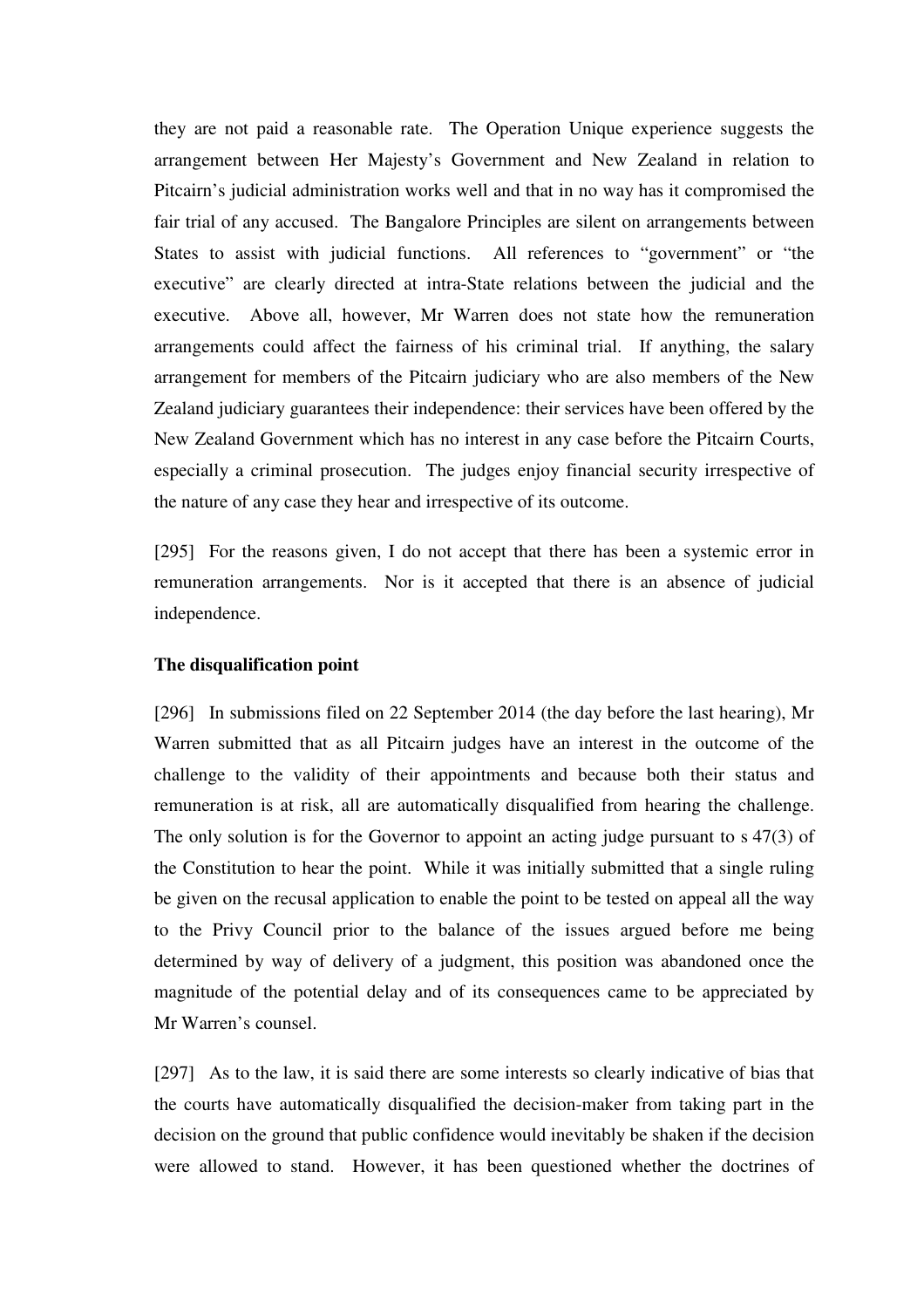they are not paid a reasonable rate. The Operation Unique experience suggests the arrangement between Her Majesty's Government and New Zealand in relation to Pitcairn's judicial administration works well and that in no way has it compromised the fair trial of any accused. The Bangalore Principles are silent on arrangements between States to assist with judicial functions. All references to "government" or "the executive" are clearly directed at intra-State relations between the judicial and the executive. Above all, however, Mr Warren does not state how the remuneration arrangements could affect the fairness of his criminal trial. If anything, the salary arrangement for members of the Pitcairn judiciary who are also members of the New Zealand judiciary guarantees their independence: their services have been offered by the New Zealand Government which has no interest in any case before the Pitcairn Courts, especially a criminal prosecution. The judges enjoy financial security irrespective of the nature of any case they hear and irrespective of its outcome.

[295] For the reasons given, I do not accept that there has been a systemic error in remuneration arrangements. Nor is it accepted that there is an absence of judicial independence.

**The disqualification point**

[296] In submissions filed on 22 September 2014 (the day before the last hearing), Mr Warren submitted that as all Pitcairn judges have an interest in the outcome of the challenge to the validity of their appointments and because both their status and remuneration is at risk, all are automatically disqualified from hearing the challenge. The only solution is for the Governor to appoint an acting judge pursuant to s 47(3) of the Constitution to hear the point. While it was initially submitted that a single ruling be given on the recusal application to enable the point to be tested on appeal all the way to the Privy Council prior to the balance of the issues argued before me being determined by way of delivery of a judgment, this position was abandoned once the magnitude of the potential delay and of its consequences came to be appreciated by Mr Warren's counsel.

[297] As to the law, it is said there are some interests so clearly indicative of bias that the courts have automatically disqualified the decision-maker from taking part in the decision on the ground that public confidence would inevitably be shaken if the decision were allowed to stand. However, it has been questioned whether the doctrines of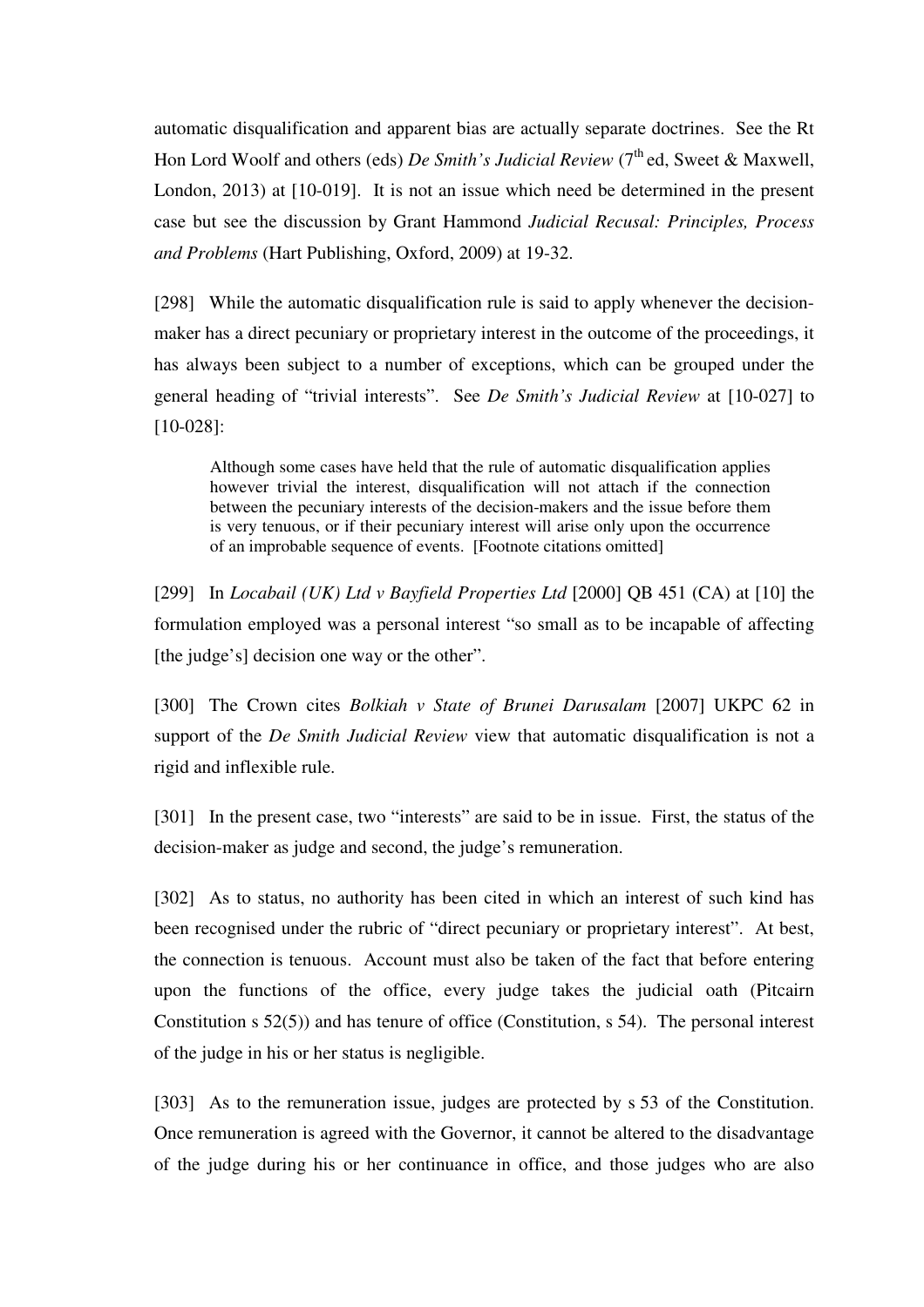automatic disqualification and apparent bias are actually separate doctrines. See the Rt Hon Lord Woolf and others (eds) *De Smith's Judicial Review* (7th ed, Sweet & Maxwell, London, 2013) at [10-019]. It is not an issue which need be determined in the present case but see the discussion by Grant Hammond *Judicial Recusal: Principles, Process and Problems* (Hart Publishing, Oxford, 2009) at 19-32.

[298] While the automatic disqualification rule is said to apply whenever the decision-maker has a direct pecuniary or proprietary interest in the outcome of the proceedings, it has always been subject to a number of exceptions, which can be grouped under the general heading of "trivial interests". See *De Smith's Judicial Review* at [10-027] to [10-028]:

> Although some cases have held that the rule of automatic disqualification applies however trivial the interest, disqualification will not attach if the connection between the pecuniary interests of the decision-makers and the issue before them is very tenuous, or if their pecuniary interest will arise only upon the occurrence of an improbable sequence of events. [Footnote citations omitted]

[299] In *Locabail (UK) Ltd v Bayfield Properties Ltd* [2000] QB 451 (CA) at [10] the formulation employed was a personal interest "so small as to be incapable of affecting [the judge's] decision one way or the other".

[300] The Crown cites *Bolkiah v State of Brunei Darusalam* [2007] UKPC 62 in support of the *De Smith Judicial Review* view that automatic disqualification is not a rigid and inflexible rule.

[301] In the present case, two "interests" are said to be in issue. First, the status of the decision-maker as judge and second, the judge's remuneration.

[302] As to status, no authority has been cited in which an interest of such kind has been recognised under the rubric of "direct pecuniary or proprietary interest". At best, the connection is tenuous. Account must also be taken of the fact that before entering upon the functions of the office, every judge takes the judicial oath (Pitcairn Constitution s 52(5)) and has tenure of office (Constitution, s 54). The personal interest of the judge in his or her status is negligible.

[303] As to the remuneration issue, judges are protected by s 53 of the Constitution. Once remuneration is agreed with the Governor, it cannot be altered to the disadvantage of the judge during his or her continuance in office, and those judges who are also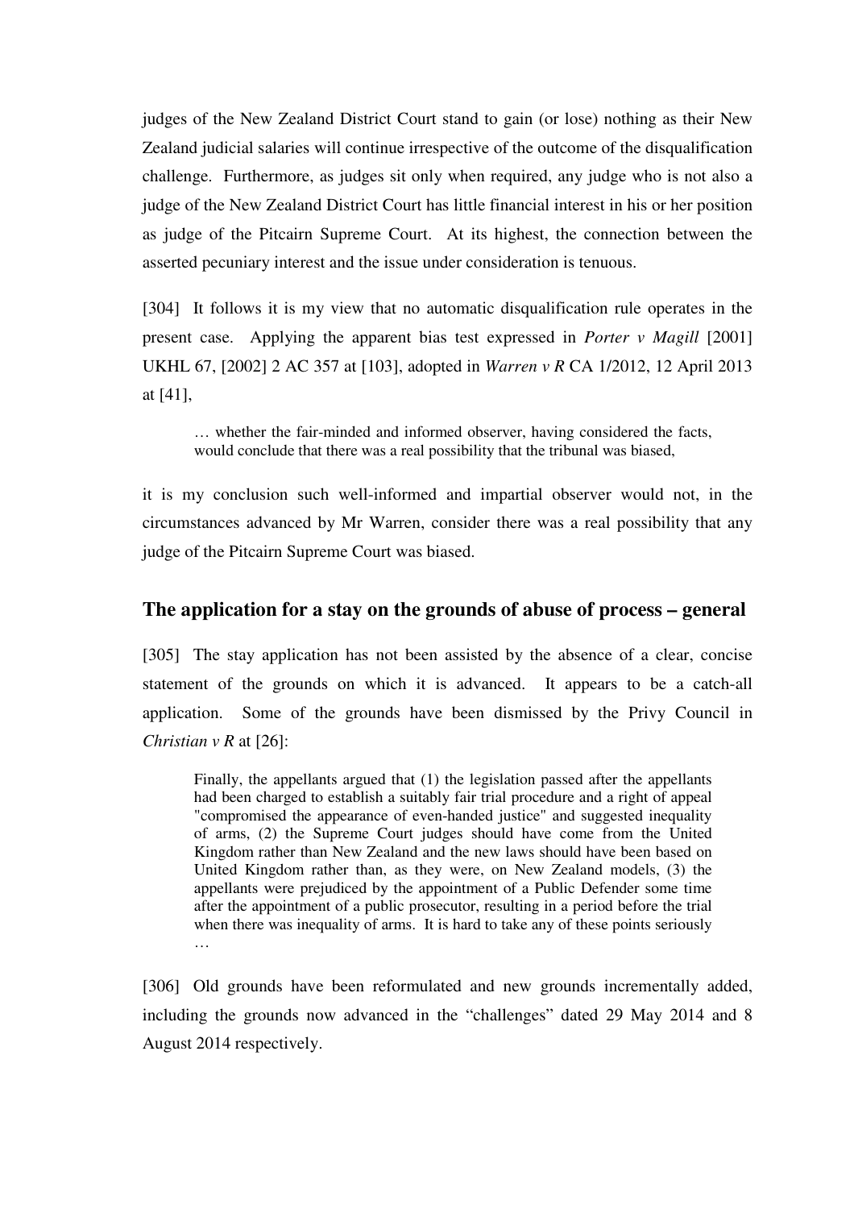judges of the New Zealand District Court stand to gain (or lose) nothing as their New Zealand judicial salaries will continue irrespective of the outcome of the disqualification challenge. Furthermore, as judges sit only when required, any judge who is not also a judge of the New Zealand District Court has little financial interest in his or her position as judge of the Pitcairn Supreme Court. At its highest, the connection between the asserted pecuniary interest and the issue under consideration is tenuous.

[304] It follows it is my view that no automatic disqualification rule operates in the present case. Applying the apparent bias test expressed in *Porter v Magill* [2001] UKHL 67, [2002] 2 AC 357 at [103], adopted in *Warren v R* CA 1/2012, 12 April 2013 at [41],

> … whether the fair-minded and informed observer, having considered the facts, would conclude that there was a real possibility that the tribunal was biased,

it is my conclusion such well-informed and impartial observer would not, in the circumstances advanced by Mr Warren, consider there was a real possibility that any judge of the Pitcairn Supreme Court was biased.

## The application for a stay on the grounds of abuse of process – general

[305] The stay application has not been assisted by the absence of a clear, concise statement of the grounds on which it is advanced. It appears to be a catch-all application. Some of the grounds have been dismissed by the Privy Council in *Christian v R* at [26]:

> Finally, the appellants argued that (1) the legislation passed after the appellants had been charged to establish a suitably fair trial procedure and a right of appeal "compromised the appearance of even-handed justice" and suggested inequality of arms, (2) the Supreme Court judges should have come from the United Kingdom rather than New Zealand and the new laws should have been based on United Kingdom rather than, as they were, on New Zealand models, (3) the appellants were prejudiced by the appointment of a Public Defender some time after the appointment of a public prosecutor, resulting in a period before the trial when there was inequality of arms. It is hard to take any of these points seriously …

[306] Old grounds have been reformulated and new grounds incrementally added, including the grounds now advanced in the "challenges" dated 29 May 2014 and 8 August 2014 respectively.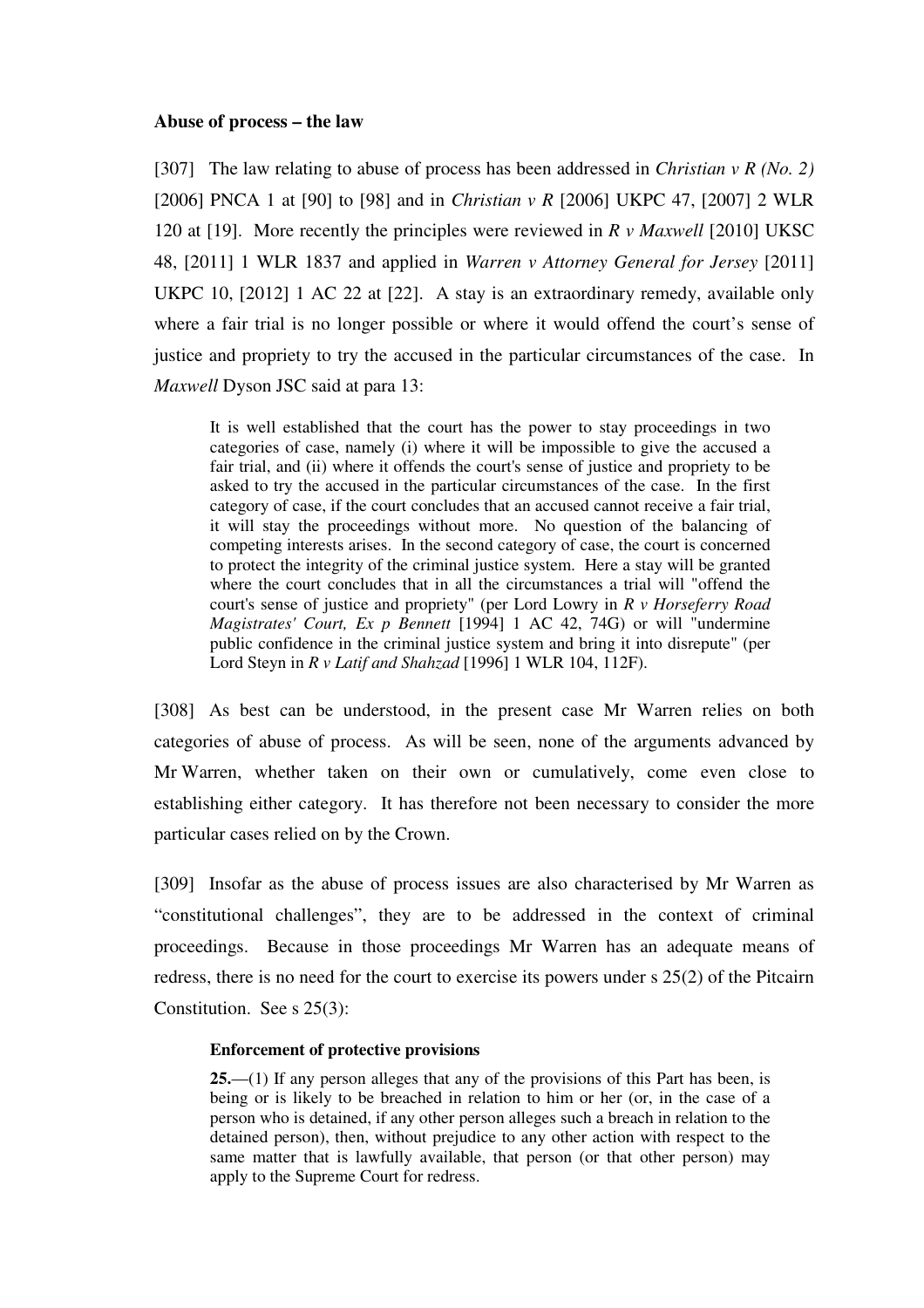**Abuse of process – the law**

[307] The law relating to abuse of process has been addressed in *Christian v R (No. 2)* [2006] PNCA 1 at [90] to [98] and in *Christian v R* [2006] UKPC 47, [2007] 2 WLR 120 at [19]. More recently the principles were reviewed in *R v Maxwell* [2010] UKSC 48, [2011] 1 WLR 1837 and applied in *Warren v Attorney General for Jersey* [2011] UKPC 10, [2012] 1 AC 22 at [22]. A stay is an extraordinary remedy, available only where a fair trial is no longer possible or where it would offend the court's sense of justice and propriety to try the accused in the particular circumstances of the case. In *Maxwell* Dyson JSC said at para 13:

> It is well established that the court has the power to stay proceedings in two categories of case, namely (i) where it will be impossible to give the accused a fair trial, and (ii) where it offends the court's sense of justice and propriety to be asked to try the accused in the particular circumstances of the case. In the first category of case, if the court concludes that an accused cannot receive a fair trial, it will stay the proceedings without more. No question of the balancing of competing interests arises. In the second category of case, the court is concerned to protect the integrity of the criminal justice system. Here a stay will be granted where the court concludes that in all the circumstances a trial will "offend the court's sense of justice and propriety" (per Lord Lowry in *R v Horseferry Road Magistrates' Court, Ex p Bennett* [1994] 1 AC 42, 74G) or will "undermine public confidence in the criminal justice system and bring it into disrepute" (per Lord Steyn in *R v Latif and Shahzad* [1996] 1 WLR 104, 112F).

[308] As best can be understood, in the present case Mr Warren relies on both categories of abuse of process. As will be seen, none of the arguments advanced by Mr Warren, whether taken on their own or cumulatively, come even close to establishing either category. It has therefore not been necessary to consider the more particular cases relied on by the Crown.

[309] Insofar as the abuse of process issues are also characterised by Mr Warren as "constitutional challenges", they are to be addressed in the context of criminal proceedings. Because in those proceedings Mr Warren has an adequate means of redress, there is no need for the court to exercise its powers under s 25(2) of the Pitcairn Constitution. See s 25(3):

> **Enforcement of protective provisions**
>
> **25.**—(1) If any person alleges that any of the provisions of this Part has been, is being or is likely to be breached in relation to him or her (or, in the case of a person who is detained, if any other person alleges such a breach in relation to the detained person), then, without prejudice to any other action with respect to the same matter that is lawfully available, that person (or that other person) may apply to the Supreme Court for redress.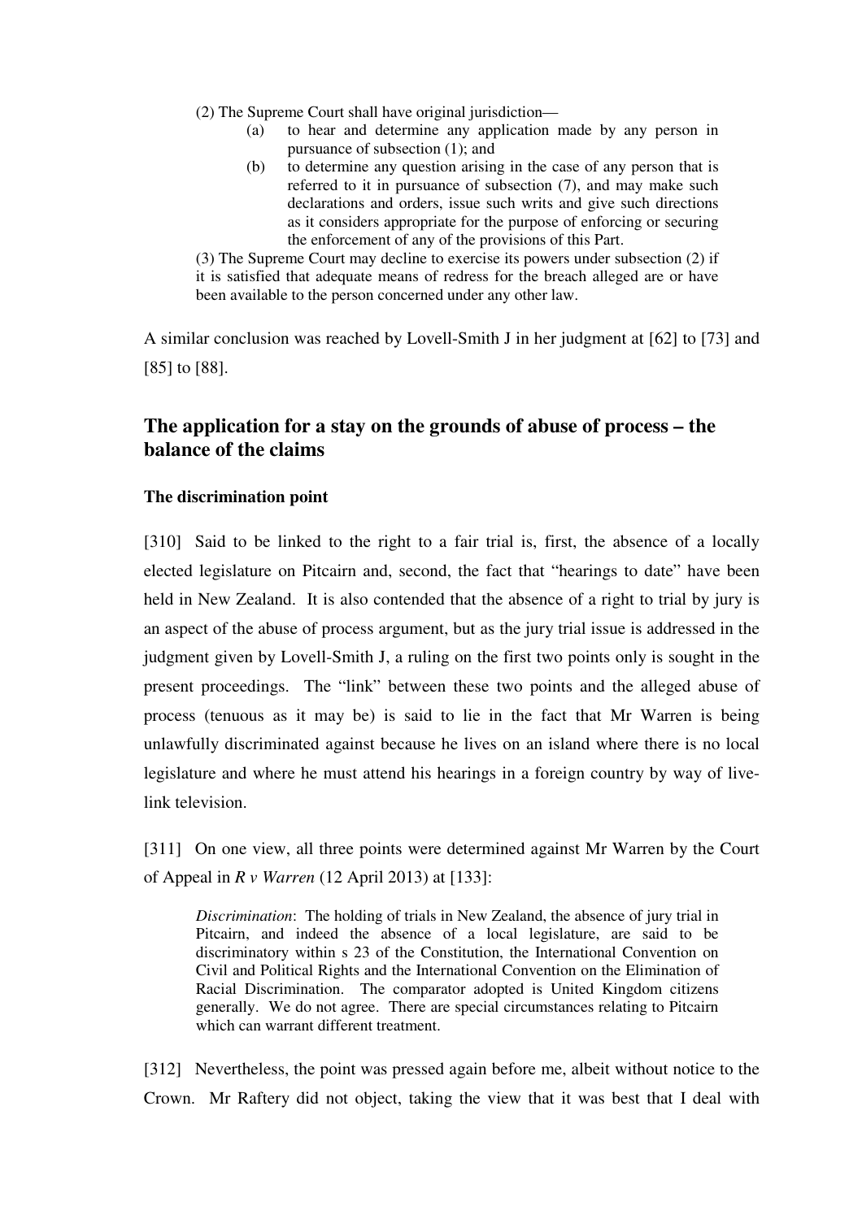> (2) The Supreme Court shall have original jurisdiction—
>
> (a) to hear and determine any application made by any person in pursuance of subsection (1); and
>
> (b) to determine any question arising in the case of any person that is referred to it in pursuance of subsection (7), and may make such declarations and orders, issue such writs and give such directions as it considers appropriate for the purpose of enforcing or securing the enforcement of any of the provisions of this Part.
>
> (3) The Supreme Court may decline to exercise its powers under subsection (2) if it is satisfied that adequate means of redress for the breach alleged are or have been available to the person concerned under any other law.

A similar conclusion was reached by Lovell-Smith J in her judgment at [62] to [73] and [85] to [88].

## The application for a stay on the grounds of abuse of process – the balance of the claims

### The discrimination point

[310] Said to be linked to the right to a fair trial is, first, the absence of a locally elected legislature on Pitcairn and, second, the fact that "hearings to date" have been held in New Zealand. It is also contended that the absence of a right to trial by jury is an aspect of the abuse of process argument, but as the jury trial issue is addressed in the judgment given by Lovell-Smith J, a ruling on the first two points only is sought in the present proceedings. The "link" between these two points and the alleged abuse of process (tenuous as it may be) is said to lie in the fact that Mr Warren is being unlawfully discriminated against because he lives on an island where there is no local legislature and where he must attend his hearings in a foreign country by way of live-link television.

[311] On one view, all three points were determined against Mr Warren by the Court of Appeal in *R v Warren* (12 April 2013) at [133]:

> *Discrimination*: The holding of trials in New Zealand, the absence of jury trial in Pitcairn, and indeed the absence of a local legislature, are said to be discriminatory within s 23 of the Constitution, the International Convention on Civil and Political Rights and the International Convention on the Elimination of Racial Discrimination. The comparator adopted is United Kingdom citizens generally. We do not agree. There are special circumstances relating to Pitcairn which can warrant different treatment.

[312] Nevertheless, the point was pressed again before me, albeit without notice to the Crown. Mr Raftery did not object, taking the view that it was best that I deal with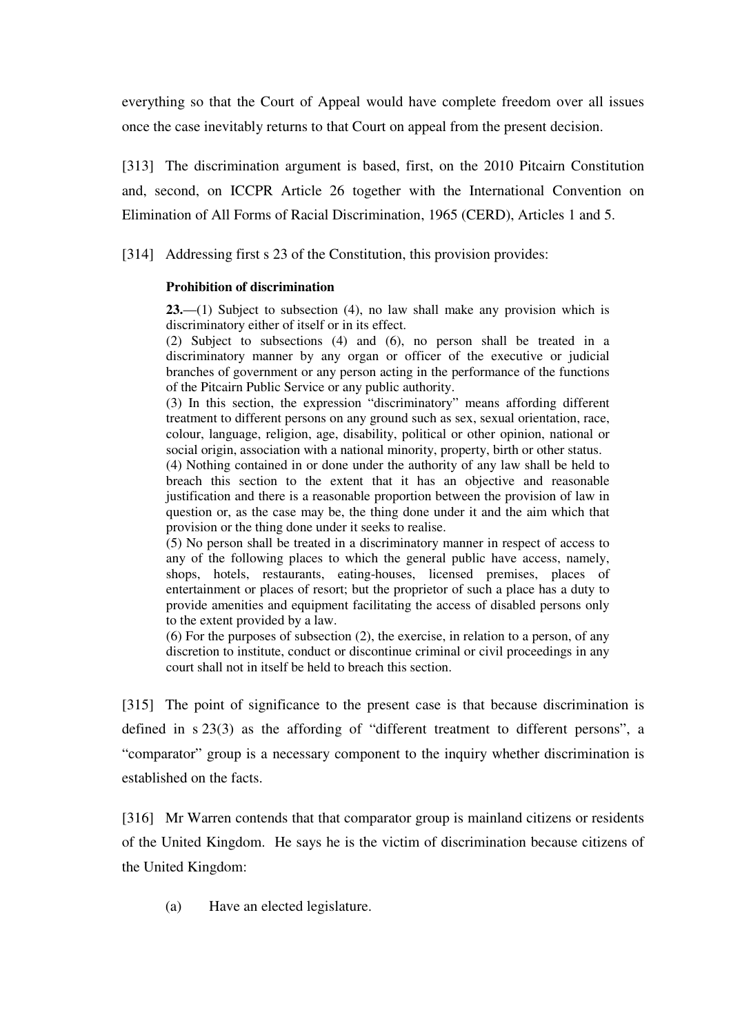everything so that the Court of Appeal would have complete freedom over all issues once the case inevitably returns to that Court on appeal from the present decision.

[313] The discrimination argument is based, first, on the 2010 Pitcairn Constitution and, second, on ICCPR Article 26 together with the International Convention on Elimination of All Forms of Racial Discrimination, 1965 (CERD), Articles 1 and 5.

[314] Addressing first s 23 of the Constitution, this provision provides:

> **Prohibition of discrimination**
>
> **23.**—(1) Subject to subsection (4), no law shall make any provision which is discriminatory either of itself or in its effect.
>
> (2) Subject to subsections (4) and (6), no person shall be treated in a discriminatory manner by any organ or officer of the executive or judicial branches of government or any person acting in the performance of the functions of the Pitcairn Public Service or any public authority.
>
> (3) In this section, the expression "discriminatory" means affording different treatment to different persons on any ground such as sex, sexual orientation, race, colour, language, religion, age, disability, political or other opinion, national or social origin, association with a national minority, property, birth or other status.
>
> (4) Nothing contained in or done under the authority of any law shall be held to breach this section to the extent that it has an objective and reasonable justification and there is a reasonable proportion between the provision of law in question or, as the case may be, the thing done under it and the aim which that provision or the thing done under it seeks to realise.
>
> (5) No person shall be treated in a discriminatory manner in respect of access to any of the following places to which the general public have access, namely, shops, hotels, restaurants, eating-houses, licensed premises, places of entertainment or places of resort; but the proprietor of such a place has a duty to provide amenities and equipment facilitating the access of disabled persons only to the extent provided by a law.
>
> (6) For the purposes of subsection (2), the exercise, in relation to a person, of any discretion to institute, conduct or discontinue criminal or civil proceedings in any court shall not in itself be held to breach this section.

[315] The point of significance to the present case is that because discrimination is defined in s 23(3) as the affording of "different treatment to different persons", a "comparator" group is a necessary component to the inquiry whether discrimination is established on the facts.

[316] Mr Warren contends that that comparator group is mainland citizens or residents of the United Kingdom. He says he is the victim of discrimination because citizens of the United Kingdom:

(a) Have an elected legislature.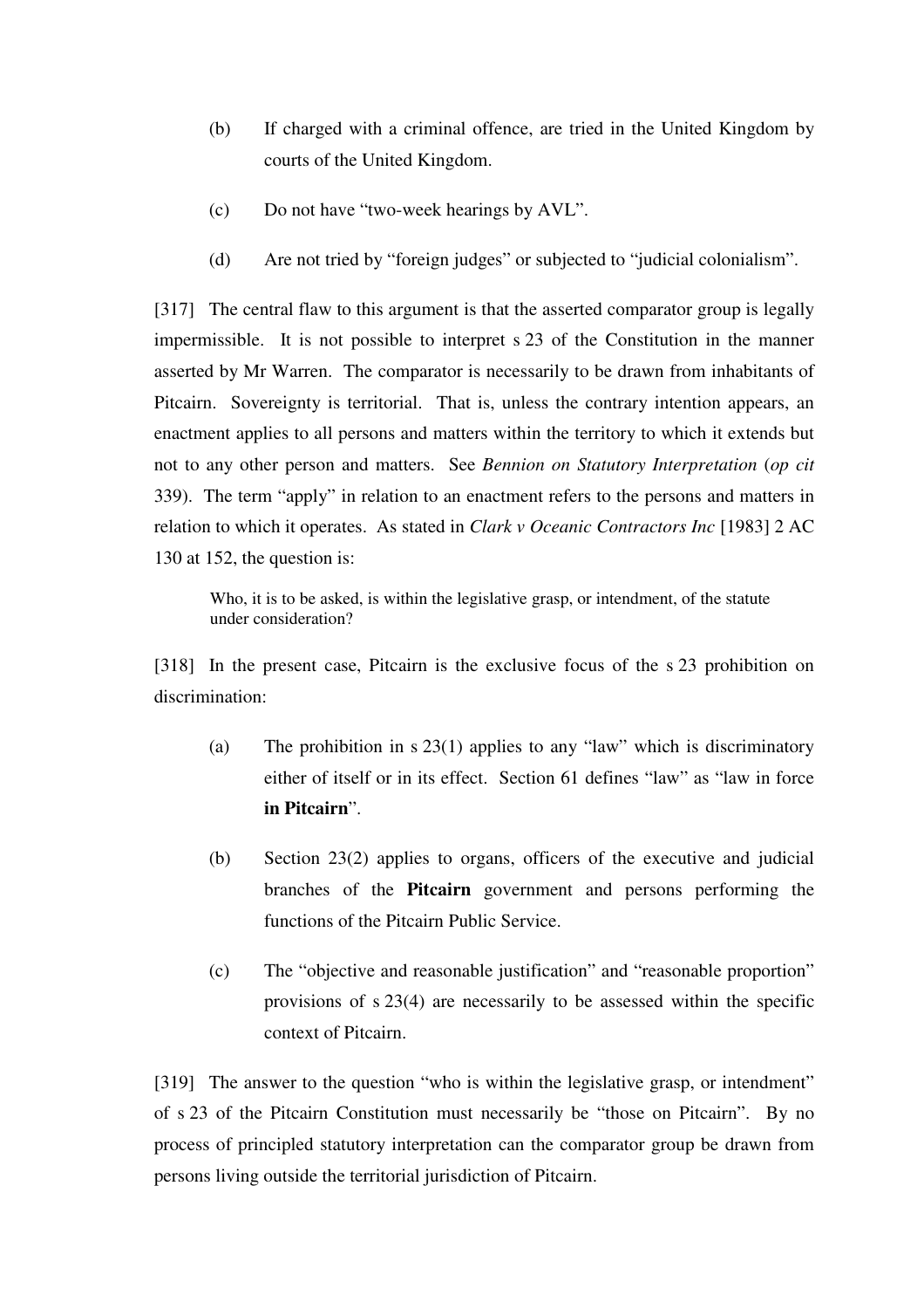(b) If charged with a criminal offence, are tried in the United Kingdom by courts of the United Kingdom.

(c) Do not have "two-week hearings by AVL".

(d) Are not tried by "foreign judges" or subjected to "judicial colonialism".

[317] The central flaw to this argument is that the asserted comparator group is legally impermissible. It is not possible to interpret s 23 of the Constitution in the manner asserted by Mr Warren. The comparator is necessarily to be drawn from inhabitants of Pitcairn. Sovereignty is territorial. That is, unless the contrary intention appears, an enactment applies to all persons and matters within the territory to which it extends but not to any other person and matters. See *Bennion on Statutory Interpretation* (*op cit* 339). The term "apply" in relation to an enactment refers to the persons and matters in relation to which it operates. As stated in *Clark v Oceanic Contractors Inc* [1983] 2 AC 130 at 152, the question is:

> Who, it is to be asked, is within the legislative grasp, or intendment, of the statute under consideration?

[318] In the present case, Pitcairn is the exclusive focus of the s 23 prohibition on discrimination:

(a) The prohibition in s 23(1) applies to any "law" which is discriminatory either of itself or in its effect. Section 61 defines "law" as "law in force **in Pitcairn**".

(b) Section 23(2) applies to organs, officers of the executive and judicial branches of the **Pitcairn** government and persons performing the functions of the Pitcairn Public Service.

(c) The "objective and reasonable justification" and "reasonable proportion" provisions of s 23(4) are necessarily to be assessed within the specific context of Pitcairn.

[319] The answer to the question "who is within the legislative grasp, or intendment" of s 23 of the Pitcairn Constitution must necessarily be "those on Pitcairn". By no process of principled statutory interpretation can the comparator group be drawn from persons living outside the territorial jurisdiction of Pitcairn.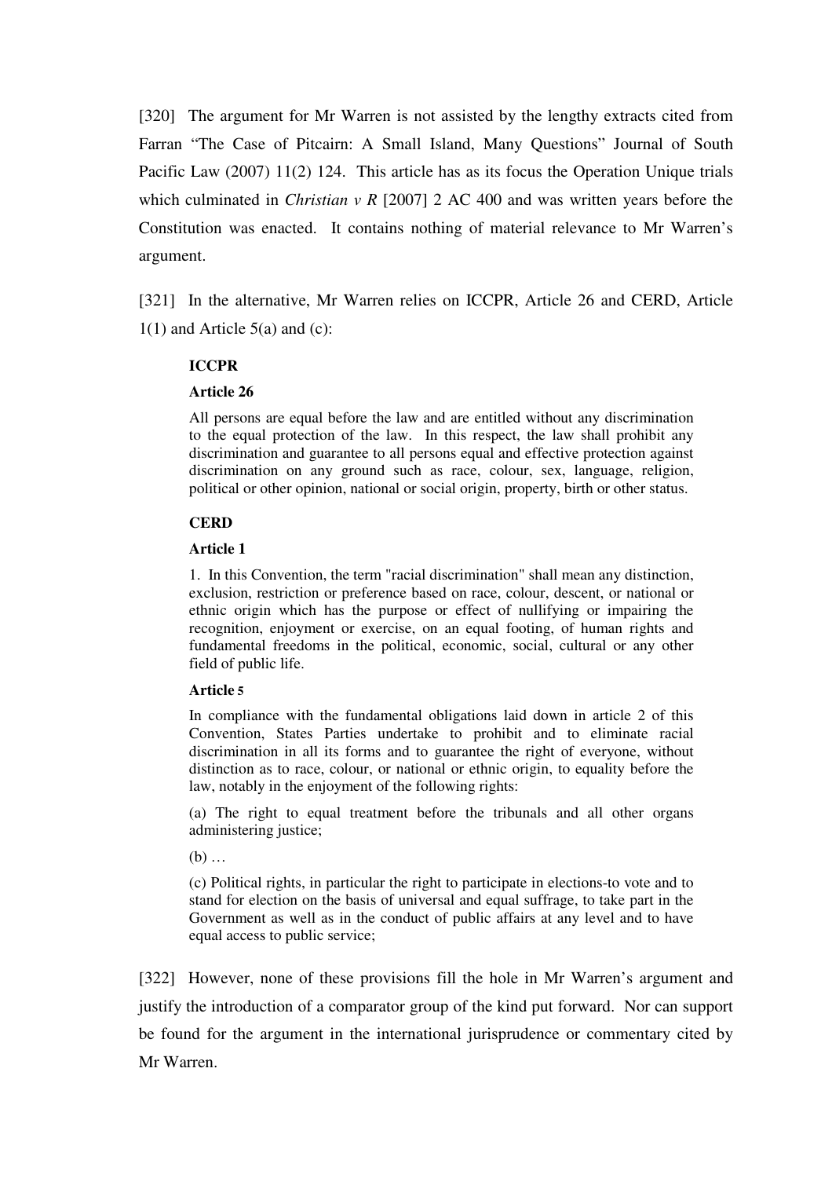[320] The argument for Mr Warren is not assisted by the lengthy extracts cited from Farran "The Case of Pitcairn: A Small Island, Many Questions" Journal of South Pacific Law (2007) 11(2) 124. This article has as its focus the Operation Unique trials which culminated in *Christian v R* [2007] 2 AC 400 and was written years before the Constitution was enacted. It contains nothing of material relevance to Mr Warren's argument.

[321] In the alternative, Mr Warren relies on ICCPR, Article 26 and CERD, Article 1(1) and Article 5(a) and (c):

> **ICCPR**
>
> **Article 26**
>
> All persons are equal before the law and are entitled without any discrimination to the equal protection of the law. In this respect, the law shall prohibit any discrimination and guarantee to all persons equal and effective protection against discrimination on any ground such as race, colour, sex, language, religion, political or other opinion, national or social origin, property, birth or other status.
>
> **CERD**
>
> **Article 1**
>
> 1. In this Convention, the term "racial discrimination" shall mean any distinction, exclusion, restriction or preference based on race, colour, descent, or national or ethnic origin which has the purpose or effect of nullifying or impairing the recognition, enjoyment or exercise, on an equal footing, of human rights and fundamental freedoms in the political, economic, social, cultural or any other field of public life.
>
> **Article 5**
>
> In compliance with the fundamental obligations laid down in article 2 of this Convention, States Parties undertake to prohibit and to eliminate racial discrimination in all its forms and to guarantee the right of everyone, without distinction as to race, colour, or national or ethnic origin, to equality before the law, notably in the enjoyment of the following rights:
>
> (a) The right to equal treatment before the tribunals and all other organs administering justice;
>
> (b) …
>
> (c) Political rights, in particular the right to participate in elections-to vote and to stand for election on the basis of universal and equal suffrage, to take part in the Government as well as in the conduct of public affairs at any level and to have equal access to public service;

[322] However, none of these provisions fill the hole in Mr Warren's argument and justify the introduction of a comparator group of the kind put forward. Nor can support be found for the argument in the international jurisprudence or commentary cited by Mr Warren.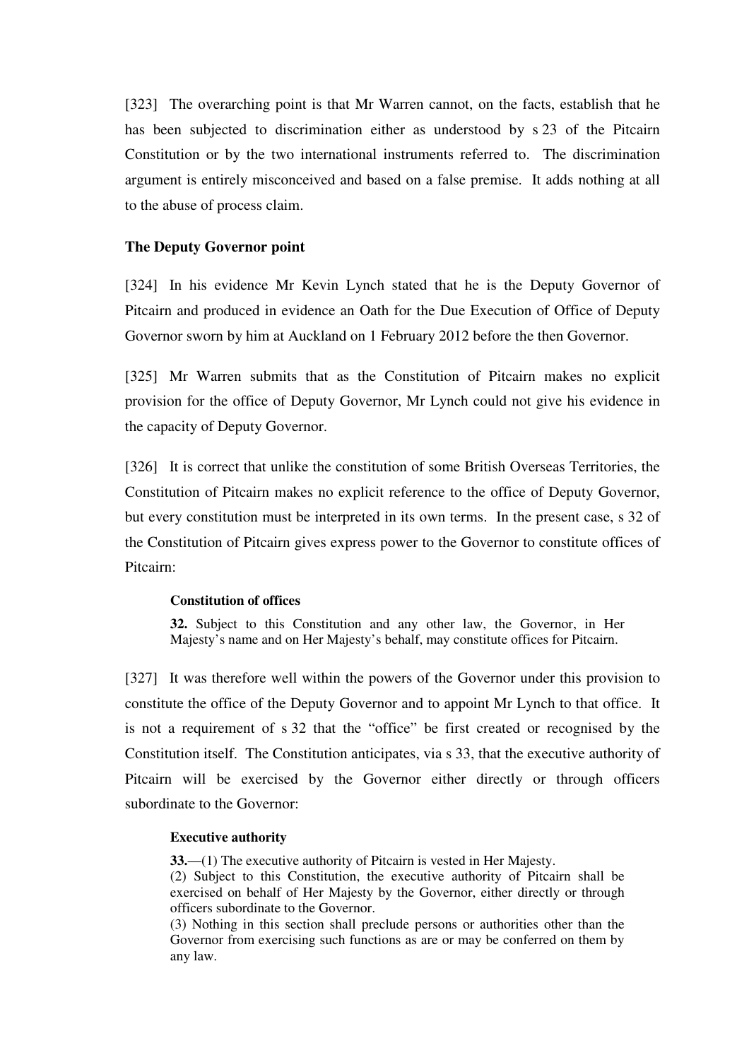[323] The overarching point is that Mr Warren cannot, on the facts, establish that he has been subjected to discrimination either as understood by s 23 of the Pitcairn Constitution or by the two international instruments referred to. The discrimination argument is entirely misconceived and based on a false premise. It adds nothing at all to the abuse of process claim.

### The Deputy Governor point

[324] In his evidence Mr Kevin Lynch stated that he is the Deputy Governor of Pitcairn and produced in evidence an Oath for the Due Execution of Office of Deputy Governor sworn by him at Auckland on 1 February 2012 before the then Governor.

[325] Mr Warren submits that as the Constitution of Pitcairn makes no explicit provision for the office of Deputy Governor, Mr Lynch could not give his evidence in the capacity of Deputy Governor.

[326] It is correct that unlike the constitution of some British Overseas Territories, the Constitution of Pitcairn makes no explicit reference to the office of Deputy Governor, but every constitution must be interpreted in its own terms. In the present case, s 32 of the Constitution of Pitcairn gives express power to the Governor to constitute offices of Pitcairn:

> **Constitution of offices**
>
> **32.** Subject to this Constitution and any other law, the Governor, in Her Majesty's name and on Her Majesty's behalf, may constitute offices for Pitcairn.

[327] It was therefore well within the powers of the Governor under this provision to constitute the office of the Deputy Governor and to appoint Mr Lynch to that office. It is not a requirement of s 32 that the "office" be first created or recognised by the Constitution itself. The Constitution anticipates, via s 33, that the executive authority of Pitcairn will be exercised by the Governor either directly or through officers subordinate to the Governor:

> **Executive authority**
>
> **33.**—(1) The executive authority of Pitcairn is vested in Her Majesty.
>
> (2) Subject to this Constitution, the executive authority of Pitcairn shall be exercised on behalf of Her Majesty by the Governor, either directly or through officers subordinate to the Governor.
>
> (3) Nothing in this section shall preclude persons or authorities other than the Governor from exercising such functions as are or may be conferred on them by any law.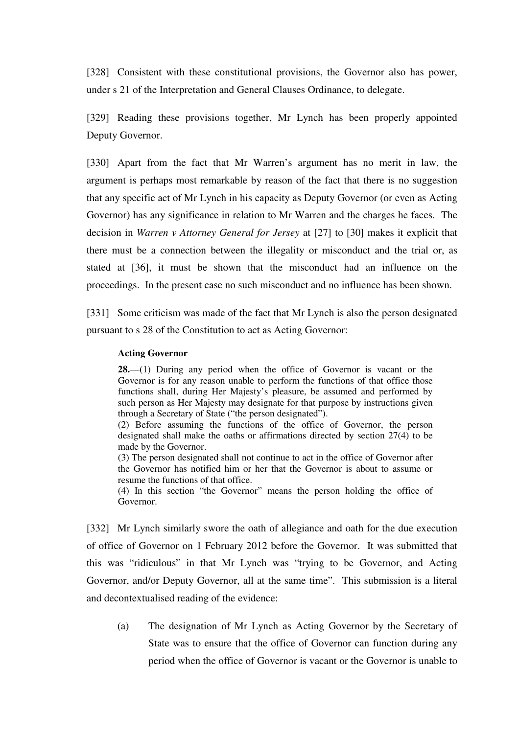[328] Consistent with these constitutional provisions, the Governor also has power, under s 21 of the Interpretation and General Clauses Ordinance, to delegate.

[329] Reading these provisions together, Mr Lynch has been properly appointed Deputy Governor.

[330] Apart from the fact that Mr Warren's argument has no merit in law, the argument is perhaps most remarkable by reason of the fact that there is no suggestion that any specific act of Mr Lynch in his capacity as Deputy Governor (or even as Acting Governor) has any significance in relation to Mr Warren and the charges he faces. The decision in *Warren v Attorney General for Jersey* at [27] to [30] makes it explicit that there must be a connection between the illegality or misconduct and the trial or, as stated at [36], it must be shown that the misconduct had an influence on the proceedings. In the present case no such misconduct and no influence has been shown.

[331] Some criticism was made of the fact that Mr Lynch is also the person designated pursuant to s 28 of the Constitution to act as Acting Governor:

> **Acting Governor**
>
> **28.**—(1) During any period when the office of Governor is vacant or the Governor is for any reason unable to perform the functions of that office those functions shall, during Her Majesty's pleasure, be assumed and performed by such person as Her Majesty may designate for that purpose by instructions given through a Secretary of State ("the person designated").
>
> (2) Before assuming the functions of the office of Governor, the person designated shall make the oaths or affirmations directed by section 27(4) to be made by the Governor.
>
> (3) The person designated shall not continue to act in the office of Governor after the Governor has notified him or her that the Governor is about to assume or resume the functions of that office.
>
> (4) In this section "the Governor" means the person holding the office of Governor.

[332] Mr Lynch similarly swore the oath of allegiance and oath for the due execution of office of Governor on 1 February 2012 before the Governor. It was submitted that this was "ridiculous" in that Mr Lynch was "trying to be Governor, and Acting Governor, and/or Deputy Governor, all at the same time". This submission is a literal and decontextualised reading of the evidence:

(a) The designation of Mr Lynch as Acting Governor by the Secretary of State was to ensure that the office of Governor can function during any period when the office of Governor is vacant or the Governor is unable to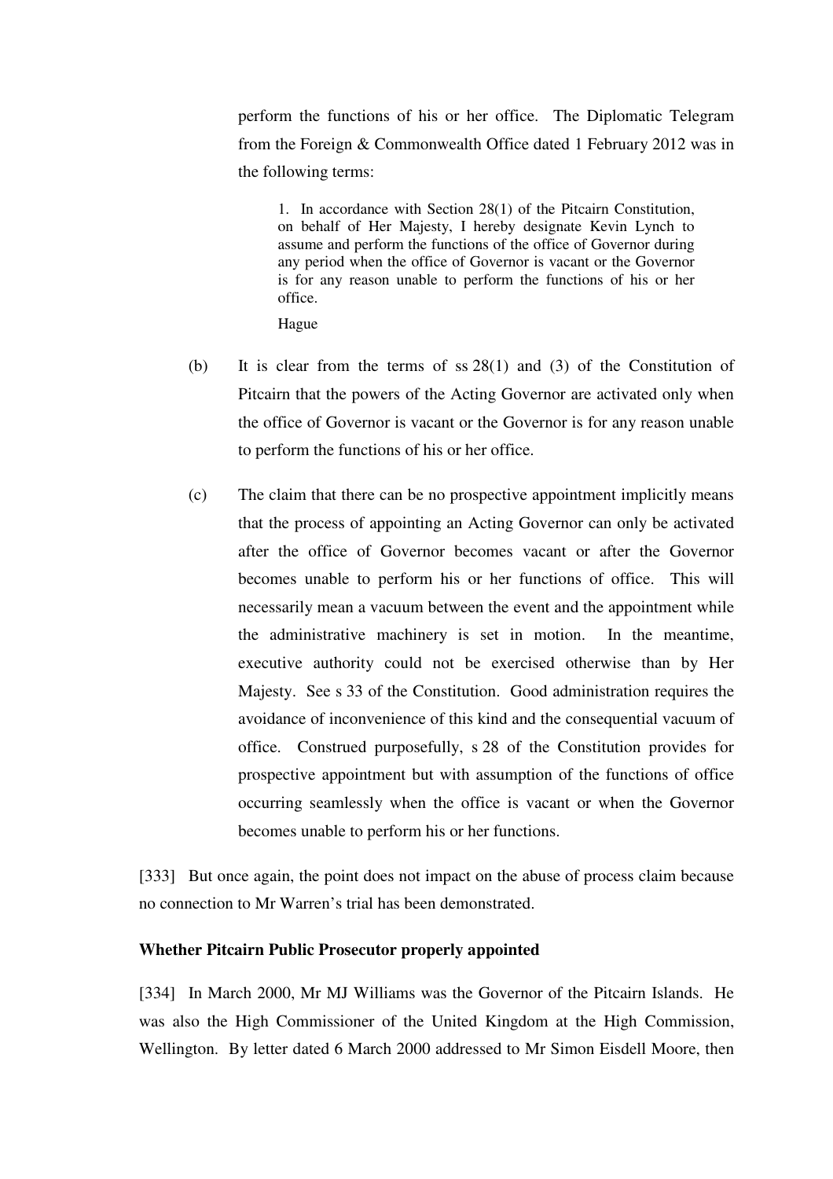perform the functions of his or her office. The Diplomatic Telegram from the Foreign & Commonwealth Office dated 1 February 2012 was in the following terms:

> 1. In accordance with Section 28(1) of the Pitcairn Constitution, on behalf of Her Majesty, I hereby designate Kevin Lynch to assume and perform the functions of the office of Governor during any period when the office of Governor is vacant or the Governor is for any reason unable to perform the functions of his or her office.
>
> Hague

(b) It is clear from the terms of ss 28(1) and (3) of the Constitution of Pitcairn that the powers of the Acting Governor are activated only when the office of Governor is vacant or the Governor is for any reason unable to perform the functions of his or her office.

(c) The claim that there can be no prospective appointment implicitly means that the process of appointing an Acting Governor can only be activated after the office of Governor becomes vacant or after the Governor becomes unable to perform his or her functions of office. This will necessarily mean a vacuum between the event and the appointment while the administrative machinery is set in motion. In the meantime, executive authority could not be exercised otherwise than by Her Majesty. See s 33 of the Constitution. Good administration requires the avoidance of inconvenience of this kind and the consequential vacuum of office. Construed purposefully, s 28 of the Constitution provides for prospective appointment but with assumption of the functions of office occurring seamlessly when the office is vacant or when the Governor becomes unable to perform his or her functions.

[333] But once again, the point does not impact on the abuse of process claim because no connection to Mr Warren's trial has been demonstrated.

**Whether Pitcairn Public Prosecutor properly appointed**

[334] In March 2000, Mr MJ Williams was the Governor of the Pitcairn Islands. He was also the High Commissioner of the United Kingdom at the High Commission, Wellington. By letter dated 6 March 2000 addressed to Mr Simon Eisdell Moore, then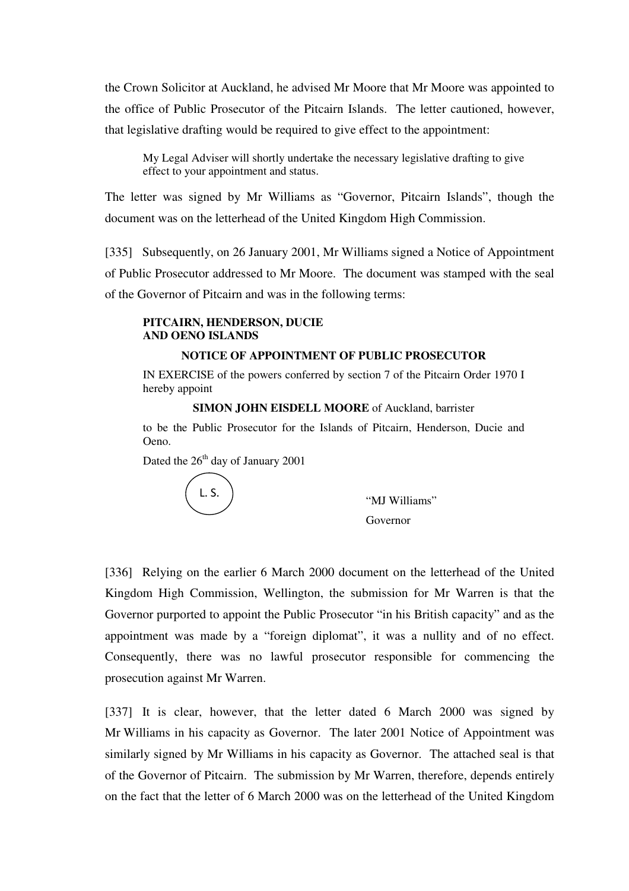the Crown Solicitor at Auckland, he advised Mr Moore that Mr Moore was appointed to the office of Public Prosecutor of the Pitcairn Islands. The letter cautioned, however, that legislative drafting would be required to give effect to the appointment:

> My Legal Adviser will shortly undertake the necessary legislative drafting to give effect to your appointment and status.

The letter was signed by Mr Williams as "Governor, Pitcairn Islands", though the document was on the letterhead of the United Kingdom High Commission.

[335] Subsequently, on 26 January 2001, Mr Williams signed a Notice of Appointment of Public Prosecutor addressed to Mr Moore. The document was stamped with the seal of the Governor of Pitcairn and was in the following terms:

> **PITCAIRN, HENDERSON, DUCIE AND OENO ISLANDS**
>
> **NOTICE OF APPOINTMENT OF PUBLIC PROSECUTOR**
>
> IN EXERCISE of the powers conferred by section 7 of the Pitcairn Order 1970 I hereby appoint
>
> **SIMON JOHN EISDELL MOORE** of Auckland, barrister
>
> to be the Public Prosecutor for the Islands of Pitcairn, Henderson, Ducie and Oeno.
>
> Dated the 26th day of January 2001
>
> L. S.
>
> "MJ Williams"
> Governor

[336] Relying on the earlier 6 March 2000 document on the letterhead of the United Kingdom High Commission, Wellington, the submission for Mr Warren is that the Governor purported to appoint the Public Prosecutor "in his British capacity" and as the appointment was made by a "foreign diplomat", it was a nullity and of no effect. Consequently, there was no lawful prosecutor responsible for commencing the prosecution against Mr Warren.

[337] It is clear, however, that the letter dated 6 March 2000 was signed by Mr Williams in his capacity as Governor. The later 2001 Notice of Appointment was similarly signed by Mr Williams in his capacity as Governor. The attached seal is that of the Governor of Pitcairn. The submission by Mr Warren, therefore, depends entirely on the fact that the letter of 6 March 2000 was on the letterhead of the United Kingdom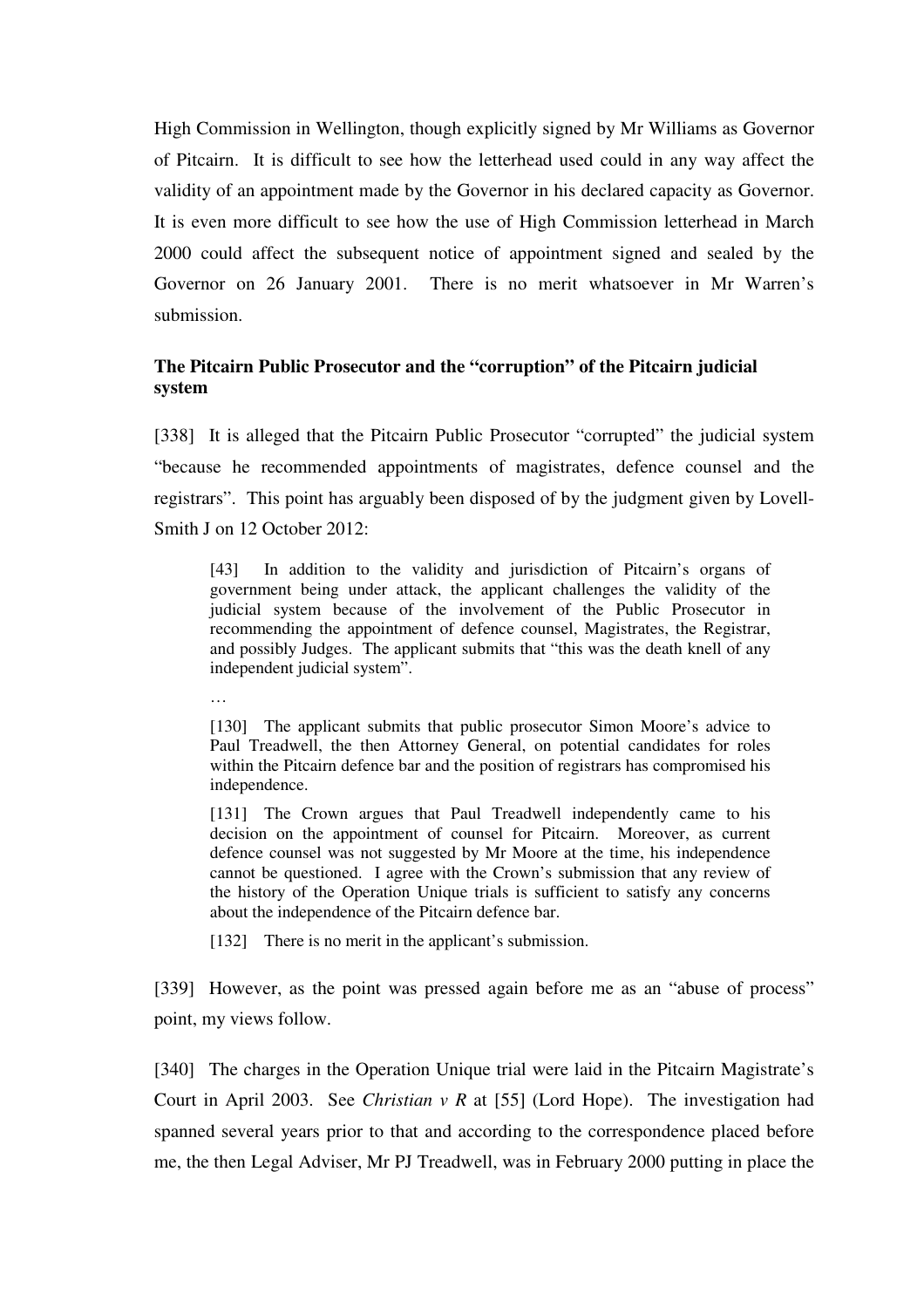High Commission in Wellington, though explicitly signed by Mr Williams as Governor of Pitcairn. It is difficult to see how the letterhead used could in any way affect the validity of an appointment made by the Governor in his declared capacity as Governor. It is even more difficult to see how the use of High Commission letterhead in March 2000 could affect the subsequent notice of appointment signed and sealed by the Governor on 26 January 2001. There is no merit whatsoever in Mr Warren's submission.

**The Pitcairn Public Prosecutor and the "corruption" of the Pitcairn judicial system**

[338] It is alleged that the Pitcairn Public Prosecutor "corrupted" the judicial system "because he recommended appointments of magistrates, defence counsel and the registrars". This point has arguably been disposed of by the judgment given by Lovell-Smith J on 12 October 2012:

> [43] In addition to the validity and jurisdiction of Pitcairn's organs of government being under attack, the applicant challenges the validity of the judicial system because of the involvement of the Public Prosecutor in recommending the appointment of defence counsel, Magistrates, the Registrar, and possibly Judges. The applicant submits that "this was the death knell of any independent judicial system".
>
> …
>
> [130] The applicant submits that public prosecutor Simon Moore's advice to Paul Treadwell, the then Attorney General, on potential candidates for roles within the Pitcairn defence bar and the position of registrars has compromised his independence.
>
> [131] The Crown argues that Paul Treadwell independently came to his decision on the appointment of counsel for Pitcairn. Moreover, as current defence counsel was not suggested by Mr Moore at the time, his independence cannot be questioned. I agree with the Crown's submission that any review of the history of the Operation Unique trials is sufficient to satisfy any concerns about the independence of the Pitcairn defence bar.
>
> [132] There is no merit in the applicant's submission.

[339] However, as the point was pressed again before me as an "abuse of process" point, my views follow.

[340] The charges in the Operation Unique trial were laid in the Pitcairn Magistrate's Court in April 2003. See *Christian v R* at [55] (Lord Hope). The investigation had spanned several years prior to that and according to the correspondence placed before me, the then Legal Adviser, Mr PJ Treadwell, was in February 2000 putting in place the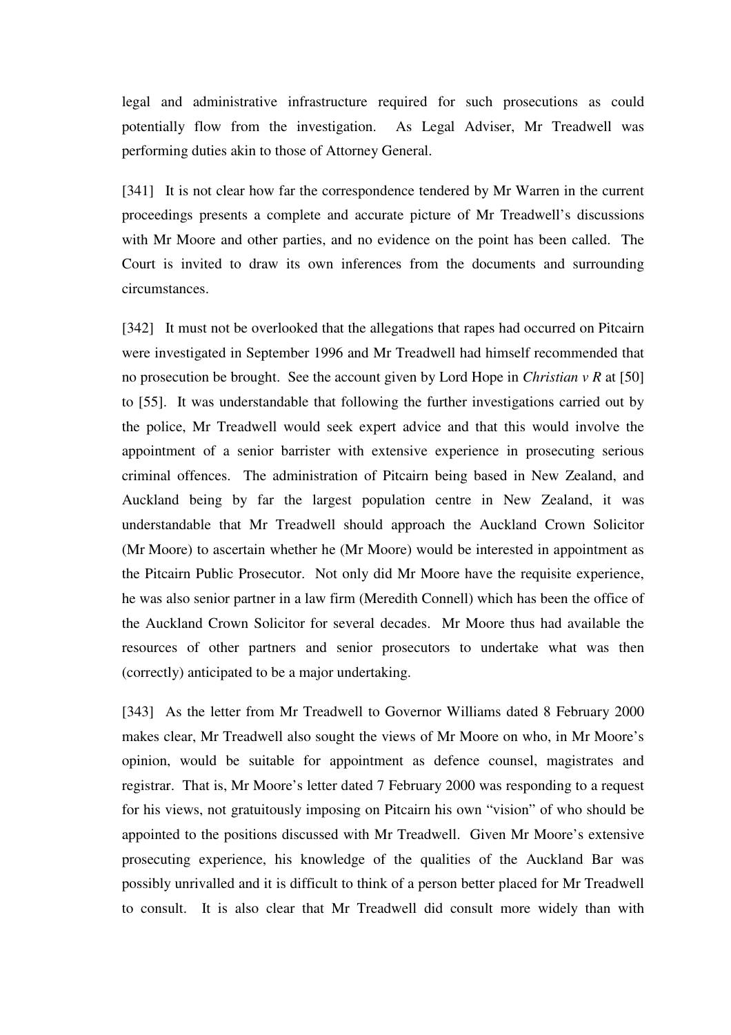legal and administrative infrastructure required for such prosecutions as could potentially flow from the investigation. As Legal Adviser, Mr Treadwell was performing duties akin to those of Attorney General.

[341] It is not clear how far the correspondence tendered by Mr Warren in the current proceedings presents a complete and accurate picture of Mr Treadwell's discussions with Mr Moore and other parties, and no evidence on the point has been called. The Court is invited to draw its own inferences from the documents and surrounding circumstances.

[342] It must not be overlooked that the allegations that rapes had occurred on Pitcairn were investigated in September 1996 and Mr Treadwell had himself recommended that no prosecution be brought. See the account given by Lord Hope in *Christian v R* at [50] to [55]. It was understandable that following the further investigations carried out by the police, Mr Treadwell would seek expert advice and that this would involve the appointment of a senior barrister with extensive experience in prosecuting serious criminal offences. The administration of Pitcairn being based in New Zealand, and Auckland being by far the largest population centre in New Zealand, it was understandable that Mr Treadwell should approach the Auckland Crown Solicitor (Mr Moore) to ascertain whether he (Mr Moore) would be interested in appointment as the Pitcairn Public Prosecutor. Not only did Mr Moore have the requisite experience, he was also senior partner in a law firm (Meredith Connell) which has been the office of the Auckland Crown Solicitor for several decades. Mr Moore thus had available the resources of other partners and senior prosecutors to undertake what was then (correctly) anticipated to be a major undertaking.

[343] As the letter from Mr Treadwell to Governor Williams dated 8 February 2000 makes clear, Mr Treadwell also sought the views of Mr Moore on who, in Mr Moore's opinion, would be suitable for appointment as defence counsel, magistrates and registrar. That is, Mr Moore's letter dated 7 February 2000 was responding to a request for his views, not gratuitously imposing on Pitcairn his own "vision" of who should be appointed to the positions discussed with Mr Treadwell. Given Mr Moore's extensive prosecuting experience, his knowledge of the qualities of the Auckland Bar was possibly unrivalled and it is difficult to think of a person better placed for Mr Treadwell to consult. It is also clear that Mr Treadwell did consult more widely than with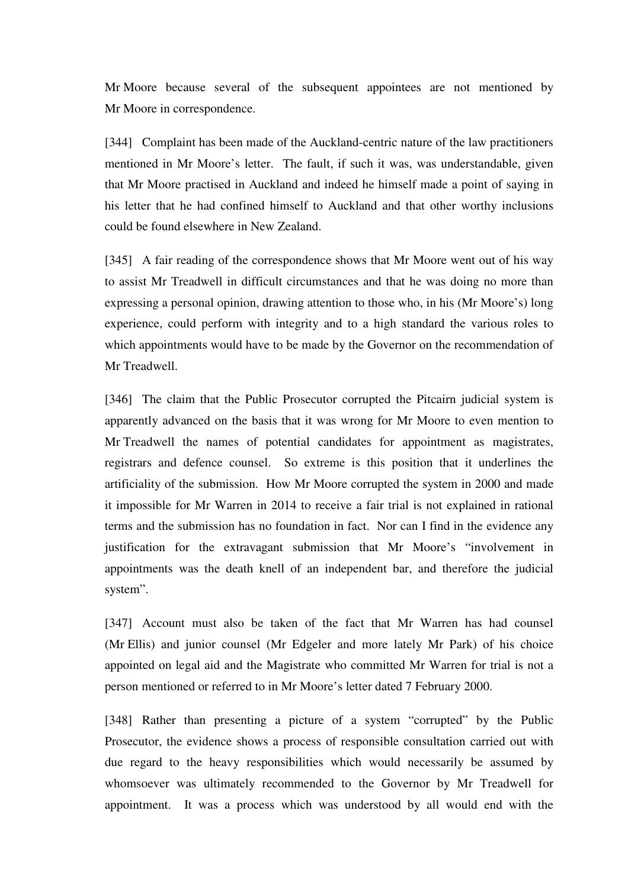Mr Moore because several of the subsequent appointees are not mentioned by Mr Moore in correspondence.

[344] Complaint has been made of the Auckland-centric nature of the law practitioners mentioned in Mr Moore's letter. The fault, if such it was, was understandable, given that Mr Moore practised in Auckland and indeed he himself made a point of saying in his letter that he had confined himself to Auckland and that other worthy inclusions could be found elsewhere in New Zealand.

[345] A fair reading of the correspondence shows that Mr Moore went out of his way to assist Mr Treadwell in difficult circumstances and that he was doing no more than expressing a personal opinion, drawing attention to those who, in his (Mr Moore's) long experience, could perform with integrity and to a high standard the various roles to which appointments would have to be made by the Governor on the recommendation of Mr Treadwell.

[346] The claim that the Public Prosecutor corrupted the Pitcairn judicial system is apparently advanced on the basis that it was wrong for Mr Moore to even mention to Mr Treadwell the names of potential candidates for appointment as magistrates, registrars and defence counsel. So extreme is this position that it underlines the artificiality of the submission. How Mr Moore corrupted the system in 2000 and made it impossible for Mr Warren in 2014 to receive a fair trial is not explained in rational terms and the submission has no foundation in fact. Nor can I find in the evidence any justification for the extravagant submission that Mr Moore's "involvement in appointments was the death knell of an independent bar, and therefore the judicial system".

[347] Account must also be taken of the fact that Mr Warren has had counsel (Mr Ellis) and junior counsel (Mr Edgeler and more lately Mr Park) of his choice appointed on legal aid and the Magistrate who committed Mr Warren for trial is not a person mentioned or referred to in Mr Moore's letter dated 7 February 2000.

[348] Rather than presenting a picture of a system "corrupted" by the Public Prosecutor, the evidence shows a process of responsible consultation carried out with due regard to the heavy responsibilities which would necessarily be assumed by whomsoever was ultimately recommended to the Governor by Mr Treadwell for appointment. It was a process which was understood by all would end with the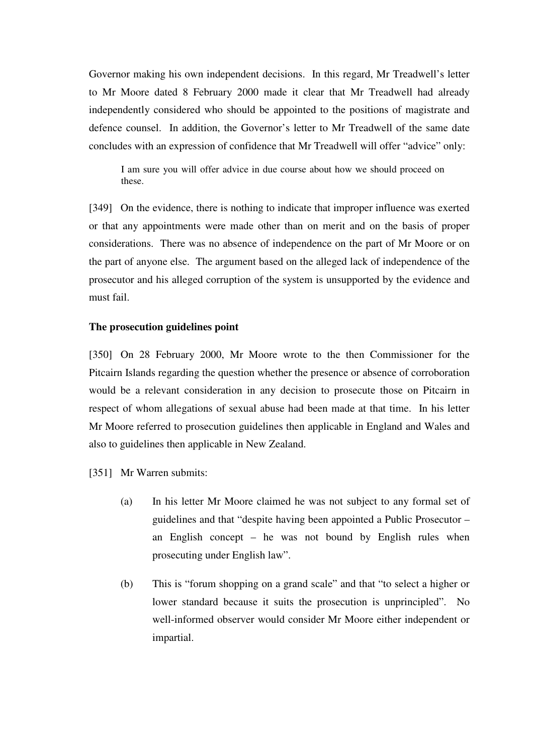Governor making his own independent decisions. In this regard, Mr Treadwell's letter to Mr Moore dated 8 February 2000 made it clear that Mr Treadwell had already independently considered who should be appointed to the positions of magistrate and defence counsel. In addition, the Governor's letter to Mr Treadwell of the same date concludes with an expression of confidence that Mr Treadwell will offer "advice" only:

> I am sure you will offer advice in due course about how we should proceed on these.

[349] On the evidence, there is nothing to indicate that improper influence was exerted or that any appointments were made other than on merit and on the basis of proper considerations. There was no absence of independence on the part of Mr Moore or on the part of anyone else. The argument based on the alleged lack of independence of the prosecutor and his alleged corruption of the system is unsupported by the evidence and must fail.

**The prosecution guidelines point**

[350] On 28 February 2000, Mr Moore wrote to the then Commissioner for the Pitcairn Islands regarding the question whether the presence or absence of corroboration would be a relevant consideration in any decision to prosecute those on Pitcairn in respect of whom allegations of sexual abuse had been made at that time. In his letter Mr Moore referred to prosecution guidelines then applicable in England and Wales and also to guidelines then applicable in New Zealand.

[351] Mr Warren submits:

(a) In his letter Mr Moore claimed he was not subject to any formal set of guidelines and that "despite having been appointed a Public Prosecutor – an English concept – he was not bound by English rules when prosecuting under English law".

(b) This is "forum shopping on a grand scale" and that "to select a higher or lower standard because it suits the prosecution is unprincipled". No well-informed observer would consider Mr Moore either independent or impartial.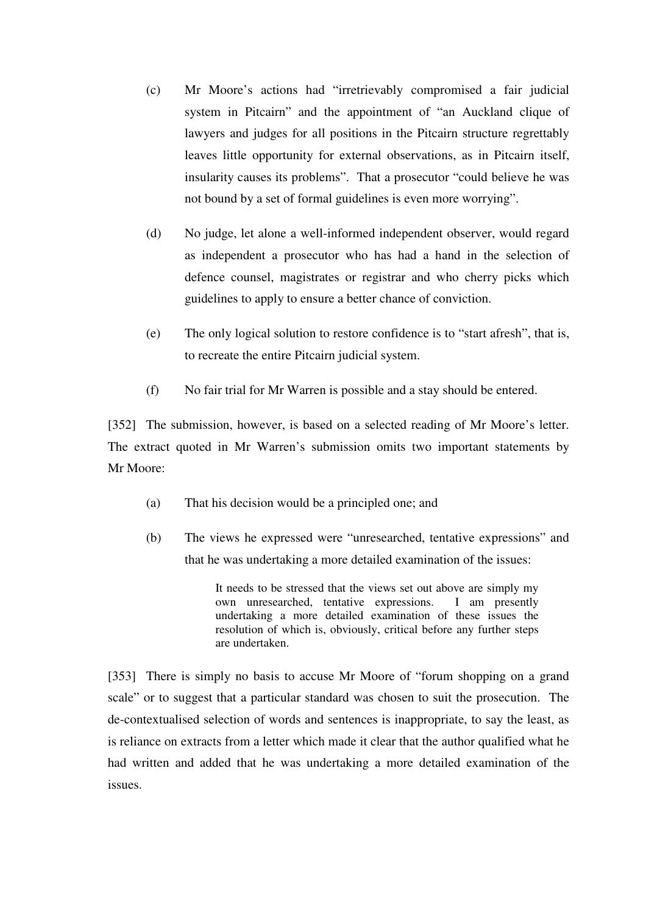(c) Mr Moore's actions had "irretrievably compromised a fair judicial system in Pitcairn" and the appointment of "an Auckland clique of lawyers and judges for all positions in the Pitcairn structure regrettably leaves little opportunity for external observations, as in Pitcairn itself, insularity causes its problems". That a prosecutor "could believe he was not bound by a set of formal guidelines is even more worrying".

(d) No judge, let alone a well-informed independent observer, would regard as independent a prosecutor who has had a hand in the selection of defence counsel, magistrates or registrar and who cherry picks which guidelines to apply to ensure a better chance of conviction.

(e) The only logical solution to restore confidence is to "start afresh", that is, to recreate the entire Pitcairn judicial system.

(f) No fair trial for Mr Warren is possible and a stay should be entered.

[352] The submission, however, is based on a selected reading of Mr Moore's letter. The extract quoted in Mr Warren's submission omits two important statements by Mr Moore:

(a) That his decision would be a principled one; and

(b) The views he expressed were "unresearched, tentative expressions" and that he was undertaking a more detailed examination of the issues:

> It needs to be stressed that the views set out above are simply my own unresearched, tentative expressions. I am presently undertaking a more detailed examination of these issues the resolution of which is, obviously, critical before any further steps are undertaken.

[353] There is simply no basis to accuse Mr Moore of "forum shopping on a grand scale" or to suggest that a particular standard was chosen to suit the prosecution. The de-contextualised selection of words and sentences is inappropriate, to say the least, as is reliance on extracts from a letter which made it clear that the author qualified what he had written and added that he was undertaking a more detailed examination of the issues.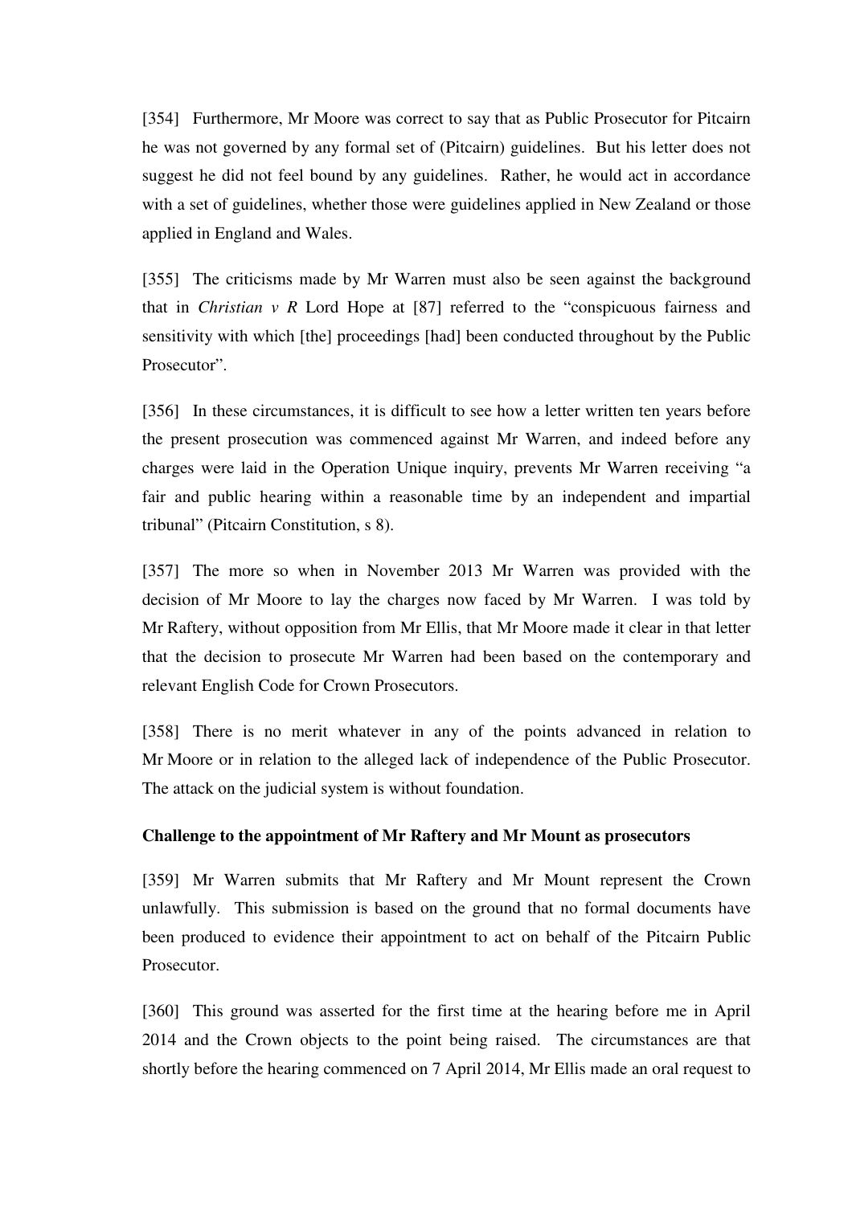[354] Furthermore, Mr Moore was correct to say that as Public Prosecutor for Pitcairn he was not governed by any formal set of (Pitcairn) guidelines. But his letter does not suggest he did not feel bound by any guidelines. Rather, he would act in accordance with a set of guidelines, whether those were guidelines applied in New Zealand or those applied in England and Wales.

[355] The criticisms made by Mr Warren must also be seen against the background that in *Christian v R* Lord Hope at [87] referred to the "conspicuous fairness and sensitivity with which [the] proceedings [had] been conducted throughout by the Public Prosecutor".

[356] In these circumstances, it is difficult to see how a letter written ten years before the present prosecution was commenced against Mr Warren, and indeed before any charges were laid in the Operation Unique inquiry, prevents Mr Warren receiving "a fair and public hearing within a reasonable time by an independent and impartial tribunal" (Pitcairn Constitution, s 8).

[357] The more so when in November 2013 Mr Warren was provided with the decision of Mr Moore to lay the charges now faced by Mr Warren. I was told by Mr Raftery, without opposition from Mr Ellis, that Mr Moore made it clear in that letter that the decision to prosecute Mr Warren had been based on the contemporary and relevant English Code for Crown Prosecutors.

[358] There is no merit whatever in any of the points advanced in relation to Mr Moore or in relation to the alleged lack of independence of the Public Prosecutor. The attack on the judicial system is without foundation.

**Challenge to the appointment of Mr Raftery and Mr Mount as prosecutors**

[359] Mr Warren submits that Mr Raftery and Mr Mount represent the Crown unlawfully. This submission is based on the ground that no formal documents have been produced to evidence their appointment to act on behalf of the Pitcairn Public Prosecutor.

[360] This ground was asserted for the first time at the hearing before me in April 2014 and the Crown objects to the point being raised. The circumstances are that shortly before the hearing commenced on 7 April 2014, Mr Ellis made an oral request to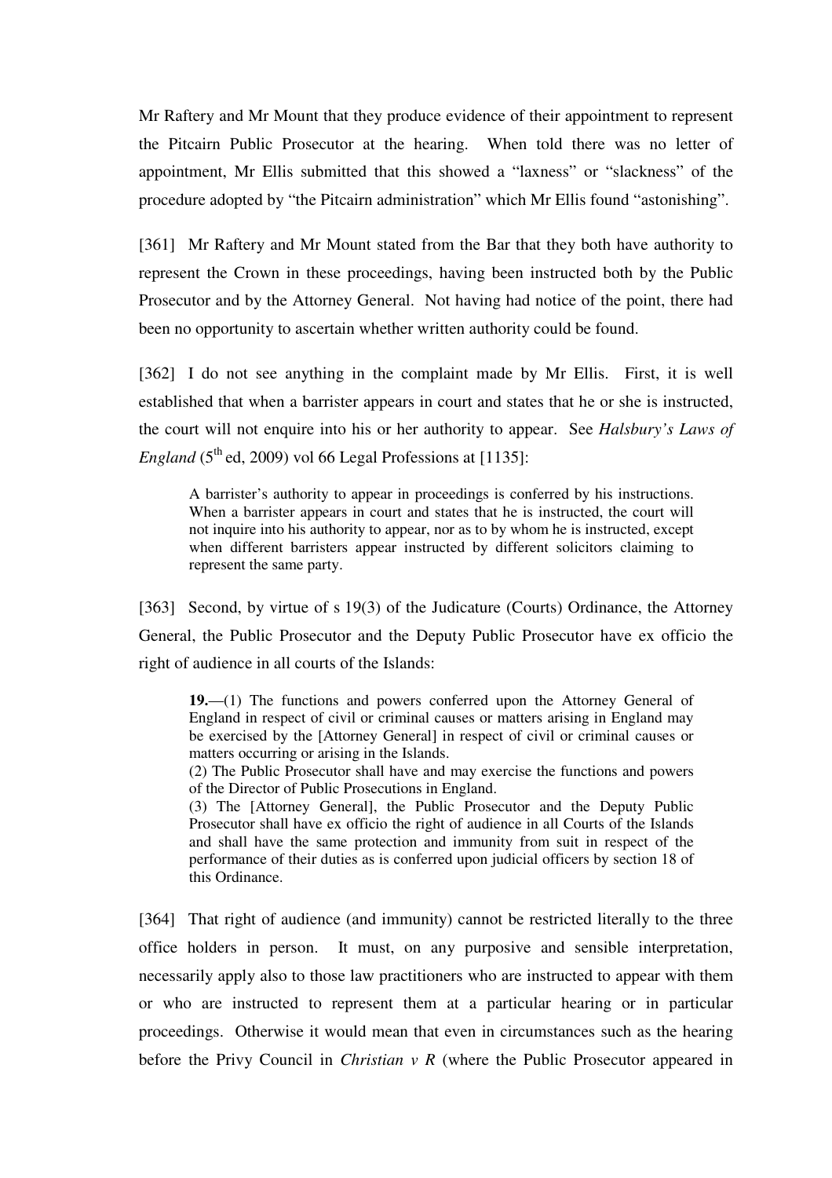Mr Raftery and Mr Mount that they produce evidence of their appointment to represent the Pitcairn Public Prosecutor at the hearing. When told there was no letter of appointment, Mr Ellis submitted that this showed a "laxness" or "slackness" of the procedure adopted by "the Pitcairn administration" which Mr Ellis found "astonishing".

[361] Mr Raftery and Mr Mount stated from the Bar that they both have authority to represent the Crown in these proceedings, having been instructed both by the Public Prosecutor and by the Attorney General. Not having had notice of the point, there had been no opportunity to ascertain whether written authority could be found.

[362] I do not see anything in the complaint made by Mr Ellis. First, it is well established that when a barrister appears in court and states that he or she is instructed, the court will not enquire into his or her authority to appear. See *Halsbury's Laws of England* (5th ed, 2009) vol 66 Legal Professions at [1135]:

> A barrister's authority to appear in proceedings is conferred by his instructions. When a barrister appears in court and states that he is instructed, the court will not inquire into his authority to appear, nor as to by whom he is instructed, except when different barristers appear instructed by different solicitors claiming to represent the same party.

[363] Second, by virtue of s 19(3) of the Judicature (Courts) Ordinance, the Attorney General, the Public Prosecutor and the Deputy Public Prosecutor have ex officio the right of audience in all courts of the Islands:

> **19.**—(1) The functions and powers conferred upon the Attorney General of England in respect of civil or criminal causes or matters arising in England may be exercised by the [Attorney General] in respect of civil or criminal causes or matters occurring or arising in the Islands.
> (2) The Public Prosecutor shall have and may exercise the functions and powers of the Director of Public Prosecutions in England.
> (3) The [Attorney General], the Public Prosecutor and the Deputy Public Prosecutor shall have ex officio the right of audience in all Courts of the Islands and shall have the same protection and immunity from suit in respect of the performance of their duties as is conferred upon judicial officers by section 18 of this Ordinance.

[364] That right of audience (and immunity) cannot be restricted literally to the three office holders in person. It must, on any purposive and sensible interpretation, necessarily apply also to those law practitioners who are instructed to appear with them or who are instructed to represent them at a particular hearing or in particular proceedings. Otherwise it would mean that even in circumstances such as the hearing before the Privy Council in *Christian v R* (where the Public Prosecutor appeared in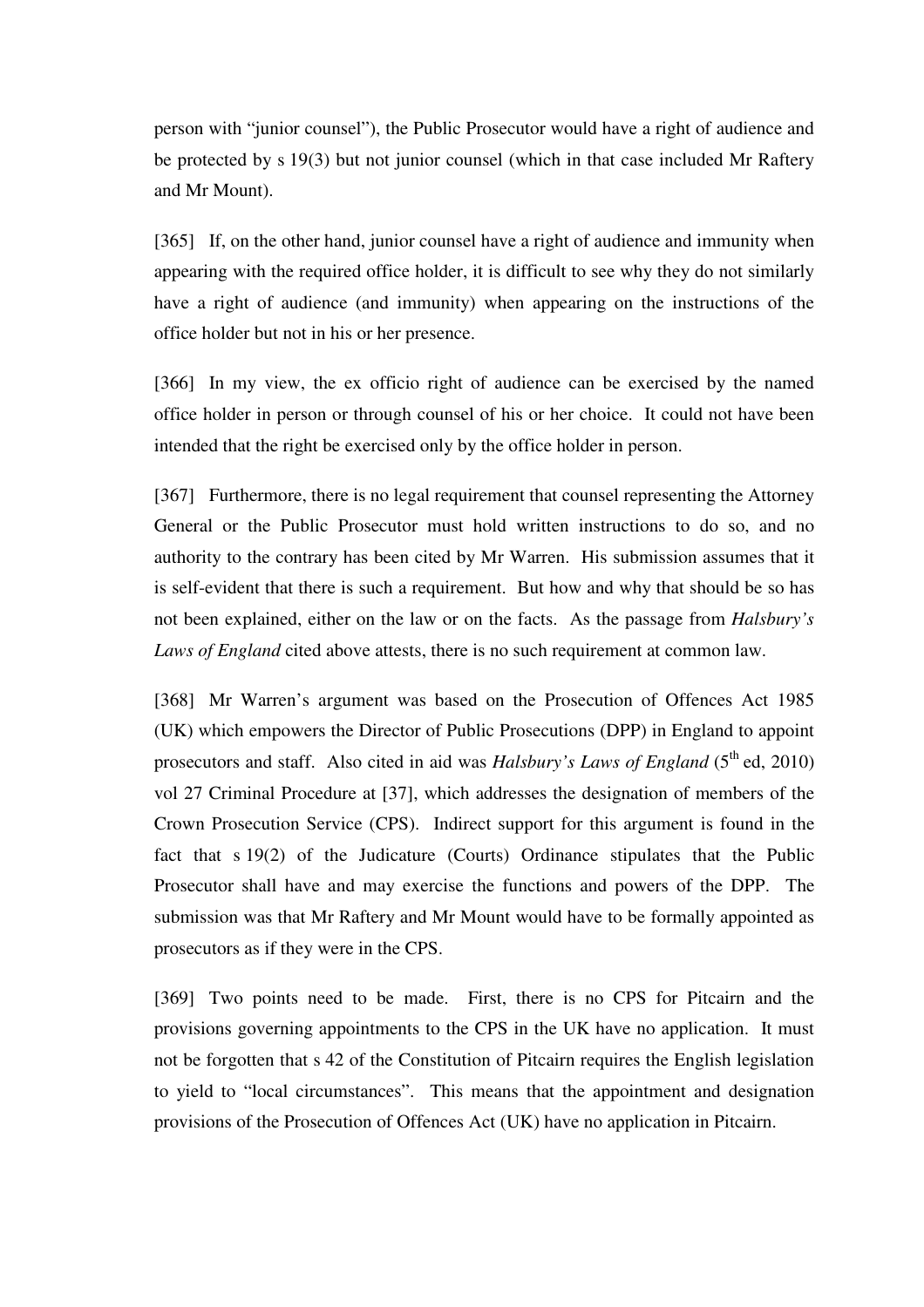person with "junior counsel"), the Public Prosecutor would have a right of audience and be protected by s 19(3) but not junior counsel (which in that case included Mr Raftery and Mr Mount).

[365] If, on the other hand, junior counsel have a right of audience and immunity when appearing with the required office holder, it is difficult to see why they do not similarly have a right of audience (and immunity) when appearing on the instructions of the office holder but not in his or her presence.

[366] In my view, the ex officio right of audience can be exercised by the named office holder in person or through counsel of his or her choice. It could not have been intended that the right be exercised only by the office holder in person.

[367] Furthermore, there is no legal requirement that counsel representing the Attorney General or the Public Prosecutor must hold written instructions to do so, and no authority to the contrary has been cited by Mr Warren. His submission assumes that it is self-evident that there is such a requirement. But how and why that should be so has not been explained, either on the law or on the facts. As the passage from *Halsbury's Laws of England* cited above attests, there is no such requirement at common law.

[368] Mr Warren's argument was based on the Prosecution of Offences Act 1985 (UK) which empowers the Director of Public Prosecutions (DPP) in England to appoint prosecutors and staff. Also cited in aid was *Halsbury's Laws of England* (5th ed, 2010) vol 27 Criminal Procedure at [37], which addresses the designation of members of the Crown Prosecution Service (CPS). Indirect support for this argument is found in the fact that s 19(2) of the Judicature (Courts) Ordinance stipulates that the Public Prosecutor shall have and may exercise the functions and powers of the DPP. The submission was that Mr Raftery and Mr Mount would have to be formally appointed as prosecutors as if they were in the CPS.

[369] Two points need to be made. First, there is no CPS for Pitcairn and the provisions governing appointments to the CPS in the UK have no application. It must not be forgotten that s 42 of the Constitution of Pitcairn requires the English legislation to yield to "local circumstances". This means that the appointment and designation provisions of the Prosecution of Offences Act (UK) have no application in Pitcairn.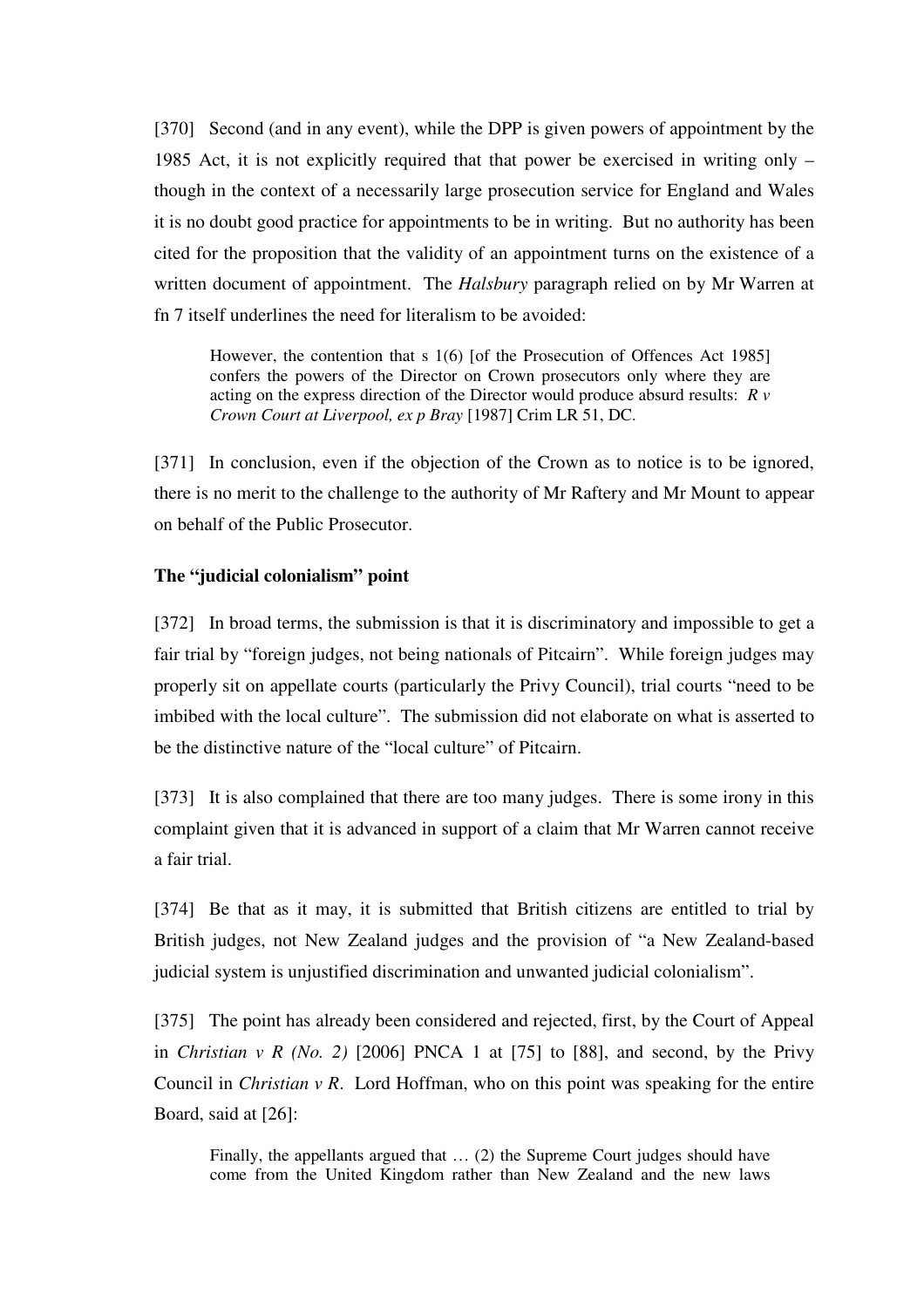[370] Second (and in any event), while the DPP is given powers of appointment by the 1985 Act, it is not explicitly required that that power be exercised in writing only – though in the context of a necessarily large prosecution service for England and Wales it is no doubt good practice for appointments to be in writing. But no authority has been cited for the proposition that the validity of an appointment turns on the existence of a written document of appointment. The *Halsbury* paragraph relied on by Mr Warren at fn 7 itself underlines the need for literalism to be avoided:

> However, the contention that s 1(6) [of the Prosecution of Offences Act 1985] confers the powers of the Director on Crown prosecutors only where they are acting on the express direction of the Director would produce absurd results: *R v Crown Court at Liverpool, ex p Bray* [1987] Crim LR 51, DC.

[371] In conclusion, even if the objection of the Crown as to notice is to be ignored, there is no merit to the challenge to the authority of Mr Raftery and Mr Mount to appear on behalf of the Public Prosecutor.

**The "judicial colonialism" point**

[372] In broad terms, the submission is that it is discriminatory and impossible to get a fair trial by "foreign judges, not being nationals of Pitcairn". While foreign judges may properly sit on appellate courts (particularly the Privy Council), trial courts "need to be imbibed with the local culture". The submission did not elaborate on what is asserted to be the distinctive nature of the "local culture" of Pitcairn.

[373] It is also complained that there are too many judges. There is some irony in this complaint given that it is advanced in support of a claim that Mr Warren cannot receive a fair trial.

[374] Be that as it may, it is submitted that British citizens are entitled to trial by British judges, not New Zealand judges and the provision of "a New Zealand-based judicial system is unjustified discrimination and unwanted judicial colonialism".

[375] The point has already been considered and rejected, first, by the Court of Appeal in *Christian v R (No. 2)* [2006] PNCA 1 at [75] to [88], and second, by the Privy Council in *Christian v R*. Lord Hoffman, who on this point was speaking for the entire Board, said at [26]:

> Finally, the appellants argued that … (2) the Supreme Court judges should have come from the United Kingdom rather than New Zealand and the new laws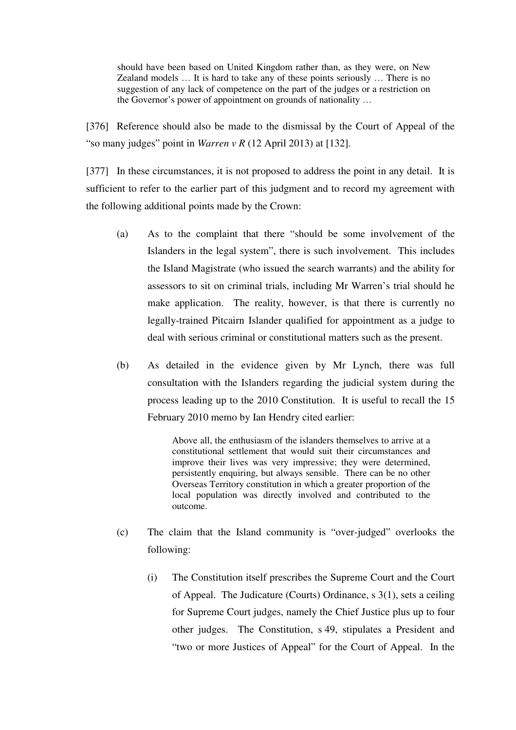> should have been based on United Kingdom rather than, as they were, on New Zealand models … It is hard to take any of these points seriously … There is no suggestion of any lack of competence on the part of the judges or a restriction on the Governor's power of appointment on grounds of nationality …

[376] Reference should also be made to the dismissal by the Court of Appeal of the "so many judges" point in *Warren v R* (12 April 2013) at [132].

[377] In these circumstances, it is not proposed to address the point in any detail. It is sufficient to refer to the earlier part of this judgment and to record my agreement with the following additional points made by the Crown:

(a) As to the complaint that there "should be some involvement of the Islanders in the legal system", there is such involvement. This includes the Island Magistrate (who issued the search warrants) and the ability for assessors to sit on criminal trials, including Mr Warren's trial should he make application. The reality, however, is that there is currently no legally-trained Pitcairn Islander qualified for appointment as a judge to deal with serious criminal or constitutional matters such as the present.

(b) As detailed in the evidence given by Mr Lynch, there was full consultation with the Islanders regarding the judicial system during the process leading up to the 2010 Constitution. It is useful to recall the 15 February 2010 memo by Ian Hendry cited earlier:

> Above all, the enthusiasm of the islanders themselves to arrive at a constitutional settlement that would suit their circumstances and improve their lives was very impressive; they were determined, persistently enquiring, but always sensible. There can be no other Overseas Territory constitution in which a greater proportion of the local population was directly involved and contributed to the outcome.

(c) The claim that the Island community is "over-judged" overlooks the following:

(i) The Constitution itself prescribes the Supreme Court and the Court of Appeal. The Judicature (Courts) Ordinance, s 3(1), sets a ceiling for Supreme Court judges, namely the Chief Justice plus up to four other judges. The Constitution, s 49, stipulates a President and "two or more Justices of Appeal" for the Court of Appeal. In the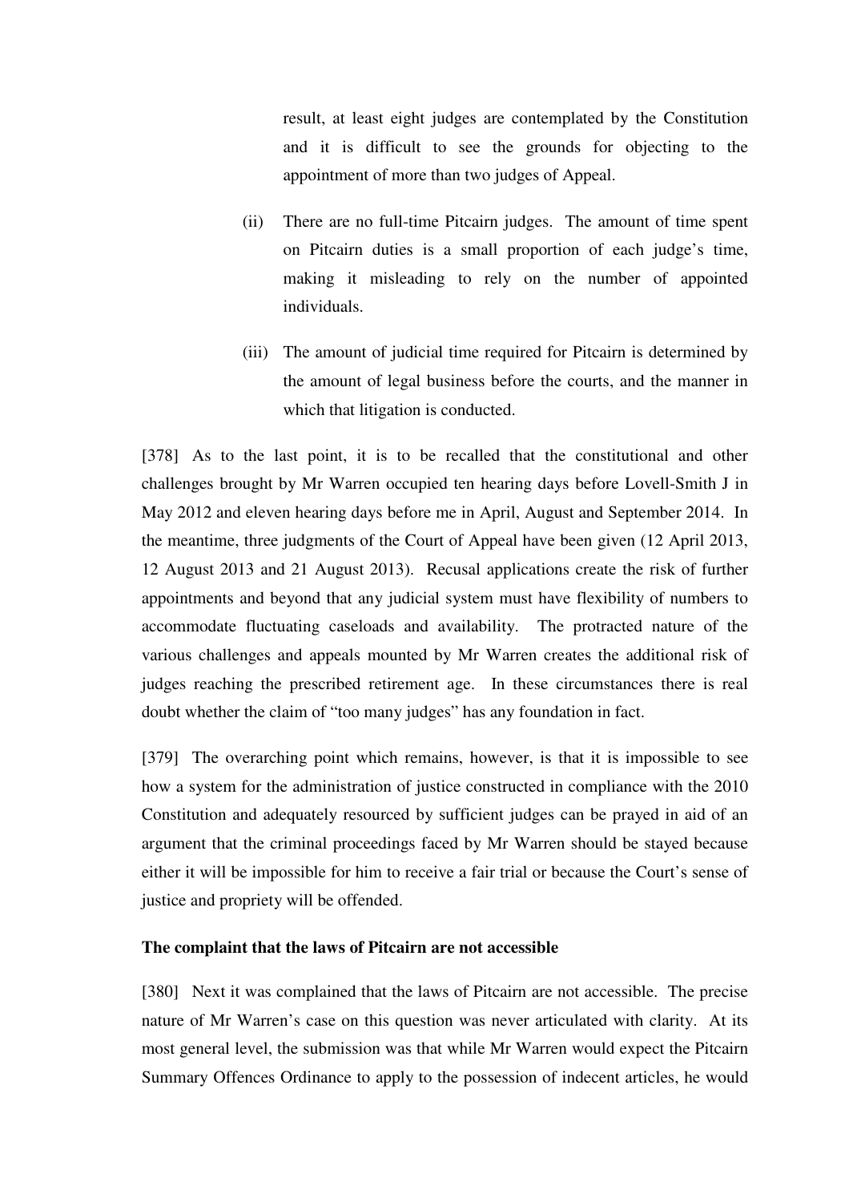result, at least eight judges are contemplated by the Constitution and it is difficult to see the grounds for objecting to the appointment of more than two judges of Appeal.

(ii) There are no full-time Pitcairn judges. The amount of time spent on Pitcairn duties is a small proportion of each judge's time, making it misleading to rely on the number of appointed individuals.

(iii) The amount of judicial time required for Pitcairn is determined by the amount of legal business before the courts, and the manner in which that litigation is conducted.

[378] As to the last point, it is to be recalled that the constitutional and other challenges brought by Mr Warren occupied ten hearing days before Lovell-Smith J in May 2012 and eleven hearing days before me in April, August and September 2014. In the meantime, three judgments of the Court of Appeal have been given (12 April 2013, 12 August 2013 and 21 August 2013). Recusal applications create the risk of further appointments and beyond that any judicial system must have flexibility of numbers to accommodate fluctuating caseloads and availability. The protracted nature of the various challenges and appeals mounted by Mr Warren creates the additional risk of judges reaching the prescribed retirement age. In these circumstances there is real doubt whether the claim of "too many judges" has any foundation in fact.

[379] The overarching point which remains, however, is that it is impossible to see how a system for the administration of justice constructed in compliance with the 2010 Constitution and adequately resourced by sufficient judges can be prayed in aid of an argument that the criminal proceedings faced by Mr Warren should be stayed because either it will be impossible for him to receive a fair trial or because the Court's sense of justice and propriety will be offended.

**The complaint that the laws of Pitcairn are not accessible**

[380] Next it was complained that the laws of Pitcairn are not accessible. The precise nature of Mr Warren's case on this question was never articulated with clarity. At its most general level, the submission was that while Mr Warren would expect the Pitcairn Summary Offences Ordinance to apply to the possession of indecent articles, he would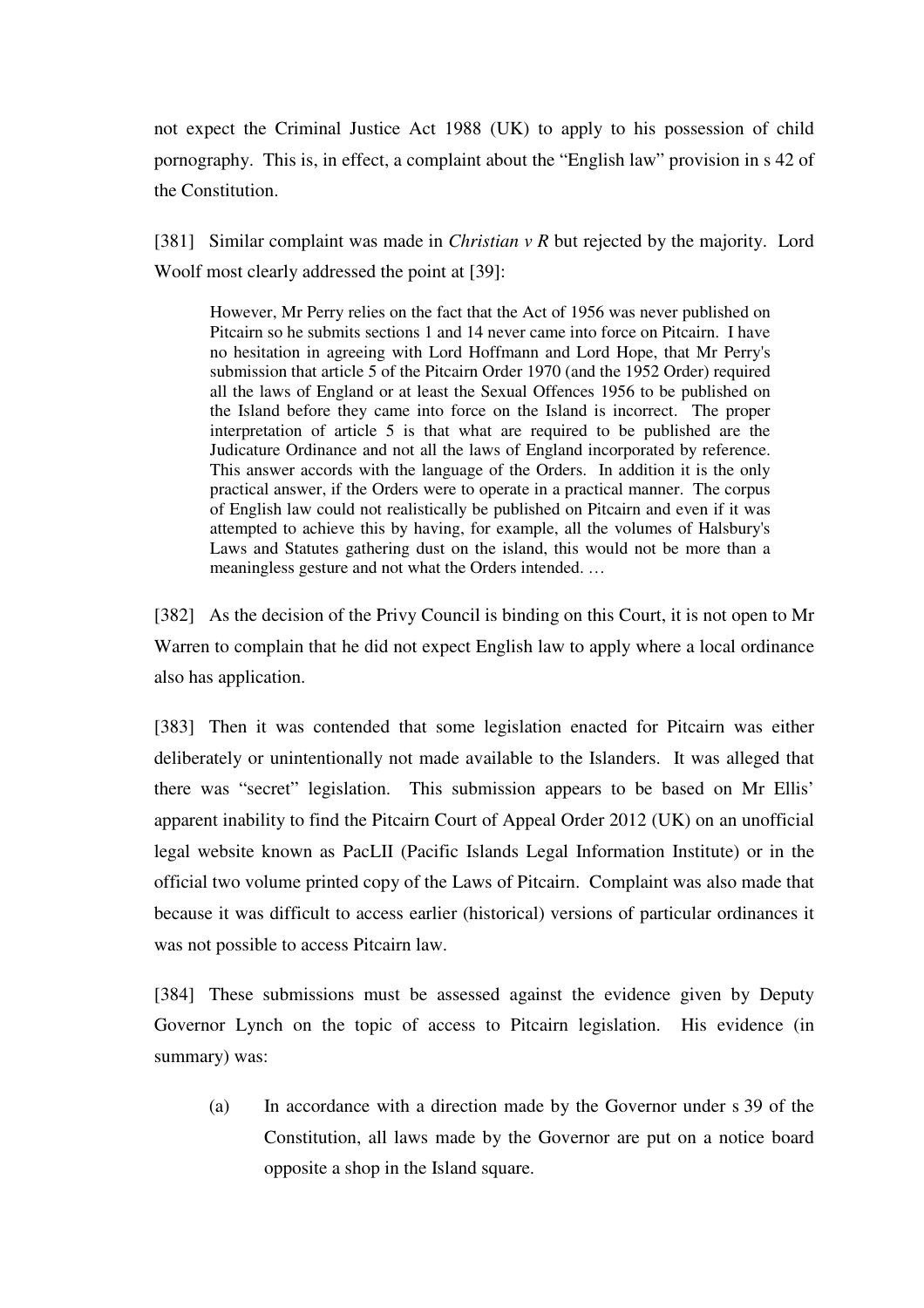not expect the Criminal Justice Act 1988 (UK) to apply to his possession of child pornography. This is, in effect, a complaint about the "English law" provision in s 42 of the Constitution.

[381] Similar complaint was made in *Christian v R* but rejected by the majority. Lord Woolf most clearly addressed the point at [39]:

> However, Mr Perry relies on the fact that the Act of 1956 was never published on Pitcairn so he submits sections 1 and 14 never came into force on Pitcairn. I have no hesitation in agreeing with Lord Hoffmann and Lord Hope, that Mr Perry's submission that article 5 of the Pitcairn Order 1970 (and the 1952 Order) required all the laws of England or at least the Sexual Offences 1956 to be published on the Island before they came into force on the Island is incorrect. The proper interpretation of article 5 is that what are required to be published are the Judicature Ordinance and not all the laws of England incorporated by reference. This answer accords with the language of the Orders. In addition it is the only practical answer, if the Orders were to operate in a practical manner. The corpus of English law could not realistically be published on Pitcairn and even if it was attempted to achieve this by having, for example, all the volumes of Halsbury's Laws and Statutes gathering dust on the island, this would not be more than a meaningless gesture and not what the Orders intended. …

[382] As the decision of the Privy Council is binding on this Court, it is not open to Mr Warren to complain that he did not expect English law to apply where a local ordinance also has application.

[383] Then it was contended that some legislation enacted for Pitcairn was either deliberately or unintentionally not made available to the Islanders. It was alleged that there was "secret" legislation. This submission appears to be based on Mr Ellis' apparent inability to find the Pitcairn Court of Appeal Order 2012 (UK) on an unofficial legal website known as PacLII (Pacific Islands Legal Information Institute) or in the official two volume printed copy of the Laws of Pitcairn. Complaint was also made that because it was difficult to access earlier (historical) versions of particular ordinances it was not possible to access Pitcairn law.

[384] These submissions must be assessed against the evidence given by Deputy Governor Lynch on the topic of access to Pitcairn legislation. His evidence (in summary) was:

(a) In accordance with a direction made by the Governor under s 39 of the Constitution, all laws made by the Governor are put on a notice board opposite a shop in the Island square.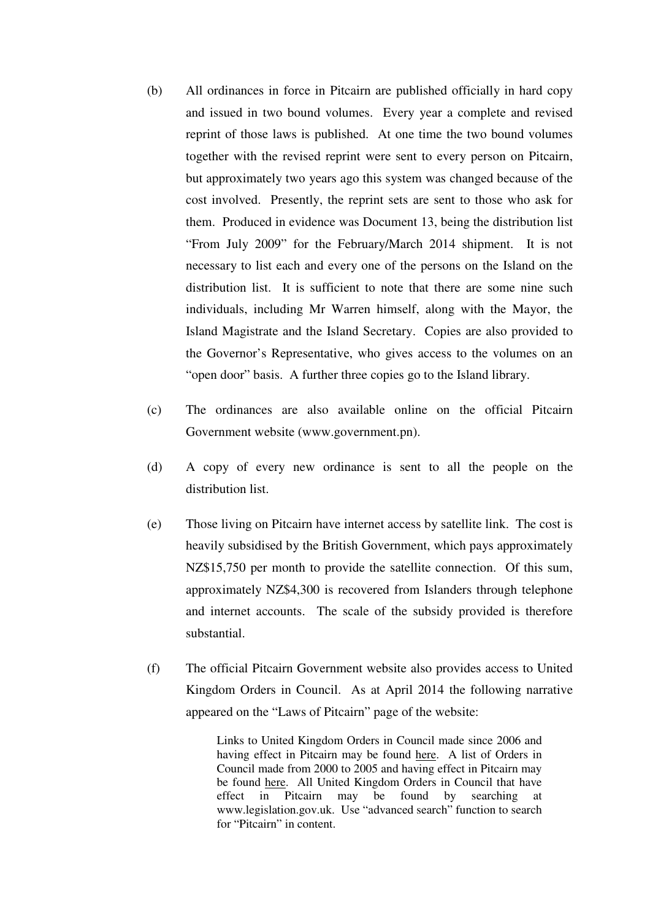(b) All ordinances in force in Pitcairn are published officially in hard copy and issued in two bound volumes. Every year a complete and revised reprint of those laws is published. At one time the two bound volumes together with the revised reprint were sent to every person on Pitcairn, but approximately two years ago this system was changed because of the cost involved. Presently, the reprint sets are sent to those who ask for them. Produced in evidence was Document 13, being the distribution list "From July 2009" for the February/March 2014 shipment. It is not necessary to list each and every one of the persons on the Island on the distribution list. It is sufficient to note that there are some nine such individuals, including Mr Warren himself, along with the Mayor, the Island Magistrate and the Island Secretary. Copies are also provided to the Governor's Representative, who gives access to the volumes on an "open door" basis. A further three copies go to the Island library.

(c) The ordinances are also available online on the official Pitcairn Government website (www.government.pn).

(d) A copy of every new ordinance is sent to all the people on the distribution list.

(e) Those living on Pitcairn have internet access by satellite link. The cost is heavily subsidised by the British Government, which pays approximately NZ$15,750 per month to provide the satellite connection. Of this sum, approximately NZ$4,300 is recovered from Islanders through telephone and internet accounts. The scale of the subsidy provided is therefore substantial.

(f) The official Pitcairn Government website also provides access to United Kingdom Orders in Council. As at April 2014 the following narrative appeared on the "Laws of Pitcairn" page of the website:

> Links to United Kingdom Orders in Council made since 2006 and having effect in Pitcairn may be found here. A list of Orders in Council made from 2000 to 2005 and having effect in Pitcairn may be found here. All United Kingdom Orders in Council that have effect in Pitcairn may be found by searching at www.legislation.gov.uk. Use "advanced search" function to search for "Pitcairn" in content.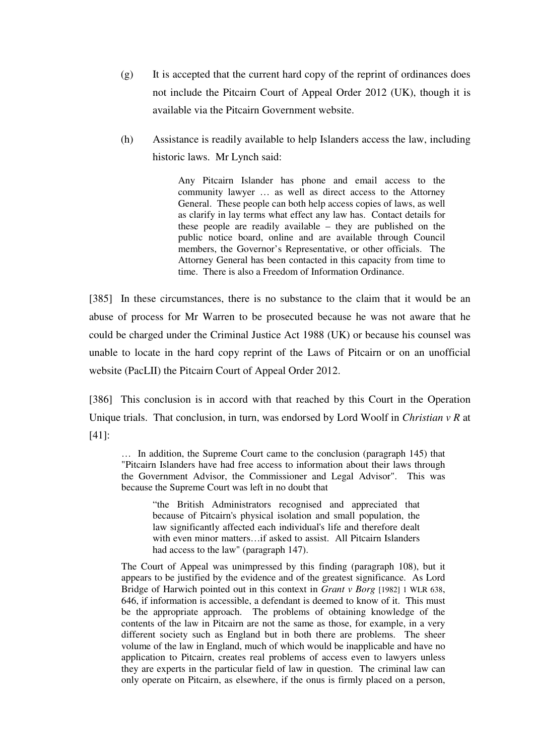(g) It is accepted that the current hard copy of the reprint of ordinances does not include the Pitcairn Court of Appeal Order 2012 (UK), though it is available via the Pitcairn Government website.

(h) Assistance is readily available to help Islanders access the law, including historic laws. Mr Lynch said:

> Any Pitcairn Islander has phone and email access to the community lawyer … as well as direct access to the Attorney General. These people can both help access copies of laws, as well as clarify in lay terms what effect any law has. Contact details for these people are readily available – they are published on the public notice board, online and are available through Council members, the Governor's Representative, or other officials. The Attorney General has been contacted in this capacity from time to time. There is also a Freedom of Information Ordinance.

[385] In these circumstances, there is no substance to the claim that it would be an abuse of process for Mr Warren to be prosecuted because he was not aware that he could be charged under the Criminal Justice Act 1988 (UK) or because his counsel was unable to locate in the hard copy reprint of the Laws of Pitcairn or on an unofficial website (PacLII) the Pitcairn Court of Appeal Order 2012.

[386] This conclusion is in accord with that reached by this Court in the Operation Unique trials. That conclusion, in turn, was endorsed by Lord Woolf in *Christian v R* at [41]:

> … In addition, the Supreme Court came to the conclusion (paragraph 145) that "Pitcairn Islanders have had free access to information about their laws through the Government Advisor, the Commissioner and Legal Advisor". This was because the Supreme Court was left in no doubt that
>
> > "the British Administrators recognised and appreciated that because of Pitcairn's physical isolation and small population, the law significantly affected each individual's life and therefore dealt with even minor matters…if asked to assist. All Pitcairn Islanders had access to the law" (paragraph 147).
>
> The Court of Appeal was unimpressed by this finding (paragraph 108), but it appears to be justified by the evidence and of the greatest significance. As Lord Bridge of Harwich pointed out in this context in *Grant v Borg* [1982] 1 WLR 638, 646, if information is accessible, a defendant is deemed to know of it. This must be the appropriate approach. The problems of obtaining knowledge of the contents of the law in Pitcairn are not the same as those, for example, in a very different society such as England but in both there are problems. The sheer volume of the law in England, much of which would be inapplicable and have no application to Pitcairn, creates real problems of access even to lawyers unless they are experts in the particular field of law in question. The criminal law can only operate on Pitcairn, as elsewhere, if the onus is firmly placed on a person,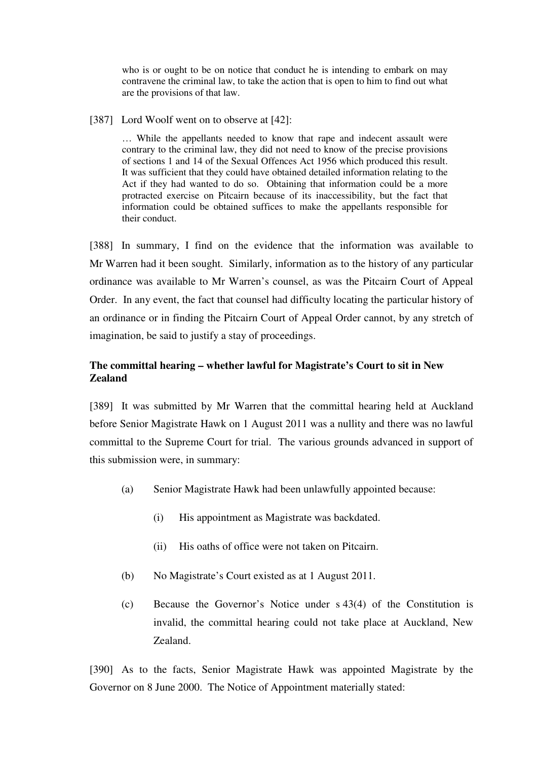> who is or ought to be on notice that conduct he is intending to embark on may contravene the criminal law, to take the action that is open to him to find out what are the provisions of that law.

[387] Lord Woolf went on to observe at [42]:

> … While the appellants needed to know that rape and indecent assault were contrary to the criminal law, they did not need to know of the precise provisions of sections 1 and 14 of the Sexual Offences Act 1956 which produced this result. It was sufficient that they could have obtained detailed information relating to the Act if they had wanted to do so. Obtaining that information could be a more protracted exercise on Pitcairn because of its inaccessibility, but the fact that information could be obtained suffices to make the appellants responsible for their conduct.

[388] In summary, I find on the evidence that the information was available to Mr Warren had it been sought. Similarly, information as to the history of any particular ordinance was available to Mr Warren's counsel, as was the Pitcairn Court of Appeal Order. In any event, the fact that counsel had difficulty locating the particular history of an ordinance or in finding the Pitcairn Court of Appeal Order cannot, by any stretch of imagination, be said to justify a stay of proceedings.

**The committal hearing – whether lawful for Magistrate's Court to sit in New Zealand**

[389] It was submitted by Mr Warren that the committal hearing held at Auckland before Senior Magistrate Hawk on 1 August 2011 was a nullity and there was no lawful committal to the Supreme Court for trial. The various grounds advanced in support of this submission were, in summary:

- (a) Senior Magistrate Hawk had been unlawfully appointed because:
  - (i) His appointment as Magistrate was backdated.
  - (ii) His oaths of office were not taken on Pitcairn.
- (b) No Magistrate's Court existed as at 1 August 2011.
- (c) Because the Governor's Notice under s 43(4) of the Constitution is invalid, the committal hearing could not take place at Auckland, New Zealand.

[390] As to the facts, Senior Magistrate Hawk was appointed Magistrate by the Governor on 8 June 2000. The Notice of Appointment materially stated: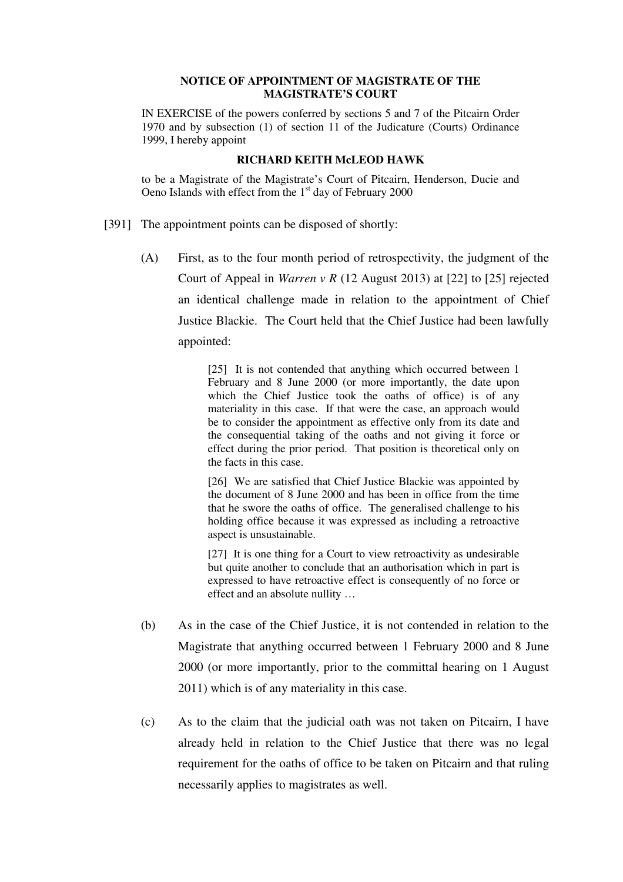**NOTICE OF APPOINTMENT OF MAGISTRATE OF THE MAGISTRATE'S COURT**

IN EXERCISE of the powers conferred by sections 5 and 7 of the Pitcairn Order 1970 and by subsection (1) of section 11 of the Judicature (Courts) Ordinance 1999, I hereby appoint

**RICHARD KEITH McLEOD HAWK**

to be a Magistrate of the Magistrate's Court of Pitcairn, Henderson, Ducie and Oeno Islands with effect from the 1st day of February 2000

[391] The appointment points can be disposed of shortly:

(A) First, as to the four month period of retrospectivity, the judgment of the Court of Appeal in *Warren v R* (12 August 2013) at [22] to [25] rejected an identical challenge made in relation to the appointment of Chief Justice Blackie. The Court held that the Chief Justice had been lawfully appointed:

> [25] It is not contended that anything which occurred between 1 February and 8 June 2000 (or more importantly, the date upon which the Chief Justice took the oaths of office) is of any materiality in this case. If that were the case, an approach would be to consider the appointment as effective only from its date and the consequential taking of the oaths and not giving it force or effect during the prior period. That position is theoretical only on the facts in this case.
>
> [26] We are satisfied that Chief Justice Blackie was appointed by the document of 8 June 2000 and has been in office from the time that he swore the oaths of office. The generalised challenge to his holding office because it was expressed as including a retroactive aspect is unsustainable.
>
> [27] It is one thing for a Court to view retroactivity as undesirable but quite another to conclude that an authorisation which in part is expressed to have retroactive effect is consequently of no force or effect and an absolute nullity …

(b) As in the case of the Chief Justice, it is not contended in relation to the Magistrate that anything occurred between 1 February 2000 and 8 June 2000 (or more importantly, prior to the committal hearing on 1 August 2011) which is of any materiality in this case.

(c) As to the claim that the judicial oath was not taken on Pitcairn, I have already held in relation to the Chief Justice that there was no legal requirement for the oaths of office to be taken on Pitcairn and that ruling necessarily applies to magistrates as well.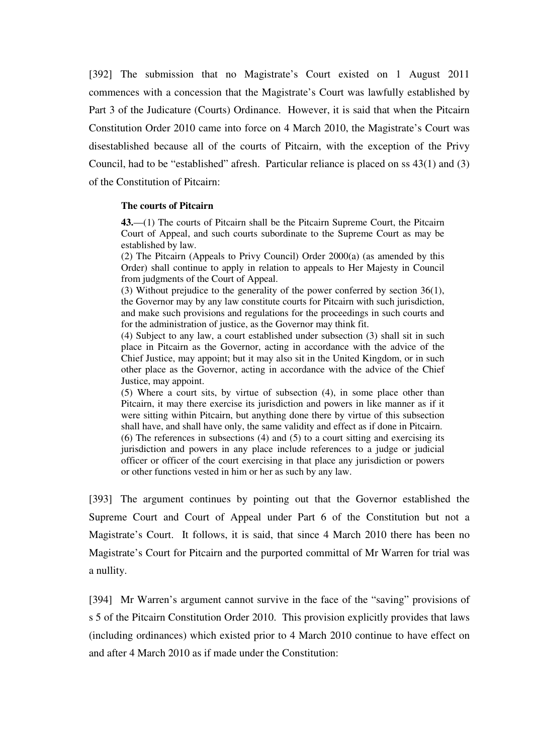[392] The submission that no Magistrate's Court existed on 1 August 2011 commences with a concession that the Magistrate's Court was lawfully established by Part 3 of the Judicature (Courts) Ordinance. However, it is said that when the Pitcairn Constitution Order 2010 came into force on 4 March 2010, the Magistrate's Court was disestablished because all of the courts of Pitcairn, with the exception of the Privy Council, had to be "established" afresh. Particular reliance is placed on ss 43(1) and (3) of the Constitution of Pitcairn:

> **The courts of Pitcairn**
>
> **43.**—(1) The courts of Pitcairn shall be the Pitcairn Supreme Court, the Pitcairn Court of Appeal, and such courts subordinate to the Supreme Court as may be established by law.
> (2) The Pitcairn (Appeals to Privy Council) Order 2000(a) (as amended by this Order) shall continue to apply in relation to appeals to Her Majesty in Council from judgments of the Court of Appeal.
> (3) Without prejudice to the generality of the power conferred by section 36(1), the Governor may by any law constitute courts for Pitcairn with such jurisdiction, and make such provisions and regulations for the proceedings in such courts and for the administration of justice, as the Governor may think fit.
> (4) Subject to any law, a court established under subsection (3) shall sit in such place in Pitcairn as the Governor, acting in accordance with the advice of the Chief Justice, may appoint; but it may also sit in the United Kingdom, or in such other place as the Governor, acting in accordance with the advice of the Chief Justice, may appoint.
> (5) Where a court sits, by virtue of subsection (4), in some place other than Pitcairn, it may there exercise its jurisdiction and powers in like manner as if it were sitting within Pitcairn, but anything done there by virtue of this subsection shall have, and shall have only, the same validity and effect as if done in Pitcairn.
> (6) The references in subsections (4) and (5) to a court sitting and exercising its jurisdiction and powers in any place include references to a judge or judicial officer or officer of the court exercising in that place any jurisdiction or powers or other functions vested in him or her as such by any law.

[393] The argument continues by pointing out that the Governor established the Supreme Court and Court of Appeal under Part 6 of the Constitution but not a Magistrate's Court. It follows, it is said, that since 4 March 2010 there has been no Magistrate's Court for Pitcairn and the purported committal of Mr Warren for trial was a nullity.

[394] Mr Warren's argument cannot survive in the face of the "saving" provisions of s 5 of the Pitcairn Constitution Order 2010. This provision explicitly provides that laws (including ordinances) which existed prior to 4 March 2010 continue to have effect on and after 4 March 2010 as if made under the Constitution: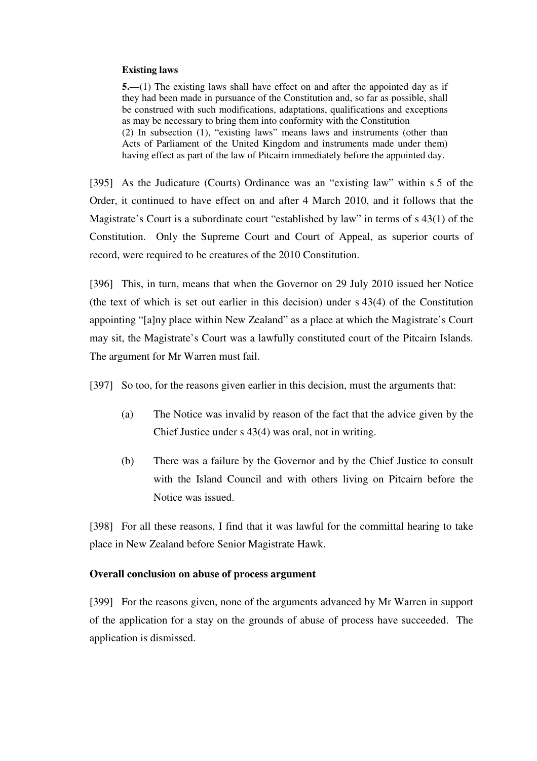**Existing laws**

**5.**—(1) The existing laws shall have effect on and after the appointed day as if they had been made in pursuance of the Constitution and, so far as possible, shall be construed with such modifications, adaptations, qualifications and exceptions as may be necessary to bring them into conformity with the Constitution

(2) In subsection (1), "existing laws" means laws and instruments (other than Acts of Parliament of the United Kingdom and instruments made under them) having effect as part of the law of Pitcairn immediately before the appointed day.

[395] As the Judicature (Courts) Ordinance was an "existing law" within s 5 of the Order, it continued to have effect on and after 4 March 2010, and it follows that the Magistrate's Court is a subordinate court "established by law" in terms of s 43(1) of the Constitution. Only the Supreme Court and Court of Appeal, as superior courts of record, were required to be creatures of the 2010 Constitution.

[396] This, in turn, means that when the Governor on 29 July 2010 issued her Notice (the text of which is set out earlier in this decision) under s 43(4) of the Constitution appointing "[a]ny place within New Zealand" as a place at which the Magistrate's Court may sit, the Magistrate's Court was a lawfully constituted court of the Pitcairn Islands. The argument for Mr Warren must fail.

[397] So too, for the reasons given earlier in this decision, must the arguments that:

(a) The Notice was invalid by reason of the fact that the advice given by the Chief Justice under s 43(4) was oral, not in writing.

(b) There was a failure by the Governor and by the Chief Justice to consult with the Island Council and with others living on Pitcairn before the Notice was issued.

[398] For all these reasons, I find that it was lawful for the committal hearing to take place in New Zealand before Senior Magistrate Hawk.

**Overall conclusion on abuse of process argument**

[399] For the reasons given, none of the arguments advanced by Mr Warren in support of the application for a stay on the grounds of abuse of process have succeeded. The application is dismissed.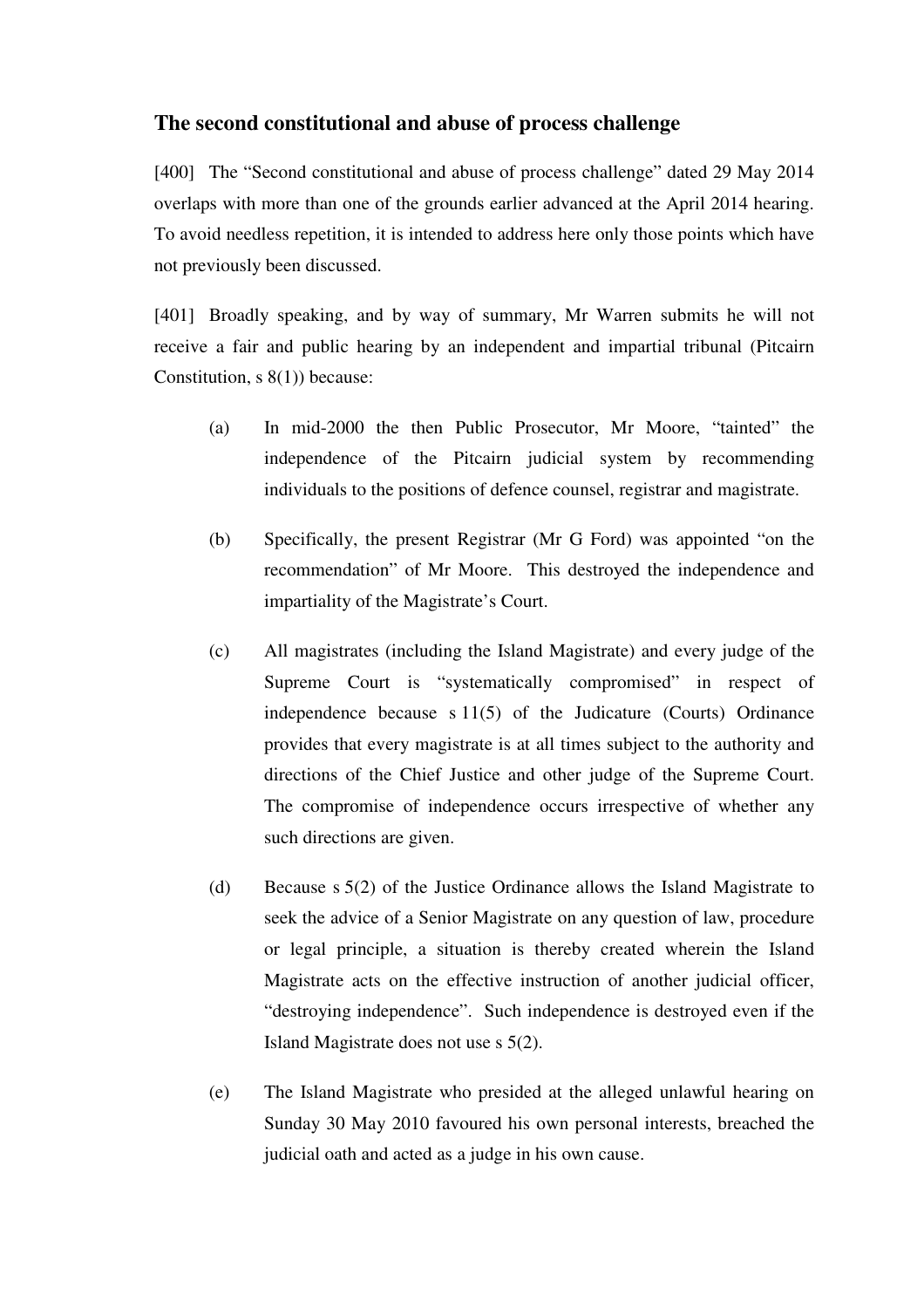## The second constitutional and abuse of process challenge

[400] The "Second constitutional and abuse of process challenge" dated 29 May 2014 overlaps with more than one of the grounds earlier advanced at the April 2014 hearing. To avoid needless repetition, it is intended to address here only those points which have not previously been discussed.

[401] Broadly speaking, and by way of summary, Mr Warren submits he will not receive a fair and public hearing by an independent and impartial tribunal (Pitcairn Constitution, s 8(1)) because:

(a) In mid-2000 the then Public Prosecutor, Mr Moore, "tainted" the independence of the Pitcairn judicial system by recommending individuals to the positions of defence counsel, registrar and magistrate.

(b) Specifically, the present Registrar (Mr G Ford) was appointed "on the recommendation" of Mr Moore. This destroyed the independence and impartiality of the Magistrate's Court.

(c) All magistrates (including the Island Magistrate) and every judge of the Supreme Court is "systematically compromised" in respect of independence because s 11(5) of the Judicature (Courts) Ordinance provides that every magistrate is at all times subject to the authority and directions of the Chief Justice and other judge of the Supreme Court. The compromise of independence occurs irrespective of whether any such directions are given.

(d) Because s 5(2) of the Justice Ordinance allows the Island Magistrate to seek the advice of a Senior Magistrate on any question of law, procedure or legal principle, a situation is thereby created wherein the Island Magistrate acts on the effective instruction of another judicial officer, "destroying independence". Such independence is destroyed even if the Island Magistrate does not use s 5(2).

(e) The Island Magistrate who presided at the alleged unlawful hearing on Sunday 30 May 2010 favoured his own personal interests, breached the judicial oath and acted as a judge in his own cause.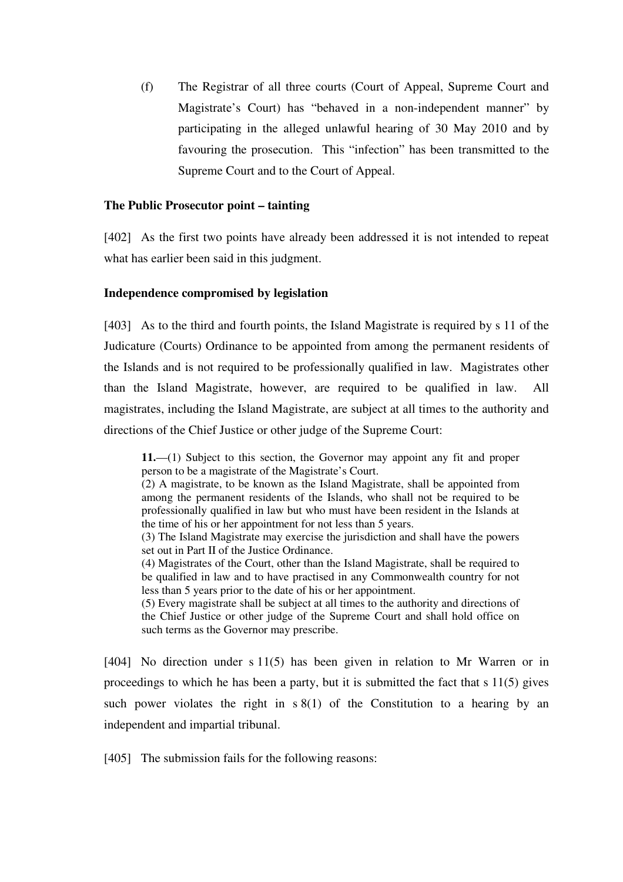(f) The Registrar of all three courts (Court of Appeal, Supreme Court and Magistrate's Court) has "behaved in a non-independent manner" by participating in the alleged unlawful hearing of 30 May 2010 and by favouring the prosecution. This "infection" has been transmitted to the Supreme Court and to the Court of Appeal.

**The Public Prosecutor point – tainting**

[402] As the first two points have already been addressed it is not intended to repeat what has earlier been said in this judgment.

**Independence compromised by legislation**

[403] As to the third and fourth points, the Island Magistrate is required by s 11 of the Judicature (Courts) Ordinance to be appointed from among the permanent residents of the Islands and is not required to be professionally qualified in law. Magistrates other than the Island Magistrate, however, are required to be qualified in law. All magistrates, including the Island Magistrate, are subject at all times to the authority and directions of the Chief Justice or other judge of the Supreme Court:

> **11.**—(1) Subject to this section, the Governor may appoint any fit and proper person to be a magistrate of the Magistrate's Court.
> (2) A magistrate, to be known as the Island Magistrate, shall be appointed from among the permanent residents of the Islands, who shall not be required to be professionally qualified in law but who must have been resident in the Islands at the time of his or her appointment for not less than 5 years.
> (3) The Island Magistrate may exercise the jurisdiction and shall have the powers set out in Part II of the Justice Ordinance.
> (4) Magistrates of the Court, other than the Island Magistrate, shall be required to be qualified in law and to have practised in any Commonwealth country for not less than 5 years prior to the date of his or her appointment.
> (5) Every magistrate shall be subject at all times to the authority and directions of the Chief Justice or other judge of the Supreme Court and shall hold office on such terms as the Governor may prescribe.

[404] No direction under s 11(5) has been given in relation to Mr Warren or in proceedings to which he has been a party, but it is submitted the fact that s 11(5) gives such power violates the right in s 8(1) of the Constitution to a hearing by an independent and impartial tribunal.

[405] The submission fails for the following reasons: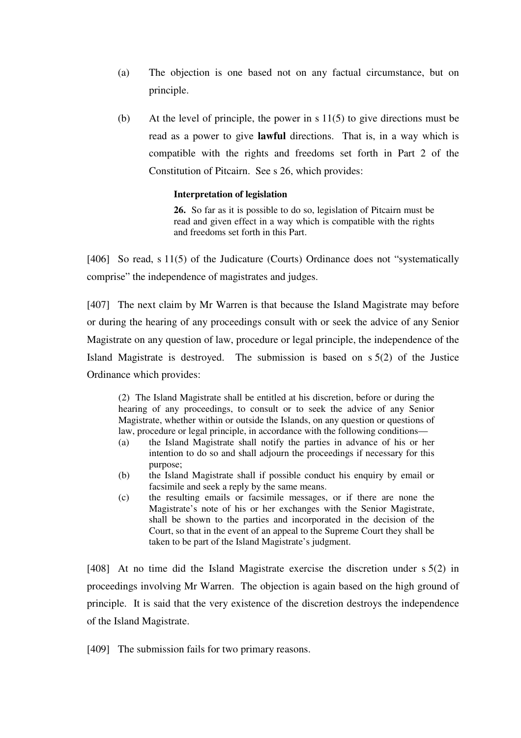(a) The objection is one based not on any factual circumstance, but on principle.

(b) At the level of principle, the power in s 11(5) to give directions must be read as a power to give **lawful** directions. That is, in a way which is compatible with the rights and freedoms set forth in Part 2 of the Constitution of Pitcairn. See s 26, which provides:

> **Interpretation of legislation**
>
> **26.** So far as it is possible to do so, legislation of Pitcairn must be read and given effect in a way which is compatible with the rights and freedoms set forth in this Part.

[406] So read, s 11(5) of the Judicature (Courts) Ordinance does not "systematically comprise" the independence of magistrates and judges.

[407] The next claim by Mr Warren is that because the Island Magistrate may before or during the hearing of any proceedings consult with or seek the advice of any Senior Magistrate on any question of law, procedure or legal principle, the independence of the Island Magistrate is destroyed. The submission is based on s 5(2) of the Justice Ordinance which provides:

> (2) The Island Magistrate shall be entitled at his discretion, before or during the hearing of any proceedings, to consult or to seek the advice of any Senior Magistrate, whether within or outside the Islands, on any question or questions of law, procedure or legal principle, in accordance with the following conditions—
>
> (a) the Island Magistrate shall notify the parties in advance of his or her intention to do so and shall adjourn the proceedings if necessary for this purpose;
>
> (b) the Island Magistrate shall if possible conduct his enquiry by email or facsimile and seek a reply by the same means.
>
> (c) the resulting emails or facsimile messages, or if there are none the Magistrate's note of his or her exchanges with the Senior Magistrate, shall be shown to the parties and incorporated in the decision of the Court, so that in the event of an appeal to the Supreme Court they shall be taken to be part of the Island Magistrate's judgment.

[408] At no time did the Island Magistrate exercise the discretion under s 5(2) in proceedings involving Mr Warren. The objection is again based on the high ground of principle. It is said that the very existence of the discretion destroys the independence of the Island Magistrate.

[409] The submission fails for two primary reasons.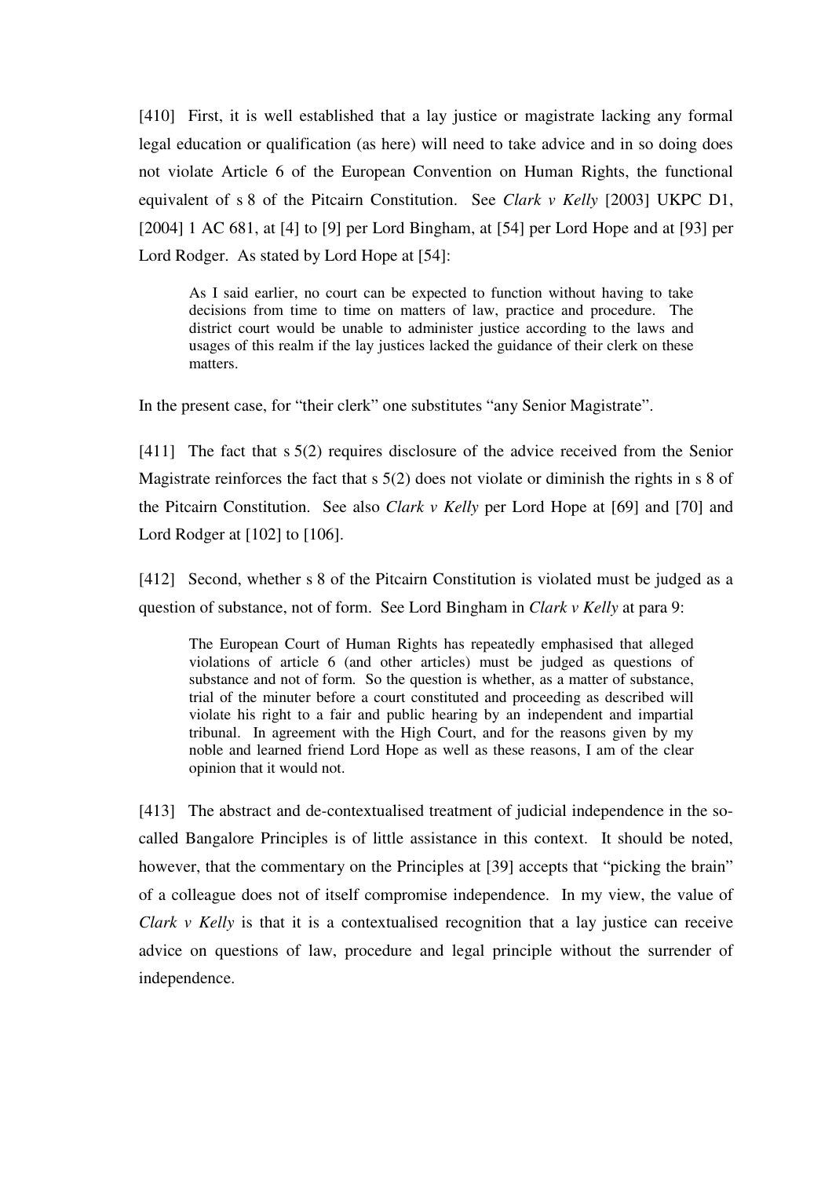[410] First, it is well established that a lay justice or magistrate lacking any formal legal education or qualification (as here) will need to take advice and in so doing does not violate Article 6 of the European Convention on Human Rights, the functional equivalent of s 8 of the Pitcairn Constitution. See *Clark v Kelly* [2003] UKPC D1, [2004] 1 AC 681, at [4] to [9] per Lord Bingham, at [54] per Lord Hope and at [93] per Lord Rodger. As stated by Lord Hope at [54]:

> As I said earlier, no court can be expected to function without having to take decisions from time to time on matters of law, practice and procedure. The district court would be unable to administer justice according to the laws and usages of this realm if the lay justices lacked the guidance of their clerk on these matters.

In the present case, for "their clerk" one substitutes "any Senior Magistrate".

[411] The fact that s 5(2) requires disclosure of the advice received from the Senior Magistrate reinforces the fact that s 5(2) does not violate or diminish the rights in s 8 of the Pitcairn Constitution. See also *Clark v Kelly* per Lord Hope at [69] and [70] and Lord Rodger at [102] to [106].

[412] Second, whether s 8 of the Pitcairn Constitution is violated must be judged as a question of substance, not of form. See Lord Bingham in *Clark v Kelly* at para 9:

> The European Court of Human Rights has repeatedly emphasised that alleged violations of article 6 (and other articles) must be judged as questions of substance and not of form. So the question is whether, as a matter of substance, trial of the minuter before a court constituted and proceeding as described will violate his right to a fair and public hearing by an independent and impartial tribunal. In agreement with the High Court, and for the reasons given by my noble and learned friend Lord Hope as well as these reasons, I am of the clear opinion that it would not.

[413] The abstract and de-contextualised treatment of judicial independence in the so-called Bangalore Principles is of little assistance in this context. It should be noted, however, that the commentary on the Principles at [39] accepts that "picking the brain" of a colleague does not of itself compromise independence. In my view, the value of *Clark v Kelly* is that it is a contextualised recognition that a lay justice can receive advice on questions of law, procedure and legal principle without the surrender of independence.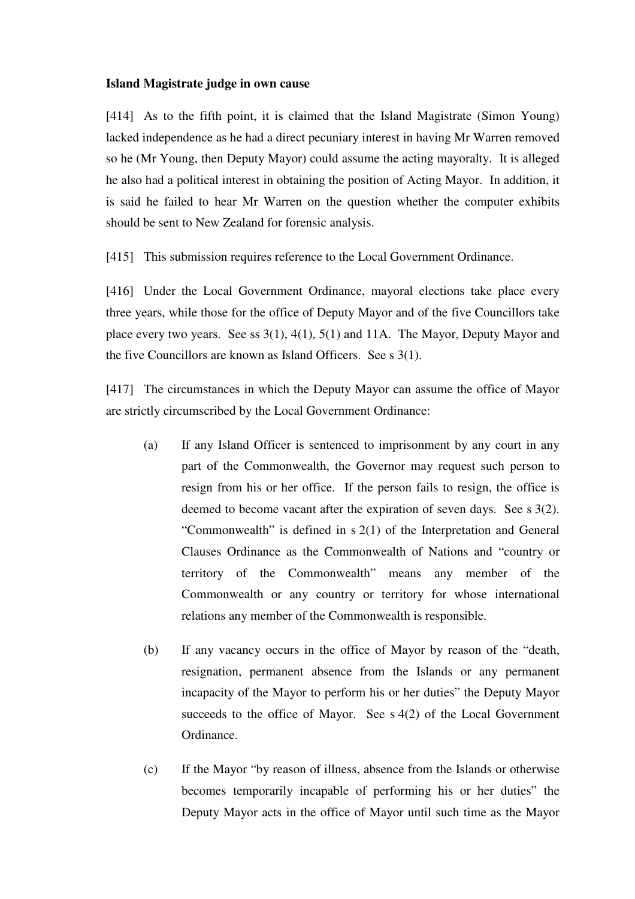**Island Magistrate judge in own cause**

[414] As to the fifth point, it is claimed that the Island Magistrate (Simon Young) lacked independence as he had a direct pecuniary interest in having Mr Warren removed so he (Mr Young, then Deputy Mayor) could assume the acting mayoralty. It is alleged he also had a political interest in obtaining the position of Acting Mayor. In addition, it is said he failed to hear Mr Warren on the question whether the computer exhibits should be sent to New Zealand for forensic analysis.

[415] This submission requires reference to the Local Government Ordinance.

[416] Under the Local Government Ordinance, mayoral elections take place every three years, while those for the office of Deputy Mayor and of the five Councillors take place every two years. See ss 3(1), 4(1), 5(1) and 11A. The Mayor, Deputy Mayor and the five Councillors are known as Island Officers. See s 3(1).

[417] The circumstances in which the Deputy Mayor can assume the office of Mayor are strictly circumscribed by the Local Government Ordinance:

(a) If any Island Officer is sentenced to imprisonment by any court in any part of the Commonwealth, the Governor may request such person to resign from his or her office. If the person fails to resign, the office is deemed to become vacant after the expiration of seven days. See s 3(2). "Commonwealth" is defined in s 2(1) of the Interpretation and General Clauses Ordinance as the Commonwealth of Nations and "country or territory of the Commonwealth" means any member of the Commonwealth or any country or territory for whose international relations any member of the Commonwealth is responsible.

(b) If any vacancy occurs in the office of Mayor by reason of the "death, resignation, permanent absence from the Islands or any permanent incapacity of the Mayor to perform his or her duties" the Deputy Mayor succeeds to the office of Mayor. See s 4(2) of the Local Government Ordinance.

(c) If the Mayor "by reason of illness, absence from the Islands or otherwise becomes temporarily incapable of performing his or her duties" the Deputy Mayor acts in the office of Mayor until such time as the Mayor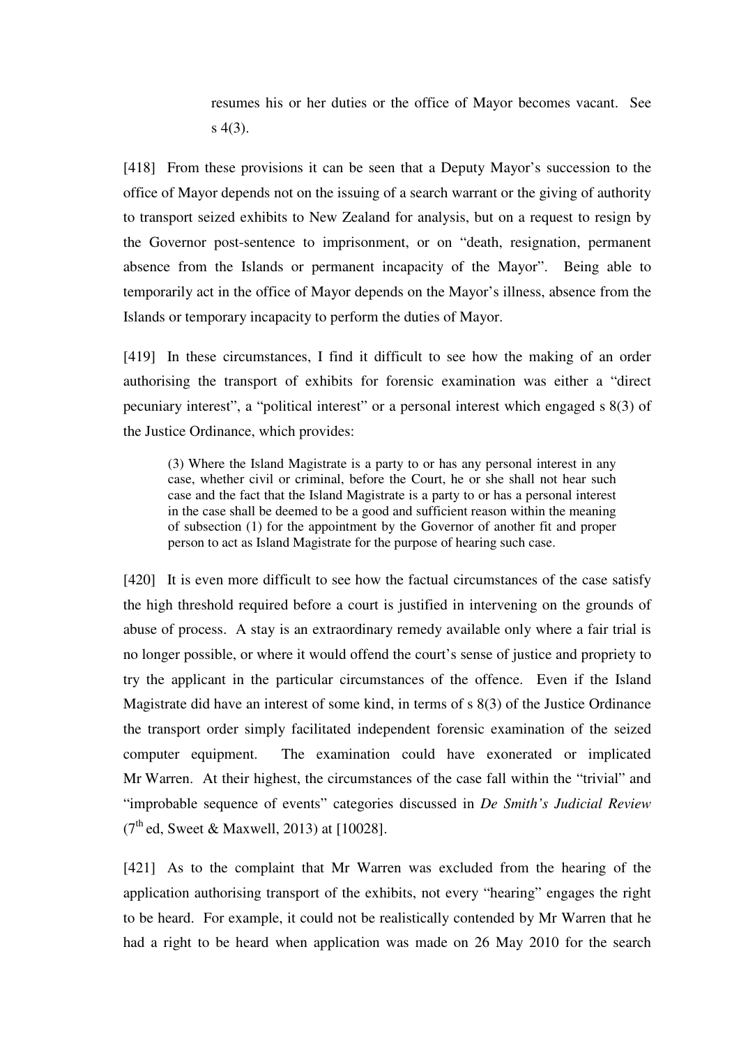resumes his or her duties or the office of Mayor becomes vacant. See s 4(3).

[418] From these provisions it can be seen that a Deputy Mayor's succession to the office of Mayor depends not on the issuing of a search warrant or the giving of authority to transport seized exhibits to New Zealand for analysis, but on a request to resign by the Governor post-sentence to imprisonment, or on "death, resignation, permanent absence from the Islands or permanent incapacity of the Mayor". Being able to temporarily act in the office of Mayor depends on the Mayor's illness, absence from the Islands or temporary incapacity to perform the duties of Mayor.

[419] In these circumstances, I find it difficult to see how the making of an order authorising the transport of exhibits for forensic examination was either a "direct pecuniary interest", a "political interest" or a personal interest which engaged s 8(3) of the Justice Ordinance, which provides:

> (3) Where the Island Magistrate is a party to or has any personal interest in any case, whether civil or criminal, before the Court, he or she shall not hear such case and the fact that the Island Magistrate is a party to or has a personal interest in the case shall be deemed to be a good and sufficient reason within the meaning of subsection (1) for the appointment by the Governor of another fit and proper person to act as Island Magistrate for the purpose of hearing such case.

[420] It is even more difficult to see how the factual circumstances of the case satisfy the high threshold required before a court is justified in intervening on the grounds of abuse of process. A stay is an extraordinary remedy available only where a fair trial is no longer possible, or where it would offend the court's sense of justice and propriety to try the applicant in the particular circumstances of the offence. Even if the Island Magistrate did have an interest of some kind, in terms of s 8(3) of the Justice Ordinance the transport order simply facilitated independent forensic examination of the seized computer equipment. The examination could have exonerated or implicated Mr Warren. At their highest, the circumstances of the case fall within the "trivial" and "improbable sequence of events" categories discussed in *De Smith's Judicial Review* (7th ed, Sweet & Maxwell, 2013) at [10028].

[421] As to the complaint that Mr Warren was excluded from the hearing of the application authorising transport of the exhibits, not every "hearing" engages the right to be heard. For example, it could not be realistically contended by Mr Warren that he had a right to be heard when application was made on 26 May 2010 for the search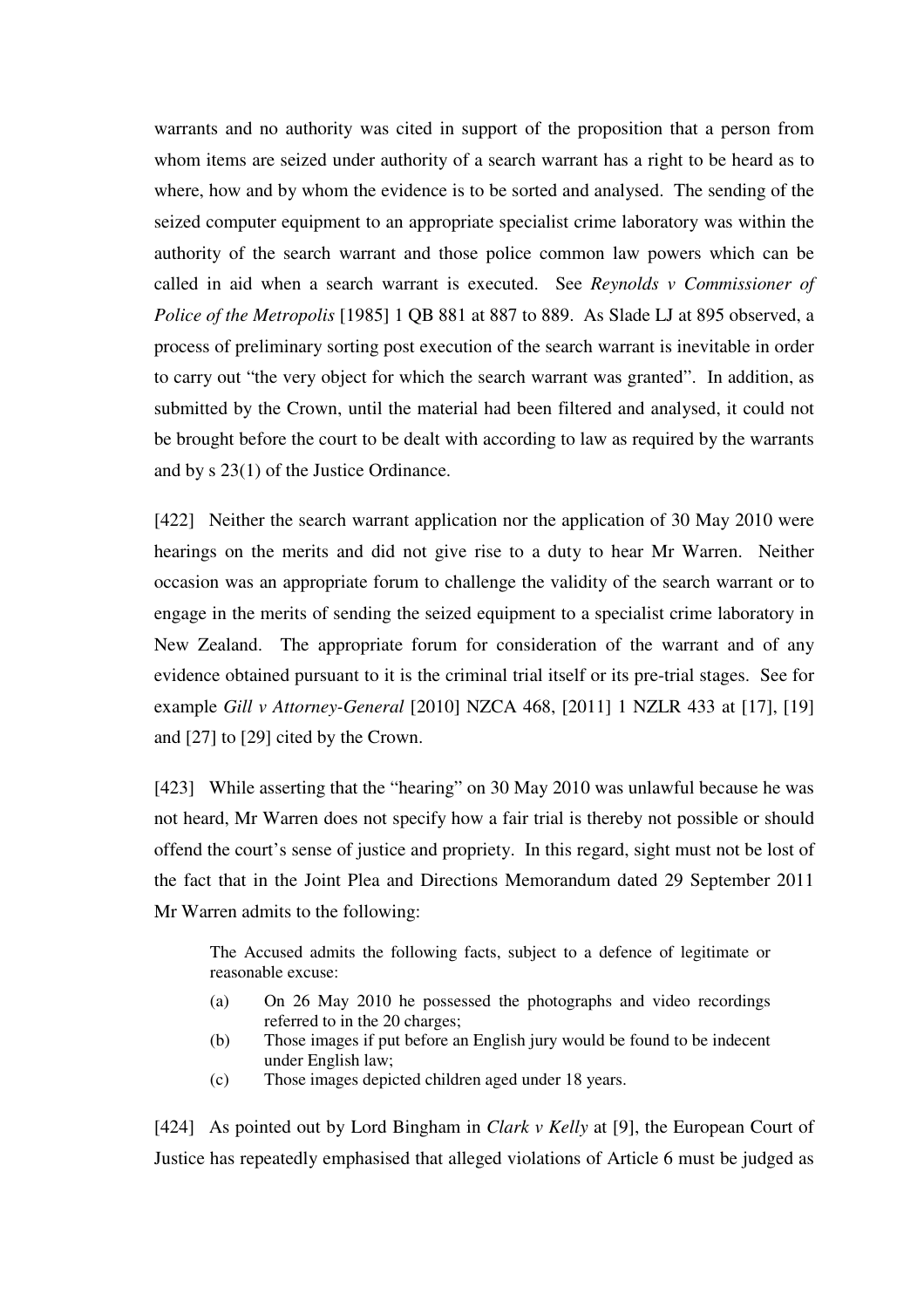warrants and no authority was cited in support of the proposition that a person from whom items are seized under authority of a search warrant has a right to be heard as to where, how and by whom the evidence is to be sorted and analysed. The sending of the seized computer equipment to an appropriate specialist crime laboratory was within the authority of the search warrant and those police common law powers which can be called in aid when a search warrant is executed. See *Reynolds v Commissioner of Police of the Metropolis* [1985] 1 QB 881 at 887 to 889. As Slade LJ at 895 observed, a process of preliminary sorting post execution of the search warrant is inevitable in order to carry out "the very object for which the search warrant was granted". In addition, as submitted by the Crown, until the material had been filtered and analysed, it could not be brought before the court to be dealt with according to law as required by the warrants and by s 23(1) of the Justice Ordinance.

[422] Neither the search warrant application nor the application of 30 May 2010 were hearings on the merits and did not give rise to a duty to hear Mr Warren. Neither occasion was an appropriate forum to challenge the validity of the search warrant or to engage in the merits of sending the seized equipment to a specialist crime laboratory in New Zealand. The appropriate forum for consideration of the warrant and of any evidence obtained pursuant to it is the criminal trial itself or its pre-trial stages. See for example *Gill v Attorney-General* [2010] NZCA 468, [2011] 1 NZLR 433 at [17], [19] and [27] to [29] cited by the Crown.

[423] While asserting that the "hearing" on 30 May 2010 was unlawful because he was not heard, Mr Warren does not specify how a fair trial is thereby not possible or should offend the court's sense of justice and propriety. In this regard, sight must not be lost of the fact that in the Joint Plea and Directions Memorandum dated 29 September 2011 Mr Warren admits to the following:

> The Accused admits the following facts, subject to a defence of legitimate or reasonable excuse:
>
> (a) On 26 May 2010 he possessed the photographs and video recordings referred to in the 20 charges;
>
> (b) Those images if put before an English jury would be found to be indecent under English law;
>
> (c) Those images depicted children aged under 18 years.

[424] As pointed out by Lord Bingham in *Clark v Kelly* at [9], the European Court of Justice has repeatedly emphasised that alleged violations of Article 6 must be judged as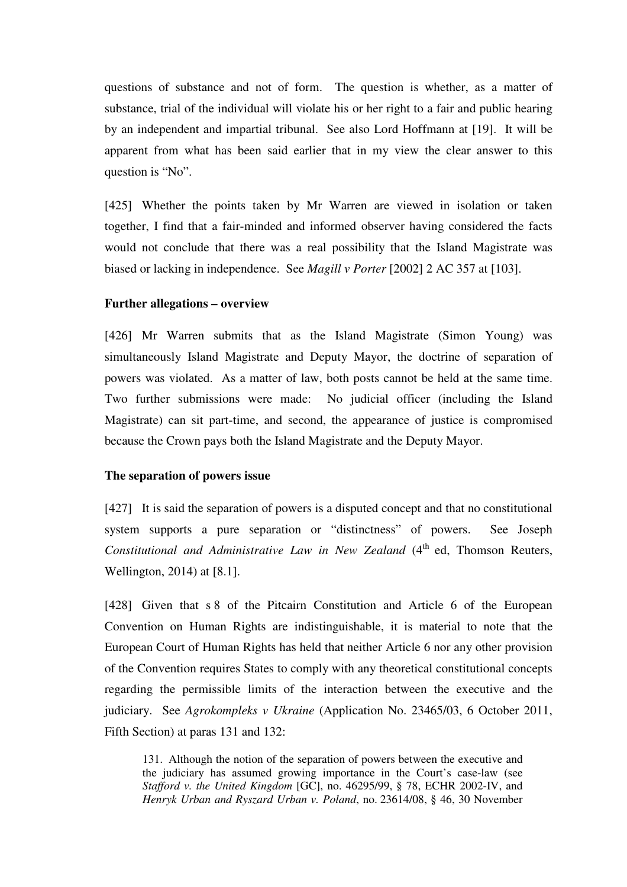questions of substance and not of form. The question is whether, as a matter of substance, trial of the individual will violate his or her right to a fair and public hearing by an independent and impartial tribunal. See also Lord Hoffmann at [19]. It will be apparent from what has been said earlier that in my view the clear answer to this question is "No".

[425] Whether the points taken by Mr Warren are viewed in isolation or taken together, I find that a fair-minded and informed observer having considered the facts would not conclude that there was a real possibility that the Island Magistrate was biased or lacking in independence. See *Magill v Porter* [2002] 2 AC 357 at [103].

**Further allegations – overview**

[426] Mr Warren submits that as the Island Magistrate (Simon Young) was simultaneously Island Magistrate and Deputy Mayor, the doctrine of separation of powers was violated. As a matter of law, both posts cannot be held at the same time. Two further submissions were made: No judicial officer (including the Island Magistrate) can sit part-time, and second, the appearance of justice is compromised because the Crown pays both the Island Magistrate and the Deputy Mayor.

**The separation of powers issue**

[427] It is said the separation of powers is a disputed concept and that no constitutional system supports a pure separation or "distinctness" of powers. See Joseph *Constitutional and Administrative Law in New Zealand* (4th ed, Thomson Reuters, Wellington, 2014) at [8.1].

[428] Given that s 8 of the Pitcairn Constitution and Article 6 of the European Convention on Human Rights are indistinguishable, it is material to note that the European Court of Human Rights has held that neither Article 6 nor any other provision of the Convention requires States to comply with any theoretical constitutional concepts regarding the permissible limits of the interaction between the executive and the judiciary. See *Agrokompleks v Ukraine* (Application No. 23465/03, 6 October 2011, Fifth Section) at paras 131 and 132:

> 131. Although the notion of the separation of powers between the executive and the judiciary has assumed growing importance in the Court's case-law (see *Stafford v. the United Kingdom* [GC], no. 46295/99, § 78, ECHR 2002-IV, and *Henryk Urban and Ryszard Urban v. Poland*, no. 23614/08, § 46, 30 November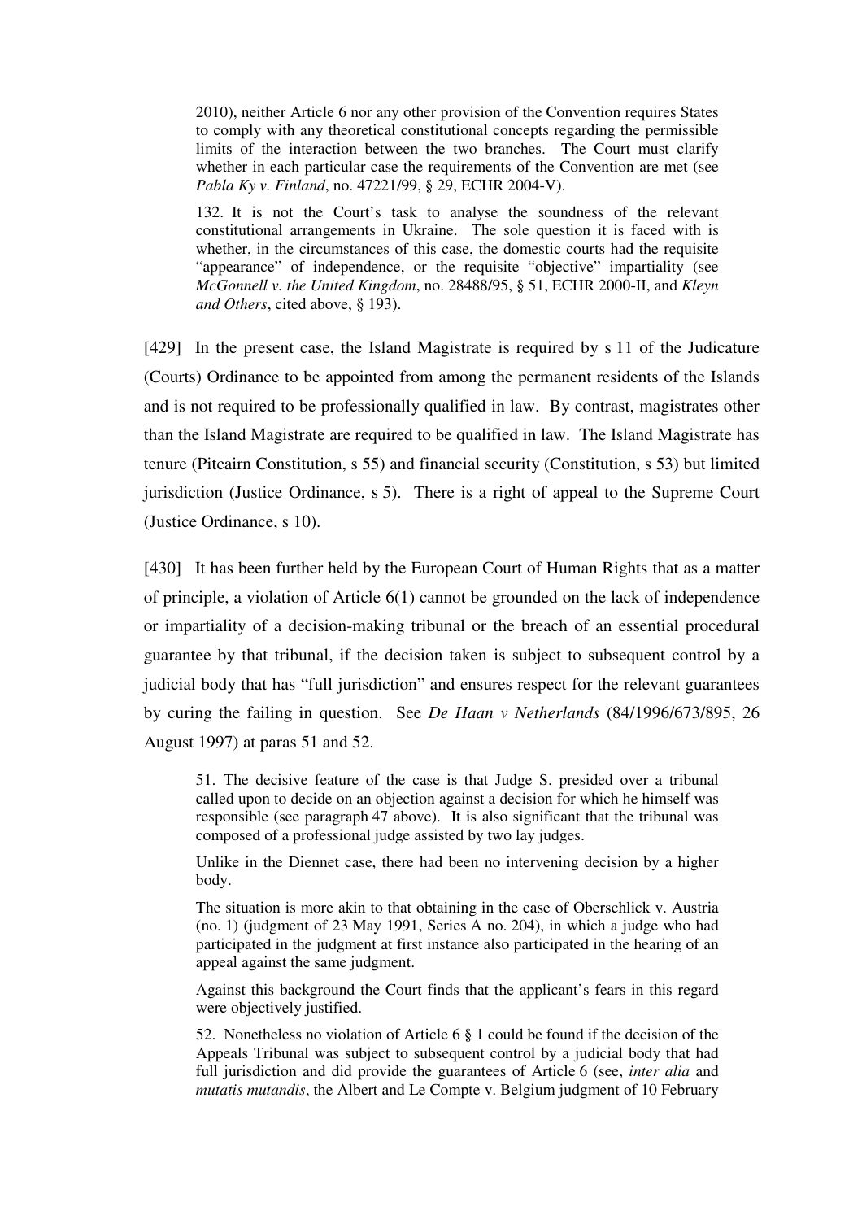> 2010), neither Article 6 nor any other provision of the Convention requires States to comply with any theoretical constitutional concepts regarding the permissible limits of the interaction between the two branches. The Court must clarify whether in each particular case the requirements of the Convention are met (see *Pabla Ky v. Finland*, no. 47221/99, § 29, ECHR 2004-V).
>
> 132. It is not the Court's task to analyse the soundness of the relevant constitutional arrangements in Ukraine. The sole question it is faced with is whether, in the circumstances of this case, the domestic courts had the requisite "appearance" of independence, or the requisite "objective" impartiality (see *McGonnell v. the United Kingdom*, no. 28488/95, § 51, ECHR 2000-II, and *Kleyn and Others*, cited above, § 193).

[429] In the present case, the Island Magistrate is required by s 11 of the Judicature (Courts) Ordinance to be appointed from among the permanent residents of the Islands and is not required to be professionally qualified in law. By contrast, magistrates other than the Island Magistrate are required to be qualified in law. The Island Magistrate has tenure (Pitcairn Constitution, s 55) and financial security (Constitution, s 53) but limited jurisdiction (Justice Ordinance, s 5). There is a right of appeal to the Supreme Court (Justice Ordinance, s 10).

[430] It has been further held by the European Court of Human Rights that as a matter of principle, a violation of Article 6(1) cannot be grounded on the lack of independence or impartiality of a decision-making tribunal or the breach of an essential procedural guarantee by that tribunal, if the decision taken is subject to subsequent control by a judicial body that has "full jurisdiction" and ensures respect for the relevant guarantees by curing the failing in question. See *De Haan v Netherlands* (84/1996/673/895, 26 August 1997) at paras 51 and 52.

> 51. The decisive feature of the case is that Judge S. presided over a tribunal called upon to decide on an objection against a decision for which he himself was responsible (see paragraph 47 above). It is also significant that the tribunal was composed of a professional judge assisted by two lay judges.
>
> Unlike in the Diennet case, there had been no intervening decision by a higher body.
>
> The situation is more akin to that obtaining in the case of Oberschlick v. Austria (no. 1) (judgment of 23 May 1991, Series A no. 204), in which a judge who had participated in the judgment at first instance also participated in the hearing of an appeal against the same judgment.
>
> Against this background the Court finds that the applicant's fears in this regard were objectively justified.
>
> 52. Nonetheless no violation of Article 6 § 1 could be found if the decision of the Appeals Tribunal was subject to subsequent control by a judicial body that had full jurisdiction and did provide the guarantees of Article 6 (see, *inter alia* and *mutatis mutandis*, the Albert and Le Compte v. Belgium judgment of 10 February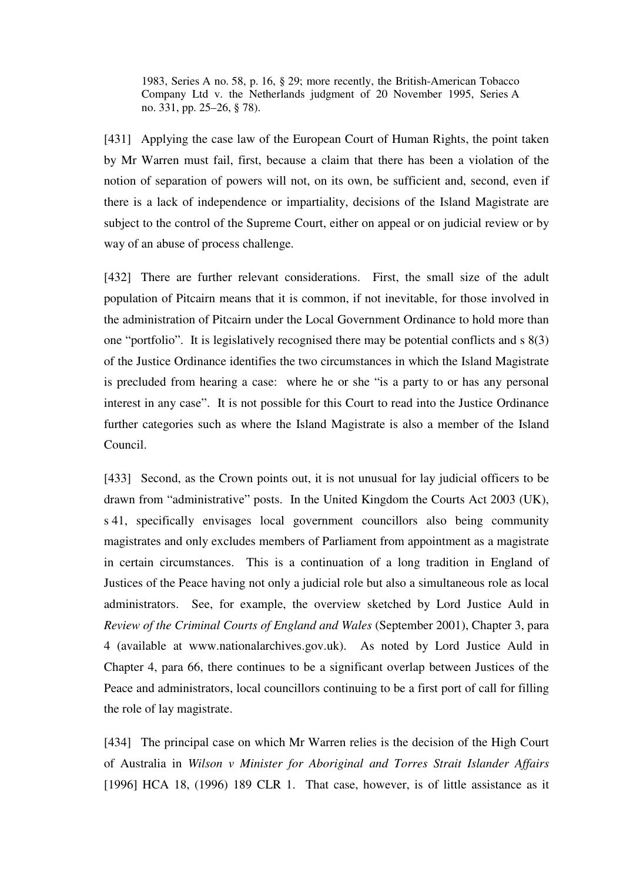> 1983, Series A no. 58, p. 16, § 29; more recently, the British-American Tobacco Company Ltd v. the Netherlands judgment of 20 November 1995, Series A no. 331, pp. 25–26, § 78).

[431] Applying the case law of the European Court of Human Rights, the point taken by Mr Warren must fail, first, because a claim that there has been a violation of the notion of separation of powers will not, on its own, be sufficient and, second, even if there is a lack of independence or impartiality, decisions of the Island Magistrate are subject to the control of the Supreme Court, either on appeal or on judicial review or by way of an abuse of process challenge.

[432] There are further relevant considerations. First, the small size of the adult population of Pitcairn means that it is common, if not inevitable, for those involved in the administration of Pitcairn under the Local Government Ordinance to hold more than one "portfolio". It is legislatively recognised there may be potential conflicts and s 8(3) of the Justice Ordinance identifies the two circumstances in which the Island Magistrate is precluded from hearing a case: where he or she "is a party to or has any personal interest in any case". It is not possible for this Court to read into the Justice Ordinance further categories such as where the Island Magistrate is also a member of the Island Council.

[433] Second, as the Crown points out, it is not unusual for lay judicial officers to be drawn from "administrative" posts. In the United Kingdom the Courts Act 2003 (UK), s 41, specifically envisages local government councillors also being community magistrates and only excludes members of Parliament from appointment as a magistrate in certain circumstances. This is a continuation of a long tradition in England of Justices of the Peace having not only a judicial role but also a simultaneous role as local administrators. See, for example, the overview sketched by Lord Justice Auld in *Review of the Criminal Courts of England and Wales* (September 2001), Chapter 3, para 4 (available at www.nationalarchives.gov.uk). As noted by Lord Justice Auld in Chapter 4, para 66, there continues to be a significant overlap between Justices of the Peace and administrators, local councillors continuing to be a first port of call for filling the role of lay magistrate.

[434] The principal case on which Mr Warren relies is the decision of the High Court of Australia in *Wilson v Minister for Aboriginal and Torres Strait Islander Affairs* [1996] HCA 18, (1996) 189 CLR 1. That case, however, is of little assistance as it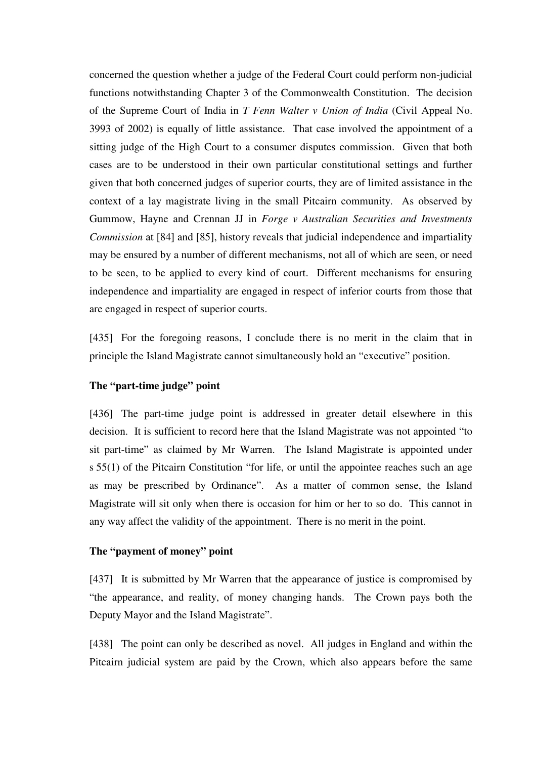concerned the question whether a judge of the Federal Court could perform non-judicial functions notwithstanding Chapter 3 of the Commonwealth Constitution. The decision of the Supreme Court of India in *T Fenn Walter v Union of India* (Civil Appeal No. 3993 of 2002) is equally of little assistance. That case involved the appointment of a sitting judge of the High Court to a consumer disputes commission. Given that both cases are to be understood in their own particular constitutional settings and further given that both concerned judges of superior courts, they are of limited assistance in the context of a lay magistrate living in the small Pitcairn community. As observed by Gummow, Hayne and Crennan JJ in *Forge v Australian Securities and Investments Commission* at [84] and [85], history reveals that judicial independence and impartiality may be ensured by a number of different mechanisms, not all of which are seen, or need to be seen, to be applied to every kind of court. Different mechanisms for ensuring independence and impartiality are engaged in respect of inferior courts from those that are engaged in respect of superior courts.

[435] For the foregoing reasons, I conclude there is no merit in the claim that in principle the Island Magistrate cannot simultaneously hold an "executive" position.

### The "part-time judge" point

[436] The part-time judge point is addressed in greater detail elsewhere in this decision. It is sufficient to record here that the Island Magistrate was not appointed "to sit part-time" as claimed by Mr Warren. The Island Magistrate is appointed under s 55(1) of the Pitcairn Constitution "for life, or until the appointee reaches such an age as may be prescribed by Ordinance". As a matter of common sense, the Island Magistrate will sit only when there is occasion for him or her to so do. This cannot in any way affect the validity of the appointment. There is no merit in the point.

### The "payment of money" point

[437] It is submitted by Mr Warren that the appearance of justice is compromised by "the appearance, and reality, of money changing hands. The Crown pays both the Deputy Mayor and the Island Magistrate".

[438] The point can only be described as novel. All judges in England and within the Pitcairn judicial system are paid by the Crown, which also appears before the same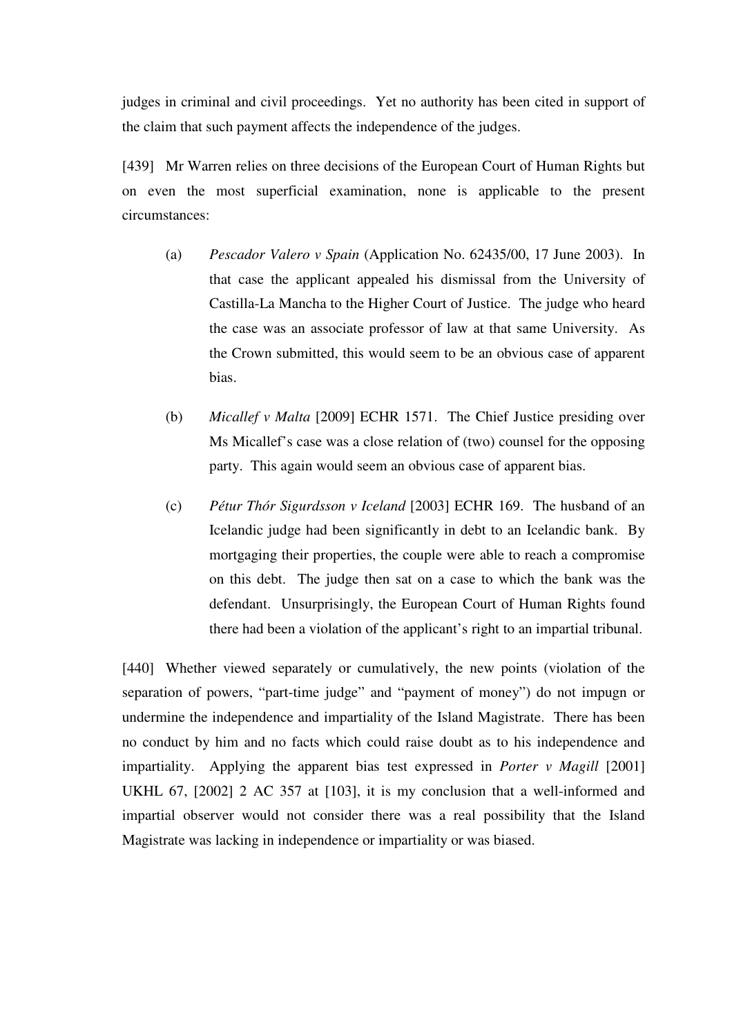judges in criminal and civil proceedings. Yet no authority has been cited in support of the claim that such payment affects the independence of the judges.

[439] Mr Warren relies on three decisions of the European Court of Human Rights but on even the most superficial examination, none is applicable to the present circumstances:

(a) *Pescador Valero v Spain* (Application No. 62435/00, 17 June 2003). In that case the applicant appealed his dismissal from the University of Castilla-La Mancha to the Higher Court of Justice. The judge who heard the case was an associate professor of law at that same University. As the Crown submitted, this would seem to be an obvious case of apparent bias.

(b) *Micallef v Malta* [2009] ECHR 1571. The Chief Justice presiding over Ms Micallef's case was a close relation of (two) counsel for the opposing party. This again would seem an obvious case of apparent bias.

(c) *Pétur Thór Sigurdsson v Iceland* [2003] ECHR 169. The husband of an Icelandic judge had been significantly in debt to an Icelandic bank. By mortgaging their properties, the couple were able to reach a compromise on this debt. The judge then sat on a case to which the bank was the defendant. Unsurprisingly, the European Court of Human Rights found there had been a violation of the applicant's right to an impartial tribunal.

[440] Whether viewed separately or cumulatively, the new points (violation of the separation of powers, "part-time judge" and "payment of money") do not impugn or undermine the independence and impartiality of the Island Magistrate. There has been no conduct by him and no facts which could raise doubt as to his independence and impartiality. Applying the apparent bias test expressed in *Porter v Magill* [2001] UKHL 67, [2002] 2 AC 357 at [103], it is my conclusion that a well-informed and impartial observer would not consider there was a real possibility that the Island Magistrate was lacking in independence or impartiality or was biased.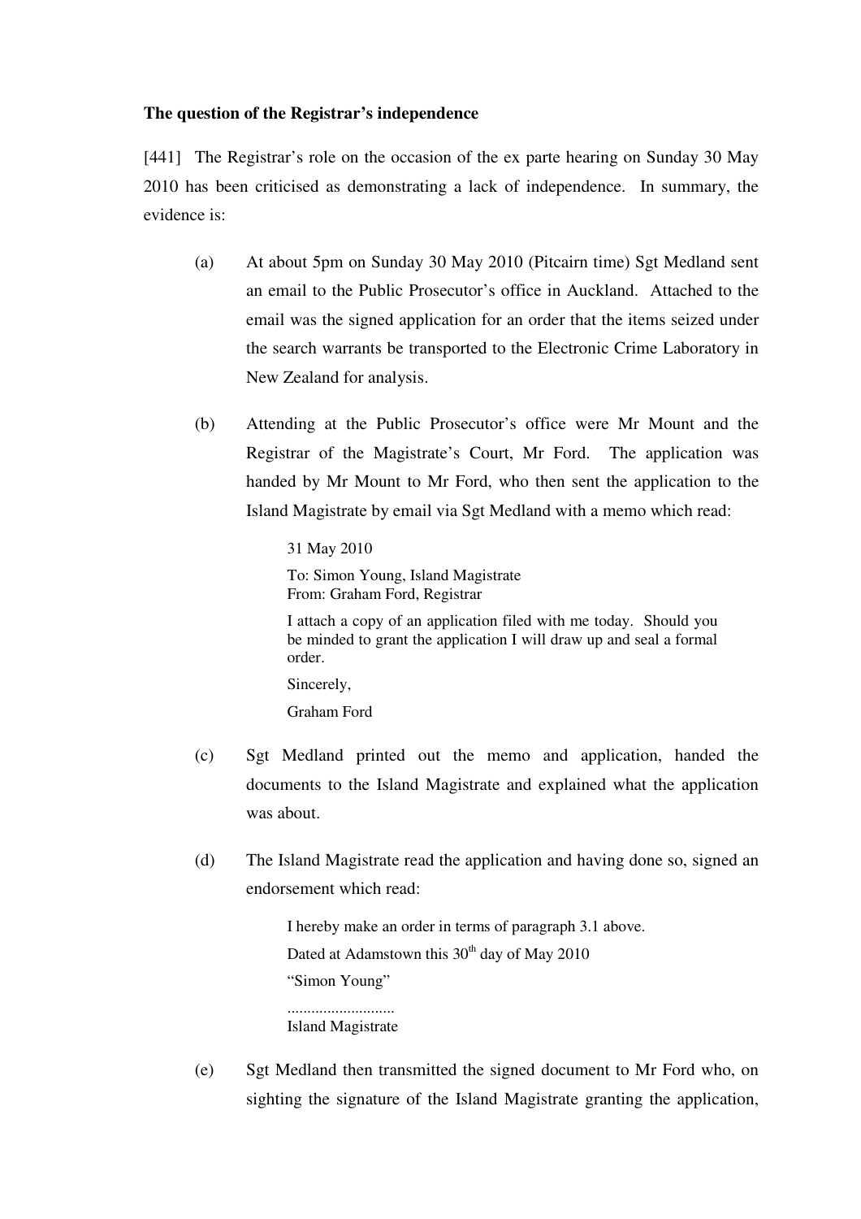**The question of the Registrar's independence**

[441] The Registrar's role on the occasion of the ex parte hearing on Sunday 30 May 2010 has been criticised as demonstrating a lack of independence. In summary, the evidence is:

(a) At about 5pm on Sunday 30 May 2010 (Pitcairn time) Sgt Medland sent an email to the Public Prosecutor's office in Auckland. Attached to the email was the signed application for an order that the items seized under the search warrants be transported to the Electronic Crime Laboratory in New Zealand for analysis.

(b) Attending at the Public Prosecutor's office were Mr Mount and the Registrar of the Magistrate's Court, Mr Ford. The application was handed by Mr Mount to Mr Ford, who then sent the application to the Island Magistrate by email via Sgt Medland with a memo which read:

> 31 May 2010
>
> To: Simon Young, Island Magistrate
> From: Graham Ford, Registrar
>
> I attach a copy of an application filed with me today. Should you be minded to grant the application I will draw up and seal a formal order.
>
> Sincerely,
>
> Graham Ford

(c) Sgt Medland printed out the memo and application, handed the documents to the Island Magistrate and explained what the application was about.

(d) The Island Magistrate read the application and having done so, signed an endorsement which read:

> I hereby make an order in terms of paragraph 3.1 above.
>
> Dated at Adamstown this 30th day of May 2010
>
> "Simon Young"
>
> ..........................
> Island Magistrate

(e) Sgt Medland then transmitted the signed document to Mr Ford who, on sighting the signature of the Island Magistrate granting the application,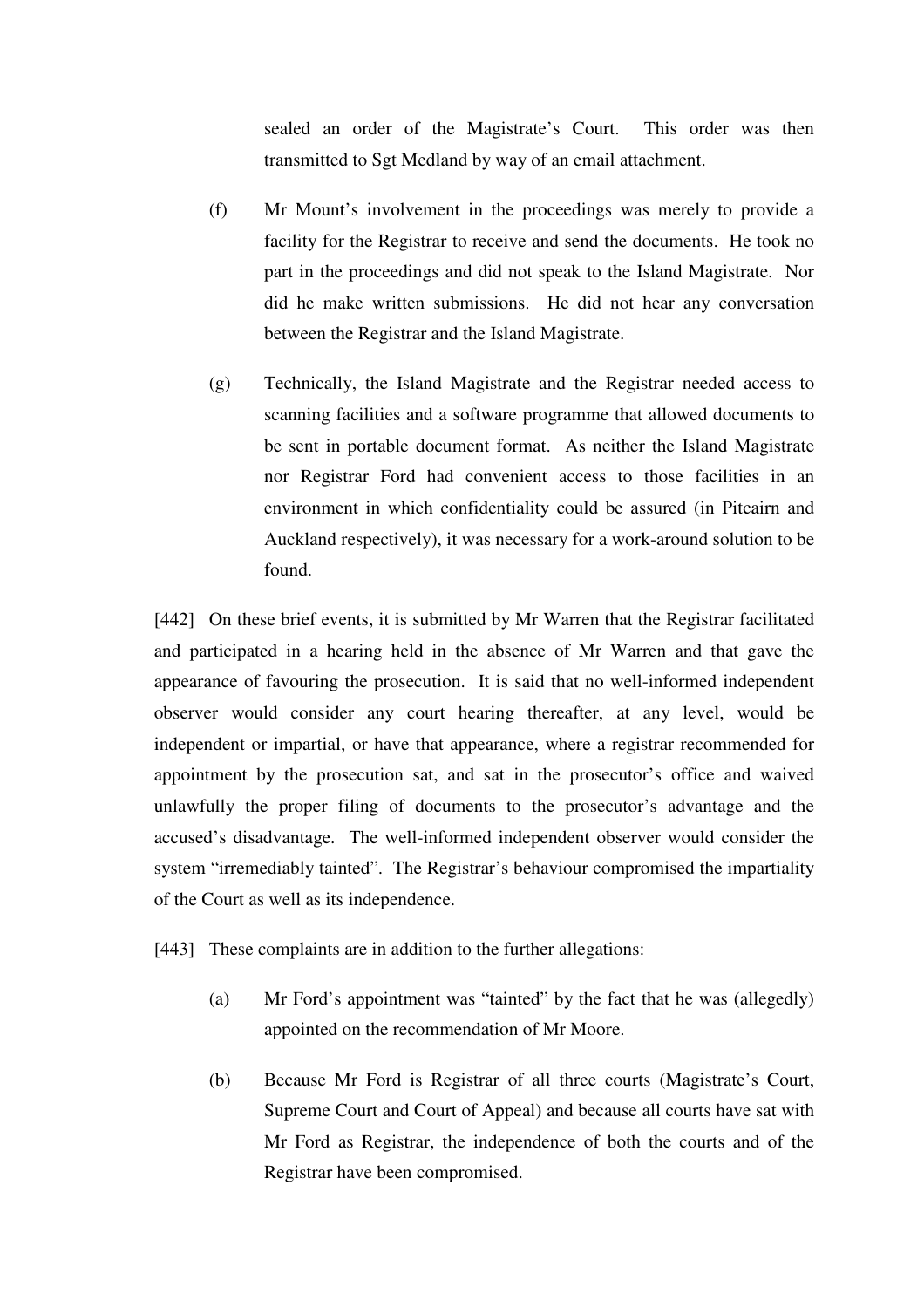sealed an order of the Magistrate's Court. This order was then transmitted to Sgt Medland by way of an email attachment.

(f) Mr Mount's involvement in the proceedings was merely to provide a facility for the Registrar to receive and send the documents. He took no part in the proceedings and did not speak to the Island Magistrate. Nor did he make written submissions. He did not hear any conversation between the Registrar and the Island Magistrate.

(g) Technically, the Island Magistrate and the Registrar needed access to scanning facilities and a software programme that allowed documents to be sent in portable document format. As neither the Island Magistrate nor Registrar Ford had convenient access to those facilities in an environment in which confidentiality could be assured (in Pitcairn and Auckland respectively), it was necessary for a work-around solution to be found.

[442] On these brief events, it is submitted by Mr Warren that the Registrar facilitated and participated in a hearing held in the absence of Mr Warren and that gave the appearance of favouring the prosecution. It is said that no well-informed independent observer would consider any court hearing thereafter, at any level, would be independent or impartial, or have that appearance, where a registrar recommended for appointment by the prosecution sat, and sat in the prosecutor's office and waived unlawfully the proper filing of documents to the prosecutor's advantage and the accused's disadvantage. The well-informed independent observer would consider the system "irremediably tainted". The Registrar's behaviour compromised the impartiality of the Court as well as its independence.

[443] These complaints are in addition to the further allegations:

(a) Mr Ford's appointment was "tainted" by the fact that he was (allegedly) appointed on the recommendation of Mr Moore.

(b) Because Mr Ford is Registrar of all three courts (Magistrate's Court, Supreme Court and Court of Appeal) and because all courts have sat with Mr Ford as Registrar, the independence of both the courts and of the Registrar have been compromised.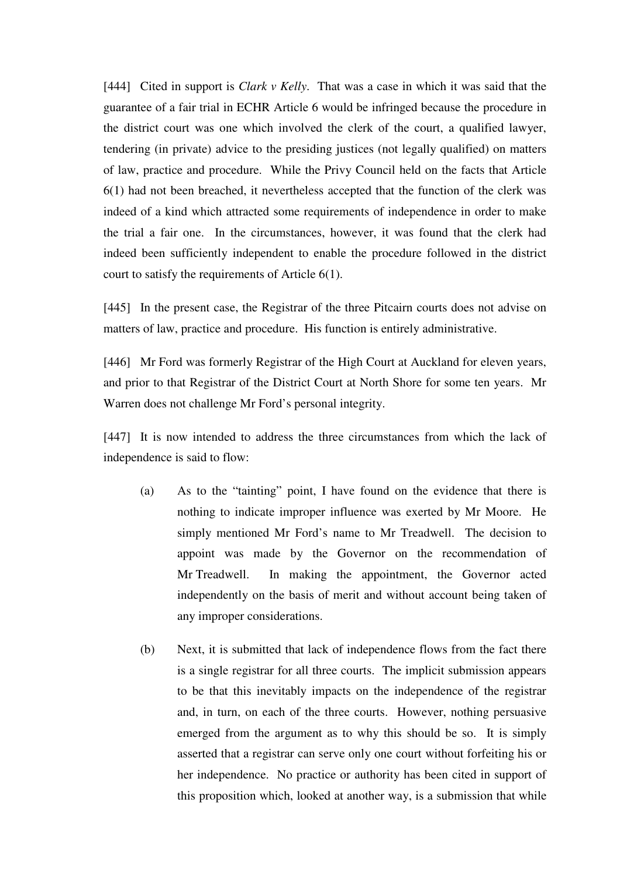[444] Cited in support is *Clark v Kelly*. That was a case in which it was said that the guarantee of a fair trial in ECHR Article 6 would be infringed because the procedure in the district court was one which involved the clerk of the court, a qualified lawyer, tendering (in private) advice to the presiding justices (not legally qualified) on matters of law, practice and procedure. While the Privy Council held on the facts that Article 6(1) had not been breached, it nevertheless accepted that the function of the clerk was indeed of a kind which attracted some requirements of independence in order to make the trial a fair one. In the circumstances, however, it was found that the clerk had indeed been sufficiently independent to enable the procedure followed in the district court to satisfy the requirements of Article 6(1).

[445] In the present case, the Registrar of the three Pitcairn courts does not advise on matters of law, practice and procedure. His function is entirely administrative.

[446] Mr Ford was formerly Registrar of the High Court at Auckland for eleven years, and prior to that Registrar of the District Court at North Shore for some ten years. Mr Warren does not challenge Mr Ford's personal integrity.

[447] It is now intended to address the three circumstances from which the lack of independence is said to flow:

(a) As to the "tainting" point, I have found on the evidence that there is nothing to indicate improper influence was exerted by Mr Moore. He simply mentioned Mr Ford's name to Mr Treadwell. The decision to appoint was made by the Governor on the recommendation of Mr Treadwell. In making the appointment, the Governor acted independently on the basis of merit and without account being taken of any improper considerations.

(b) Next, it is submitted that lack of independence flows from the fact there is a single registrar for all three courts. The implicit submission appears to be that this inevitably impacts on the independence of the registrar and, in turn, on each of the three courts. However, nothing persuasive emerged from the argument as to why this should be so. It is simply asserted that a registrar can serve only one court without forfeiting his or her independence. No practice or authority has been cited in support of this proposition which, looked at another way, is a submission that while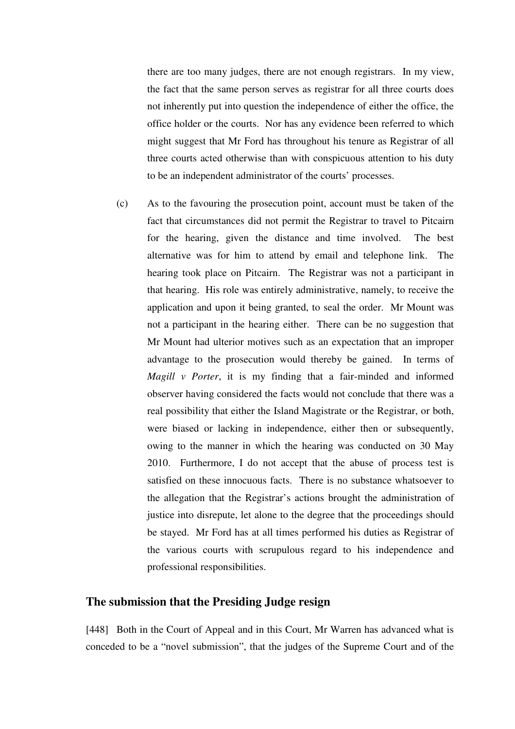there are too many judges, there are not enough registrars. In my view, the fact that the same person serves as registrar for all three courts does not inherently put into question the independence of either the office, the office holder or the courts. Nor has any evidence been referred to which might suggest that Mr Ford has throughout his tenure as Registrar of all three courts acted otherwise than with conspicuous attention to his duty to be an independent administrator of the courts' processes.

(c) As to the favouring the prosecution point, account must be taken of the fact that circumstances did not permit the Registrar to travel to Pitcairn for the hearing, given the distance and time involved. The best alternative was for him to attend by email and telephone link. The hearing took place on Pitcairn. The Registrar was not a participant in that hearing. His role was entirely administrative, namely, to receive the application and upon it being granted, to seal the order. Mr Mount was not a participant in the hearing either. There can be no suggestion that Mr Mount had ulterior motives such as an expectation that an improper advantage to the prosecution would thereby be gained. In terms of *Magill v Porter*, it is my finding that a fair-minded and informed observer having considered the facts would not conclude that there was a real possibility that either the Island Magistrate or the Registrar, or both, were biased or lacking in independence, either then or subsequently, owing to the manner in which the hearing was conducted on 30 May 2010. Furthermore, I do not accept that the abuse of process test is satisfied on these innocuous facts. There is no substance whatsoever to the allegation that the Registrar's actions brought the administration of justice into disrepute, let alone to the degree that the proceedings should be stayed. Mr Ford has at all times performed his duties as Registrar of the various courts with scrupulous regard to his independence and professional responsibilities.

## The submission that the Presiding Judge resign

[448] Both in the Court of Appeal and in this Court, Mr Warren has advanced what is conceded to be a "novel submission", that the judges of the Supreme Court and of the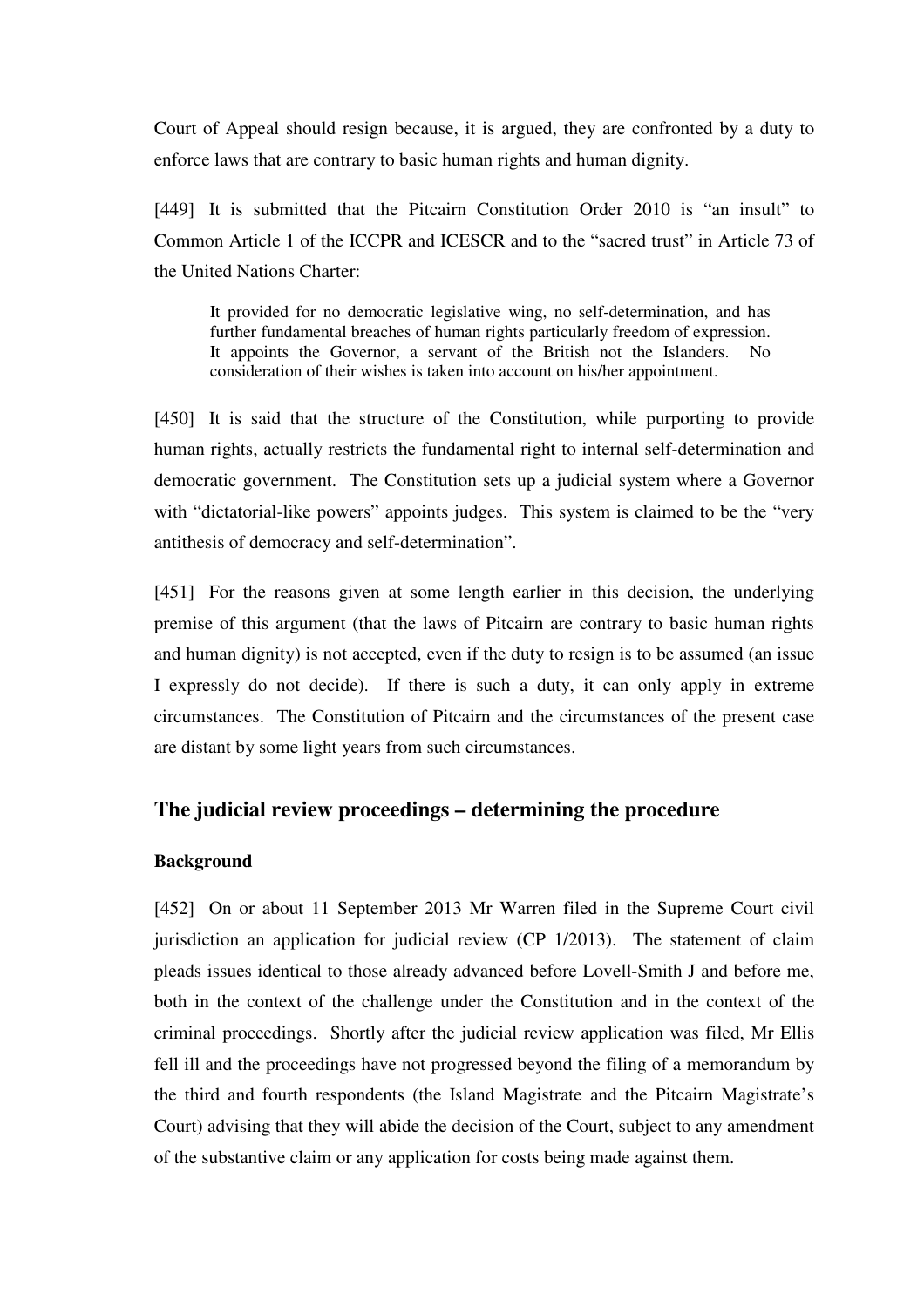Court of Appeal should resign because, it is argued, they are confronted by a duty to enforce laws that are contrary to basic human rights and human dignity.

[449] It is submitted that the Pitcairn Constitution Order 2010 is "an insult" to Common Article 1 of the ICCPR and ICESCR and to the "sacred trust" in Article 73 of the United Nations Charter:

> It provided for no democratic legislative wing, no self-determination, and has further fundamental breaches of human rights particularly freedom of expression. It appoints the Governor, a servant of the British not the Islanders. No consideration of their wishes is taken into account on his/her appointment.

[450] It is said that the structure of the Constitution, while purporting to provide human rights, actually restricts the fundamental right to internal self-determination and democratic government. The Constitution sets up a judicial system where a Governor with "dictatorial-like powers" appoints judges. This system is claimed to be the "very antithesis of democracy and self-determination".

[451] For the reasons given at some length earlier in this decision, the underlying premise of this argument (that the laws of Pitcairn are contrary to basic human rights and human dignity) is not accepted, even if the duty to resign is to be assumed (an issue I expressly do not decide). If there is such a duty, it can only apply in extreme circumstances. The Constitution of Pitcairn and the circumstances of the present case are distant by some light years from such circumstances.

## The judicial review proceedings – determining the procedure

### Background

[452] On or about 11 September 2013 Mr Warren filed in the Supreme Court civil jurisdiction an application for judicial review (CP 1/2013). The statement of claim pleads issues identical to those already advanced before Lovell-Smith J and before me, both in the context of the challenge under the Constitution and in the context of the criminal proceedings. Shortly after the judicial review application was filed, Mr Ellis fell ill and the proceedings have not progressed beyond the filing of a memorandum by the third and fourth respondents (the Island Magistrate and the Pitcairn Magistrate's Court) advising that they will abide the decision of the Court, subject to any amendment of the substantive claim or any application for costs being made against them.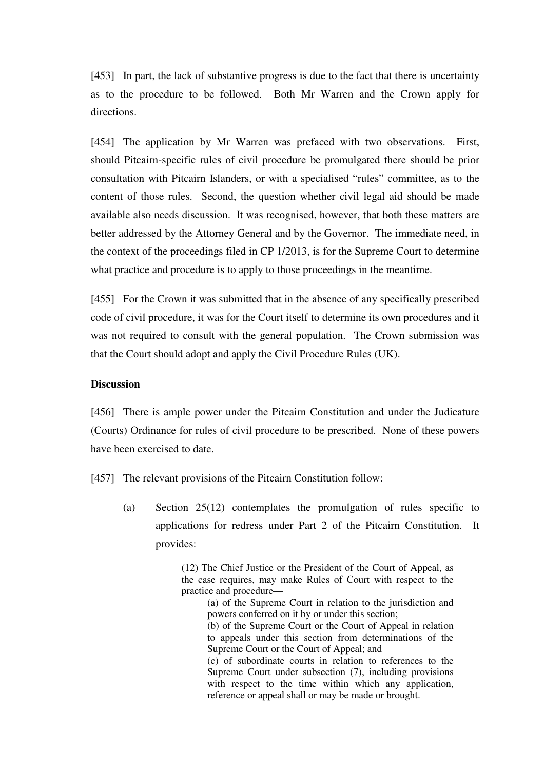[453] In part, the lack of substantive progress is due to the fact that there is uncertainty as to the procedure to be followed. Both Mr Warren and the Crown apply for directions.

[454] The application by Mr Warren was prefaced with two observations. First, should Pitcairn-specific rules of civil procedure be promulgated there should be prior consultation with Pitcairn Islanders, or with a specialised "rules" committee, as to the content of those rules. Second, the question whether civil legal aid should be made available also needs discussion. It was recognised, however, that both these matters are better addressed by the Attorney General and by the Governor. The immediate need, in the context of the proceedings filed in CP 1/2013, is for the Supreme Court to determine what practice and procedure is to apply to those proceedings in the meantime.

[455] For the Crown it was submitted that in the absence of any specifically prescribed code of civil procedure, it was for the Court itself to determine its own procedures and it was not required to consult with the general population. The Crown submission was that the Court should adopt and apply the Civil Procedure Rules (UK).

**Discussion**

[456] There is ample power under the Pitcairn Constitution and under the Judicature (Courts) Ordinance for rules of civil procedure to be prescribed. None of these powers have been exercised to date.

[457] The relevant provisions of the Pitcairn Constitution follow:

(a) Section 25(12) contemplates the promulgation of rules specific to applications for redress under Part 2 of the Pitcairn Constitution. It provides:

> (12) The Chief Justice or the President of the Court of Appeal, as the case requires, may make Rules of Court with respect to the practice and procedure—
>
> (a) of the Supreme Court in relation to the jurisdiction and powers conferred on it by or under this section;
>
> (b) of the Supreme Court or the Court of Appeal in relation to appeals under this section from determinations of the Supreme Court or the Court of Appeal; and
>
> (c) of subordinate courts in relation to references to the Supreme Court under subsection (7), including provisions with respect to the time within which any application, reference or appeal shall or may be made or brought.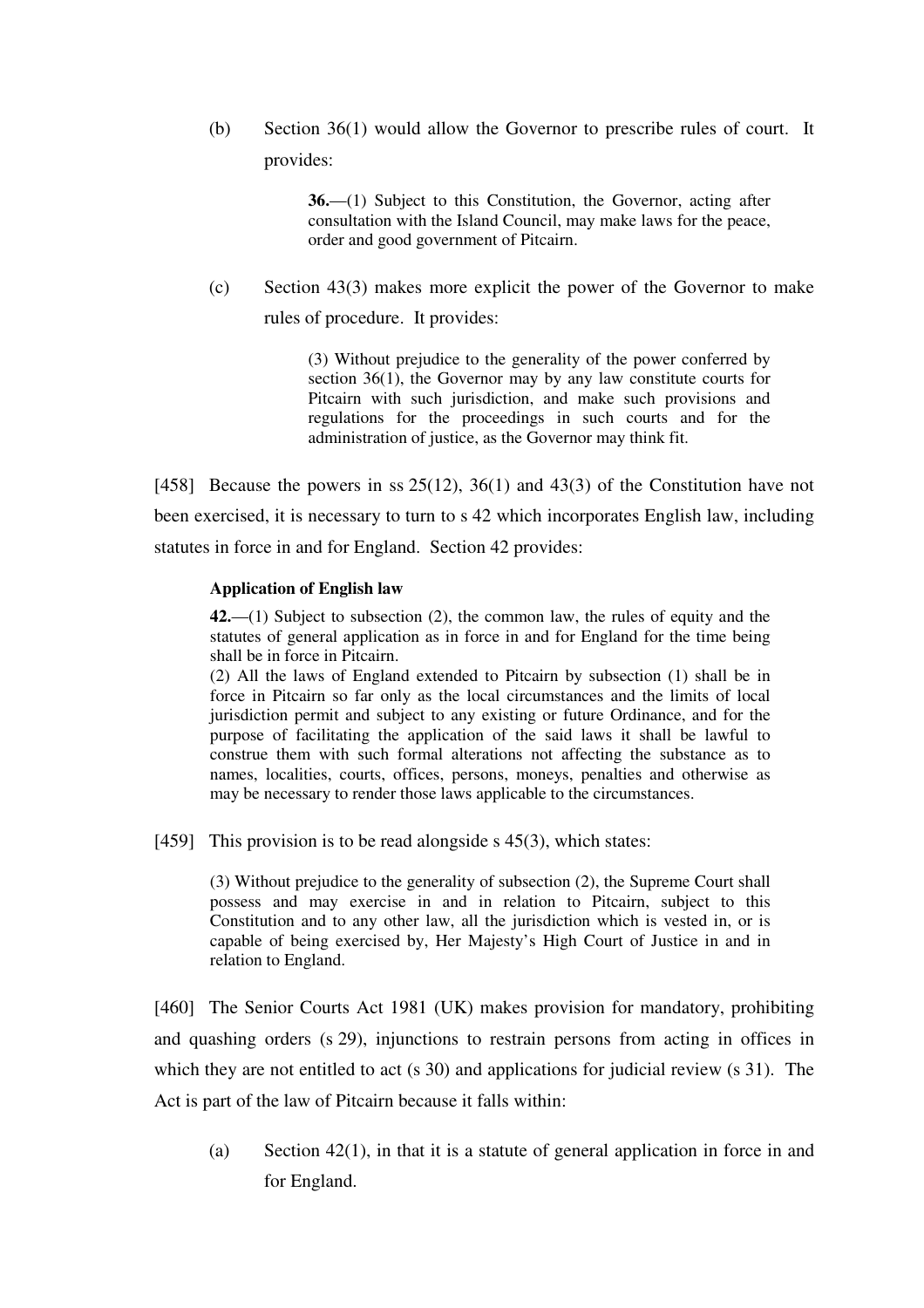(b) Section 36(1) would allow the Governor to prescribe rules of court. It provides:

> **36.**—(1) Subject to this Constitution, the Governor, acting after consultation with the Island Council, may make laws for the peace, order and good government of Pitcairn.

(c) Section 43(3) makes more explicit the power of the Governor to make rules of procedure. It provides:

> (3) Without prejudice to the generality of the power conferred by section 36(1), the Governor may by any law constitute courts for Pitcairn with such jurisdiction, and make such provisions and regulations for the proceedings in such courts and for the administration of justice, as the Governor may think fit.

[458] Because the powers in ss 25(12), 36(1) and 43(3) of the Constitution have not been exercised, it is necessary to turn to s 42 which incorporates English law, including statutes in force in and for England. Section 42 provides:

> **Application of English law**
>
> **42.**—(1) Subject to subsection (2), the common law, the rules of equity and the statutes of general application as in force in and for England for the time being shall be in force in Pitcairn.
>
> (2) All the laws of England extended to Pitcairn by subsection (1) shall be in force in Pitcairn so far only as the local circumstances and the limits of local jurisdiction permit and subject to any existing or future Ordinance, and for the purpose of facilitating the application of the said laws it shall be lawful to construe them with such formal alterations not affecting the substance as to names, localities, courts, offices, persons, moneys, penalties and otherwise as may be necessary to render those laws applicable to the circumstances.

[459] This provision is to be read alongside s 45(3), which states:

> (3) Without prejudice to the generality of subsection (2), the Supreme Court shall possess and may exercise in and in relation to Pitcairn, subject to this Constitution and to any other law, all the jurisdiction which is vested in, or is capable of being exercised by, Her Majesty's High Court of Justice in and in relation to England.

[460] The Senior Courts Act 1981 (UK) makes provision for mandatory, prohibiting and quashing orders (s 29), injunctions to restrain persons from acting in offices in which they are not entitled to act (s 30) and applications for judicial review (s 31). The Act is part of the law of Pitcairn because it falls within:

(a) Section 42(1), in that it is a statute of general application in force in and for England.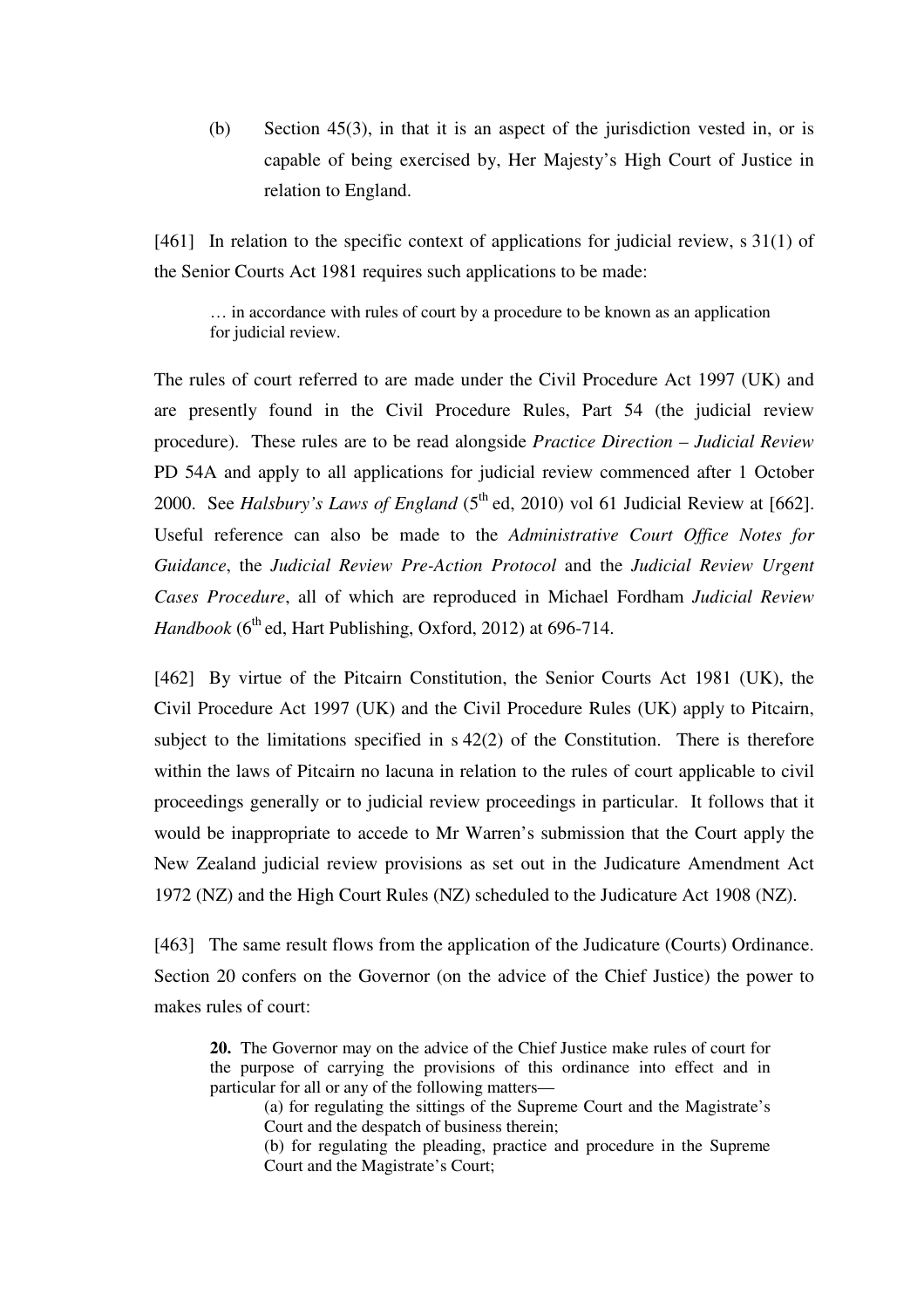(b) Section 45(3), in that it is an aspect of the jurisdiction vested in, or is capable of being exercised by, Her Majesty's High Court of Justice in relation to England.

[461] In relation to the specific context of applications for judicial review, s 31(1) of the Senior Courts Act 1981 requires such applications to be made:

> … in accordance with rules of court by a procedure to be known as an application for judicial review.

The rules of court referred to are made under the Civil Procedure Act 1997 (UK) and are presently found in the Civil Procedure Rules, Part 54 (the judicial review procedure). These rules are to be read alongside *Practice Direction – Judicial Review* PD 54A and apply to all applications for judicial review commenced after 1 October 2000. See *Halsbury's Laws of England* (5th ed, 2010) vol 61 Judicial Review at [662]. Useful reference can also be made to the *Administrative Court Office Notes for Guidance*, the *Judicial Review Pre-Action Protocol* and the *Judicial Review Urgent Cases Procedure*, all of which are reproduced in Michael Fordham *Judicial Review Handbook* (6th ed, Hart Publishing, Oxford, 2012) at 696-714.

[462] By virtue of the Pitcairn Constitution, the Senior Courts Act 1981 (UK), the Civil Procedure Act 1997 (UK) and the Civil Procedure Rules (UK) apply to Pitcairn, subject to the limitations specified in s 42(2) of the Constitution. There is therefore within the laws of Pitcairn no lacuna in relation to the rules of court applicable to civil proceedings generally or to judicial review proceedings in particular. It follows that it would be inappropriate to accede to Mr Warren's submission that the Court apply the New Zealand judicial review provisions as set out in the Judicature Amendment Act 1972 (NZ) and the High Court Rules (NZ) scheduled to the Judicature Act 1908 (NZ).

[463] The same result flows from the application of the Judicature (Courts) Ordinance. Section 20 confers on the Governor (on the advice of the Chief Justice) the power to makes rules of court:

> **20.** The Governor may on the advice of the Chief Justice make rules of court for the purpose of carrying the provisions of this ordinance into effect and in particular for all or any of the following matters—
>
> (a) for regulating the sittings of the Supreme Court and the Magistrate's Court and the despatch of business therein;
>
> (b) for regulating the pleading, practice and procedure in the Supreme Court and the Magistrate's Court;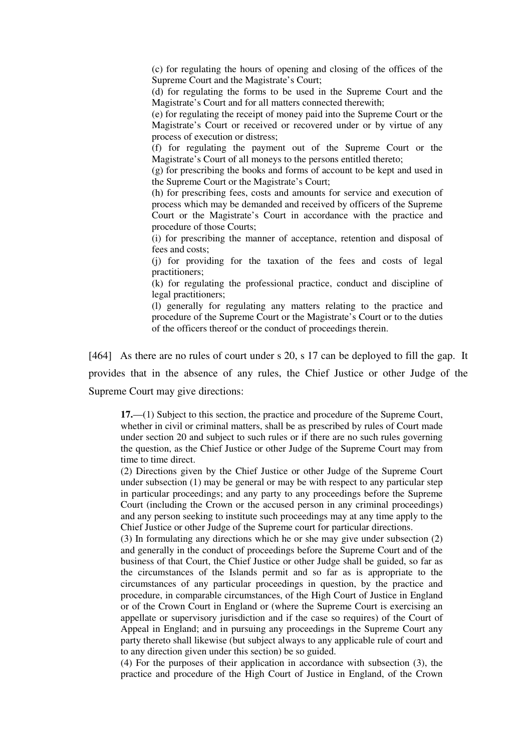> (c) for regulating the hours of opening and closing of the offices of the Supreme Court and the Magistrate's Court;
>
> (d) for regulating the forms to be used in the Supreme Court and the Magistrate's Court and for all matters connected therewith;
>
> (e) for regulating the receipt of money paid into the Supreme Court or the Magistrate's Court or received or recovered under or by virtue of any process of execution or distress;
>
> (f) for regulating the payment out of the Supreme Court or the Magistrate's Court of all moneys to the persons entitled thereto;
>
> (g) for prescribing the books and forms of account to be kept and used in the Supreme Court or the Magistrate's Court;
>
> (h) for prescribing fees, costs and amounts for service and execution of process which may be demanded and received by officers of the Supreme Court or the Magistrate's Court in accordance with the practice and procedure of those Courts;
>
> (i) for prescribing the manner of acceptance, retention and disposal of fees and costs;
>
> (j) for providing for the taxation of the fees and costs of legal practitioners;
>
> (k) for regulating the professional practice, conduct and discipline of legal practitioners;
>
> (l) generally for regulating any matters relating to the practice and procedure of the Supreme Court or the Magistrate's Court or to the duties of the officers thereof or the conduct of proceedings therein.

[464] As there are no rules of court under s 20, s 17 can be deployed to fill the gap. It provides that in the absence of any rules, the Chief Justice or other Judge of the Supreme Court may give directions:

> **17.**—(1) Subject to this section, the practice and procedure of the Supreme Court, whether in civil or criminal matters, shall be as prescribed by rules of Court made under section 20 and subject to such rules or if there are no such rules governing the question, as the Chief Justice or other Judge of the Supreme Court may from time to time direct.
>
> (2) Directions given by the Chief Justice or other Judge of the Supreme Court under subsection (1) may be general or may be with respect to any particular step in particular proceedings; and any party to any proceedings before the Supreme Court (including the Crown or the accused person in any criminal proceedings) and any person seeking to institute such proceedings may at any time apply to the Chief Justice or other Judge of the Supreme court for particular directions.
>
> (3) In formulating any directions which he or she may give under subsection (2) and generally in the conduct of proceedings before the Supreme Court and of the business of that Court, the Chief Justice or other Judge shall be guided, so far as the circumstances of the Islands permit and so far as is appropriate to the circumstances of any particular proceedings in question, by the practice and procedure, in comparable circumstances, of the High Court of Justice in England or of the Crown Court in England or (where the Supreme Court is exercising an appellate or supervisory jurisdiction and if the case so requires) of the Court of Appeal in England; and in pursuing any proceedings in the Supreme Court any party thereto shall likewise (but subject always to any applicable rule of court and to any direction given under this section) be so guided.
>
> (4) For the purposes of their application in accordance with subsection (3), the practice and procedure of the High Court of Justice in England, of the Crown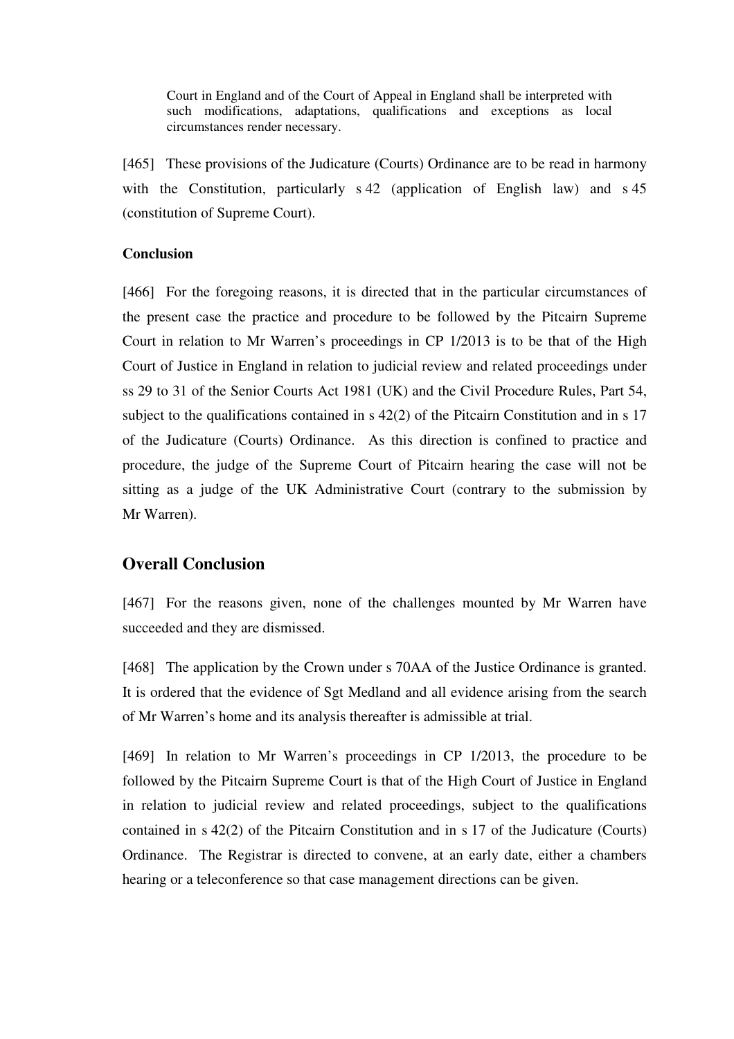> Court in England and of the Court of Appeal in England shall be interpreted with such modifications, adaptations, qualifications and exceptions as local circumstances render necessary.

[465] These provisions of the Judicature (Courts) Ordinance are to be read in harmony with the Constitution, particularly s 42 (application of English law) and s 45 (constitution of Supreme Court).

**Conclusion**

[466] For the foregoing reasons, it is directed that in the particular circumstances of the present case the practice and procedure to be followed by the Pitcairn Supreme Court in relation to Mr Warren's proceedings in CP 1/2013 is to be that of the High Court of Justice in England in relation to judicial review and related proceedings under ss 29 to 31 of the Senior Courts Act 1981 (UK) and the Civil Procedure Rules, Part 54, subject to the qualifications contained in s 42(2) of the Pitcairn Constitution and in s 17 of the Judicature (Courts) Ordinance. As this direction is confined to practice and procedure, the judge of the Supreme Court of Pitcairn hearing the case will not be sitting as a judge of the UK Administrative Court (contrary to the submission by Mr Warren).

## Overall Conclusion

[467] For the reasons given, none of the challenges mounted by Mr Warren have succeeded and they are dismissed.

[468] The application by the Crown under s 70AA of the Justice Ordinance is granted. It is ordered that the evidence of Sgt Medland and all evidence arising from the search of Mr Warren's home and its analysis thereafter is admissible at trial.

[469] In relation to Mr Warren's proceedings in CP 1/2013, the procedure to be followed by the Pitcairn Supreme Court is that of the High Court of Justice in England in relation to judicial review and related proceedings, subject to the qualifications contained in s 42(2) of the Pitcairn Constitution and in s 17 of the Judicature (Courts) Ordinance. The Registrar is directed to convene, at an early date, either a chambers hearing or a teleconference so that case management directions can be given.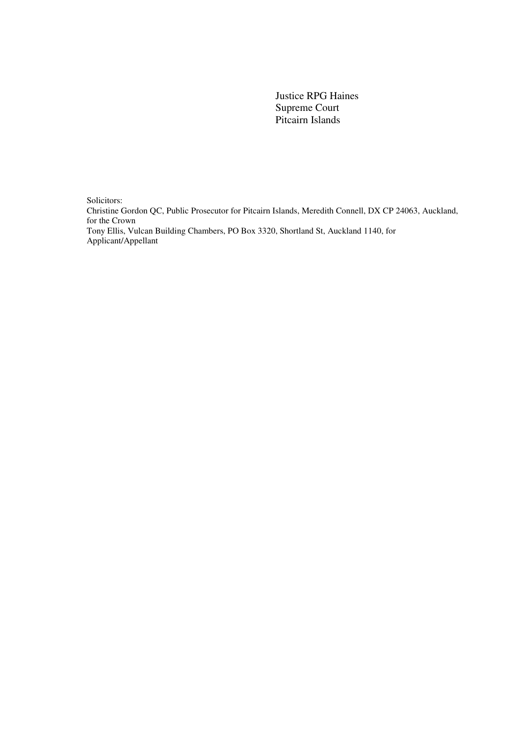Justice RPG Haines
Supreme Court
Pitcairn Islands

Solicitors:
Christine Gordon QC, Public Prosecutor for Pitcairn Islands, Meredith Connell, DX CP 24063, Auckland, for the Crown
Tony Ellis, Vulcan Building Chambers, PO Box 3320, Shortland St, Auckland 1140, for Applicant/Appellant